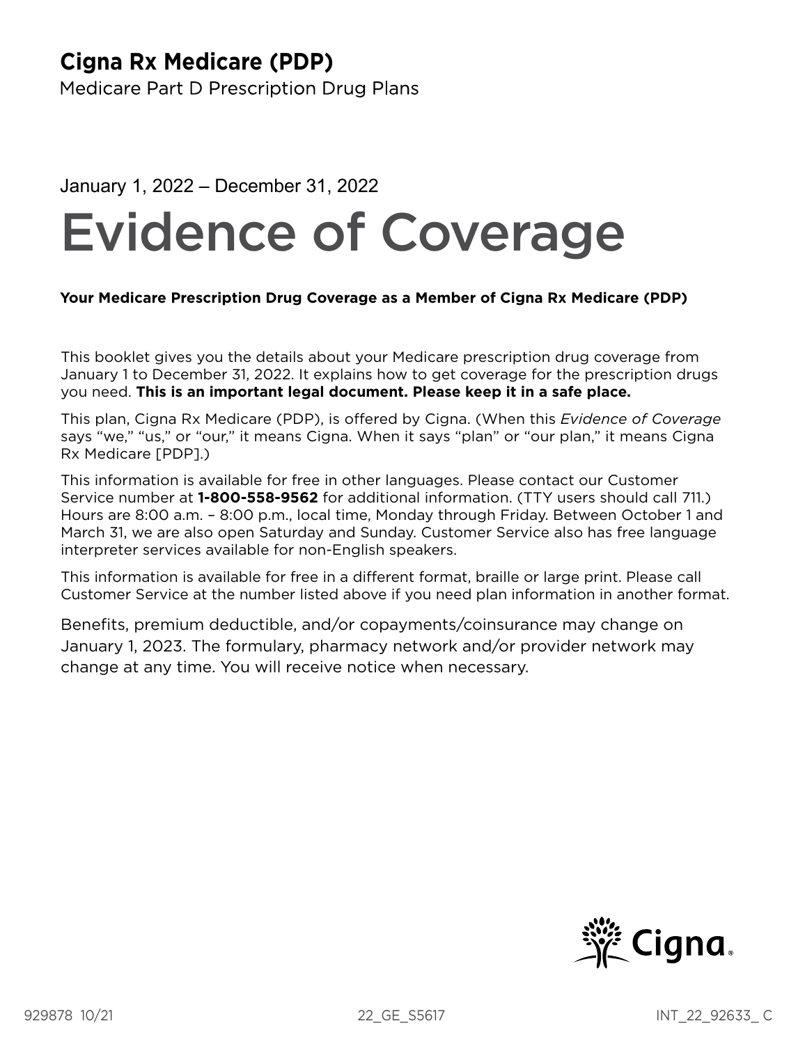**Cigna Rx Medicare (PDP)**

Medicare Part D Prescription Drug Plans

January 1, 2022 – December 31, 2022

# Evidence of Coverage

**Your Medicare Prescription Drug Coverage as a Member of Cigna Rx Medicare (PDP)**

This booklet gives you the details about your Medicare prescription drug coverage from January 1 to December 31, 2022. It explains how to get coverage for the prescription drugs you need. **This is an important legal document. Please keep it in a safe place.**

This plan, Cigna Rx Medicare (PDP), is offered by Cigna. (When this *Evidence of Coverage* says "we," "us," or "our," it means Cigna. When it says "plan" or "our plan," it means Cigna Rx Medicare [PDP].)

This information is available for free in other languages. Please contact our Customer Service number at **1-800-558-9562** for additional information. (TTY users should call 711.) Hours are 8:00 a.m. – 8:00 p.m., local time, Monday through Friday. Between October 1 and March 31, we are also open Saturday and Sunday. Customer Service also has free language interpreter services available for non-English speakers.

This information is available for free in a different format, braille or large print. Please call Customer Service at the number listed above if you need plan information in another format.

Benefits, premium deductible, and/or copayments/coinsurance may change on January 1, 2023. The formulary, pharmacy network and/or provider network may change at any time. You will receive notice when necessary.

929878 10/21 22_GE_S5617 INT_22_92633_ C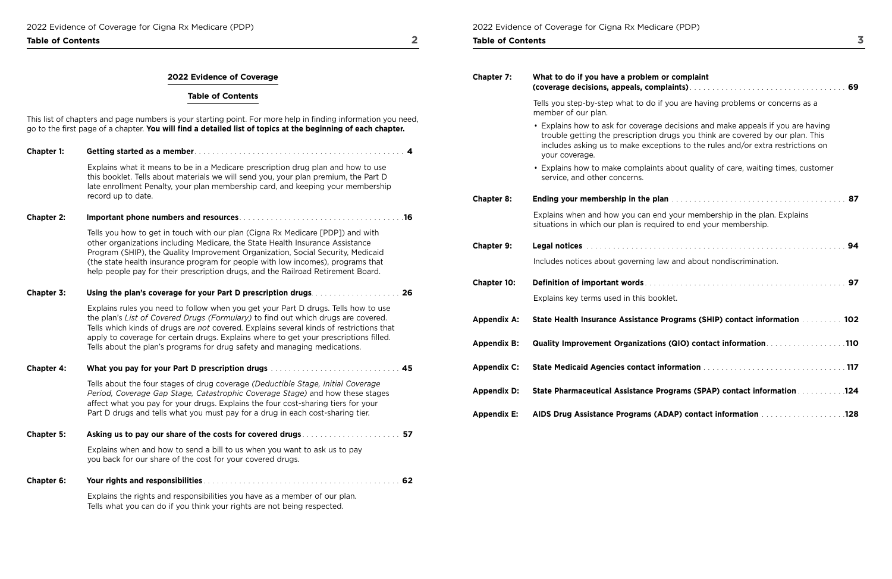## 2022 Evidence of Coverage

### Table of Contents

This list of chapters and page numbers is your starting point. For more help in finding information you need, go to the first page of a chapter. **You will find a detailed list of topics at the beginning of each chapter.**

**Chapter 1: Getting started as a member** .......... **4**

Explains what it means to be in a Medicare prescription drug plan and how to use this booklet. Tells about materials we will send you, your plan premium, the Part D late enrollment Penalty, your plan membership card, and keeping your membership record up to date.

**Chapter 2: Important phone numbers and resources** .......... **16**

Tells you how to get in touch with our plan (Cigna Rx Medicare [PDP]) and with other organizations including Medicare, the State Health Insurance Assistance Program (SHIP), the Quality Improvement Organization, Social Security, Medicaid (the state health insurance program for people with low incomes), programs that help people pay for their prescription drugs, and the Railroad Retirement Board.

**Chapter 3: Using the plan's coverage for your Part D prescription drugs** .......... **26**

Explains rules you need to follow when you get your Part D drugs. Tells how to use the plan's *List of Covered Drugs (Formulary)* to find out which drugs are covered. Tells which kinds of drugs are *not* covered. Explains several kinds of restrictions that apply to coverage for certain drugs. Explains where to get your prescriptions filled. Tells about the plan's programs for drug safety and managing medications.

**Chapter 4: What you pay for your Part D prescription drugs** .......... **45**

Tells about the four stages of drug coverage *(Deductible Stage, Initial Coverage Period, Coverage Gap Stage, Catastrophic Coverage Stage)* and how these stages affect what you pay for your drugs. Explains the four cost-sharing tiers for your Part D drugs and tells what you must pay for a drug in each cost-sharing tier.

**Chapter 5: Asking us to pay our share of the costs for covered drugs** .......... **57**

Explains when and how to send a bill to us when you want to ask us to pay you back for our share of the cost for your covered drugs.

**Chapter 6: Your rights and responsibilities** .......... **62**

Explains the rights and responsibilities you have as a member of our plan. Tells what you can do if you think your rights are not being respected.

**Chapter 7: What to do if you have a problem or complaint (coverage decisions, appeals, complaints)** .......... **69**

Tells you step-by-step what to do if you are having problems or concerns as a member of our plan.

- Explains how to ask for coverage decisions and make appeals if you are having trouble getting the prescription drugs you think are covered by our plan. This includes asking us to make exceptions to the rules and/or extra restrictions on your coverage.
- Explains how to make complaints about quality of care, waiting times, customer service, and other concerns.

**Chapter 8: Ending your membership in the plan** .......... **87**

Explains when and how you can end your membership in the plan. Explains situations in which our plan is required to end your membership.

**Chapter 9: Legal notices** .......... **94**

Includes notices about governing law and about nondiscrimination.

**Chapter 10: Definition of important words** .......... **97**

Explains key terms used in this booklet.

**Appendix A: State Health Insurance Assistance Programs (SHIP) contact information** .......... **102**

**Appendix B: Quality Improvement Organizations (QIO) contact information** .......... **110**

**Appendix C: State Medicaid Agencies contact information** .......... **117**

**Appendix D: State Pharmaceutical Assistance Programs (SPAP) contact information** .......... **124**

**Appendix E: AIDS Drug Assistance Programs (ADAP) contact information** .......... **128**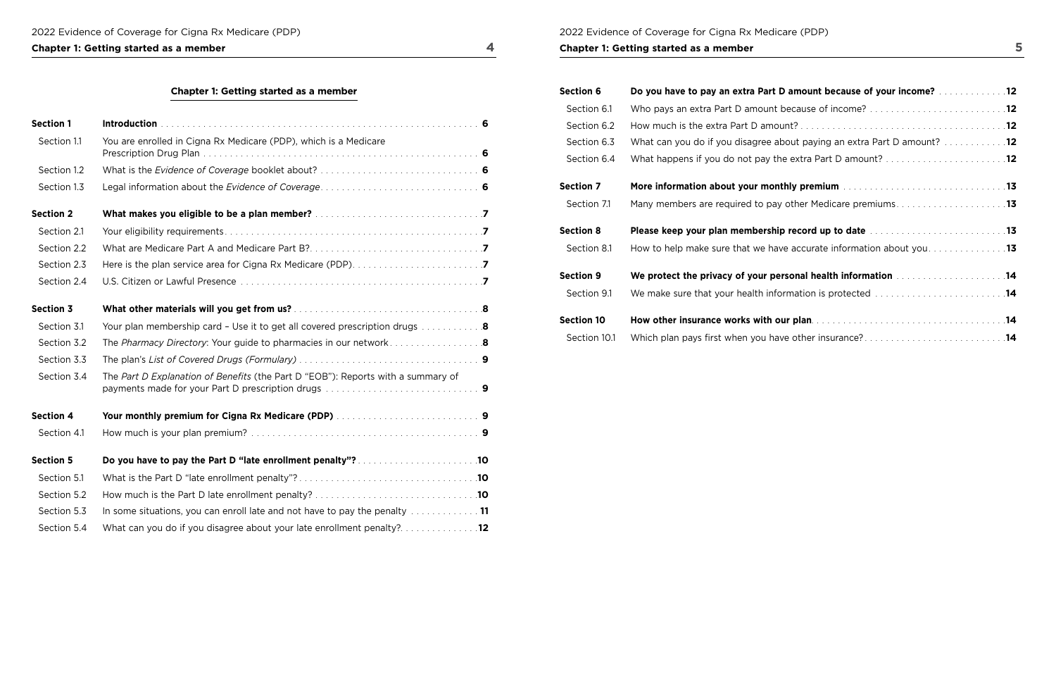## Chapter 1: Getting started as a member

| | | |
|---|---|---|
| **Section 1** | **Introduction** | **6** |
| Section 1.1 | You are enrolled in Cigna Rx Medicare (PDP), which is a Medicare Prescription Drug Plan | **6** |
| Section 1.2 | What is the *Evidence of Coverage* booklet about? | **6** |
| Section 1.3 | Legal information about the *Evidence of Coverage* | **6** |
| **Section 2** | **What makes you eligible to be a plan member?** | **7** |
| Section 2.1 | Your eligibility requirements | **7** |
| Section 2.2 | What are Medicare Part A and Medicare Part B? | **7** |
| Section 2.3 | Here is the plan service area for Cigna Rx Medicare (PDP) | **7** |
| Section 2.4 | U.S. Citizen or Lawful Presence | **7** |
| **Section 3** | **What other materials will you get from us?** | **8** |
| Section 3.1 | Your plan membership card – Use it to get all covered prescription drugs | **8** |
| Section 3.2 | The *Pharmacy Directory*: Your guide to pharmacies in our network | **8** |
| Section 3.3 | The plan's *List of Covered Drugs (Formulary)* | **9** |
| Section 3.4 | The *Part D Explanation of Benefits* (the Part D "EOB"): Reports with a summary of payments made for your Part D prescription drugs | **9** |
| **Section 4** | **Your monthly premium for Cigna Rx Medicare (PDP)** | **9** |
| Section 4.1 | How much is your plan premium? | **9** |
| **Section 5** | **Do you have to pay the Part D "late enrollment penalty"?** | **10** |
| Section 5.1 | What is the Part D "late enrollment penalty"? | **10** |
| Section 5.2 | How much is the Part D late enrollment penalty? | **10** |
| Section 5.3 | In some situations, you can enroll late and not have to pay the penalty | **11** |
| Section 5.4 | What can you do if you disagree about your late enrollment penalty? | **12** |
| **Section 6** | **Do you have to pay an extra Part D amount because of your income?** | **12** |
| Section 6.1 | Who pays an extra Part D amount because of income? | **12** |
| Section 6.2 | How much is the extra Part D amount? | **12** |
| Section 6.3 | What can you do if you disagree about paying an extra Part D amount? | **12** |
| Section 6.4 | What happens if you do not pay the extra Part D amount? | **12** |
| **Section 7** | **More information about your monthly premium** | **13** |
| Section 7.1 | Many members are required to pay other Medicare premiums | **13** |
| **Section 8** | **Please keep your plan membership record up to date** | **13** |
| Section 8.1 | How to help make sure that we have accurate information about you | **13** |
| **Section 9** | **We protect the privacy of your personal health information** | **14** |
| Section 9.1 | We make sure that your health information is protected | **14** |
| **Section 10** | **How other insurance works with our plan** | **14** |
| Section 10.1 | Which plan pays first when you have other insurance? | **14** |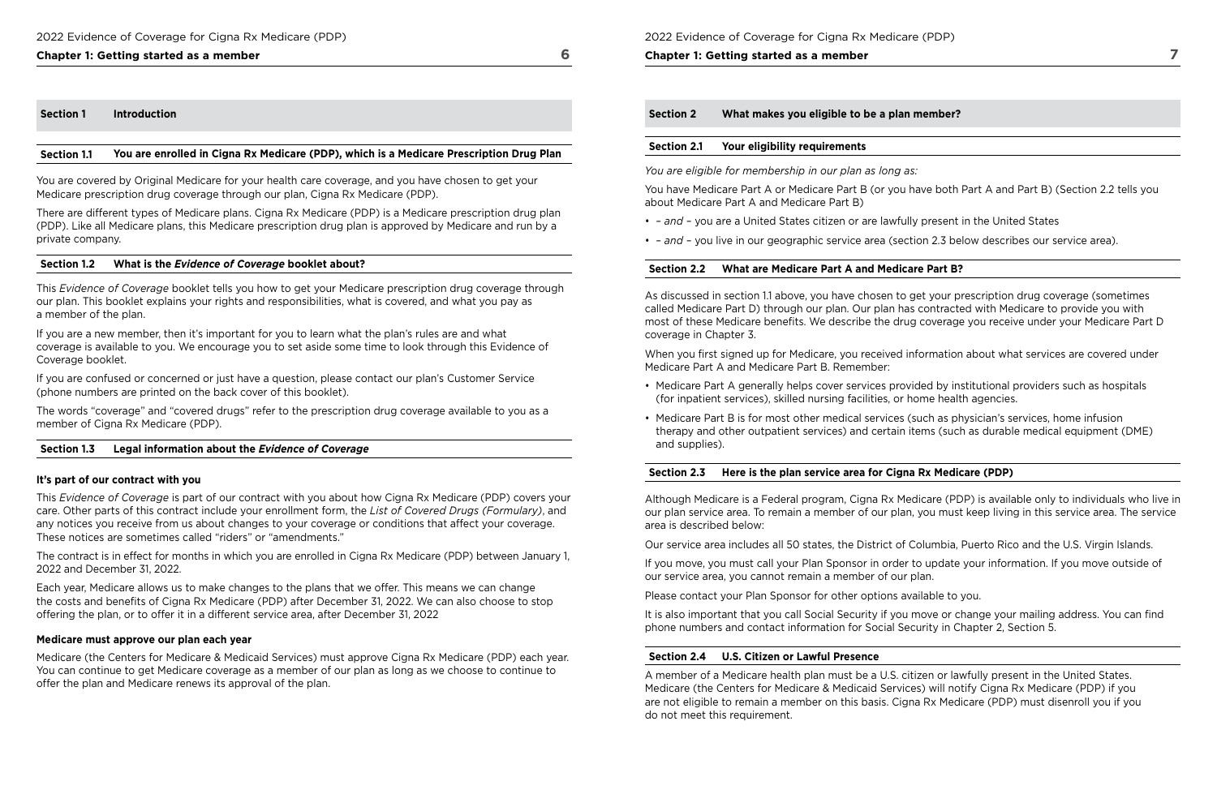## Section 1 Introduction

### Section 1.1 You are enrolled in Cigna Rx Medicare (PDP), which is a Medicare Prescription Drug Plan

You are covered by Original Medicare for your health care coverage, and you have chosen to get your Medicare prescription drug coverage through our plan, Cigna Rx Medicare (PDP).

There are different types of Medicare plans. Cigna Rx Medicare (PDP) is a Medicare prescription drug plan (PDP). Like all Medicare plans, this Medicare prescription drug plan is approved by Medicare and run by a private company.

### Section 1.2 What is the *Evidence of Coverage* booklet about?

This *Evidence of Coverage* booklet tells you how to get your Medicare prescription drug coverage through our plan. This booklet explains your rights and responsibilities, what is covered, and what you pay as a member of the plan.

If you are a new member, then it's important for you to learn what the plan's rules are and what coverage is available to you. We encourage you to set aside some time to look through this Evidence of Coverage booklet.

If you are confused or concerned or just have a question, please contact our plan's Customer Service (phone numbers are printed on the back cover of this booklet).

The words "coverage" and "covered drugs" refer to the prescription drug coverage available to you as a member of Cigna Rx Medicare (PDP).

### Section 1.3 Legal information about the *Evidence of Coverage*

**It's part of our contract with you**

This *Evidence of Coverage* is part of our contract with you about how Cigna Rx Medicare (PDP) covers your care. Other parts of this contract include your enrollment form, the *List of Covered Drugs (Formulary)*, and any notices you receive from us about changes to your coverage or conditions that affect your coverage. These notices are sometimes called "riders" or "amendments."

The contract is in effect for months in which you are enrolled in Cigna Rx Medicare (PDP) between January 1, 2022 and December 31, 2022.

Each year, Medicare allows us to make changes to the plans that we offer. This means we can change the costs and benefits of Cigna Rx Medicare (PDP) after December 31, 2022. We can also choose to stop offering the plan, or to offer it in a different service area, after December 31, 2022

**Medicare must approve our plan each year**

Medicare (the Centers for Medicare & Medicaid Services) must approve Cigna Rx Medicare (PDP) each year. You can continue to get Medicare coverage as a member of our plan as long as we choose to continue to offer the plan and Medicare renews its approval of the plan.

## Section 2 What makes you eligible to be a plan member?

### Section 2.1 Your eligibility requirements

*You are eligible for membership in our plan as long as:*

You have Medicare Part A or Medicare Part B (or you have both Part A and Part B) (Section 2.2 tells you about Medicare Part A and Medicare Part B)

- – *and* – you are a United States citizen or are lawfully present in the United States
- – *and* – you live in our geographic service area (section 2.3 below describes our service area).

### Section 2.2 What are Medicare Part A and Medicare Part B?

As discussed in section 1.1 above, you have chosen to get your prescription drug coverage (sometimes called Medicare Part D) through our plan. Our plan has contracted with Medicare to provide you with most of these Medicare benefits. We describe the drug coverage you receive under your Medicare Part D coverage in Chapter 3.

When you first signed up for Medicare, you received information about what services are covered under Medicare Part A and Medicare Part B. Remember:

- Medicare Part A generally helps cover services provided by institutional providers such as hospitals (for inpatient services), skilled nursing facilities, or home health agencies.
- Medicare Part B is for most other medical services (such as physician's services, home infusion therapy and other outpatient services) and certain items (such as durable medical equipment (DME) and supplies).

### Section 2.3 Here is the plan service area for Cigna Rx Medicare (PDP)

Although Medicare is a Federal program, Cigna Rx Medicare (PDP) is available only to individuals who live in our plan service area. To remain a member of our plan, you must keep living in this service area. The service area is described below:

Our service area includes all 50 states, the District of Columbia, Puerto Rico and the U.S. Virgin Islands.

If you move, you must call your Plan Sponsor in order to update your information. If you move outside of our service area, you cannot remain a member of our plan.

Please contact your Plan Sponsor for other options available to you.

It is also important that you call Social Security if you move or change your mailing address. You can find phone numbers and contact information for Social Security in Chapter 2, Section 5.

### Section 2.4 U.S. Citizen or Lawful Presence

A member of a Medicare health plan must be a U.S. citizen or lawfully present in the United States. Medicare (the Centers for Medicare & Medicaid Services) will notify Cigna Rx Medicare (PDP) if you are not eligible to remain a member on this basis. Cigna Rx Medicare (PDP) must disenroll you if you do not meet this requirement.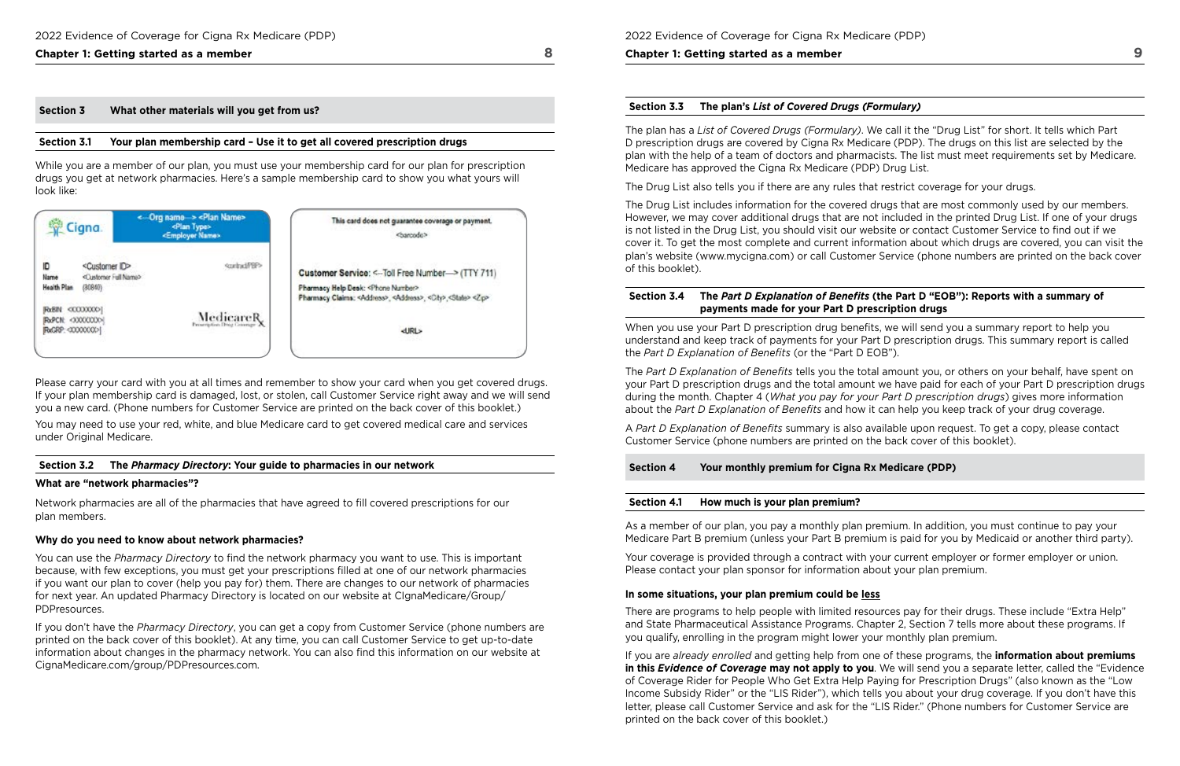## Section 3 What other materials will you get from us?

### Section 3.1 Your plan membership card – Use it to get all covered prescription drugs

While you are a member of our plan, you must use your membership card for our plan for prescription drugs you get at network pharmacies. Here's a sample membership card to show you what yours will look like:

Cigna | <–Org name–> <Plan Name> <Plan Type> <Employer Name>

ID <Customer ID>
Name <Customer Full Name>
Health Plan (80840)
<contractPBP>
RxBIN <XXXXXXXX>
RxPCN <XXXXXXXX>
RxGRP <XXXXXXXX>
MedicareRx Prescription Drug Coverage

This card does not guarantee coverage or payment.
<barcode>
Customer Service: <–Toll Free Number–> (TTY 711)
Pharmacy Help Desk: <Phone Number>
Pharmacy Claims: <Address>, <Address>, <City>,<State> <Zip>
<URL>

Please carry your card with you at all times and remember to show your card when you get covered drugs. If your plan membership card is damaged, lost, or stolen, call Customer Service right away and we will send you a new card. (Phone numbers for Customer Service are printed on the back cover of this booklet.)

You may need to use your red, white, and blue Medicare card to get covered medical care and services under Original Medicare.

### Section 3.2 The *Pharmacy Directory*: Your guide to pharmacies in our network

**What are "network pharmacies"?**

Network pharmacies are all of the pharmacies that have agreed to fill covered prescriptions for our plan members.

**Why do you need to know about network pharmacies?**

You can use the *Pharmacy Directory* to find the network pharmacy you want to use. This is important because, with few exceptions, you must get your prescriptions filled at one of our network pharmacies if you want our plan to cover (help you pay for) them. There are changes to our network of pharmacies for next year. An updated Pharmacy Directory is located on our website at CIgnaMedicare/Group/PDPresources.

If you don't have the *Pharmacy Directory*, you can get a copy from Customer Service (phone numbers are printed on the back cover of this booklet). At any time, you can call Customer Service to get up-to-date information about changes in the pharmacy network. You can also find this information on our website at CignaMedicare.com/group/PDPresources.com.

### Section 3.3 The plan's *List of Covered Drugs (Formulary)*

The plan has a *List of Covered Drugs (Formulary)*. We call it the "Drug List" for short. It tells which Part D prescription drugs are covered by Cigna Rx Medicare (PDP). The drugs on this list are selected by the plan with the help of a team of doctors and pharmacists. The list must meet requirements set by Medicare. Medicare has approved the Cigna Rx Medicare (PDP) Drug List.

The Drug List also tells you if there are any rules that restrict coverage for your drugs.

The Drug List includes information for the covered drugs that are most commonly used by our members. However, we may cover additional drugs that are not included in the printed Drug List. If one of your drugs is not listed in the Drug List, you should visit our website or contact Customer Service to find out if we cover it. To get the most complete and current information about which drugs are covered, you can visit the plan's website (www.mycigna.com) or call Customer Service (phone numbers are printed on the back cover of this booklet).

### Section 3.4 The *Part D Explanation of Benefits* (the Part D "EOB"): Reports with a summary of payments made for your Part D prescription drugs

When you use your Part D prescription drug benefits, we will send you a summary report to help you understand and keep track of payments for your Part D prescription drugs. This summary report is called the *Part D Explanation of Benefits* (or the "Part D EOB").

The *Part D Explanation of Benefits* tells you the total amount you, or others on your behalf, have spent on your Part D prescription drugs and the total amount we have paid for each of your Part D prescription drugs during the month. Chapter 4 (*What you pay for your Part D prescription drugs*) gives more information about the *Part D Explanation of Benefits* and how it can help you keep track of your drug coverage.

A *Part D Explanation of Benefits* summary is also available upon request. To get a copy, please contact Customer Service (phone numbers are printed on the back cover of this booklet).

## Section 4 Your monthly premium for Cigna Rx Medicare (PDP)

### Section 4.1 How much is your plan premium?

As a member of our plan, you pay a monthly plan premium. In addition, you must continue to pay your Medicare Part B premium (unless your Part B premium is paid for you by Medicaid or another third party).

Your coverage is provided through a contract with your current employer or former employer or union. Please contact your plan sponsor for information about your plan premium.

**In some situations, your plan premium could be less**

There are programs to help people with limited resources pay for their drugs. These include "Extra Help" and State Pharmaceutical Assistance Programs. Chapter 2, Section 7 tells more about these programs. If you qualify, enrolling in the program might lower your monthly plan premium.

If you are *already enrolled* and getting help from one of these programs, the **information about premiums in this *Evidence of Coverage* may not apply to you**. We will send you a separate letter, called the "Evidence of Coverage Rider for People Who Get Extra Help Paying for Prescription Drugs" (also known as the "Low Income Subsidy Rider" or the "LIS Rider"), which tells you about your drug coverage. If you don't have this letter, please call Customer Service and ask for the "LIS Rider." (Phone numbers for Customer Service are printed on the back cover of this booklet.)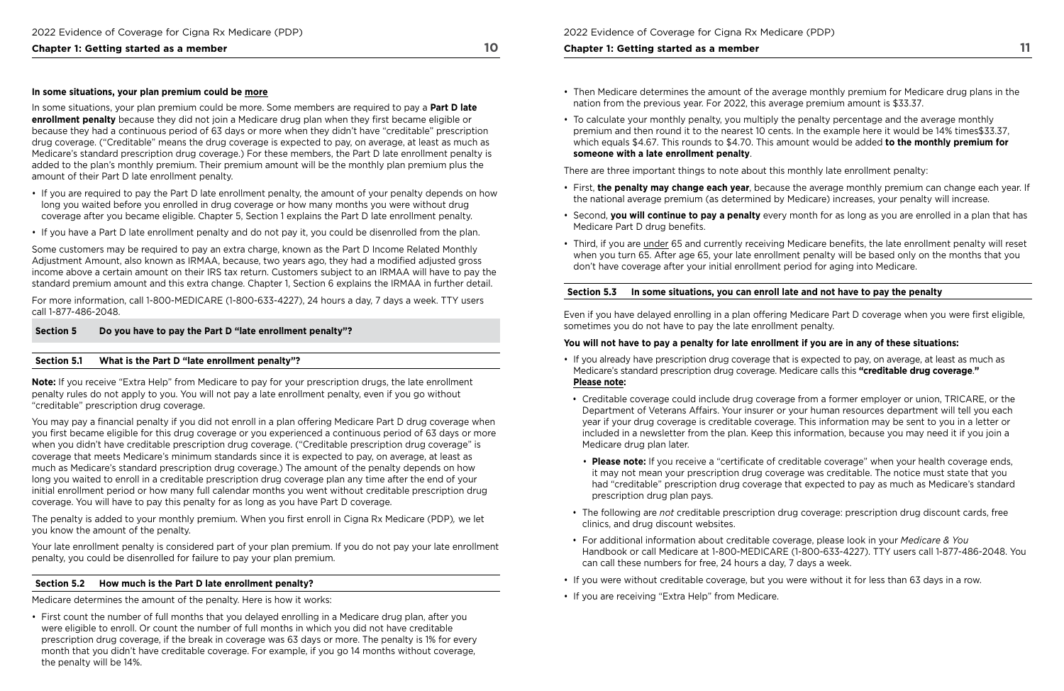**In some situations, your plan premium could be more**

In some situations, your plan premium could be more. Some members are required to pay a **Part D late enrollment penalty** because they did not join a Medicare drug plan when they first became eligible or because they had a continuous period of 63 days or more when they didn't have "creditable" prescription drug coverage. ("Creditable" means the drug coverage is expected to pay, on average, at least as much as Medicare's standard prescription drug coverage.) For these members, the Part D late enrollment penalty is added to the plan's monthly premium. Their premium amount will be the monthly plan premium plus the amount of their Part D late enrollment penalty.

- If you are required to pay the Part D late enrollment penalty, the amount of your penalty depends on how long you waited before you enrolled in drug coverage or how many months you were without drug coverage after you became eligible. Chapter 5, Section 1 explains the Part D late enrollment penalty.
- If you have a Part D late enrollment penalty and do not pay it, you could be disenrolled from the plan.

Some customers may be required to pay an extra charge, known as the Part D Income Related Monthly Adjustment Amount, also known as IRMAA, because, two years ago, they had a modified adjusted gross income above a certain amount on their IRS tax return. Customers subject to an IRMAA will have to pay the standard premium amount and this extra change. Chapter 1, Section 6 explains the IRMAA in further detail.

For more information, call 1-800-MEDICARE (1-800-633-4227), 24 hours a day, 7 days a week. TTY users call 1-877-486-2048.

## Section 5 Do you have to pay the Part D "late enrollment penalty"?

### Section 5.1 What is the Part D "late enrollment penalty"?

**Note:** If you receive "Extra Help" from Medicare to pay for your prescription drugs, the late enrollment penalty rules do not apply to you. You will not pay a late enrollment penalty, even if you go without "creditable" prescription drug coverage.

You may pay a financial penalty if you did not enroll in a plan offering Medicare Part D drug coverage when you first became eligible for this drug coverage or you experienced a continuous period of 63 days or more when you didn't have creditable prescription drug coverage. ("Creditable prescription drug coverage" is coverage that meets Medicare's minimum standards since it is expected to pay, on average, at least as much as Medicare's standard prescription drug coverage.) The amount of the penalty depends on how long you waited to enroll in a creditable prescription drug coverage plan any time after the end of your initial enrollment period or how many full calendar months you went without creditable prescription drug coverage. You will have to pay this penalty for as long as you have Part D coverage.

The penalty is added to your monthly premium. When you first enroll in Cigna Rx Medicare (PDP), we let you know the amount of the penalty.

Your late enrollment penalty is considered part of your plan premium. If you do not pay your late enrollment penalty, you could be disenrolled for failure to pay your plan premium.

### Section 5.2 How much is the Part D late enrollment penalty?

Medicare determines the amount of the penalty. Here is how it works:

- First count the number of full months that you delayed enrolling in a Medicare drug plan, after you were eligible to enroll. Or count the number of full months in which you did not have creditable prescription drug coverage, if the break in coverage was 63 days or more. The penalty is 1% for every month that you didn't have creditable coverage. For example, if you go 14 months without coverage, the penalty will be 14%.
- Then Medicare determines the amount of the average monthly premium for Medicare drug plans in the nation from the previous year. For 2022, this average premium amount is $33.37.
- To calculate your monthly penalty, you multiply the penalty percentage and the average monthly premium and then round it to the nearest 10 cents. In the example here it would be 14% times$33.37, which equals $4.67. This rounds to $4.70. This amount would be added **to the monthly premium for someone with a late enrollment penalty**.

There are three important things to note about this monthly late enrollment penalty:

- First, **the penalty may change each year**, because the average monthly premium can change each year. If the national average premium (as determined by Medicare) increases, your penalty will increase.
- Second, **you will continue to pay a penalty** every month for as long as you are enrolled in a plan that has Medicare Part D drug benefits.
- Third, if you are under 65 and currently receiving Medicare benefits, the late enrollment penalty will reset when you turn 65. After age 65, your late enrollment penalty will be based only on the months that you don't have coverage after your initial enrollment period for aging into Medicare.

### Section 5.3 In some situations, you can enroll late and not have to pay the penalty

Even if you have delayed enrolling in a plan offering Medicare Part D coverage when you were first eligible, sometimes you do not have to pay the late enrollment penalty.

**You will not have to pay a penalty for late enrollment if you are in any of these situations:**

- If you already have prescription drug coverage that is expected to pay, on average, at least as much as Medicare's standard prescription drug coverage. Medicare calls this **"creditable drug coverage."** **Please note:**
  - Creditable coverage could include drug coverage from a former employer or union, TRICARE, or the Department of Veterans Affairs. Your insurer or your human resources department will tell you each year if your drug coverage is creditable coverage. This information may be sent to you in a letter or included in a newsletter from the plan. Keep this information, because you may need it if you join a Medicare drug plan later.
    - **Please note:** If you receive a "certificate of creditable coverage" when your health coverage ends, it may not mean your prescription drug coverage was creditable. The notice must state that you had "creditable" prescription drug coverage that expected to pay as much as Medicare's standard prescription drug plan pays.
  - The following are *not* creditable prescription drug coverage: prescription drug discount cards, free clinics, and drug discount websites.
  - For additional information about creditable coverage, please look in your *Medicare & You* Handbook or call Medicare at 1-800-MEDICARE (1-800-633-4227). TTY users call 1-877-486-2048. You can call these numbers for free, 24 hours a day, 7 days a week.
- If you were without creditable coverage, but you were without it for less than 63 days in a row.
- If you are receiving "Extra Help" from Medicare.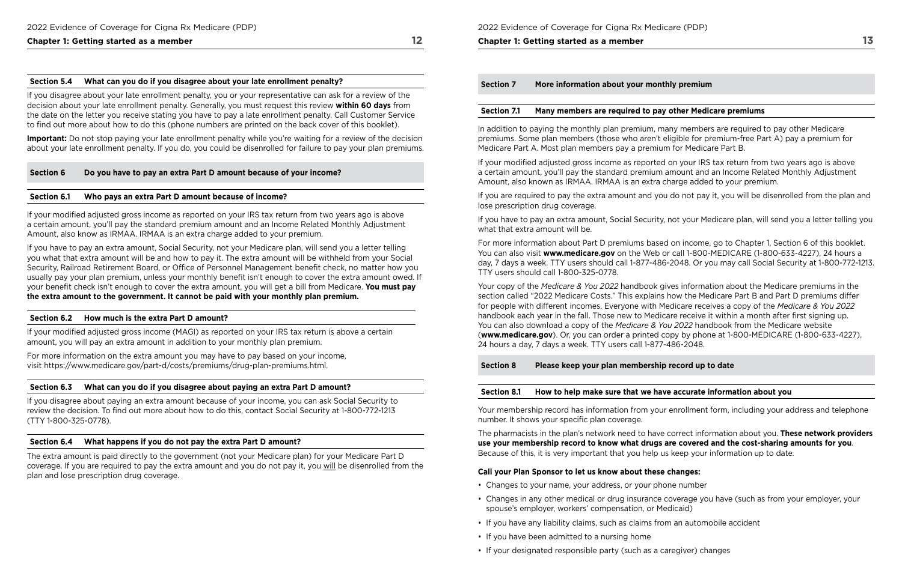### Section 5.4 What can you do if you disagree about your late enrollment penalty?

If you disagree about your late enrollment penalty, you or your representative can ask for a review of the decision about your late enrollment penalty. Generally, you must request this review **within 60 days** from the date on the letter you receive stating you have to pay a late enrollment penalty. Call Customer Service to find out more about how to do this (phone numbers are printed on the back cover of this booklet).

**Important:** Do not stop paying your late enrollment penalty while you're waiting for a review of the decision about your late enrollment penalty. If you do, you could be disenrolled for failure to pay your plan premiums.

## Section 6 Do you have to pay an extra Part D amount because of your income?

### Section 6.1 Who pays an extra Part D amount because of income?

If your modified adjusted gross income as reported on your IRS tax return from two years ago is above a certain amount, you'll pay the standard premium amount and an Income Related Monthly Adjustment Amount, also know as IRMAA. IRMAA is an extra charge added to your premium.

If you have to pay an extra amount, Social Security, not your Medicare plan, will send you a letter telling you what that extra amount will be and how to pay it. The extra amount will be withheld from your Social Security, Railroad Retirement Board, or Office of Personnel Management benefit check, no matter how you usually pay your plan premium, unless your monthly benefit isn't enough to cover the extra amount owed. If your benefit check isn't enough to cover the extra amount, you will get a bill from Medicare. **You must pay the extra amount to the government. It cannot be paid with your monthly plan premium.**

### Section 6.2 How much is the extra Part D amount?

If your modified adjusted gross income (MAGI) as reported on your IRS tax return is above a certain amount, you will pay an extra amount in addition to your monthly plan premium.

For more information on the extra amount you may have to pay based on your income, visit https://www.medicare.gov/part-d/costs/premiums/drug-plan-premiums.html.

### Section 6.3 What can you do if you disagree about paying an extra Part D amount?

If you disagree about paying an extra amount because of your income, you can ask Social Security to review the decision. To find out more about how to do this, contact Social Security at 1-800-772-1213 (TTY 1-800-325-0778).

### Section 6.4 What happens if you do not pay the extra Part D amount?

The extra amount is paid directly to the government (not your Medicare plan) for your Medicare Part D coverage. If you are required to pay the extra amount and you do not pay it, you will be disenrolled from the plan and lose prescription drug coverage.

## Section 7 More information about your monthly premium

### Section 7.1 Many members are required to pay other Medicare premiums

In addition to paying the monthly plan premium, many members are required to pay other Medicare premiums. Some plan members (those who aren't eligible for premium-free Part A) pay a premium for Medicare Part A. Most plan members pay a premium for Medicare Part B.

If your modified adjusted gross income as reported on your IRS tax return from two years ago is above a certain amount, you'll pay the standard premium amount and an Income Related Monthly Adjustment Amount, also known as IRMAA. IRMAA is an extra charge added to your premium.

If you are required to pay the extra amount and you do not pay it, you will be disenrolled from the plan and lose prescription drug coverage.

If you have to pay an extra amount, Social Security, not your Medicare plan, will send you a letter telling you what that extra amount will be.

For more information about Part D premiums based on income, go to Chapter 1, Section 6 of this booklet. You can also visit **www.medicare.gov** on the Web or call 1-800-MEDICARE (1-800-633-4227), 24 hours a day, 7 days a week. TTY users should call 1-877-486-2048. Or you may call Social Security at 1-800-772-1213. TTY users should call 1-800-325-0778.

Your copy of the *Medicare & You 2022* handbook gives information about the Medicare premiums in the section called "2022 Medicare Costs." This explains how the Medicare Part B and Part D premiums differ for people with different incomes. Everyone with Medicare receives a copy of the *Medicare & You 2022* handbook each year in the fall. Those new to Medicare receive it within a month after first signing up. You can also download a copy of the *Medicare & You 2022* handbook from the Medicare website (**www.medicare.gov**). Or, you can order a printed copy by phone at 1-800-MEDICARE (1-800-633-4227), 24 hours a day, 7 days a week. TTY users call 1-877-486-2048.

## Section 8 Please keep your plan membership record up to date

### Section 8.1 How to help make sure that we have accurate information about you

Your membership record has information from your enrollment form, including your address and telephone number. It shows your specific plan coverage.

The pharmacists in the plan's network need to have correct information about you. **These network providers use your membership record to know what drugs are covered and the cost-sharing amounts for you**. Because of this, it is very important that you help us keep your information up to date.

**Call your Plan Sponsor to let us know about these changes:**

- Changes to your name, your address, or your phone number
- Changes in any other medical or drug insurance coverage you have (such as from your employer, your spouse's employer, workers' compensation, or Medicaid)
- If you have any liability claims, such as claims from an automobile accident
- If you have been admitted to a nursing home
- If your designated responsible party (such as a caregiver) changes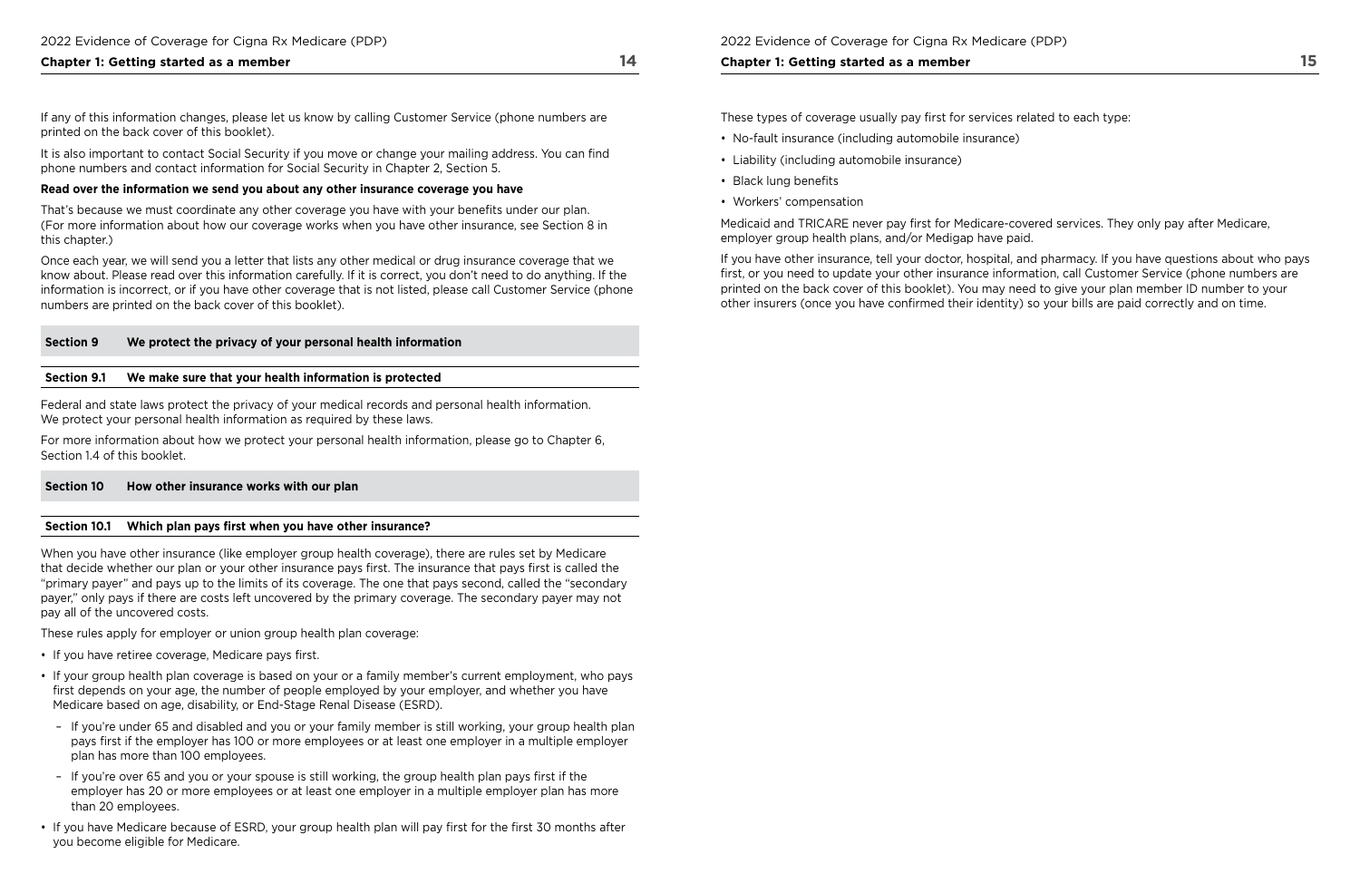If any of this information changes, please let us know by calling Customer Service (phone numbers are printed on the back cover of this booklet).

It is also important to contact Social Security if you move or change your mailing address. You can find phone numbers and contact information for Social Security in Chapter 2, Section 5.

**Read over the information we send you about any other insurance coverage you have**

That's because we must coordinate any other coverage you have with your benefits under our plan. (For more information about how our coverage works when you have other insurance, see Section 8 in this chapter.)

Once each year, we will send you a letter that lists any other medical or drug insurance coverage that we know about. Please read over this information carefully. If it is correct, you don't need to do anything. If the information is incorrect, or if you have other coverage that is not listed, please call Customer Service (phone numbers are printed on the back cover of this booklet).

## Section 9 We protect the privacy of your personal health information

### Section 9.1 We make sure that your health information is protected

Federal and state laws protect the privacy of your medical records and personal health information. We protect your personal health information as required by these laws.

For more information about how we protect your personal health information, please go to Chapter 6, Section 1.4 of this booklet.

## Section 10 How other insurance works with our plan

### Section 10.1 Which plan pays first when you have other insurance?

When you have other insurance (like employer group health coverage), there are rules set by Medicare that decide whether our plan or your other insurance pays first. The insurance that pays first is called the "primary payer" and pays up to the limits of its coverage. The one that pays second, called the "secondary payer," only pays if there are costs left uncovered by the primary coverage. The secondary payer may not pay all of the uncovered costs.

These rules apply for employer or union group health plan coverage:

- If you have retiree coverage, Medicare pays first.
- If your group health plan coverage is based on your or a family member's current employment, who pays first depends on your age, the number of people employed by your employer, and whether you have Medicare based on age, disability, or End-Stage Renal Disease (ESRD).
  - If you're under 65 and disabled and you or your family member is still working, your group health plan pays first if the employer has 100 or more employees or at least one employer in a multiple employer plan has more than 100 employees.
  - If you're over 65 and you or your spouse is still working, the group health plan pays first if the employer has 20 or more employees or at least one employer in a multiple employer plan has more than 20 employees.
- If you have Medicare because of ESRD, your group health plan will pay first for the first 30 months after you become eligible for Medicare.

These types of coverage usually pay first for services related to each type:

- No-fault insurance (including automobile insurance)
- Liability (including automobile insurance)
- Black lung benefits
- Workers' compensation

Medicaid and TRICARE never pay first for Medicare-covered services. They only pay after Medicare, employer group health plans, and/or Medigap have paid.

If you have other insurance, tell your doctor, hospital, and pharmacy. If you have questions about who pays first, or you need to update your other insurance information, call Customer Service (phone numbers are printed on the back cover of this booklet). You may need to give your plan member ID number to your other insurers (once you have confirmed their identity) so your bills are paid correctly and on time.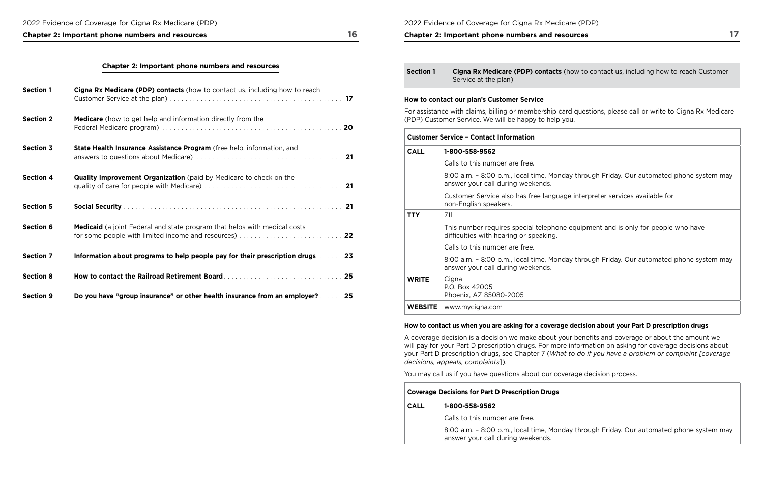## Chapter 2: Important phone numbers and resources

| | | |
|---|---|---|
| Section 1 | **Cigna Rx Medicare (PDP) contacts** (how to contact us, including how to reach Customer Service at the plan) | 17 |
| Section 2 | **Medicare** (how to get help and information directly from the Federal Medicare program) | 20 |
| Section 3 | **State Health Insurance Assistance Program** (free help, information, and answers to questions about Medicare) | 21 |
| Section 4 | **Quality Improvement Organization** (paid by Medicare to check on the quality of care for people with Medicare) | 21 |
| Section 5 | **Social Security** | 21 |
| Section 6 | **Medicaid** (a joint Federal and state program that helps with medical costs for some people with limited income and resources) | 22 |
| Section 7 | **Information about programs to help people pay for their prescription drugs** | 23 |
| Section 8 | **How to contact the Railroad Retirement Board** | 25 |
| Section 9 | **Do you have "group insurance" or other health insurance from an employer?** | 25 |

## Section 1 Cigna Rx Medicare (PDP) contacts (how to contact us, including how to reach Customer Service at the plan)

### How to contact our plan's Customer Service

For assistance with claims, billing or membership card questions, please call or write to Cigna Rx Medicare (PDP) Customer Service. We will be happy to help you.

| Customer Service – Contact Information | |
|---|---|
| **CALL** | **1-800-558-9562**<br>Calls to this number are free.<br>8:00 a.m. – 8:00 p.m., local time, Monday through Friday. Our automated phone system may answer your call during weekends.<br>Customer Service also has free language interpreter services available for non-English speakers. |
| **TTY** | 711<br>This number requires special telephone equipment and is only for people who have difficulties with hearing or speaking.<br>Calls to this number are free.<br>8:00 a.m. – 8:00 p.m., local time, Monday through Friday. Our automated phone system may answer your call during weekends. |
| **WRITE** | Cigna<br>P.O. Box 42005<br>Phoenix, AZ 85080-2005 |
| **WEBSITE** | www.mycigna.com |

### How to contact us when you are asking for a coverage decision about your Part D prescription drugs

A coverage decision is a decision we make about your benefits and coverage or about the amount we will pay for your Part D prescription drugs. For more information on asking for coverage decisions about your Part D prescription drugs, see Chapter 7 (*What to do if you have a problem or complaint [coverage decisions, appeals, complaints]*).

You may call us if you have questions about our coverage decision process.

| Coverage Decisions for Part D Prescription Drugs | |
|---|---|
| **CALL** | **1-800-558-9562**<br>Calls to this number are free.<br>8:00 a.m. – 8:00 p.m., local time, Monday through Friday. Our automated phone system may answer your call during weekends. |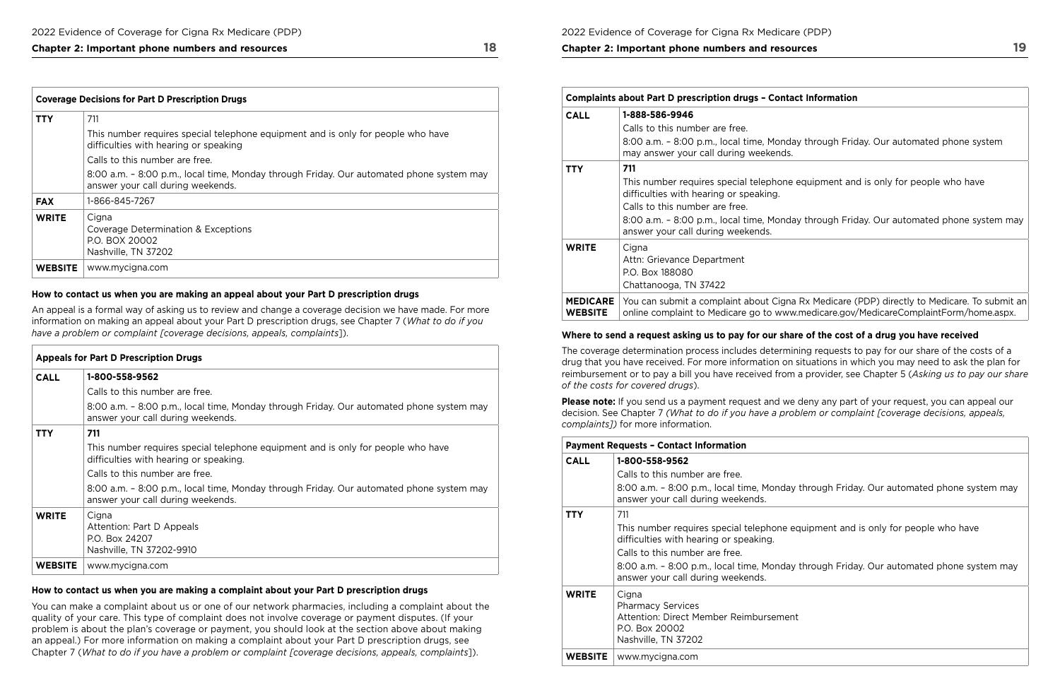| Coverage Decisions for Part D Prescription Drugs | |
|---|---|
| **TTY** | 711<br>This number requires special telephone equipment and is only for people who have difficulties with hearing or speaking<br>Calls to this number are free.<br>8:00 a.m. – 8:00 p.m., local time, Monday through Friday. Our automated phone system may answer your call during weekends. |
| **FAX** | 1-866-845-7267 |
| **WRITE** | Cigna<br>Coverage Determination & Exceptions<br>P.O. BOX 20002<br>Nashville, TN 37202 |
| **WEBSITE** | www.mycigna.com |

**How to contact us when you are making an appeal about your Part D prescription drugs**

An appeal is a formal way of asking us to review and change a coverage decision we have made. For more information on making an appeal about your Part D prescription drugs, see Chapter 7 (*What to do if you have a problem or complaint [coverage decisions, appeals, complaints]*).

| Appeals for Part D Prescription Drugs | |
|---|---|
| **CALL** | **1-800-558-9562**<br>Calls to this number are free.<br>8:00 a.m. – 8:00 p.m., local time, Monday through Friday. Our automated phone system may answer your call during weekends. |
| **TTY** | **711**<br>This number requires special telephone equipment and is only for people who have difficulties with hearing or speaking.<br>Calls to this number are free.<br>8:00 a.m. – 8:00 p.m., local time, Monday through Friday. Our automated phone system may answer your call during weekends. |
| **WRITE** | Cigna<br>Attention: Part D Appeals<br>P.O. Box 24207<br>Nashville, TN 37202-9910 |
| **WEBSITE** | www.mycigna.com |

**How to contact us when you are making a complaint about your Part D prescription drugs**

You can make a complaint about us or one of our network pharmacies, including a complaint about the quality of your care. This type of complaint does not involve coverage or payment disputes. (If your problem is about the plan's coverage or payment, you should look at the section above about making an appeal.) For more information on making a complaint about your Part D prescription drugs, see Chapter 7 (*What to do if you have a problem or complaint [coverage decisions, appeals, complaints]*).

| Complaints about Part D prescription drugs – Contact Information | |
|---|---|
| **CALL** | **1-888-586-9946**<br>Calls to this number are free.<br>8:00 a.m. – 8:00 p.m., local time, Monday through Friday. Our automated phone system may answer your call during weekends. |
| **TTY** | **711**<br>This number requires special telephone equipment and is only for people who have difficulties with hearing or speaking.<br>Calls to this number are free.<br>8:00 a.m. – 8:00 p.m., local time, Monday through Friday. Our automated phone system may answer your call during weekends. |
| **WRITE** | Cigna<br>Attn: Grievance Department<br>P.O. Box 188080<br>Chattanooga, TN 37422 |
| **MEDICARE WEBSITE** | You can submit a complaint about Cigna Rx Medicare (PDP) directly to Medicare. To submit an online complaint to Medicare go to www.medicare.gov/MedicareComplaintForm/home.aspx. |

**Where to send a request asking us to pay for our share of the cost of a drug you have received**

The coverage determination process includes determining requests to pay for our share of the costs of a drug that you have received. For more information on situations in which you may need to ask the plan for reimbursement or to pay a bill you have received from a provider, see Chapter 5 (*Asking us to pay our share of the costs for covered drugs*).

**Please note:** If you send us a payment request and we deny any part of your request, you can appeal our decision. See Chapter 7 *(What to do if you have a problem or complaint [coverage decisions, appeals, complaints])* for more information.

| Payment Requests – Contact Information | |
|---|---|
| **CALL** | **1-800-558-9562**<br>Calls to this number are free.<br>8:00 a.m. – 8:00 p.m., local time, Monday through Friday. Our automated phone system may answer your call during weekends. |
| **TTY** | 711<br>This number requires special telephone equipment and is only for people who have difficulties with hearing or speaking.<br>Calls to this number are free.<br>8:00 a.m. – 8:00 p.m., local time, Monday through Friday. Our automated phone system may answer your call during weekends. |
| **WRITE** | Cigna<br>Pharmacy Services<br>Attention: Direct Member Reimbursement<br>P.O. Box 20002<br>Nashville, TN 37202 |
| **WEBSITE** | www.mycigna.com |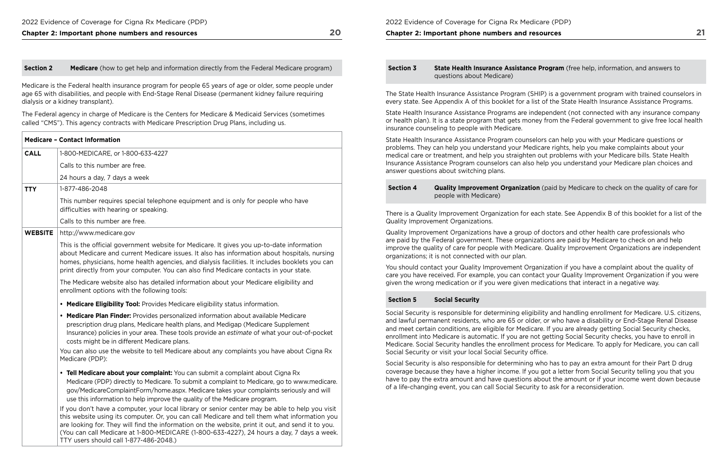## Section 2 Medicare (how to get help and information directly from the Federal Medicare program)

Medicare is the Federal health insurance program for people 65 years of age or older, some people under age 65 with disabilities, and people with End-Stage Renal Disease (permanent kidney failure requiring dialysis or a kidney transplant).

The Federal agency in charge of Medicare is the Centers for Medicare & Medicaid Services (sometimes called "CMS"). This agency contracts with Medicare Prescription Drug Plans, including us.

| Medicare – Contact Information | |
|---|---|
| **CALL** | 1-800-MEDICARE, or 1-800-633-4227<br><br>Calls to this number are free.<br><br>24 hours a day, 7 days a week |
| **TTY** | 1-877-486-2048<br><br>This number requires special telephone equipment and is only for people who have difficulties with hearing or speaking.<br><br>Calls to this number are free. |
| **WEBSITE** | http://www.medicare.gov<br><br>This is the official government website for Medicare. It gives you up-to-date information about Medicare and current Medicare issues. It also has information about hospitals, nursing homes, physicians, home health agencies, and dialysis facilities. It includes booklets you can print directly from your computer. You can also find Medicare contacts in your state.<br><br>The Medicare website also has detailed information about your Medicare eligibility and enrollment options with the following tools:<br><br>• **Medicare Eligibility Tool:** Provides Medicare eligibility status information.<br><br>• **Medicare Plan Finder:** Provides personalized information about available Medicare prescription drug plans, Medicare health plans, and Medigap (Medicare Supplement Insurance) policies in your area. These tools provide an *estimate* of what your out-of-pocket costs might be in different Medicare plans.<br><br>You can also use the website to tell Medicare about any complaints you have about Cigna Rx Medicare (PDP):<br><br>• **Tell Medicare about your complaint:** You can submit a complaint about Cigna Rx Medicare (PDP) directly to Medicare. To submit a complaint to Medicare, go to www.medicare.gov/MedicareComplaintForm/home.aspx. Medicare takes your complaints seriously and will use this information to help improve the quality of the Medicare program.<br><br>If you don't have a computer, your local library or senior center may be able to help you visit this website using its computer. Or, you can call Medicare and tell them what information you are looking for. They will find the information on the website, print it out, and send it to you. (You can call Medicare at 1-800-MEDICARE (1-800-633-4227), 24 hours a day, 7 days a week. TTY users should call 1-877-486-2048.) |

## Section 3 State Health Insurance Assistance Program (free help, information, and answers to questions about Medicare)

The State Health Insurance Assistance Program (SHIP) is a government program with trained counselors in every state. See Appendix A of this booklet for a list of the State Health Insurance Assistance Programs.

State Health Insurance Assistance Programs are independent (not connected with any insurance company or health plan). It is a state program that gets money from the Federal government to give free local health insurance counseling to people with Medicare.

State Health Insurance Assistance Program counselors can help you with your Medicare questions or problems. They can help you understand your Medicare rights, help you make complaints about your medical care or treatment, and help you straighten out problems with your Medicare bills. State Health Insurance Assistance Program counselors can also help you understand your Medicare plan choices and answer questions about switching plans.

## Section 4 Quality Improvement Organization (paid by Medicare to check on the quality of care for people with Medicare)

There is a Quality Improvement Organization for each state. See Appendix B of this booklet for a list of the Quality Improvement Organizations.

Quality Improvement Organizations have a group of doctors and other health care professionals who are paid by the Federal government. These organizations are paid by Medicare to check on and help improve the quality of care for people with Medicare. Quality Improvement Organizations are independent organizations; it is not connected with our plan.

You should contact your Quality Improvement Organization if you have a complaint about the quality of care you have received. For example, you can contact your Quality Improvement Organization if you were given the wrong medication or if you were given medications that interact in a negative way.

## Section 5 Social Security

Social Security is responsible for determining eligibility and handling enrollment for Medicare. U.S. citizens, and lawful permanent residents, who are 65 or older, or who have a disability or End-Stage Renal Disease and meet certain conditions, are eligible for Medicare. If you are already getting Social Security checks, enrollment into Medicare is automatic. If you are not getting Social Security checks, you have to enroll in Medicare. Social Security handles the enrollment process for Medicare. To apply for Medicare, you can call Social Security or visit your local Social Security office.

Social Security is also responsible for determining who has to pay an extra amount for their Part D drug coverage because they have a higher income. If you got a letter from Social Security telling you that you have to pay the extra amount and have questions about the amount or if your income went down because of a life-changing event, you can call Social Security to ask for a reconsideration.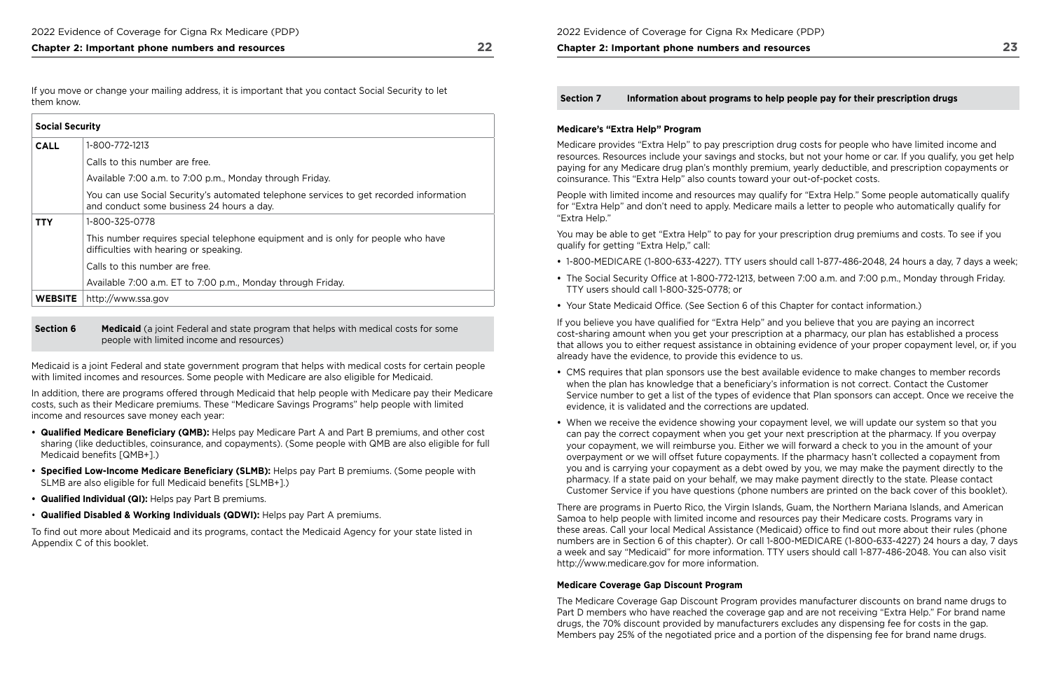If you move or change your mailing address, it is important that you contact Social Security to let them know.

| Social Security | |
|---|---|
| **CALL** | 1-800-772-1213<br>Calls to this number are free.<br>Available 7:00 a.m. to 7:00 p.m., Monday through Friday.<br>You can use Social Security's automated telephone services to get recorded information and conduct some business 24 hours a day. |
| **TTY** | 1-800-325-0778<br>This number requires special telephone equipment and is only for people who have difficulties with hearing or speaking.<br>Calls to this number are free.<br>Available 7:00 a.m. ET to 7:00 p.m., Monday through Friday. |
| **WEBSITE** | http://www.ssa.gov |

## Section 6 Medicaid (a joint Federal and state program that helps with medical costs for some people with limited income and resources)

Medicaid is a joint Federal and state government program that helps with medical costs for certain people with limited incomes and resources. Some people with Medicare are also eligible for Medicaid.

In addition, there are programs offered through Medicaid that help people with Medicare pay their Medicare costs, such as their Medicare premiums. These "Medicare Savings Programs" help people with limited income and resources save money each year:

- **Qualified Medicare Beneficiary (QMB):** Helps pay Medicare Part A and Part B premiums, and other cost sharing (like deductibles, coinsurance, and copayments). (Some people with QMB are also eligible for full Medicaid benefits [QMB+].)
- **Specified Low-Income Medicare Beneficiary (SLMB):** Helps pay Part B premiums. (Some people with SLMB are also eligible for full Medicaid benefits [SLMB+].)
- **Qualified Individual (QI):** Helps pay Part B premiums.
- **Qualified Disabled & Working Individuals (QDWI):** Helps pay Part A premiums.

To find out more about Medicaid and its programs, contact the Medicaid Agency for your state listed in Appendix C of this booklet.

## Section 7 Information about programs to help people pay for their prescription drugs

### Medicare's "Extra Help" Program

Medicare provides "Extra Help" to pay prescription drug costs for people who have limited income and resources. Resources include your savings and stocks, but not your home or car. If you qualify, you get help paying for any Medicare drug plan's monthly premium, yearly deductible, and prescription copayments or coinsurance. This "Extra Help" also counts toward your out-of-pocket costs.

People with limited income and resources may qualify for "Extra Help." Some people automatically qualify for "Extra Help" and don't need to apply. Medicare mails a letter to people who automatically qualify for "Extra Help."

You may be able to get "Extra Help" to pay for your prescription drug premiums and costs. To see if you qualify for getting "Extra Help," call:

- 1-800-MEDICARE (1-800-633-4227). TTY users should call 1-877-486-2048, 24 hours a day, 7 days a week;
- The Social Security Office at 1-800-772-1213, between 7:00 a.m. and 7:00 p.m., Monday through Friday. TTY users should call 1-800-325-0778; or
- Your State Medicaid Office. (See Section 6 of this Chapter for contact information.)

If you believe you have qualified for "Extra Help" and you believe that you are paying an incorrect cost-sharing amount when you get your prescription at a pharmacy, our plan has established a process that allows you to either request assistance in obtaining evidence of your proper copayment level, or, if you already have the evidence, to provide this evidence to us.

- CMS requires that plan sponsors use the best available evidence to make changes to member records when the plan has knowledge that a beneficiary's information is not correct. Contact the Customer Service number to get a list of the types of evidence that Plan sponsors can accept. Once we receive the evidence, it is validated and the corrections are updated.
- When we receive the evidence showing your copayment level, we will update our system so that you can pay the correct copayment when you get your next prescription at the pharmacy. If you overpay your copayment, we will reimburse you. Either we will forward a check to you in the amount of your overpayment or we will offset future copayments. If the pharmacy hasn't collected a copayment from you and is carrying your copayment as a debt owed by you, we may make the payment directly to the pharmacy. If a state paid on your behalf, we may make payment directly to the state. Please contact Customer Service if you have questions (phone numbers are printed on the back cover of this booklet).

There are programs in Puerto Rico, the Virgin Islands, Guam, the Northern Mariana Islands, and American Samoa to help people with limited income and resources pay their Medicare costs. Programs vary in these areas. Call your local Medical Assistance (Medicaid) office to find out more about their rules (phone numbers are in Section 6 of this chapter). Or call 1-800-MEDICARE (1-800-633-4227) 24 hours a day, 7 days a week and say "Medicaid" for more information. TTY users should call 1-877-486-2048. You can also visit http://www.medicare.gov for more information.

### Medicare Coverage Gap Discount Program

The Medicare Coverage Gap Discount Program provides manufacturer discounts on brand name drugs to Part D members who have reached the coverage gap and are not receiving "Extra Help." For brand name drugs, the 70% discount provided by manufacturers excludes any dispensing fee for costs in the gap. Members pay 25% of the negotiated price and a portion of the dispensing fee for brand name drugs.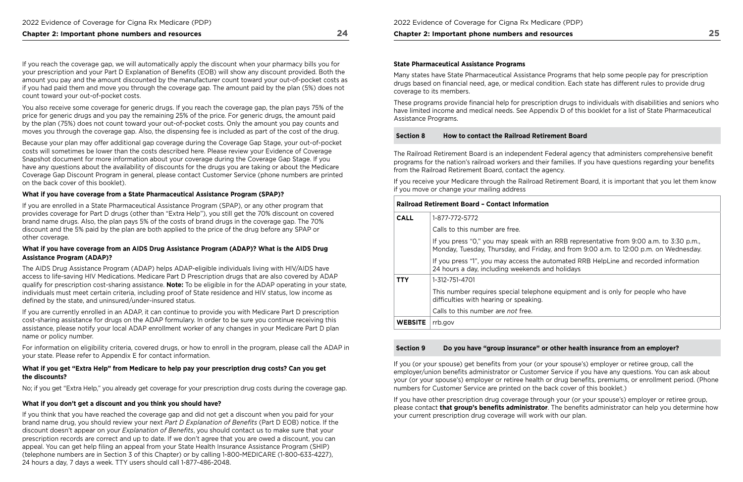If you reach the coverage gap, we will automatically apply the discount when your pharmacy bills you for your prescription and your Part D Explanation of Benefits (EOB) will show any discount provided. Both the amount you pay and the amount discounted by the manufacturer count toward your out-of-pocket costs as if you had paid them and move you through the coverage gap. The amount paid by the plan (5%) does not count toward your out-of-pocket costs.

You also receive some coverage for generic drugs. If you reach the coverage gap, the plan pays 75% of the price for generic drugs and you pay the remaining 25% of the price. For generic drugs, the amount paid by the plan (75%) does not count toward your out-of-pocket costs. Only the amount you pay counts and moves you through the coverage gap. Also, the dispensing fee is included as part of the cost of the drug.

Because your plan may offer additional gap coverage during the Coverage Gap Stage, your out-of-pocket costs will sometimes be lower than the costs described here. Please review your Evidence of Coverage Snapshot document for more information about your coverage during the Coverage Gap Stage. If you have any questions about the availability of discounts for the drugs you are taking or about the Medicare Coverage Gap Discount Program in general, please contact Customer Service (phone numbers are printed on the back cover of this booklet).

**What if you have coverage from a State Pharmaceutical Assistance Program (SPAP)?**

If you are enrolled in a State Pharmaceutical Assistance Program (SPAP), or any other program that provides coverage for Part D drugs (other than "Extra Help"), you still get the 70% discount on covered brand name drugs. Also, the plan pays 5% of the costs of brand drugs in the coverage gap. The 70% discount and the 5% paid by the plan are both applied to the price of the drug before any SPAP or other coverage.

**What if you have coverage from an AIDS Drug Assistance Program (ADAP)? What is the AIDS Drug Assistance Program (ADAP)?**

The AIDS Drug Assistance Program (ADAP) helps ADAP-eligible individuals living with HIV/AIDS have access to life-saving HIV Medications. Medicare Part D Prescription drugs that are also covered by ADAP qualify for prescription cost-sharing assistance. **Note:** To be eligible in for the ADAP operating in your state, individuals must meet certain criteria, including proof of State residence and HIV status, low income as defined by the state, and uninsured/under-insured status.

If you are currently enrolled in an ADAP, it can continue to provide you with Medicare Part D prescription cost-sharing assistance for drugs on the ADAP formulary. In order to be sure you continue receiving this assistance, please notify your local ADAP enrollment worker of any changes in your Medicare Part D plan name or policy number.

For information on eligibility criteria, covered drugs, or how to enroll in the program, please call the ADAP in your state. Please refer to Appendix E for contact information.

**What if you get "Extra Help" from Medicare to help pay your prescription drug costs? Can you get the discounts?**

No; if you get "Extra Help," you already get coverage for your prescription drug costs during the coverage gap.

**What if you don't get a discount and you think you should have?**

If you think that you have reached the coverage gap and did not get a discount when you paid for your brand name drug, you should review your next *Part D Explanation of Benefits* (Part D EOB) notice. If the discount doesn't appear on your *Explanation of Benefits*, you should contact us to make sure that your prescription records are correct and up to date. If we don't agree that you are owed a discount, you can appeal. You can get help filing an appeal from your State Health Insurance Assistance Program (SHIP) (telephone numbers are in Section 3 of this Chapter) or by calling 1-800-MEDICARE (1-800-633-4227), 24 hours a day, 7 days a week. TTY users should call 1-877-486-2048.

**State Pharmaceutical Assistance Programs**

Many states have State Pharmaceutical Assistance Programs that help some people pay for prescription drugs based on financial need, age, or medical condition. Each state has different rules to provide drug coverage to its members.

These programs provide financial help for prescription drugs to individuals with disabilities and seniors who have limited income and medical needs. See Appendix D of this booklet for a list of State Pharmaceutical Assistance Programs.

## Section 8 How to contact the Railroad Retirement Board

The Railroad Retirement Board is an independent Federal agency that administers comprehensive benefit programs for the nation's railroad workers and their families. If you have questions regarding your benefits from the Railroad Retirement Board, contact the agency.

If you receive your Medicare through the Railroad Retirement Board, it is important that you let them know if you move or change your mailing address

| Railroad Retirement Board – Contact Information | |
|---|---|
| **CALL** | 1-877-772-5772<br>Calls to this number are free.<br>If you press "0," you may speak with an RRB representative from 9:00 a.m. to 3:30 p.m., Monday, Tuesday, Thursday, and Friday, and from 9:00 a.m. to 12:00 p.m. on Wednesday.<br>If you press "1", you may access the automated RRB HelpLine and recorded information 24 hours a day, including weekends and holidays |
| **TTY** | 1-312-751-4701<br>This number requires special telephone equipment and is only for people who have difficulties with hearing or speaking.<br>Calls to this number are *not* free. |
| **WEBSITE** | rrb.gov |

## Section 9 Do you have "group insurance" or other health insurance from an employer?

If you (or your spouse) get benefits from your (or your spouse's) employer or retiree group, call the employer/union benefits administrator or Customer Service if you have any questions. You can ask about your (or your spouse's) employer or retiree health or drug benefits, premiums, or enrollment period. (Phone numbers for Customer Service are printed on the back cover of this booklet.)

If you have other prescription drug coverage through your (or your spouse's) employer or retiree group, please contact **that group's benefits administrator**. The benefits administrator can help you determine how your current prescription drug coverage will work with our plan.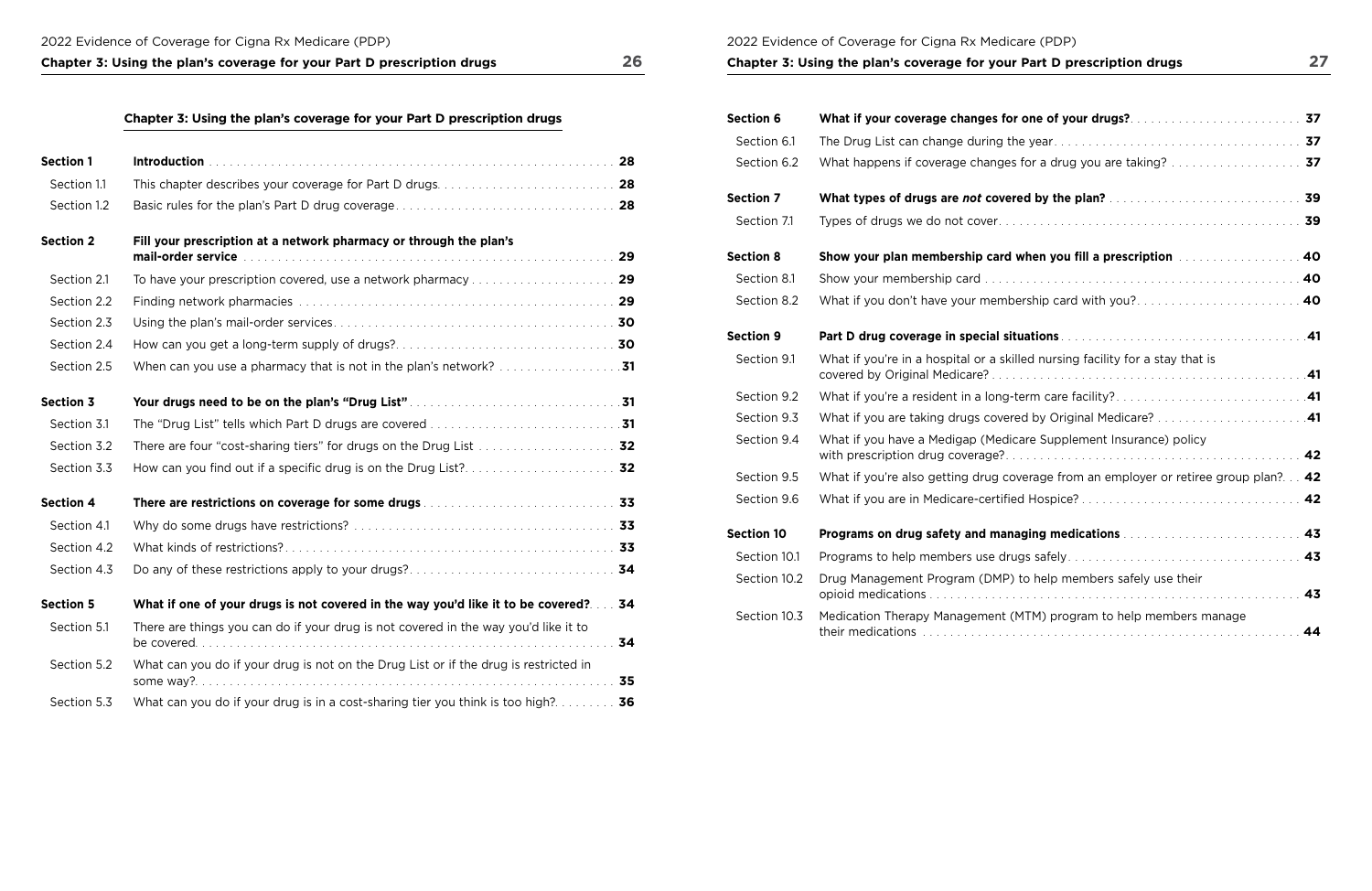## Chapter 3: Using the plan's coverage for your Part D prescription drugs

| | | |
|---|---|---|
| **Section 1** | **Introduction** | **28** |
| Section 1.1 | This chapter describes your coverage for Part D drugs | **28** |
| Section 1.2 | Basic rules for the plan's Part D drug coverage | **28** |
| **Section 2** | **Fill your prescription at a network pharmacy or through the plan's mail-order service** | **29** |
| Section 2.1 | To have your prescription covered, use a network pharmacy | **29** |
| Section 2.2 | Finding network pharmacies | **29** |
| Section 2.3 | Using the plan's mail-order services | **30** |
| Section 2.4 | How can you get a long-term supply of drugs? | **30** |
| Section 2.5 | When can you use a pharmacy that is not in the plan's network? | **31** |
| **Section 3** | **Your drugs need to be on the plan's "Drug List"** | **31** |
| Section 3.1 | The "Drug List" tells which Part D drugs are covered | **31** |
| Section 3.2 | There are four "cost-sharing tiers" for drugs on the Drug List | **32** |
| Section 3.3 | How can you find out if a specific drug is on the Drug List? | **32** |
| **Section 4** | **There are restrictions on coverage for some drugs** | **33** |
| Section 4.1 | Why do some drugs have restrictions? | **33** |
| Section 4.2 | What kinds of restrictions? | **33** |
| Section 4.3 | Do any of these restrictions apply to your drugs? | **34** |
| **Section 5** | **What if one of your drugs is not covered in the way you'd like it to be covered?** | **34** |
| Section 5.1 | There are things you can do if your drug is not covered in the way you'd like it to be covered | **34** |
| Section 5.2 | What can you do if your drug is not on the Drug List or if the drug is restricted in some way? | **35** |
| Section 5.3 | What can you do if your drug is in a cost-sharing tier you think is too high? | **36** |
| **Section 6** | **What if your coverage changes for one of your drugs?** | **37** |
| Section 6.1 | The Drug List can change during the year | **37** |
| Section 6.2 | What happens if coverage changes for a drug you are taking? | **37** |
| **Section 7** | **What types of drugs are *not* covered by the plan?** | **39** |
| Section 7.1 | Types of drugs we do not cover | **39** |
| **Section 8** | **Show your plan membership card when you fill a prescription** | **40** |
| Section 8.1 | Show your membership card | **40** |
| Section 8.2 | What if you don't have your membership card with you? | **40** |
| **Section 9** | **Part D drug coverage in special situations** | **41** |
| Section 9.1 | What if you're in a hospital or a skilled nursing facility for a stay that is covered by Original Medicare? | **41** |
| Section 9.2 | What if you're a resident in a long-term care facility? | **41** |
| Section 9.3 | What if you are taking drugs covered by Original Medicare? | **41** |
| Section 9.4 | What if you have a Medigap (Medicare Supplement Insurance) policy with prescription drug coverage? | **42** |
| Section 9.5 | What if you're also getting drug coverage from an employer or retiree group plan? | **42** |
| Section 9.6 | What if you are in Medicare-certified Hospice? | **42** |
| **Section 10** | **Programs on drug safety and managing medications** | **43** |
| Section 10.1 | Programs to help members use drugs safely | **43** |
| Section 10.2 | Drug Management Program (DMP) to help members safely use their opioid medications | **43** |
| Section 10.3 | Medication Therapy Management (MTM) program to help members manage their medications | **44** |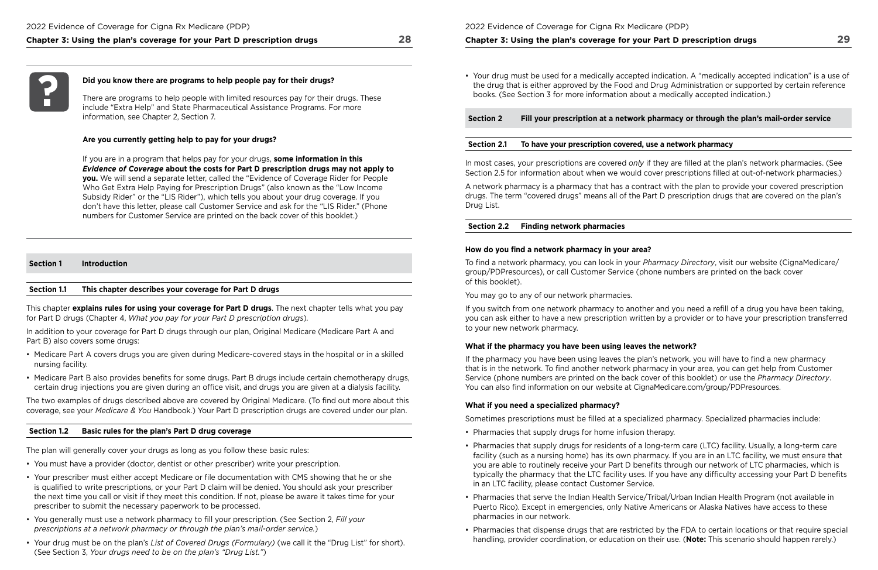**Did you know there are programs to help people pay for their drugs?**

There are programs to help people with limited resources pay for their drugs. These include "Extra Help" and State Pharmaceutical Assistance Programs. For more information, see Chapter 2, Section 7.

**Are you currently getting help to pay for your drugs?**

If you are in a program that helps pay for your drugs, **some information in this *Evidence of Coverage* about the costs for Part D prescription drugs may not apply to you.** We will send a separate letter, called the "Evidence of Coverage Rider for People Who Get Extra Help Paying for Prescription Drugs" (also known as the "Low Income Subsidy Rider" or the "LIS Rider"), which tells you about your drug coverage. If you don't have this letter, please call Customer Service and ask for the "LIS Rider." (Phone numbers for Customer Service are printed on the back cover of this booklet.)

## Section 1 Introduction

### Section 1.1 This chapter describes your coverage for Part D drugs

This chapter **explains rules for using your coverage for Part D drugs**. The next chapter tells what you pay for Part D drugs (Chapter 4, *What you pay for your Part D prescription drugs*).

In addition to your coverage for Part D drugs through our plan, Original Medicare (Medicare Part A and Part B) also covers some drugs:

- Medicare Part A covers drugs you are given during Medicare-covered stays in the hospital or in a skilled nursing facility.
- Medicare Part B also provides benefits for some drugs. Part B drugs include certain chemotherapy drugs, certain drug injections you are given during an office visit, and drugs you are given at a dialysis facility.

The two examples of drugs described above are covered by Original Medicare. (To find out more about this coverage, see your *Medicare & You* Handbook.) Your Part D prescription drugs are covered under our plan.

### Section 1.2 Basic rules for the plan's Part D drug coverage

The plan will generally cover your drugs as long as you follow these basic rules:

- You must have a provider (doctor, dentist or other prescriber) write your prescription.
- Your prescriber must either accept Medicare or file documentation with CMS showing that he or she is qualified to write prescriptions, or your Part D claim will be denied. You should ask your prescriber the next time you call or visit if they meet this condition. If not, please be aware it takes time for your prescriber to submit the necessary paperwork to be processed.
- You generally must use a network pharmacy to fill your prescription. (See Section 2, *Fill your prescriptions at a network pharmacy or through the plan's mail-order service.*)
- Your drug must be on the plan's *List of Covered Drugs (Formulary)* (we call it the "Drug List" for short). (See Section 3, *Your drugs need to be on the plan's "Drug List."*)
- Your drug must be used for a medically accepted indication. A "medically accepted indication" is a use of the drug that is either approved by the Food and Drug Administration or supported by certain reference books. (See Section 3 for more information about a medically accepted indication.)

## Section 2 Fill your prescription at a network pharmacy or through the plan's mail-order service

### Section 2.1 To have your prescription covered, use a network pharmacy

In most cases, your prescriptions are covered *only* if they are filled at the plan's network pharmacies. (See Section 2.5 for information about when we would cover prescriptions filled at out-of-network pharmacies.)

A network pharmacy is a pharmacy that has a contract with the plan to provide your covered prescription drugs. The term "covered drugs" means all of the Part D prescription drugs that are covered on the plan's Drug List.

### Section 2.2 Finding network pharmacies

**How do you find a network pharmacy in your area?**

To find a network pharmacy, you can look in your *Pharmacy Directory*, visit our website (CignaMedicare/group/PDPresources), or call Customer Service (phone numbers are printed on the back cover of this booklet).

You may go to any of our network pharmacies.

If you switch from one network pharmacy to another and you need a refill of a drug you have been taking, you can ask either to have a new prescription written by a provider or to have your prescription transferred to your new network pharmacy.

**What if the pharmacy you have been using leaves the network?**

If the pharmacy you have been using leaves the plan's network, you will have to find a new pharmacy that is in the network. To find another network pharmacy in your area, you can get help from Customer Service (phone numbers are printed on the back cover of this booklet) or use the *Pharmacy Directory*. You can also find information on our website at CignaMedicare.com/group/PDPresources.

**What if you need a specialized pharmacy?**

Sometimes prescriptions must be filled at a specialized pharmacy. Specialized pharmacies include:

- Pharmacies that supply drugs for home infusion therapy.
- Pharmacies that supply drugs for residents of a long-term care (LTC) facility. Usually, a long-term care facility (such as a nursing home) has its own pharmacy. If you are in an LTC facility, we must ensure that you are able to routinely receive your Part D benefits through our network of LTC pharmacies, which is typically the pharmacy that the LTC facility uses. If you have any difficulty accessing your Part D benefits in an LTC facility, please contact Customer Service.
- Pharmacies that serve the Indian Health Service/Tribal/Urban Indian Health Program (not available in Puerto Rico). Except in emergencies, only Native Americans or Alaska Natives have access to these pharmacies in our network.
- Pharmacies that dispense drugs that are restricted by the FDA to certain locations or that require special handling, provider coordination, or education on their use. (**Note:** This scenario should happen rarely.)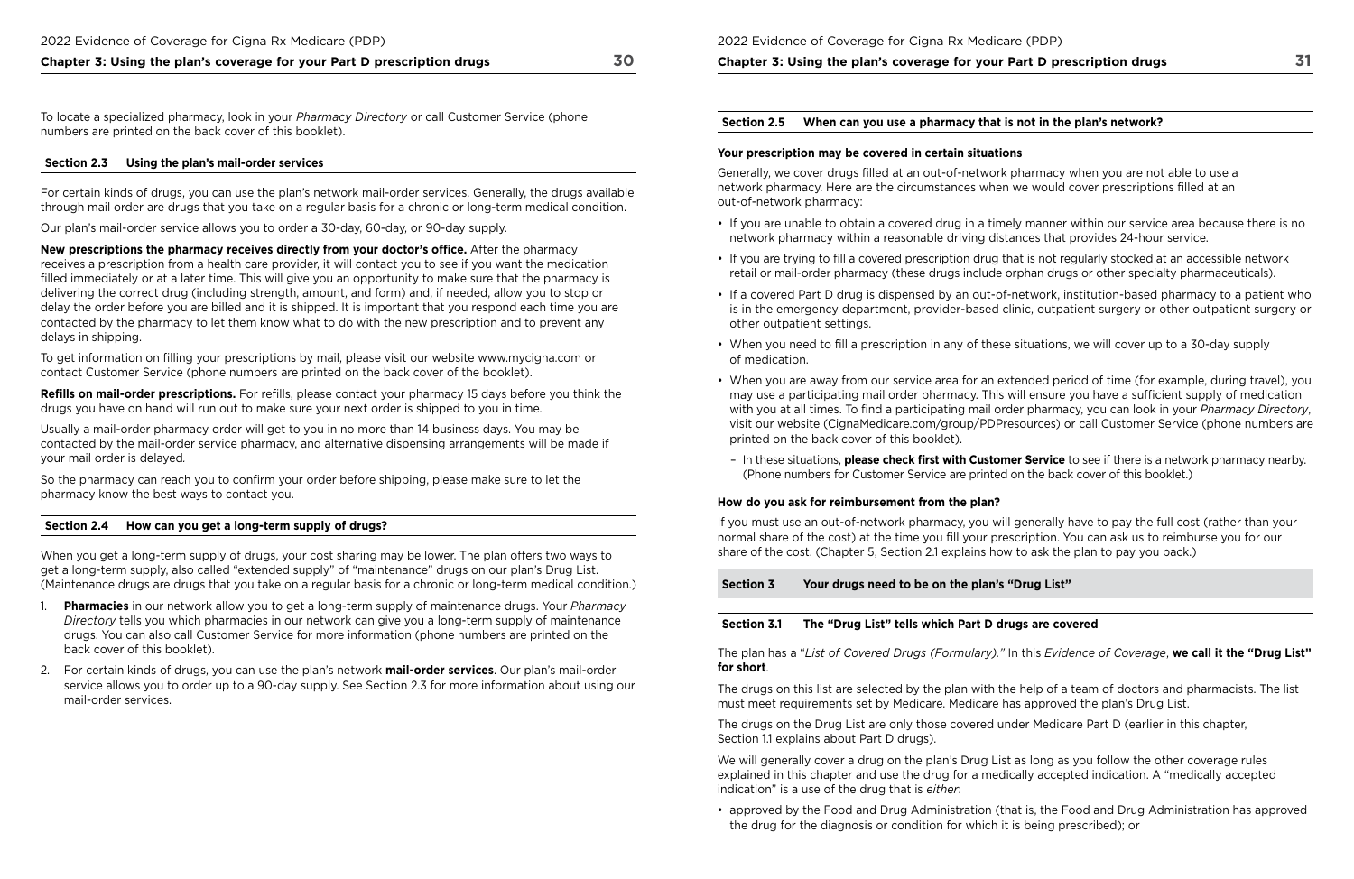To locate a specialized pharmacy, look in your *Pharmacy Directory* or call Customer Service (phone numbers are printed on the back cover of this booklet).

### Section 2.3 Using the plan's mail-order services

For certain kinds of drugs, you can use the plan's network mail-order services. Generally, the drugs available through mail order are drugs that you take on a regular basis for a chronic or long-term medical condition.

Our plan's mail-order service allows you to order a 30-day, 60-day, or 90-day supply.

**New prescriptions the pharmacy receives directly from your doctor's office.** After the pharmacy receives a prescription from a health care provider, it will contact you to see if you want the medication filled immediately or at a later time. This will give you an opportunity to make sure that the pharmacy is delivering the correct drug (including strength, amount, and form) and, if needed, allow you to stop or delay the order before you are billed and it is shipped. It is important that you respond each time you are contacted by the pharmacy to let them know what to do with the new prescription and to prevent any delays in shipping.

To get information on filling your prescriptions by mail, please visit our website www.mycigna.com or contact Customer Service (phone numbers are printed on the back cover of the booklet).

**Refills on mail-order prescriptions.** For refills, please contact your pharmacy 15 days before you think the drugs you have on hand will run out to make sure your next order is shipped to you in time.

Usually a mail-order pharmacy order will get to you in no more than 14 business days. You may be contacted by the mail-order service pharmacy, and alternative dispensing arrangements will be made if your mail order is delayed.

So the pharmacy can reach you to confirm your order before shipping, please make sure to let the pharmacy know the best ways to contact you.

### Section 2.4 How can you get a long-term supply of drugs?

When you get a long-term supply of drugs, your cost sharing may be lower. The plan offers two ways to get a long-term supply, also called "extended supply" of "maintenance" drugs on our plan's Drug List. (Maintenance drugs are drugs that you take on a regular basis for a chronic or long-term medical condition.)

1. **Pharmacies** in our network allow you to get a long-term supply of maintenance drugs. Your *Pharmacy Directory* tells you which pharmacies in our network can give you a long-term supply of maintenance drugs. You can also call Customer Service for more information (phone numbers are printed on the back cover of this booklet).
2. For certain kinds of drugs, you can use the plan's network **mail-order services**. Our plan's mail-order service allows you to order up to a 90-day supply. See Section 2.3 for more information about using our mail-order services.

### Section 2.5 When can you use a pharmacy that is not in the plan's network?

**Your prescription may be covered in certain situations**

Generally, we cover drugs filled at an out-of-network pharmacy when you are not able to use a network pharmacy. Here are the circumstances when we would cover prescriptions filled at an out-of-network pharmacy:

- If you are unable to obtain a covered drug in a timely manner within our service area because there is no network pharmacy within a reasonable driving distances that provides 24-hour service.
- If you are trying to fill a covered prescription drug that is not regularly stocked at an accessible network retail or mail-order pharmacy (these drugs include orphan drugs or other specialty pharmaceuticals).
- If a covered Part D drug is dispensed by an out-of-network, institution-based pharmacy to a patient who is in the emergency department, provider-based clinic, outpatient surgery or other outpatient surgery or other outpatient settings.
- When you need to fill a prescription in any of these situations, we will cover up to a 30-day supply of medication.
- When you are away from our service area for an extended period of time (for example, during travel), you may use a participating mail order pharmacy. This will ensure you have a sufficient supply of medication with you at all times. To find a participating mail order pharmacy, you can look in your *Pharmacy Directory*, visit our website (CignaMedicare.com/group/PDPresources) or call Customer Service (phone numbers are printed on the back cover of this booklet).
  - In these situations, **please check first with Customer Service** to see if there is a network pharmacy nearby. (Phone numbers for Customer Service are printed on the back cover of this booklet.)

**How do you ask for reimbursement from the plan?**

If you must use an out-of-network pharmacy, you will generally have to pay the full cost (rather than your normal share of the cost) at the time you fill your prescription. You can ask us to reimburse you for our share of the cost. (Chapter 5, Section 2.1 explains how to ask the plan to pay you back.)

## Section 3 Your drugs need to be on the plan's "Drug List"

### Section 3.1 The "Drug List" tells which Part D drugs are covered

The plan has a "*List of Covered Drugs (Formulary).*" In this *Evidence of Coverage*, **we call it the "Drug List" for short**.

The drugs on this list are selected by the plan with the help of a team of doctors and pharmacists. The list must meet requirements set by Medicare. Medicare has approved the plan's Drug List.

The drugs on the Drug List are only those covered under Medicare Part D (earlier in this chapter, Section 1.1 explains about Part D drugs).

We will generally cover a drug on the plan's Drug List as long as you follow the other coverage rules explained in this chapter and use the drug for a medically accepted indication. A "medically accepted indication" is a use of the drug that is *either*:

- approved by the Food and Drug Administration (that is, the Food and Drug Administration has approved the drug for the diagnosis or condition for which it is being prescribed); or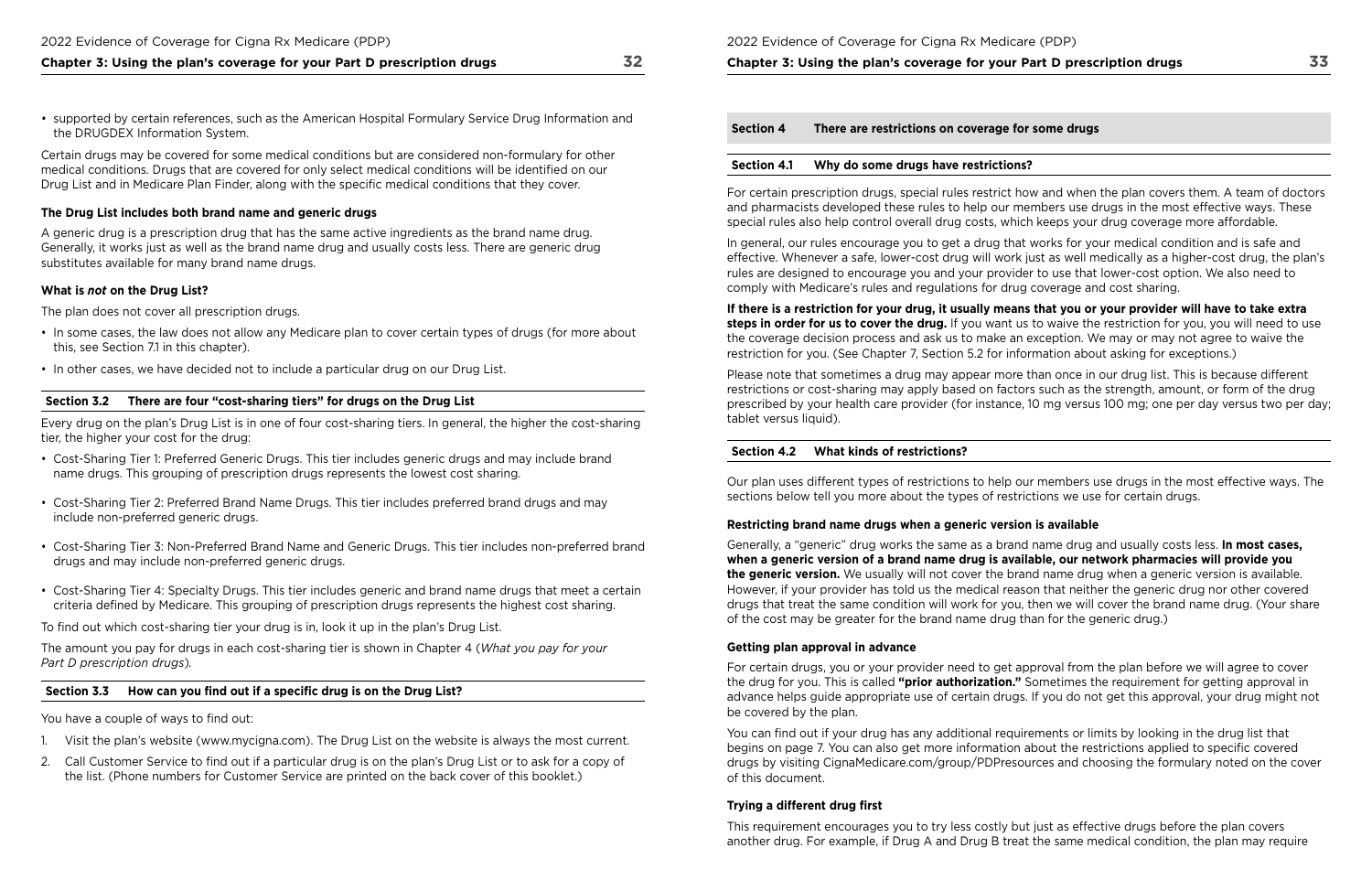- supported by certain references, such as the American Hospital Formulary Service Drug Information and the DRUGDEX Information System.

Certain drugs may be covered for some medical conditions but are considered non-formulary for other medical conditions. Drugs that are covered for only select medical conditions will be identified on our Drug List and in Medicare Plan Finder, along with the specific medical conditions that they cover.

**The Drug List includes both brand name and generic drugs**

A generic drug is a prescription drug that has the same active ingredients as the brand name drug. Generally, it works just as well as the brand name drug and usually costs less. There are generic drug substitutes available for many brand name drugs.

**What is *not* on the Drug List?**

The plan does not cover all prescription drugs.

- In some cases, the law does not allow any Medicare plan to cover certain types of drugs (for more about this, see Section 7.1 in this chapter).
- In other cases, we have decided not to include a particular drug on our Drug List.

### Section 3.2 There are four "cost-sharing tiers" for drugs on the Drug List

Every drug on the plan's Drug List is in one of four cost-sharing tiers. In general, the higher the cost-sharing tier, the higher your cost for the drug:

- Cost-Sharing Tier 1: Preferred Generic Drugs. This tier includes generic drugs and may include brand name drugs. This grouping of prescription drugs represents the lowest cost sharing.
- Cost-Sharing Tier 2: Preferred Brand Name Drugs. This tier includes preferred brand drugs and may include non-preferred generic drugs.
- Cost-Sharing Tier 3: Non-Preferred Brand Name and Generic Drugs. This tier includes non-preferred brand drugs and may include non-preferred generic drugs.
- Cost-Sharing Tier 4: Specialty Drugs. This tier includes generic and brand name drugs that meet a certain criteria defined by Medicare. This grouping of prescription drugs represents the highest cost sharing.

To find out which cost-sharing tier your drug is in, look it up in the plan's Drug List.

The amount you pay for drugs in each cost-sharing tier is shown in Chapter 4 (*What you pay for your Part D prescription drugs*).

### Section 3.3 How can you find out if a specific drug is on the Drug List?

You have a couple of ways to find out:

1. Visit the plan's website (www.mycigna.com). The Drug List on the website is always the most current.
2. Call Customer Service to find out if a particular drug is on the plan's Drug List or to ask for a copy of the list. (Phone numbers for Customer Service are printed on the back cover of this booklet.)

## Section 4 There are restrictions on coverage for some drugs

### Section 4.1 Why do some drugs have restrictions?

For certain prescription drugs, special rules restrict how and when the plan covers them. A team of doctors and pharmacists developed these rules to help our members use drugs in the most effective ways. These special rules also help control overall drug costs, which keeps your drug coverage more affordable.

In general, our rules encourage you to get a drug that works for your medical condition and is safe and effective. Whenever a safe, lower-cost drug will work just as well medically as a higher-cost drug, the plan's rules are designed to encourage you and your provider to use that lower-cost option. We also need to comply with Medicare's rules and regulations for drug coverage and cost sharing.

**If there is a restriction for your drug, it usually means that you or your provider will have to take extra steps in order for us to cover the drug.** If you want us to waive the restriction for you, you will need to use the coverage decision process and ask us to make an exception. We may or may not agree to waive the restriction for you. (See Chapter 7, Section 5.2 for information about asking for exceptions.)

Please note that sometimes a drug may appear more than once in our drug list. This is because different restrictions or cost-sharing may apply based on factors such as the strength, amount, or form of the drug prescribed by your health care provider (for instance, 10 mg versus 100 mg; one per day versus two per day; tablet versus liquid).

### Section 4.2 What kinds of restrictions?

Our plan uses different types of restrictions to help our members use drugs in the most effective ways. The sections below tell you more about the types of restrictions we use for certain drugs.

**Restricting brand name drugs when a generic version is available**

Generally, a "generic" drug works the same as a brand name drug and usually costs less. **In most cases, when a generic version of a brand name drug is available, our network pharmacies will provide you the generic version.** We usually will not cover the brand name drug when a generic version is available. However, if your provider has told us the medical reason that neither the generic drug nor other covered drugs that treat the same condition will work for you, then we will cover the brand name drug. (Your share of the cost may be greater for the brand name drug than for the generic drug.)

**Getting plan approval in advance**

For certain drugs, you or your provider need to get approval from the plan before we will agree to cover the drug for you. This is called **"prior authorization."** Sometimes the requirement for getting approval in advance helps guide appropriate use of certain drugs. If you do not get this approval, your drug might not be covered by the plan.

You can find out if your drug has any additional requirements or limits by looking in the drug list that begins on page 7. You can also get more information about the restrictions applied to specific covered drugs by visiting CignaMedicare.com/group/PDPresources and choosing the formulary noted on the cover of this document.

**Trying a different drug first**

This requirement encourages you to try less costly but just as effective drugs before the plan covers another drug. For example, if Drug A and Drug B treat the same medical condition, the plan may require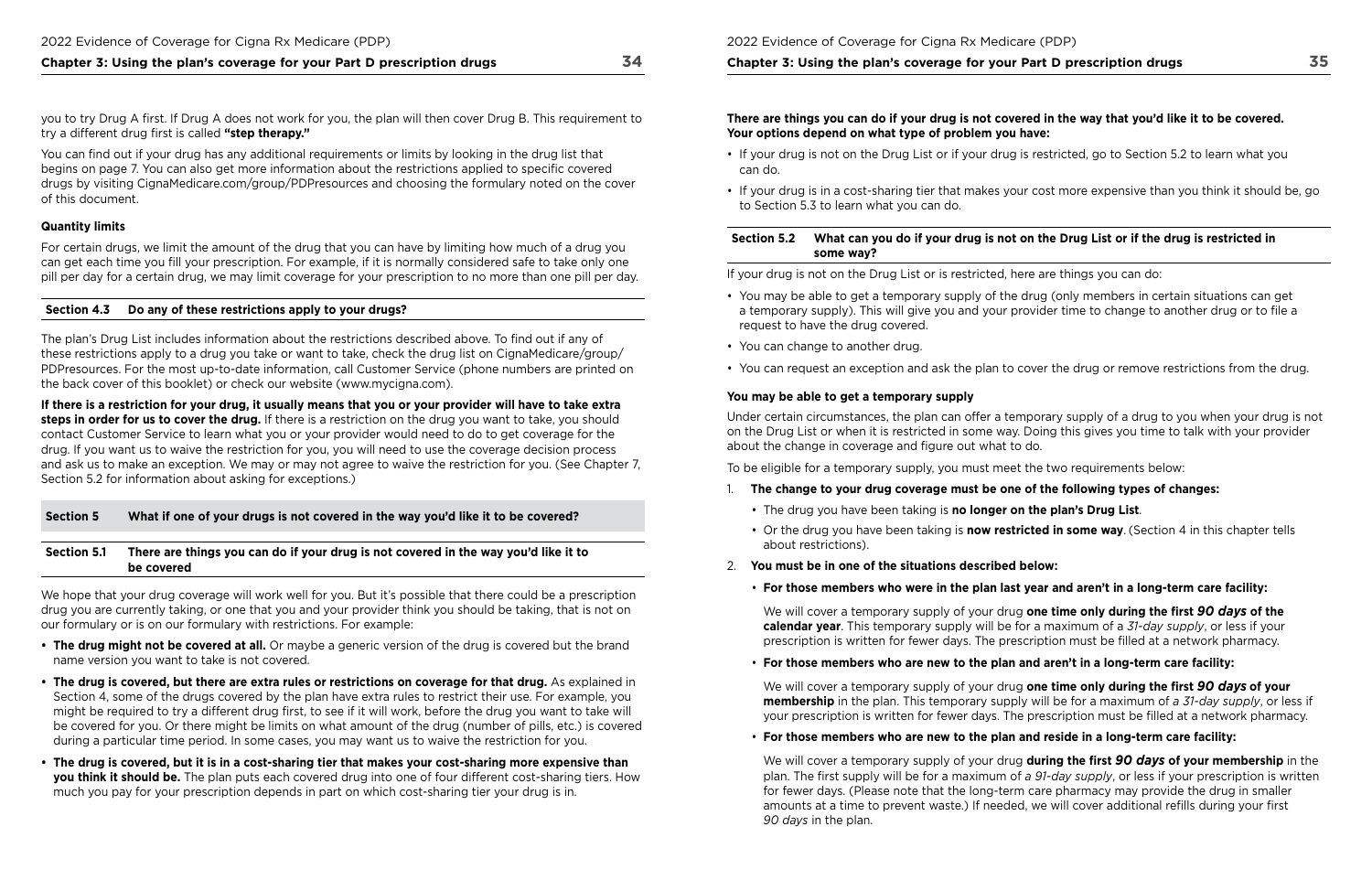you to try Drug A first. If Drug A does not work for you, the plan will then cover Drug B. This requirement to try a different drug first is called **"step therapy."**

You can find out if your drug has any additional requirements or limits by looking in the drug list that begins on page 7. You can also get more information about the restrictions applied to specific covered drugs by visiting CignaMedicare.com/group/PDPresources and choosing the formulary noted on the cover of this document.

**Quantity limits**

For certain drugs, we limit the amount of the drug that you can have by limiting how much of a drug you can get each time you fill your prescription. For example, if it is normally considered safe to take only one pill per day for a certain drug, we may limit coverage for your prescription to no more than one pill per day.

### Section 4.3 Do any of these restrictions apply to your drugs?

The plan's Drug List includes information about the restrictions described above. To find out if any of these restrictions apply to a drug you take or want to take, check the drug list on CignaMedicare/group/PDPresources. For the most up-to-date information, call Customer Service (phone numbers are printed on the back cover of this booklet) or check our website (www.mycigna.com).

**If there is a restriction for your drug, it usually means that you or your provider will have to take extra steps in order for us to cover the drug.** If there is a restriction on the drug you want to take, you should contact Customer Service to learn what you or your provider would need to do to get coverage for the drug. If you want us to waive the restriction for you, you will need to use the coverage decision process and ask us to make an exception. We may or may not agree to waive the restriction for you. (See Chapter 7, Section 5.2 for information about asking for exceptions.)

## Section 5 What if one of your drugs is not covered in the way you'd like it to be covered?

### Section 5.1 There are things you can do if your drug is not covered in the way you'd like it to be covered

We hope that your drug coverage will work well for you. But it's possible that there could be a prescription drug you are currently taking, or one that you and your provider think you should be taking, that is not on our formulary or is on our formulary with restrictions. For example:

- **The drug might not be covered at all.** Or maybe a generic version of the drug is covered but the brand name version you want to take is not covered.
- **The drug is covered, but there are extra rules or restrictions on coverage for that drug.** As explained in Section 4, some of the drugs covered by the plan have extra rules to restrict their use. For example, you might be required to try a different drug first, to see if it will work, before the drug you want to take will be covered for you. Or there might be limits on what amount of the drug (number of pills, etc.) is covered during a particular time period. In some cases, you may want us to waive the restriction for you.
- **The drug is covered, but it is in a cost-sharing tier that makes your cost-sharing more expensive than you think it should be.** The plan puts each covered drug into one of four different cost-sharing tiers. How much you pay for your prescription depends in part on which cost-sharing tier your drug is in.

**There are things you can do if your drug is not covered in the way that you'd like it to be covered. Your options depend on what type of problem you have:**

- If your drug is not on the Drug List or if your drug is restricted, go to Section 5.2 to learn what you can do.
- If your drug is in a cost-sharing tier that makes your cost more expensive than you think it should be, go to Section 5.3 to learn what you can do.

### Section 5.2 What can you do if your drug is not on the Drug List or if the drug is restricted in some way?

If your drug is not on the Drug List or is restricted, here are things you can do:

- You may be able to get a temporary supply of the drug (only members in certain situations can get a temporary supply). This will give you and your provider time to change to another drug or to file a request to have the drug covered.
- You can change to another drug.
- You can request an exception and ask the plan to cover the drug or remove restrictions from the drug.

**You may be able to get a temporary supply**

Under certain circumstances, the plan can offer a temporary supply of a drug to you when your drug is not on the Drug List or when it is restricted in some way. Doing this gives you time to talk with your provider about the change in coverage and figure out what to do.

To be eligible for a temporary supply, you must meet the two requirements below:

1. **The change to your drug coverage must be one of the following types of changes:**
   - The drug you have been taking is **no longer on the plan's Drug List**.
   - Or the drug you have been taking is **now restricted in some way**. (Section 4 in this chapter tells about restrictions).
2. **You must be in one of the situations described below:**
   - **For those members who were in the plan last year and aren't in a long-term care facility:**

     We will cover a temporary supply of your drug **one time only during the first *90 days* of the calendar year**. This temporary supply will be for a maximum of a *31-day supply*, or less if your prescription is written for fewer days. The prescription must be filled at a network pharmacy.
   - **For those members who are new to the plan and aren't in a long-term care facility:**

     We will cover a temporary supply of your drug **one time only during the first *90 days* of your membership** in the plan. This temporary supply will be for a maximum of *a 31-day supply*, or less if your prescription is written for fewer days. The prescription must be filled at a network pharmacy.
   - **For those members who are new to the plan and reside in a long-term care facility:**

     We will cover a temporary supply of your drug **during the first *90 days* of your membership** in the plan. The first supply will be for a maximum of *a 91-day supply*, or less if your prescription is written for fewer days. (Please note that the long-term care pharmacy may provide the drug in smaller amounts at a time to prevent waste.) If needed, we will cover additional refills during your first *90 days* in the plan.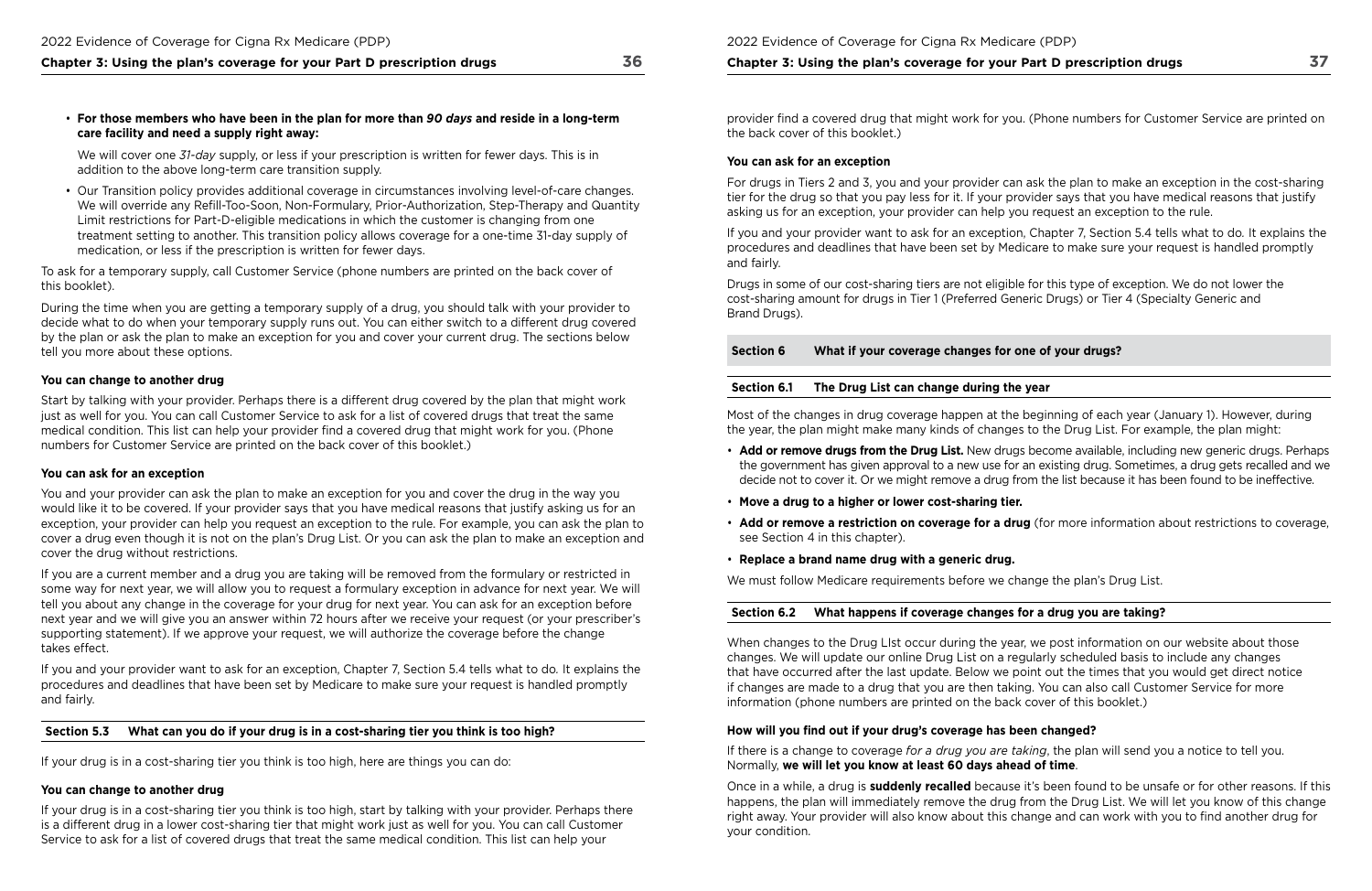- **For those members who have been in the plan for more than *90 days* and reside in a long-term care facility and need a supply right away:**

  We will cover one *31-day* supply, or less if your prescription is written for fewer days. This is in addition to the above long-term care transition supply.

- Our Transition policy provides additional coverage in circumstances involving level-of-care changes. We will override any Refill-Too-Soon, Non-Formulary, Prior-Authorization, Step-Therapy and Quantity Limit restrictions for Part-D-eligible medications in which the customer is changing from one treatment setting to another. This transition policy allows coverage for a one-time 31-day supply of medication, or less if the prescription is written for fewer days.

To ask for a temporary supply, call Customer Service (phone numbers are printed on the back cover of this booklet).

During the time when you are getting a temporary supply of a drug, you should talk with your provider to decide what to do when your temporary supply runs out. You can either switch to a different drug covered by the plan or ask the plan to make an exception for you and cover your current drug. The sections below tell you more about these options.

**You can change to another drug**

Start by talking with your provider. Perhaps there is a different drug covered by the plan that might work just as well for you. You can call Customer Service to ask for a list of covered drugs that treat the same medical condition. This list can help your provider find a covered drug that might work for you. (Phone numbers for Customer Service are printed on the back cover of this booklet.)

**You can ask for an exception**

You and your provider can ask the plan to make an exception for you and cover the drug in the way you would like it to be covered. If your provider says that you have medical reasons that justify asking us for an exception, your provider can help you request an exception to the rule. For example, you can ask the plan to cover a drug even though it is not on the plan's Drug List. Or you can ask the plan to make an exception and cover the drug without restrictions.

If you are a current member and a drug you are taking will be removed from the formulary or restricted in some way for next year, we will allow you to request a formulary exception in advance for next year. We will tell you about any change in the coverage for your drug for next year. You can ask for an exception before next year and we will give you an answer within 72 hours after we receive your request (or your prescriber's supporting statement). If we approve your request, we will authorize the coverage before the change takes effect.

If you and your provider want to ask for an exception, Chapter 7, Section 5.4 tells what to do. It explains the procedures and deadlines that have been set by Medicare to make sure your request is handled promptly and fairly.

### Section 5.3 What can you do if your drug is in a cost-sharing tier you think is too high?

If your drug is in a cost-sharing tier you think is too high, here are things you can do:

**You can change to another drug**

If your drug is in a cost-sharing tier you think is too high, start by talking with your provider. Perhaps there is a different drug in a lower cost-sharing tier that might work just as well for you. You can call Customer Service to ask for a list of covered drugs that treat the same medical condition. This list can help your provider find a covered drug that might work for you. (Phone numbers for Customer Service are printed on the back cover of this booklet.)

**You can ask for an exception**

For drugs in Tiers 2 and 3, you and your provider can ask the plan to make an exception in the cost-sharing tier for the drug so that you pay less for it. If your provider says that you have medical reasons that justify asking us for an exception, your provider can help you request an exception to the rule.

If you and your provider want to ask for an exception, Chapter 7, Section 5.4 tells what to do. It explains the procedures and deadlines that have been set by Medicare to make sure your request is handled promptly and fairly.

Drugs in some of our cost-sharing tiers are not eligible for this type of exception. We do not lower the cost-sharing amount for drugs in Tier 1 (Preferred Generic Drugs) or Tier 4 (Specialty Generic and Brand Drugs).

## Section 6 What if your coverage changes for one of your drugs?

### Section 6.1 The Drug List can change during the year

Most of the changes in drug coverage happen at the beginning of each year (January 1). However, during the year, the plan might make many kinds of changes to the Drug List. For example, the plan might:

- **Add or remove drugs from the Drug List.** New drugs become available, including new generic drugs. Perhaps the government has given approval to a new use for an existing drug. Sometimes, a drug gets recalled and we decide not to cover it. Or we might remove a drug from the list because it has been found to be ineffective.
- **Move a drug to a higher or lower cost-sharing tier.**
- **Add or remove a restriction on coverage for a drug** (for more information about restrictions to coverage, see Section 4 in this chapter).
- **Replace a brand name drug with a generic drug.**

We must follow Medicare requirements before we change the plan's Drug List.

### Section 6.2 What happens if coverage changes for a drug you are taking?

When changes to the Drug LIst occur during the year, we post information on our website about those changes. We will update our online Drug List on a regularly scheduled basis to include any changes that have occurred after the last update. Below we point out the times that you would get direct notice if changes are made to a drug that you are then taking. You can also call Customer Service for more information (phone numbers are printed on the back cover of this booklet.)

**How will you find out if your drug's coverage has been changed?**

If there is a change to coverage *for a drug you are taking*, the plan will send you a notice to tell you. Normally, **we will let you know at least 60 days ahead of time**.

Once in a while, a drug is **suddenly recalled** because it's been found to be unsafe or for other reasons. If this happens, the plan will immediately remove the drug from the Drug List. We will let you know of this change right away. Your provider will also know about this change and can work with you to find another drug for your condition.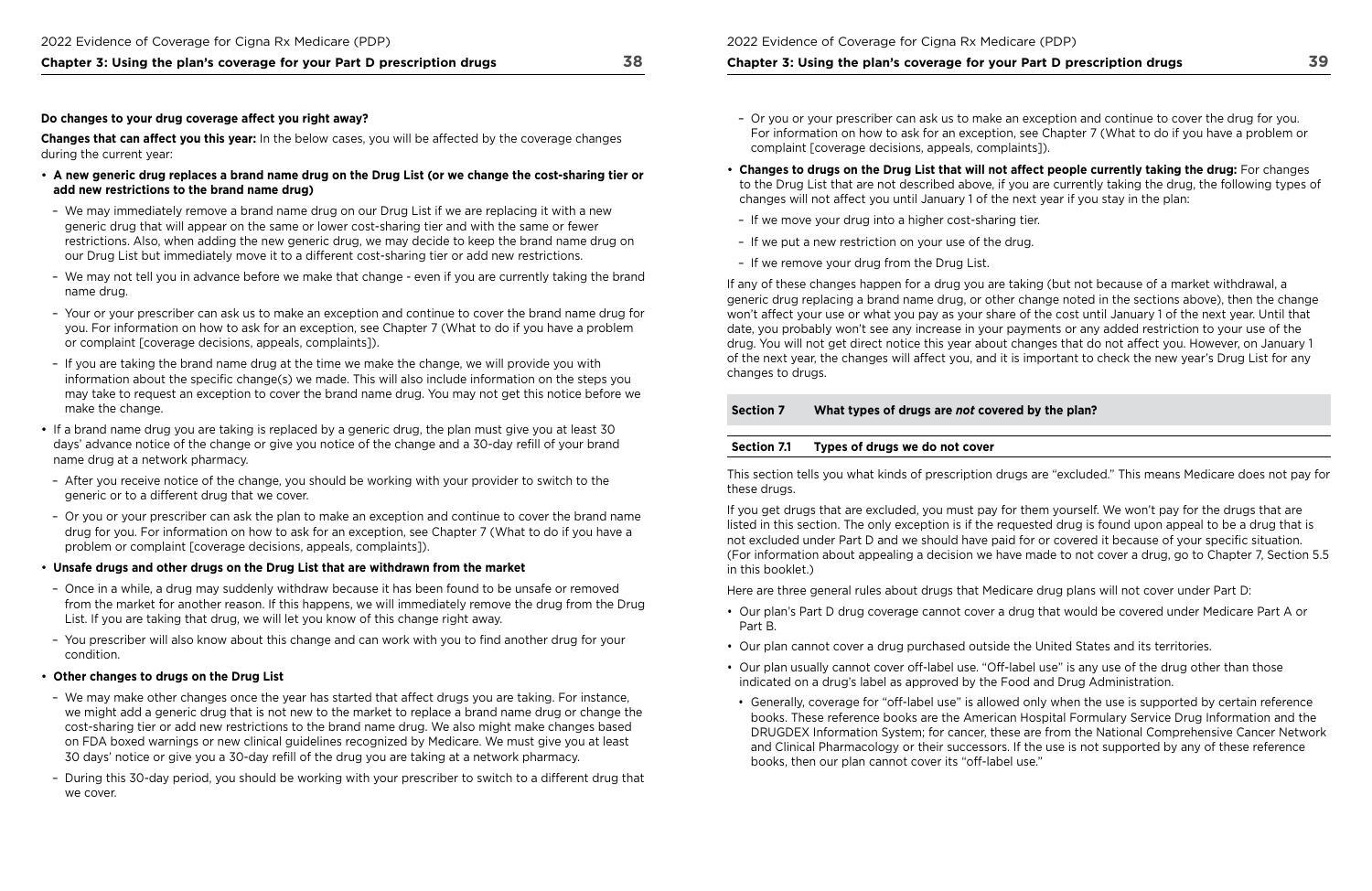**Do changes to your drug coverage affect you right away?**

**Changes that can affect you this year:** In the below cases, you will be affected by the coverage changes during the current year:

- **A new generic drug replaces a brand name drug on the Drug List (or we change the cost-sharing tier or add new restrictions to the brand name drug)**
  - We may immediately remove a brand name drug on our Drug List if we are replacing it with a new generic drug that will appear on the same or lower cost-sharing tier and with the same or fewer restrictions. Also, when adding the new generic drug, we may decide to keep the brand name drug on our Drug List but immediately move it to a different cost-sharing tier or add new restrictions.
  - We may not tell you in advance before we make that change - even if you are currently taking the brand name drug.
  - Your or your prescriber can ask us to make an exception and continue to cover the brand name drug for you. For information on how to ask for an exception, see Chapter 7 (What to do if you have a problem or complaint [coverage decisions, appeals, complaints]).
  - If you are taking the brand name drug at the time we make the change, we will provide you with information about the specific change(s) we made. This will also include information on the steps you may take to request an exception to cover the brand name drug. You may not get this notice before we make the change.
- If a brand name drug you are taking is replaced by a generic drug, the plan must give you at least 30 days' advance notice of the change or give you notice of the change and a 30-day refill of your brand name drug at a network pharmacy.
  - After you receive notice of the change, you should be working with your provider to switch to the generic or to a different drug that we cover.
  - Or you or your prescriber can ask the plan to make an exception and continue to cover the brand name drug for you. For information on how to ask for an exception, see Chapter 7 (What to do if you have a problem or complaint [coverage decisions, appeals, complaints]).
- **Unsafe drugs and other drugs on the Drug List that are withdrawn from the market**
  - Once in a while, a drug may suddenly withdraw because it has been found to be unsafe or removed from the market for another reason. If this happens, we will immediately remove the drug from the Drug List. If you are taking that drug, we will let you know of this change right away.
  - You prescriber will also know about this change and can work with you to find another drug for your condition.
- **Other changes to drugs on the Drug List**
  - We may make other changes once the year has started that affect drugs you are taking. For instance, we might add a generic drug that is not new to the market to replace a brand name drug or change the cost-sharing tier or add new restrictions to the brand name drug. We also might make changes based on FDA boxed warnings or new clinical guidelines recognized by Medicare. We must give you at least 30 days' notice or give you a 30-day refill of the drug you are taking at a network pharmacy.
  - During this 30-day period, you should be working with your prescriber to switch to a different drug that we cover.
  - Or you or your prescriber can ask us to make an exception and continue to cover the drug for you. For information on how to ask for an exception, see Chapter 7 (What to do if you have a problem or complaint [coverage decisions, appeals, complaints]).
- **Changes to drugs on the Drug List that will not affect people currently taking the drug:** For changes to the Drug List that are not described above, if you are currently taking the drug, the following types of changes will not affect you until January 1 of the next year if you stay in the plan:
  - If we move your drug into a higher cost-sharing tier.
  - If we put a new restriction on your use of the drug.
  - If we remove your drug from the Drug List.

If any of these changes happen for a drug you are taking (but not because of a market withdrawal, a generic drug replacing a brand name drug, or other change noted in the sections above), then the change won't affect your use or what you pay as your share of the cost until January 1 of the next year. Until that date, you probably won't see any increase in your payments or any added restriction to your use of the drug. You will not get direct notice this year about changes that do not affect you. However, on January 1 of the next year, the changes will affect you, and it is important to check the new year's Drug List for any changes to drugs.

## Section 7 What types of drugs are *not* covered by the plan?

### Section 7.1 Types of drugs we do not cover

This section tells you what kinds of prescription drugs are "excluded." This means Medicare does not pay for these drugs.

If you get drugs that are excluded, you must pay for them yourself. We won't pay for the drugs that are listed in this section. The only exception is if the requested drug is found upon appeal to be a drug that is not excluded under Part D and we should have paid for or covered it because of your specific situation. (For information about appealing a decision we have made to not cover a drug, go to Chapter 7, Section 5.5 in this booklet.)

Here are three general rules about drugs that Medicare drug plans will not cover under Part D:

- Our plan's Part D drug coverage cannot cover a drug that would be covered under Medicare Part A or Part B.
- Our plan cannot cover a drug purchased outside the United States and its territories.
- Our plan usually cannot cover off-label use. "Off-label use" is any use of the drug other than those indicated on a drug's label as approved by the Food and Drug Administration.
  - Generally, coverage for "off-label use" is allowed only when the use is supported by certain reference books. These reference books are the American Hospital Formulary Service Drug Information and the DRUGDEX Information System; for cancer, these are from the National Comprehensive Cancer Network and Clinical Pharmacology or their successors. If the use is not supported by any of these reference books, then our plan cannot cover its "off-label use."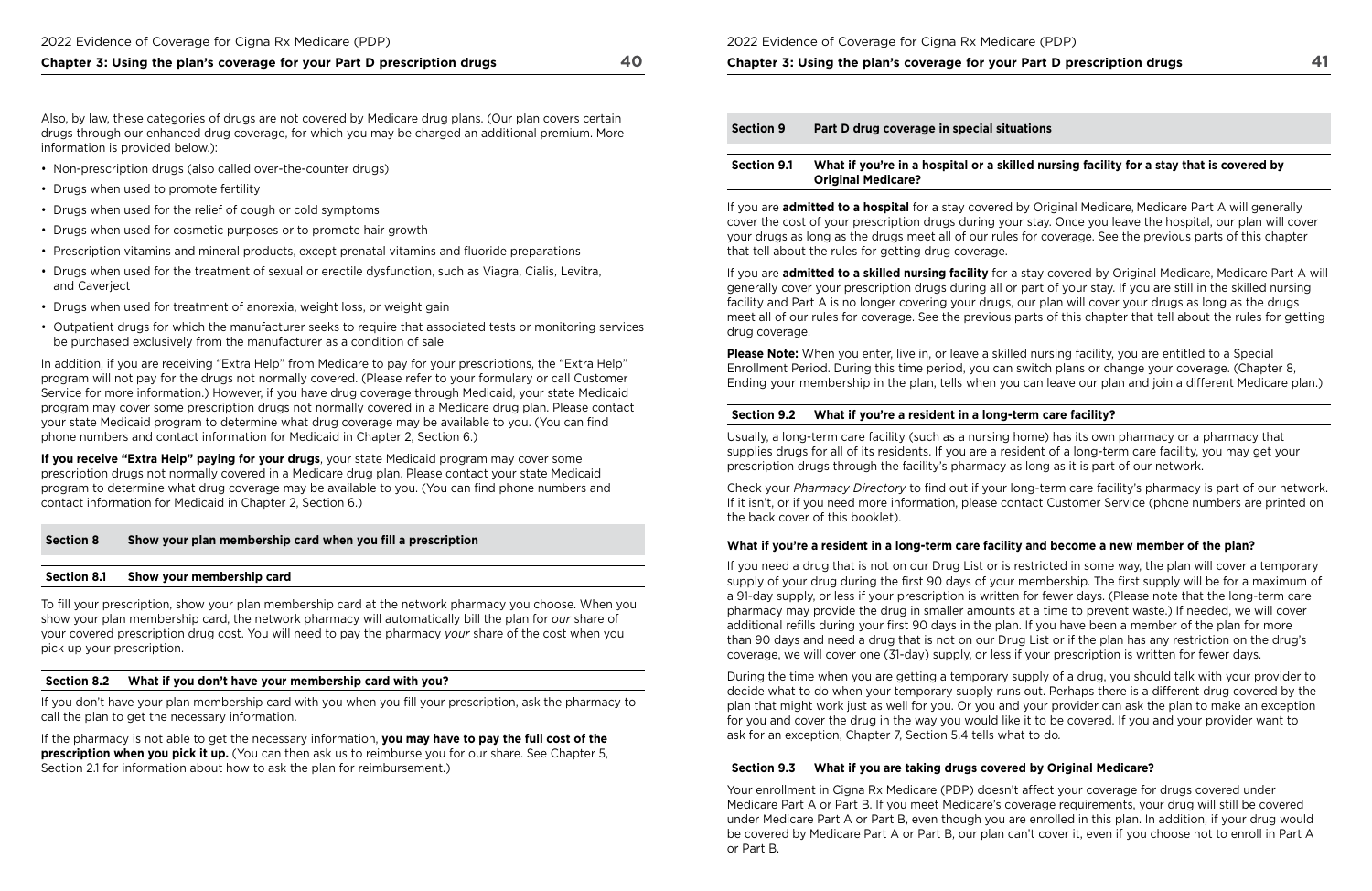Also, by law, these categories of drugs are not covered by Medicare drug plans. (Our plan covers certain drugs through our enhanced drug coverage, for which you may be charged an additional premium. More information is provided below.):

- Non-prescription drugs (also called over-the-counter drugs)
- Drugs when used to promote fertility
- Drugs when used for the relief of cough or cold symptoms
- Drugs when used for cosmetic purposes or to promote hair growth
- Prescription vitamins and mineral products, except prenatal vitamins and fluoride preparations
- Drugs when used for the treatment of sexual or erectile dysfunction, such as Viagra, Cialis, Levitra, and Caverject
- Drugs when used for treatment of anorexia, weight loss, or weight gain
- Outpatient drugs for which the manufacturer seeks to require that associated tests or monitoring services be purchased exclusively from the manufacturer as a condition of sale

In addition, if you are receiving "Extra Help" from Medicare to pay for your prescriptions, the "Extra Help" program will not pay for the drugs not normally covered. (Please refer to your formulary or call Customer Service for more information.) However, if you have drug coverage through Medicaid, your state Medicaid program may cover some prescription drugs not normally covered in a Medicare drug plan. Please contact your state Medicaid program to determine what drug coverage may be available to you. (You can find phone numbers and contact information for Medicaid in Chapter 2, Section 6.)

**If you receive "Extra Help" paying for your drugs**, your state Medicaid program may cover some prescription drugs not normally covered in a Medicare drug plan. Please contact your state Medicaid program to determine what drug coverage may be available to you. (You can find phone numbers and contact information for Medicaid in Chapter 2, Section 6.)

## Section 8 Show your plan membership card when you fill a prescription

### Section 8.1 Show your membership card

To fill your prescription, show your plan membership card at the network pharmacy you choose. When you show your plan membership card, the network pharmacy will automatically bill the plan for *our* share of your covered prescription drug cost. You will need to pay the pharmacy *your* share of the cost when you pick up your prescription.

### Section 8.2 What if you don't have your membership card with you?

If you don't have your plan membership card with you when you fill your prescription, ask the pharmacy to call the plan to get the necessary information.

If the pharmacy is not able to get the necessary information, **you may have to pay the full cost of the prescription when you pick it up.** (You can then ask us to reimburse you for our share. See Chapter 5, Section 2.1 for information about how to ask the plan for reimbursement.)

## Section 9 Part D drug coverage in special situations

### Section 9.1 What if you're in a hospital or a skilled nursing facility for a stay that is covered by Original Medicare?

If you are **admitted to a hospital** for a stay covered by Original Medicare, Medicare Part A will generally cover the cost of your prescription drugs during your stay. Once you leave the hospital, our plan will cover your drugs as long as the drugs meet all of our rules for coverage. See the previous parts of this chapter that tell about the rules for getting drug coverage.

If you are **admitted to a skilled nursing facility** for a stay covered by Original Medicare, Medicare Part A will generally cover your prescription drugs during all or part of your stay. If you are still in the skilled nursing facility and Part A is no longer covering your drugs, our plan will cover your drugs as long as the drugs meet all of our rules for coverage. See the previous parts of this chapter that tell about the rules for getting drug coverage.

**Please Note:** When you enter, live in, or leave a skilled nursing facility, you are entitled to a Special Enrollment Period. During this time period, you can switch plans or change your coverage. (Chapter 8, Ending your membership in the plan, tells when you can leave our plan and join a different Medicare plan.)

### Section 9.2 What if you're a resident in a long-term care facility?

Usually, a long-term care facility (such as a nursing home) has its own pharmacy or a pharmacy that supplies drugs for all of its residents. If you are a resident of a long-term care facility, you may get your prescription drugs through the facility's pharmacy as long as it is part of our network.

Check your *Pharmacy Directory* to find out if your long-term care facility's pharmacy is part of our network. If it isn't, or if you need more information, please contact Customer Service (phone numbers are printed on the back cover of this booklet).

#### What if you're a resident in a long-term care facility and become a new member of the plan?

If you need a drug that is not on our Drug List or is restricted in some way, the plan will cover a temporary supply of your drug during the first 90 days of your membership. The first supply will be for a maximum of a 91-day supply, or less if your prescription is written for fewer days. (Please note that the long-term care pharmacy may provide the drug in smaller amounts at a time to prevent waste.) If needed, we will cover additional refills during your first 90 days in the plan. If you have been a member of the plan for more than 90 days and need a drug that is not on our Drug List or if the plan has any restriction on the drug's coverage, we will cover one (31-day) supply, or less if your prescription is written for fewer days.

During the time when you are getting a temporary supply of a drug, you should talk with your provider to decide what to do when your temporary supply runs out. Perhaps there is a different drug covered by the plan that might work just as well for you. Or you and your provider can ask the plan to make an exception for you and cover the drug in the way you would like it to be covered. If you and your provider want to ask for an exception, Chapter 7, Section 5.4 tells what to do.

### Section 9.3 What if you are taking drugs covered by Original Medicare?

Your enrollment in Cigna Rx Medicare (PDP) doesn't affect your coverage for drugs covered under Medicare Part A or Part B. If you meet Medicare's coverage requirements, your drug will still be covered under Medicare Part A or Part B, even though you are enrolled in this plan. In addition, if your drug would be covered by Medicare Part A or Part B, our plan can't cover it, even if you choose not to enroll in Part A or Part B.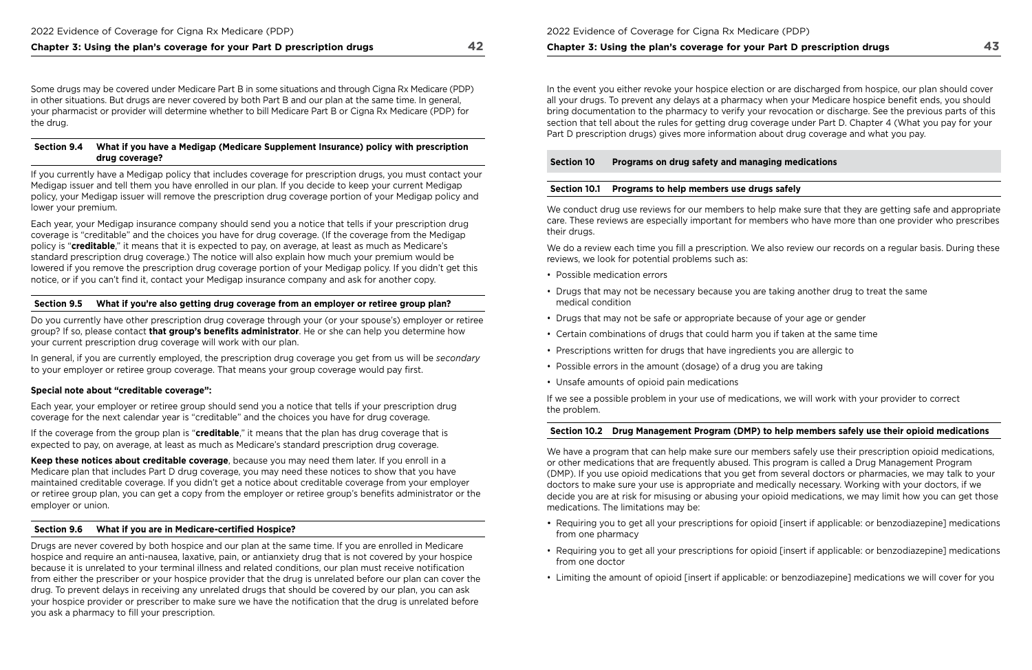Some drugs may be covered under Medicare Part B in some situations and through Cigna Rx Medicare (PDP) in other situations. But drugs are never covered by both Part B and our plan at the same time. In general, your pharmacist or provider will determine whether to bill Medicare Part B or Cigna Rx Medicare (PDP) for the drug.

### Section 9.4 What if you have a Medigap (Medicare Supplement Insurance) policy with prescription drug coverage?

If you currently have a Medigap policy that includes coverage for prescription drugs, you must contact your Medigap issuer and tell them you have enrolled in our plan. If you decide to keep your current Medigap policy, your Medigap issuer will remove the prescription drug coverage portion of your Medigap policy and lower your premium.

Each year, your Medigap insurance company should send you a notice that tells if your prescription drug coverage is "creditable" and the choices you have for drug coverage. (If the coverage from the Medigap policy is "**creditable**," it means that it is expected to pay, on average, at least as much as Medicare's standard prescription drug coverage.) The notice will also explain how much your premium would be lowered if you remove the prescription drug coverage portion of your Medigap policy. If you didn't get this notice, or if you can't find it, contact your Medigap insurance company and ask for another copy.

### Section 9.5 What if you're also getting drug coverage from an employer or retiree group plan?

Do you currently have other prescription drug coverage through your (or your spouse's) employer or retiree group? If so, please contact **that group's benefits administrator**. He or she can help you determine how your current prescription drug coverage will work with our plan.

In general, if you are currently employed, the prescription drug coverage you get from us will be *secondary* to your employer or retiree group coverage. That means your group coverage would pay first.

**Special note about "creditable coverage":**

Each year, your employer or retiree group should send you a notice that tells if your prescription drug coverage for the next calendar year is "creditable" and the choices you have for drug coverage.

If the coverage from the group plan is "**creditable**," it means that the plan has drug coverage that is expected to pay, on average, at least as much as Medicare's standard prescription drug coverage.

**Keep these notices about creditable coverage**, because you may need them later. If you enroll in a Medicare plan that includes Part D drug coverage, you may need these notices to show that you have maintained creditable coverage. If you didn't get a notice about creditable coverage from your employer or retiree group plan, you can get a copy from the employer or retiree group's benefits administrator or the employer or union.

### Section 9.6 What if you are in Medicare-certified Hospice?

Drugs are never covered by both hospice and our plan at the same time. If you are enrolled in Medicare hospice and require an anti-nausea, laxative, pain, or antianxiety drug that is not covered by your hospice because it is unrelated to your terminal illness and related conditions, our plan must receive notification from either the prescriber or your hospice provider that the drug is unrelated before our plan can cover the drug. To prevent delays in receiving any unrelated drugs that should be covered by our plan, you can ask your hospice provider or prescriber to make sure we have the notification that the drug is unrelated before you ask a pharmacy to fill your prescription.

In the event you either revoke your hospice election or are discharged from hospice, our plan should cover all your drugs. To prevent any delays at a pharmacy when your Medicare hospice benefit ends, you should bring documentation to the pharmacy to verify your revocation or discharge. See the previous parts of this section that tell about the rules for getting drug coverage under Part D. Chapter 4 (What you pay for your Part D prescription drugs) gives more information about drug coverage and what you pay.

## Section 10 Programs on drug safety and managing medications

### Section 10.1 Programs to help members use drugs safely

We conduct drug use reviews for our members to help make sure that they are getting safe and appropriate care. These reviews are especially important for members who have more than one provider who prescribes their drugs.

We do a review each time you fill a prescription. We also review our records on a regular basis. During these reviews, we look for potential problems such as:

- Possible medication errors
- Drugs that may not be necessary because you are taking another drug to treat the same medical condition
- Drugs that may not be safe or appropriate because of your age or gender
- Certain combinations of drugs that could harm you if taken at the same time
- Prescriptions written for drugs that have ingredients you are allergic to
- Possible errors in the amount (dosage) of a drug you are taking
- Unsafe amounts of opioid pain medications

If we see a possible problem in your use of medications, we will work with your provider to correct the problem.

### Section 10.2 Drug Management Program (DMP) to help members safely use their opioid medications

We have a program that can help make sure our members safely use their prescription opioid medications, or other medications that are frequently abused. This program is called a Drug Management Program (DMP). If you use opioid medications that you get from several doctors or pharmacies, we may talk to your doctors to make sure your use is appropriate and medically necessary. Working with your doctors, if we decide you are at risk for misusing or abusing your opioid medications, we may limit how you can get those medications. The limitations may be:

- Requiring you to get all your prescriptions for opioid [insert if applicable: or benzodiazepine] medications from one pharmacy
- Requiring you to get all your prescriptions for opioid [insert if applicable: or benzodiazepine] medications from one doctor
- Limiting the amount of opioid [insert if applicable: or benzodiazepine] medications we will cover for you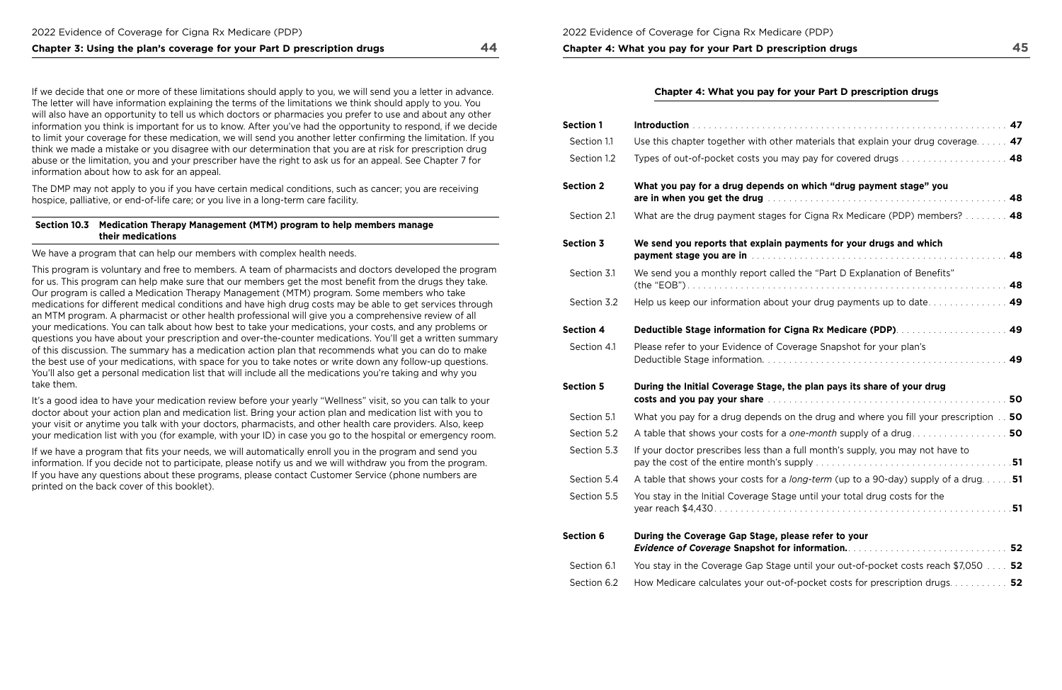If we decide that one or more of these limitations should apply to you, we will send you a letter in advance. The letter will have information explaining the terms of the limitations we think should apply to you. You will also have an opportunity to tell us which doctors or pharmacies you prefer to use and about any other information you think is important for us to know. After you've had the opportunity to respond, if we decide to limit your coverage for these medication, we will send you another letter confirming the limitation. If you think we made a mistake or you disagree with our determination that you are at risk for prescription drug abuse or the limitation, you and your prescriber have the right to ask us for an appeal. See Chapter 7 for information about how to ask for an appeal.

The DMP may not apply to you if you have certain medical conditions, such as cancer; you are receiving hospice, palliative, or end-of-life care; or you live in a long-term care facility.

### Section 10.3 Medication Therapy Management (MTM) program to help members manage their medications

We have a program that can help our members with complex health needs.

This program is voluntary and free to members. A team of pharmacists and doctors developed the program for us. This program can help make sure that our members get the most benefit from the drugs they take. Our program is called a Medication Therapy Management (MTM) program. Some members who take medications for different medical conditions and have high drug costs may be able to get services through an MTM program. A pharmacist or other health professional will give you a comprehensive review of all your medications. You can talk about how best to take your medications, your costs, and any problems or questions you have about your prescription and over-the-counter medications. You'll get a written summary of this discussion. The summary has a medication action plan that recommends what you can do to make the best use of your medications, with space for you to take notes or write down any follow-up questions. You'll also get a personal medication list that will include all the medications you're taking and why you take them.

It's a good idea to have your medication review before your yearly "Wellness" visit, so you can talk to your doctor about your action plan and medication list. Bring your action plan and medication list with you to your visit or anytime you talk with your doctors, pharmacists, and other health care providers. Also, keep your medication list with you (for example, with your ID) in case you go to the hospital or emergency room.

If we have a program that fits your needs, we will automatically enroll you in the program and send you information. If you decide not to participate, please notify us and we will withdraw you from the program. If you have any questions about these programs, please contact Customer Service (phone numbers are printed on the back cover of this booklet).

# Chapter 4: What you pay for your Part D prescription drugs

| | | |
|---|---|---|
| **Section 1** | **Introduction** | **47** |
| Section 1.1 | Use this chapter together with other materials that explain your drug coverage. | **47** |
| Section 1.2 | Types of out-of-pocket costs you may pay for covered drugs | **48** |
| **Section 2** | **What you pay for a drug depends on which "drug payment stage" you are in when you get the drug** | **48** |
| Section 2.1 | What are the drug payment stages for Cigna Rx Medicare (PDP) members? | **48** |
| **Section 3** | **We send you reports that explain payments for your drugs and which payment stage you are in** | **48** |
| Section 3.1 | We send you a monthly report called the "Part D Explanation of Benefits" (the "EOB") | **48** |
| Section 3.2 | Help us keep our information about your drug payments up to date | **49** |
| **Section 4** | **Deductible Stage information for Cigna Rx Medicare (PDP)** | **49** |
| Section 4.1 | Please refer to your Evidence of Coverage Snapshot for your plan's Deductible Stage information. | **49** |
| **Section 5** | **During the Initial Coverage Stage, the plan pays its share of your drug costs and you pay your share** | **50** |
| Section 5.1 | What you pay for a drug depends on the drug and where you fill your prescription | **50** |
| Section 5.2 | A table that shows your costs for a *one-month* supply of a drug | **50** |
| Section 5.3 | If your doctor prescribes less than a full month's supply, you may not have to pay the cost of the entire month's supply | **51** |
| Section 5.4 | A table that shows your costs for a *long-term* (up to a 90-day) supply of a drug | **51** |
| Section 5.5 | You stay in the Initial Coverage Stage until your total drug costs for the year reach $4,430 | **51** |
| **Section 6** | **During the Coverage Gap Stage, please refer to your *Evidence of Coverage* Snapshot for information.** | **52** |
| Section 6.1 | You stay in the Coverage Gap Stage until your out-of-pocket costs reach $7,050 | **52** |
| Section 6.2 | How Medicare calculates your out-of-pocket costs for prescription drugs | **52** |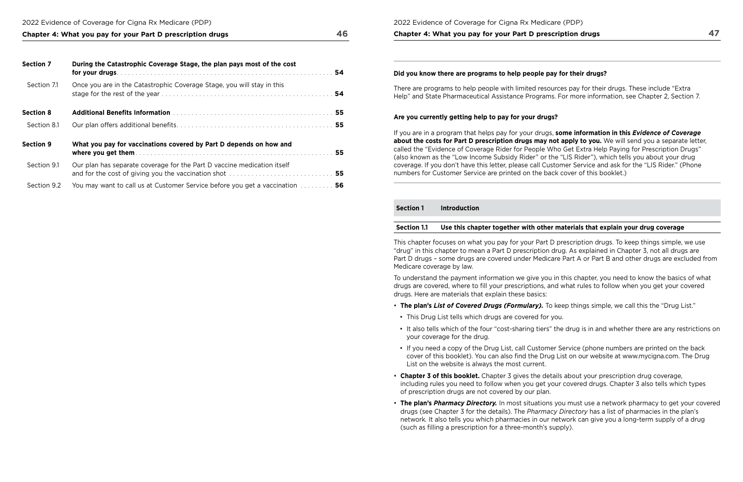| | | |
|---|---|---|
| **Section 7** | **During the Catastrophic Coverage Stage, the plan pays most of the cost for your drugs** | **54** |
| Section 7.1 | Once you are in the Catastrophic Coverage Stage, you will stay in this stage for the rest of the year | **54** |
| **Section 8** | **Additional Benefits Information** | **55** |
| Section 8.1 | Our plan offers additional benefits | **55** |
| **Section 9** | **What you pay for vaccinations covered by Part D depends on how and where you get them** | **55** |
| Section 9.1 | Our plan has separate coverage for the Part D vaccine medication itself and for the cost of giving you the vaccination shot | **55** |
| Section 9.2 | You may want to call us at Customer Service before you get a vaccination | **56** |

---

**Did you know there are programs to help people pay for their drugs?**

There are programs to help people with limited resources pay for their drugs. These include "Extra Help" and State Pharmaceutical Assistance Programs. For more information, see Chapter 2, Section 7.

**Are you currently getting help to pay for your drugs?**

If you are in a program that helps pay for your drugs, **some information in this *Evidence of Coverage* about the costs for Part D prescription drugs may not apply to you.** We will send you a separate letter, called the "Evidence of Coverage Rider for People Who Get Extra Help Paying for Prescription Drugs" (also known as the "Low Income Subsidy Rider" or the "LIS Rider"), which tells you about your drug coverage. If you don't have this letter, please call Customer Service and ask for the "LIS Rider." (Phone numbers for Customer Service are printed on the back cover of this booklet.)

---

## Section 1 Introduction

### Section 1.1 Use this chapter together with other materials that explain your drug coverage

This chapter focuses on what you pay for your Part D prescription drugs. To keep things simple, we use "drug" in this chapter to mean a Part D prescription drug. As explained in Chapter 3, not all drugs are Part D drugs – some drugs are covered under Medicare Part A or Part B and other drugs are excluded from Medicare coverage by law.

To understand the payment information we give you in this chapter, you need to know the basics of what drugs are covered, where to fill your prescriptions, and what rules to follow when you get your covered drugs. Here are materials that explain these basics:

- **The plan's *List of Covered Drugs (Formulary).*** To keep things simple, we call this the "Drug List."
  - This Drug List tells which drugs are covered for you.
  - It also tells which of the four "cost-sharing tiers" the drug is in and whether there are any restrictions on your coverage for the drug.
  - If you need a copy of the Drug List, call Customer Service (phone numbers are printed on the back cover of this booklet). You can also find the Drug List on our website at www.mycigna.com. The Drug List on the website is always the most current.
- **Chapter 3 of this booklet.** Chapter 3 gives the details about your prescription drug coverage, including rules you need to follow when you get your covered drugs. Chapter 3 also tells which types of prescription drugs are not covered by our plan.
- **The plan's *Pharmacy Directory.*** In most situations you must use a network pharmacy to get your covered drugs (see Chapter 3 for the details). The *Pharmacy Directory* has a list of pharmacies in the plan's network. It also tells you which pharmacies in our network can give you a long-term supply of a drug (such as filling a prescription for a three-month's supply).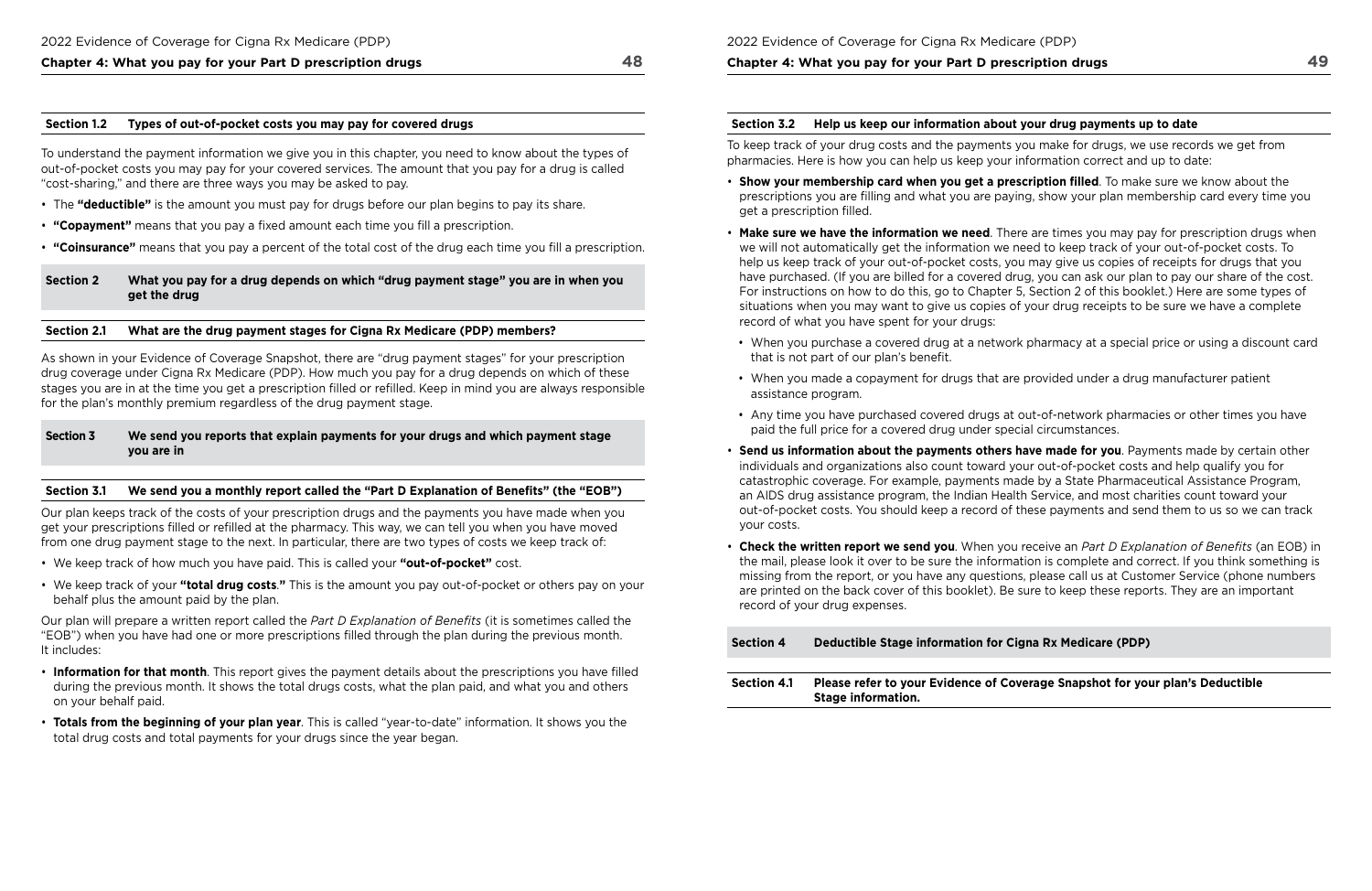### Section 1.2 Types of out-of-pocket costs you may pay for covered drugs

To understand the payment information we give you in this chapter, you need to know about the types of out-of-pocket costs you may pay for your covered services. The amount that you pay for a drug is called "cost-sharing," and there are three ways you may be asked to pay.

- The **"deductible"** is the amount you must pay for drugs before our plan begins to pay its share.
- **"Copayment"** means that you pay a fixed amount each time you fill a prescription.
- **"Coinsurance"** means that you pay a percent of the total cost of the drug each time you fill a prescription.

## Section 2 What you pay for a drug depends on which "drug payment stage" you are in when you get the drug

### Section 2.1 What are the drug payment stages for Cigna Rx Medicare (PDP) members?

As shown in your Evidence of Coverage Snapshot, there are "drug payment stages" for your prescription drug coverage under Cigna Rx Medicare (PDP). How much you pay for a drug depends on which of these stages you are in at the time you get a prescription filled or refilled. Keep in mind you are always responsible for the plan's monthly premium regardless of the drug payment stage.

## Section 3 We send you reports that explain payments for your drugs and which payment stage you are in

### Section 3.1 We send you a monthly report called the "Part D Explanation of Benefits" (the "EOB")

Our plan keeps track of the costs of your prescription drugs and the payments you have made when you get your prescriptions filled or refilled at the pharmacy. This way, we can tell you when you have moved from one drug payment stage to the next. In particular, there are two types of costs we keep track of:

- We keep track of how much you have paid. This is called your **"out-of-pocket"** cost.
- We keep track of your **"total drug costs."** This is the amount you pay out-of-pocket or others pay on your behalf plus the amount paid by the plan.

Our plan will prepare a written report called the *Part D Explanation of Benefits* (it is sometimes called the "EOB") when you have had one or more prescriptions filled through the plan during the previous month. It includes:

- **Information for that month**. This report gives the payment details about the prescriptions you have filled during the previous month. It shows the total drugs costs, what the plan paid, and what you and others on your behalf paid.
- **Totals from the beginning of your plan year**. This is called "year-to-date" information. It shows you the total drug costs and total payments for your drugs since the year began.

### Section 3.2 Help us keep our information about your drug payments up to date

To keep track of your drug costs and the payments you make for drugs, we use records we get from pharmacies. Here is how you can help us keep your information correct and up to date:

- **Show your membership card when you get a prescription filled**. To make sure we know about the prescriptions you are filling and what you are paying, show your plan membership card every time you get a prescription filled.
- **Make sure we have the information we need**. There are times you may pay for prescription drugs when we will not automatically get the information we need to keep track of your out-of-pocket costs. To help us keep track of your out-of-pocket costs, you may give us copies of receipts for drugs that you have purchased. (If you are billed for a covered drug, you can ask our plan to pay our share of the cost. For instructions on how to do this, go to Chapter 5, Section 2 of this booklet.) Here are some types of situations when you may want to give us copies of your drug receipts to be sure we have a complete record of what you have spent for your drugs:
  - When you purchase a covered drug at a network pharmacy at a special price or using a discount card that is not part of our plan's benefit.
  - When you made a copayment for drugs that are provided under a drug manufacturer patient assistance program.
  - Any time you have purchased covered drugs at out-of-network pharmacies or other times you have paid the full price for a covered drug under special circumstances.
- **Send us information about the payments others have made for you**. Payments made by certain other individuals and organizations also count toward your out-of-pocket costs and help qualify you for catastrophic coverage. For example, payments made by a State Pharmaceutical Assistance Program, an AIDS drug assistance program, the Indian Health Service, and most charities count toward your out-of-pocket costs. You should keep a record of these payments and send them to us so we can track your costs.
- **Check the written report we send you**. When you receive an *Part D Explanation of Benefits* (an EOB) in the mail, please look it over to be sure the information is complete and correct. If you think something is missing from the report, or you have any questions, please call us at Customer Service (phone numbers are printed on the back cover of this booklet). Be sure to keep these reports. They are an important record of your drug expenses.

## Section 4 Deductible Stage information for Cigna Rx Medicare (PDP)

### Section 4.1 Please refer to your Evidence of Coverage Snapshot for your plan's Deductible Stage information.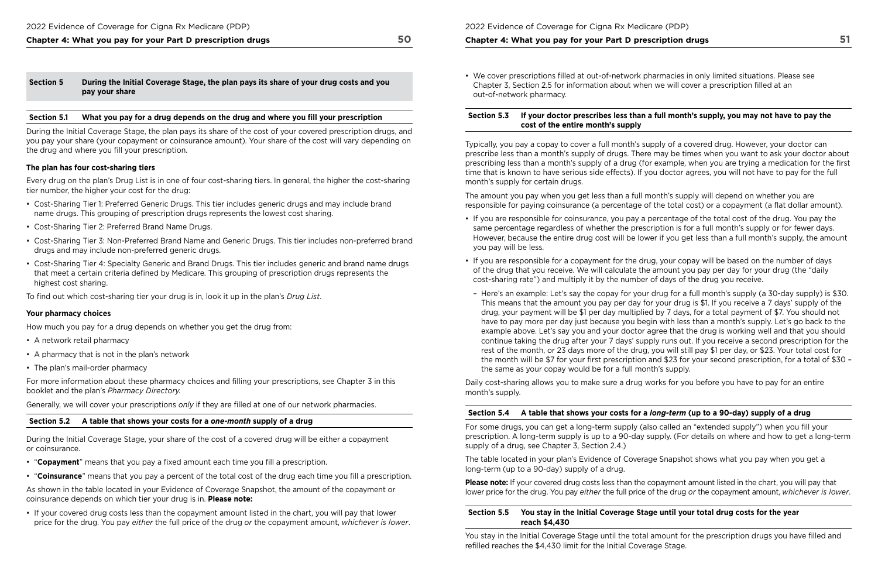## Section 5 During the Initial Coverage Stage, the plan pays its share of your drug costs and you pay your share

### Section 5.1 What you pay for a drug depends on the drug and where you fill your prescription

During the Initial Coverage Stage, the plan pays its share of the cost of your covered prescription drugs, and you pay your share (your copayment or coinsurance amount). Your share of the cost will vary depending on the drug and where you fill your prescription.

**The plan has four cost-sharing tiers**

Every drug on the plan's Drug List is in one of four cost-sharing tiers. In general, the higher the cost-sharing tier number, the higher your cost for the drug:

- Cost-Sharing Tier 1: Preferred Generic Drugs. This tier includes generic drugs and may include brand name drugs. This grouping of prescription drugs represents the lowest cost sharing.
- Cost-Sharing Tier 2: Preferred Brand Name Drugs.
- Cost-Sharing Tier 3: Non-Preferred Brand Name and Generic Drugs. This tier includes non-preferred brand drugs and may include non-preferred generic drugs.
- Cost-Sharing Tier 4: Specialty Generic and Brand Drugs. This tier includes generic and brand name drugs that meet a certain criteria defined by Medicare. This grouping of prescription drugs represents the highest cost sharing.

To find out which cost-sharing tier your drug is in, look it up in the plan's *Drug List*.

**Your pharmacy choices**

How much you pay for a drug depends on whether you get the drug from:

- A network retail pharmacy
- A pharmacy that is not in the plan's network
- The plan's mail-order pharmacy

For more information about these pharmacy choices and filling your prescriptions, see Chapter 3 in this booklet and the plan's *Pharmacy Directory.*

Generally, we will cover your prescriptions *only* if they are filled at one of our network pharmacies.

### Section 5.2 A table that shows your costs for a *one-month* supply of a drug

During the Initial Coverage Stage, your share of the cost of a covered drug will be either a copayment or coinsurance.

- "**Copayment**" means that you pay a fixed amount each time you fill a prescription.
- "**Coinsurance**" means that you pay a percent of the total cost of the drug each time you fill a prescription.

As shown in the table located in your Evidence of Coverage Snapshot, the amount of the copayment or coinsurance depends on which tier your drug is in. **Please note:**

- If your covered drug costs less than the copayment amount listed in the chart, you will pay that lower price for the drug. You pay *either* the full price of the drug *or* the copayment amount, *whichever is lower*.
- We cover prescriptions filled at out-of-network pharmacies in only limited situations. Please see Chapter 3, Section 2.5 for information about when we will cover a prescription filled at an out-of-network pharmacy.

### Section 5.3 If your doctor prescribes less than a full month's supply, you may not have to pay the cost of the entire month's supply

Typically, you pay a copay to cover a full month's supply of a covered drug. However, your doctor can prescribe less than a month's supply of drugs. There may be times when you want to ask your doctor about prescribing less than a month's supply of a drug (for example, when you are trying a medication for the first time that is known to have serious side effects). If you doctor agrees, you will not have to pay for the full month's supply for certain drugs.

The amount you pay when you get less than a full month's supply will depend on whether you are responsible for paying coinsurance (a percentage of the total cost) or a copayment (a flat dollar amount).

- If you are responsible for coinsurance, you pay a percentage of the total cost of the drug. You pay the same percentage regardless of whether the prescription is for a full month's supply or for fewer days. However, because the entire drug cost will be lower if you get less than a full month's supply, the amount you pay will be less.
- If you are responsible for a copayment for the drug, your copay will be based on the number of days of the drug that you receive. We will calculate the amount you pay per day for your drug (the "daily cost-sharing rate") and multiply it by the number of days of the drug you receive.
  - Here's an example: Let's say the copay for your drug for a full month's supply (a 30-day supply) is $30. This means that the amount you pay per day for your drug is $1. If you receive a 7 days' supply of the drug, your payment will be $1 per day multiplied by 7 days, for a total payment of $7. You should not have to pay more per day just because you begin with less than a month's supply. Let's go back to the example above. Let's say you and your doctor agree that the drug is working well and that you should continue taking the drug after your 7 days' supply runs out. If you receive a second prescription for the rest of the month, or 23 days more of the drug, you will still pay $1 per day, or $23. Your total cost for the month will be $7 for your first prescription and $23 for your second prescription, for a total of $30 – the same as your copay would be for a full month's supply.

Daily cost-sharing allows you to make sure a drug works for you before you have to pay for an entire month's supply.

### Section 5.4 A table that shows your costs for a *long-term* (up to a 90-day) supply of a drug

For some drugs, you can get a long-term supply (also called an "extended supply") when you fill your prescription. A long-term supply is up to a 90-day supply. (For details on where and how to get a long-term supply of a drug, see Chapter 3, Section 2.4.)

The table located in your plan's Evidence of Coverage Snapshot shows what you pay when you get a long-term (up to a 90-day) supply of a drug.

**Please note:** If your covered drug costs less than the copayment amount listed in the chart, you will pay that lower price for the drug. You pay *either* the full price of the drug *or* the copayment amount, *whichever is lower*.

### Section 5.5 You stay in the Initial Coverage Stage until your total drug costs for the year reach $4,430

You stay in the Initial Coverage Stage until the total amount for the prescription drugs you have filled and refilled reaches the $4,430 limit for the Initial Coverage Stage.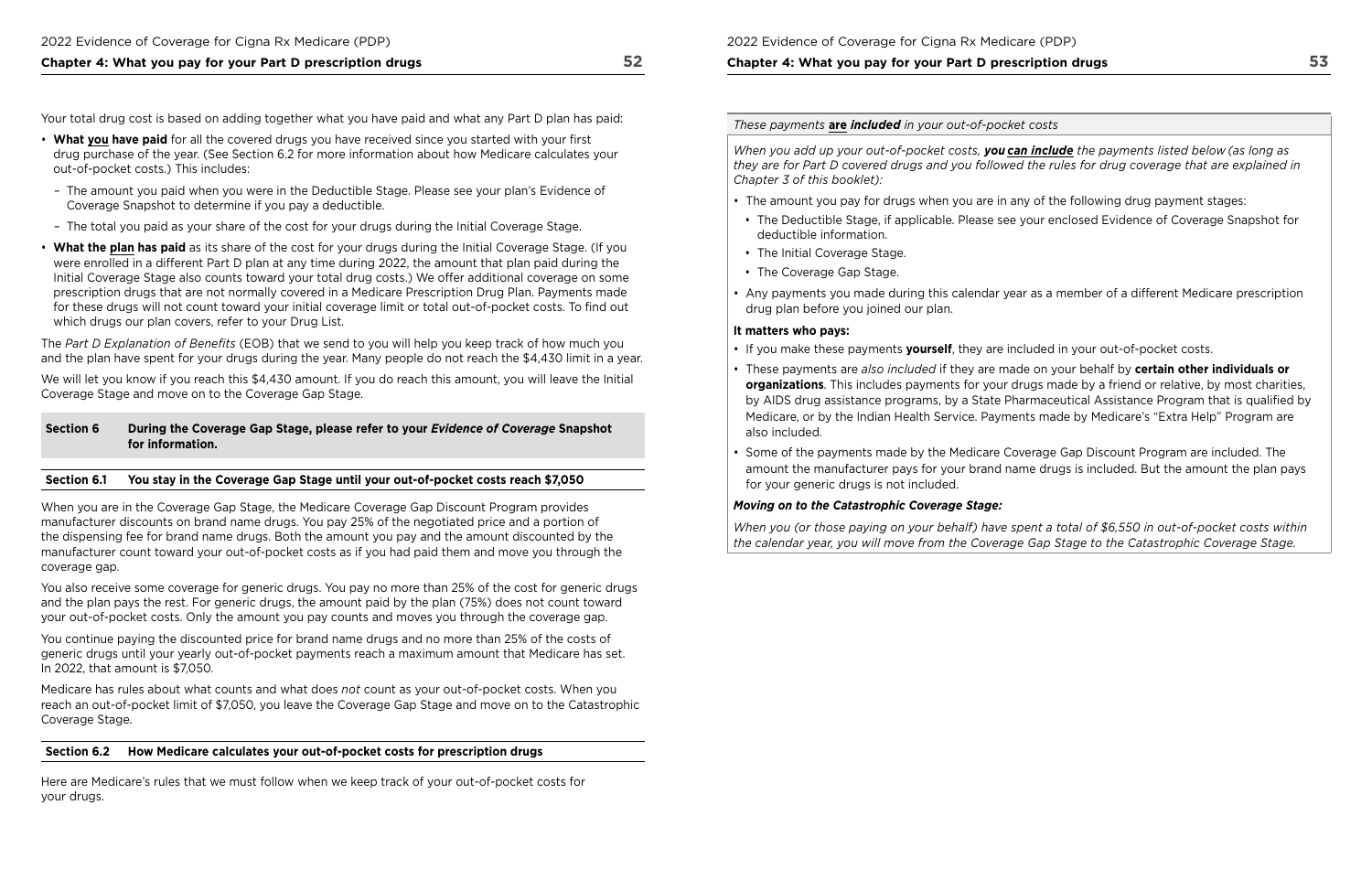Your total drug cost is based on adding together what you have paid and what any Part D plan has paid:

- **What you have paid** for all the covered drugs you have received since you started with your first drug purchase of the year. (See Section 6.2 for more information about how Medicare calculates your out-of-pocket costs.) This includes:
  - The amount you paid when you were in the Deductible Stage. Please see your plan's Evidence of Coverage Snapshot to determine if you pay a deductible.
  - The total you paid as your share of the cost for your drugs during the Initial Coverage Stage.
- **What the plan has paid** as its share of the cost for your drugs during the Initial Coverage Stage. (If you were enrolled in a different Part D plan at any time during 2022, the amount that plan paid during the Initial Coverage Stage also counts toward your total drug costs.) We offer additional coverage on some prescription drugs that are not normally covered in a Medicare Prescription Drug Plan. Payments made for these drugs will not count toward your initial coverage limit or total out-of-pocket costs. To find out which drugs our plan covers, refer to your Drug List.

The *Part D Explanation of Benefits* (EOB) that we send to you will help you keep track of how much you and the plan have spent for your drugs during the year. Many people do not reach the $4,430 limit in a year.

We will let you know if you reach this $4,430 amount. If you do reach this amount, you will leave the Initial Coverage Stage and move on to the Coverage Gap Stage.

## Section 6 During the Coverage Gap Stage, please refer to your *Evidence of Coverage* Snapshot for information.

### Section 6.1 You stay in the Coverage Gap Stage until your out-of-pocket costs reach $7,050

When you are in the Coverage Gap Stage, the Medicare Coverage Gap Discount Program provides manufacturer discounts on brand name drugs. You pay 25% of the negotiated price and a portion of the dispensing fee for brand name drugs. Both the amount you pay and the amount discounted by the manufacturer count toward your out-of-pocket costs as if you had paid them and move you through the coverage gap.

You also receive some coverage for generic drugs. You pay no more than 25% of the cost for generic drugs and the plan pays the rest. For generic drugs, the amount paid by the plan (75%) does not count toward your out-of-pocket costs. Only the amount you pay counts and moves you through the coverage gap.

You continue paying the discounted price for brand name drugs and no more than 25% of the costs of generic drugs until your yearly out-of-pocket payments reach a maximum amount that Medicare has set. In 2022, that amount is $7,050.

Medicare has rules about what counts and what does *not* count as your out-of-pocket costs. When you reach an out-of-pocket limit of $7,050, you leave the Coverage Gap Stage and move on to the Catastrophic Coverage Stage.

### Section 6.2 How Medicare calculates your out-of-pocket costs for prescription drugs

Here are Medicare's rules that we must follow when we keep track of your out-of-pocket costs for your drugs.

*These payments* ***are included*** *in your out-of-pocket costs*

*When you add up your out-of-pocket costs,* ***you can include*** *the payments listed below (as long as they are for Part D covered drugs and you followed the rules for drug coverage that are explained in Chapter 3 of this booklet):*

- The amount you pay for drugs when you are in any of the following drug payment stages:
  - The Deductible Stage, if applicable. Please see your enclosed Evidence of Coverage Snapshot for deductible information.
  - The Initial Coverage Stage.
  - The Coverage Gap Stage.
- Any payments you made during this calendar year as a member of a different Medicare prescription drug plan before you joined our plan.

**It matters who pays:**

- If you make these payments **yourself**, they are included in your out-of-pocket costs.
- These payments are *also included* if they are made on your behalf by **certain other individuals or organizations**. This includes payments for your drugs made by a friend or relative, by most charities, by AIDS drug assistance programs, by a State Pharmaceutical Assistance Program that is qualified by Medicare, or by the Indian Health Service. Payments made by Medicare's "Extra Help" Program are also included.
- Some of the payments made by the Medicare Coverage Gap Discount Program are included. The amount the manufacturer pays for your brand name drugs is included. But the amount the plan pays for your generic drugs is not included.

***Moving on to the Catastrophic Coverage Stage:***

*When you (or those paying on your behalf) have spent a total of $6,550 in out-of-pocket costs within the calendar year, you will move from the Coverage Gap Stage to the Catastrophic Coverage Stage.*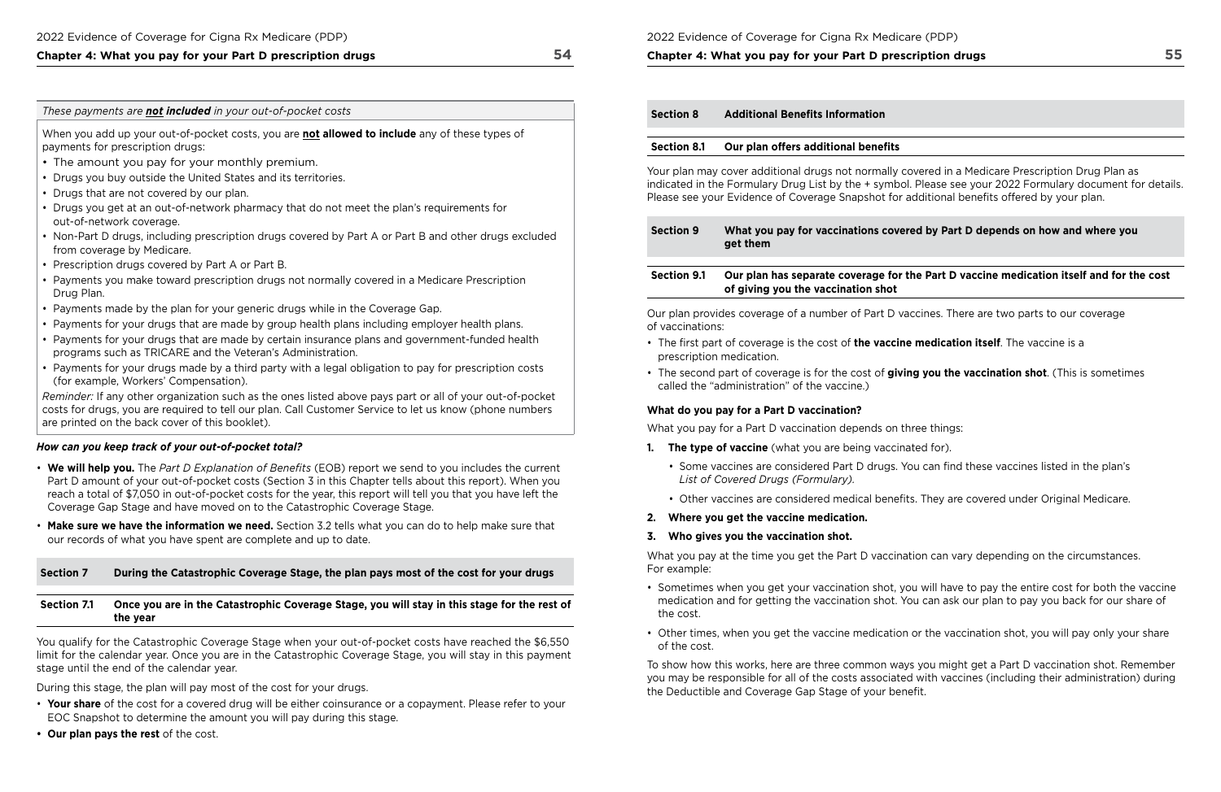*These payments are **not included** in your out-of-pocket costs*

When you add up your out-of-pocket costs, you are **not allowed to include** any of these types of payments for prescription drugs:

- The amount you pay for your monthly premium.
- Drugs you buy outside the United States and its territories.
- Drugs that are not covered by our plan.
- Drugs you get at an out-of-network pharmacy that do not meet the plan's requirements for out-of-network coverage.
- Non-Part D drugs, including prescription drugs covered by Part A or Part B and other drugs excluded from coverage by Medicare.
- Prescription drugs covered by Part A or Part B.
- Payments you make toward prescription drugs not normally covered in a Medicare Prescription Drug Plan.
- Payments made by the plan for your generic drugs while in the Coverage Gap.
- Payments for your drugs that are made by group health plans including employer health plans.
- Payments for your drugs that are made by certain insurance plans and government-funded health programs such as TRICARE and the Veteran's Administration.
- Payments for your drugs made by a third party with a legal obligation to pay for prescription costs (for example, Workers' Compensation).

*Reminder:* If any other organization such as the ones listed above pays part or all of your out-of-pocket costs for drugs, you are required to tell our plan. Call Customer Service to let us know (phone numbers are printed on the back cover of this booklet).

***How can you keep track of your out-of-pocket total?***

- **We will help you.** The *Part D Explanation of Benefits* (EOB) report we send to you includes the current Part D amount of your out-of-pocket costs (Section 3 in this Chapter tells about this report). When you reach a total of $7,050 in out-of-pocket costs for the year, this report will tell you that you have left the Coverage Gap Stage and have moved on to the Catastrophic Coverage Stage.
- **Make sure we have the information we need.** Section 3.2 tells what you can do to help make sure that our records of what you have spent are complete and up to date.

## Section 7 During the Catastrophic Coverage Stage, the plan pays most of the cost for your drugs

### Section 7.1 Once you are in the Catastrophic Coverage Stage, you will stay in this stage for the rest of the year

You qualify for the Catastrophic Coverage Stage when your out-of-pocket costs have reached the $6,550 limit for the calendar year. Once you are in the Catastrophic Coverage Stage, you will stay in this payment stage until the end of the calendar year.

During this stage, the plan will pay most of the cost for your drugs.

- **Your share** of the cost for a covered drug will be either coinsurance or a copayment. Please refer to your EOC Snapshot to determine the amount you will pay during this stage.
- **Our plan pays the rest** of the cost.

## Section 8 Additional Benefits Information

### Section 8.1 Our plan offers additional benefits

Your plan may cover additional drugs not normally covered in a Medicare Prescription Drug Plan as indicated in the Formulary Drug List by the + symbol. Please see your 2022 Formulary document for details. Please see your Evidence of Coverage Snapshot for additional benefits offered by your plan.

## Section 9 What you pay for vaccinations covered by Part D depends on how and where you get them

### Section 9.1 Our plan has separate coverage for the Part D vaccine medication itself and for the cost of giving you the vaccination shot

Our plan provides coverage of a number of Part D vaccines. There are two parts to our coverage of vaccinations:

- The first part of coverage is the cost of **the vaccine medication itself**. The vaccine is a prescription medication.
- The second part of coverage is for the cost of **giving you the vaccination shot**. (This is sometimes called the "administration" of the vaccine.)

**What do you pay for a Part D vaccination?**

What you pay for a Part D vaccination depends on three things:

1. **The type of vaccine** (what you are being vaccinated for).
   - Some vaccines are considered Part D drugs. You can find these vaccines listed in the plan's *List of Covered Drugs (Formulary)*.
   - Other vaccines are considered medical benefits. They are covered under Original Medicare.
2. **Where you get the vaccine medication.**
3. **Who gives you the vaccination shot.**

What you pay at the time you get the Part D vaccination can vary depending on the circumstances. For example:

- Sometimes when you get your vaccination shot, you will have to pay the entire cost for both the vaccine medication and for getting the vaccination shot. You can ask our plan to pay you back for our share of the cost.
- Other times, when you get the vaccine medication or the vaccination shot, you will pay only your share of the cost.

To show how this works, here are three common ways you might get a Part D vaccination shot. Remember you may be responsible for all of the costs associated with vaccines (including their administration) during the Deductible and Coverage Gap Stage of your benefit.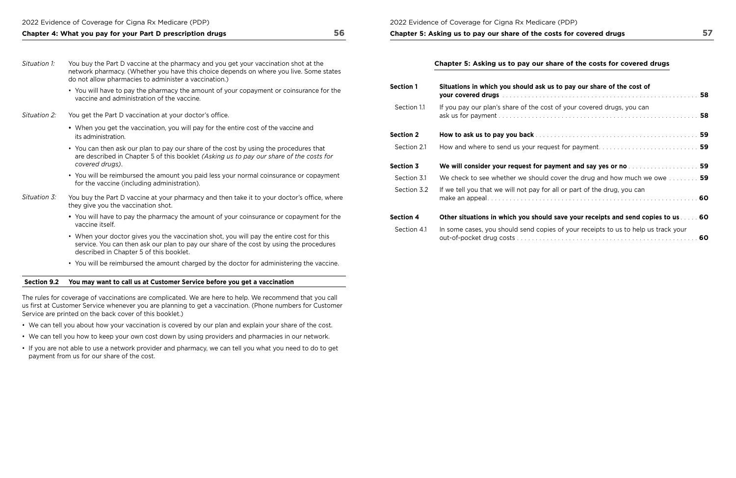*Situation 1:* You buy the Part D vaccine at the pharmacy and you get your vaccination shot at the network pharmacy. (Whether you have this choice depends on where you live. Some states do not allow pharmacies to administer a vaccination.)

- You will have to pay the pharmacy the amount of your copayment or coinsurance for the vaccine and administration of the vaccine.

*Situation 2:* You get the Part D vaccination at your doctor's office.

- When you get the vaccination, you will pay for the entire cost of the vaccine and its administration.
- You can then ask our plan to pay our share of the cost by using the procedures that are described in Chapter 5 of this booklet *(Asking us to pay our share of the costs for covered drugs)*.
- You will be reimbursed the amount you paid less your normal coinsurance or copayment for the vaccine (including administration).

*Situation 3:* You buy the Part D vaccine at your pharmacy and then take it to your doctor's office, where they give you the vaccination shot.

- You will have to pay the pharmacy the amount of your coinsurance or copayment for the vaccine itself.
- When your doctor gives you the vaccination shot, you will pay the entire cost for this service. You can then ask our plan to pay our share of the cost by using the procedures described in Chapter 5 of this booklet.
- You will be reimbursed the amount charged by the doctor for administering the vaccine.

### Section 9.2 You may want to call us at Customer Service before you get a vaccination

The rules for coverage of vaccinations are complicated. We are here to help. We recommend that you call us first at Customer Service whenever you are planning to get a vaccination. (Phone numbers for Customer Service are printed on the back cover of this booklet.)

- We can tell you about how your vaccination is covered by our plan and explain your share of the cost.
- We can tell you how to keep your own cost down by using providers and pharmacies in our network.
- If you are not able to use a network provider and pharmacy, we can tell you what you need to do to get payment from us for our share of the cost.

# Chapter 5: Asking us to pay our share of the costs for covered drugs

| | | |
|---|---|---|
| **Section 1** | **Situations in which you should ask us to pay our share of the cost of your covered drugs** | **58** |
| Section 1.1 | If you pay our plan's share of the cost of your covered drugs, you can ask us for payment | **58** |
| **Section 2** | **How to ask us to pay you back** | **59** |
| Section 2.1 | How and where to send us your request for payment | **59** |
| **Section 3** | **We will consider your request for payment and say yes or no** | **59** |
| Section 3.1 | We check to see whether we should cover the drug and how much we owe | **59** |
| Section 3.2 | If we tell you that we will not pay for all or part of the drug, you can make an appeal | **60** |
| **Section 4** | **Other situations in which you should save your receipts and send copies to us** | **60** |
| Section 4.1 | In some cases, you should send copies of your receipts to us to help us track your out-of-pocket drug costs | **60** |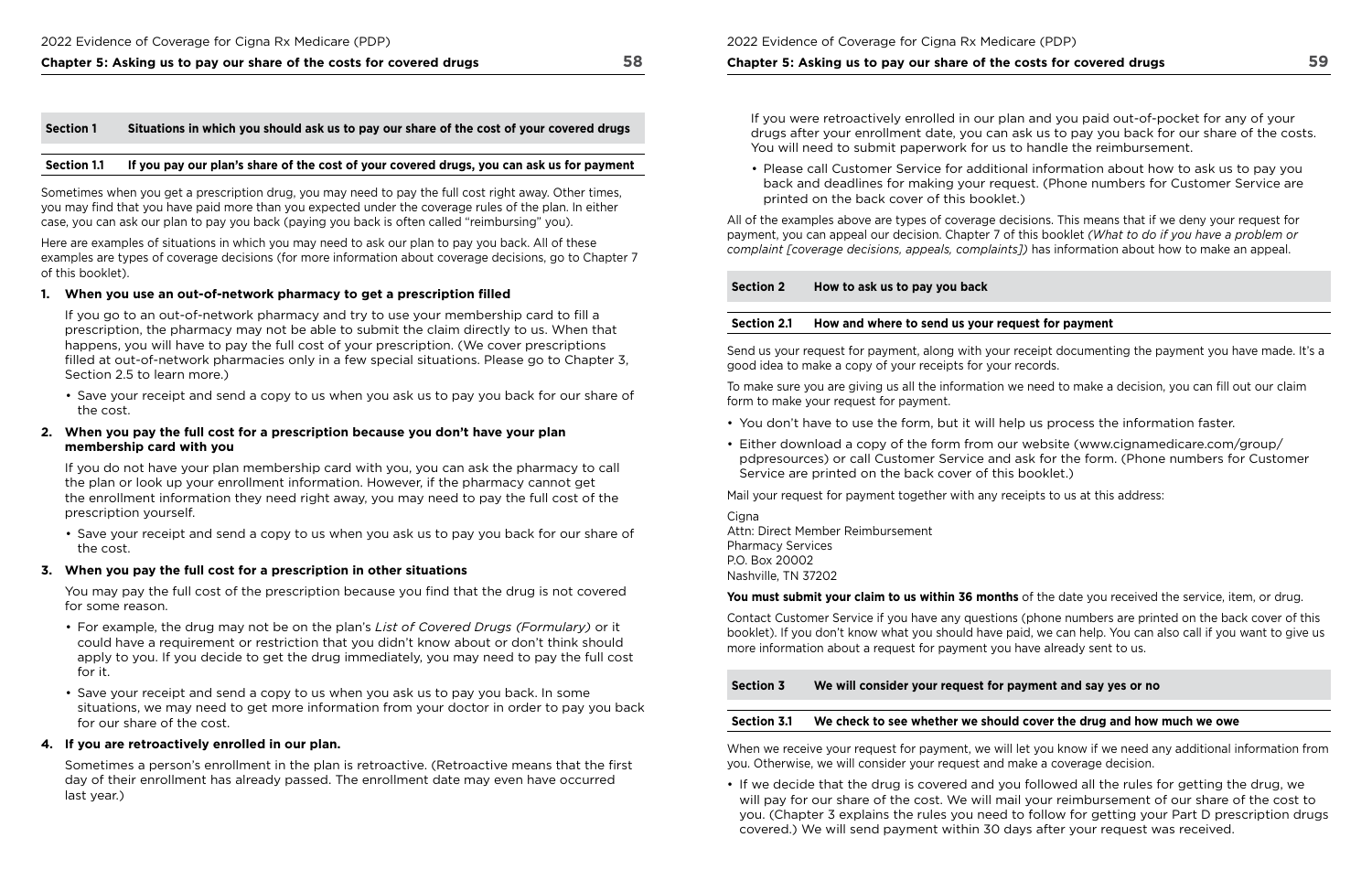## Section 1 Situations in which you should ask us to pay our share of the cost of your covered drugs

### Section 1.1 If you pay our plan's share of the cost of your covered drugs, you can ask us for payment

Sometimes when you get a prescription drug, you may need to pay the full cost right away. Other times, you may find that you have paid more than you expected under the coverage rules of the plan. In either case, you can ask our plan to pay you back (paying you back is often called "reimbursing" you).

Here are examples of situations in which you may need to ask our plan to pay you back. All of these examples are types of coverage decisions (for more information about coverage decisions, go to Chapter 7 of this booklet).

**1. When you use an out-of-network pharmacy to get a prescription filled**

If you go to an out-of-network pharmacy and try to use your membership card to fill a prescription, the pharmacy may not be able to submit the claim directly to us. When that happens, you will have to pay the full cost of your prescription. (We cover prescriptions filled at out-of-network pharmacies only in a few special situations. Please go to Chapter 3, Section 2.5 to learn more.)

- Save your receipt and send a copy to us when you ask us to pay you back for our share of the cost.

**2. When you pay the full cost for a prescription because you don't have your plan membership card with you**

If you do not have your plan membership card with you, you can ask the pharmacy to call the plan or look up your enrollment information. However, if the pharmacy cannot get the enrollment information they need right away, you may need to pay the full cost of the prescription yourself.

- Save your receipt and send a copy to us when you ask us to pay you back for our share of the cost.

**3. When you pay the full cost for a prescription in other situations**

You may pay the full cost of the prescription because you find that the drug is not covered for some reason.

- For example, the drug may not be on the plan's *List of Covered Drugs (Formulary)* or it could have a requirement or restriction that you didn't know about or don't think should apply to you. If you decide to get the drug immediately, you may need to pay the full cost for it.
- Save your receipt and send a copy to us when you ask us to pay you back. In some situations, we may need to get more information from your doctor in order to pay you back for our share of the cost.

**4. If you are retroactively enrolled in our plan.**

Sometimes a person's enrollment in the plan is retroactive. (Retroactive means that the first day of their enrollment has already passed. The enrollment date may even have occurred last year.)

If you were retroactively enrolled in our plan and you paid out-of-pocket for any of your drugs after your enrollment date, you can ask us to pay you back for our share of the costs. You will need to submit paperwork for us to handle the reimbursement.

- Please call Customer Service for additional information about how to ask us to pay you back and deadlines for making your request. (Phone numbers for Customer Service are printed on the back cover of this booklet.)

All of the examples above are types of coverage decisions. This means that if we deny your request for payment, you can appeal our decision. Chapter 7 of this booklet *(What to do if you have a problem or complaint [coverage decisions, appeals, complaints])* has information about how to make an appeal.

## Section 2 How to ask us to pay you back

### Section 2.1 How and where to send us your request for payment

Send us your request for payment, along with your receipt documenting the payment you have made. It's a good idea to make a copy of your receipts for your records.

To make sure you are giving us all the information we need to make a decision, you can fill out our claim form to make your request for payment.

- You don't have to use the form, but it will help us process the information faster.
- Either download a copy of the form from our website (www.cignamedicare.com/group/pdpresources) or call Customer Service and ask for the form. (Phone numbers for Customer Service are printed on the back cover of this booklet.)

Mail your request for payment together with any receipts to us at this address:

Cigna
Attn: Direct Member Reimbursement
Pharmacy Services
P.O. Box 20002
Nashville, TN 37202

**You must submit your claim to us within 36 months** of the date you received the service, item, or drug.

Contact Customer Service if you have any questions (phone numbers are printed on the back cover of this booklet). If you don't know what you should have paid, we can help. You can also call if you want to give us more information about a request for payment you have already sent to us.

## Section 3 We will consider your request for payment and say yes or no

### Section 3.1 We check to see whether we should cover the drug and how much we owe

When we receive your request for payment, we will let you know if we need any additional information from you. Otherwise, we will consider your request and make a coverage decision.

- If we decide that the drug is covered and you followed all the rules for getting the drug, we will pay for our share of the cost. We will mail your reimbursement of our share of the cost to you. (Chapter 3 explains the rules you need to follow for getting your Part D prescription drugs covered.) We will send payment within 30 days after your request was received.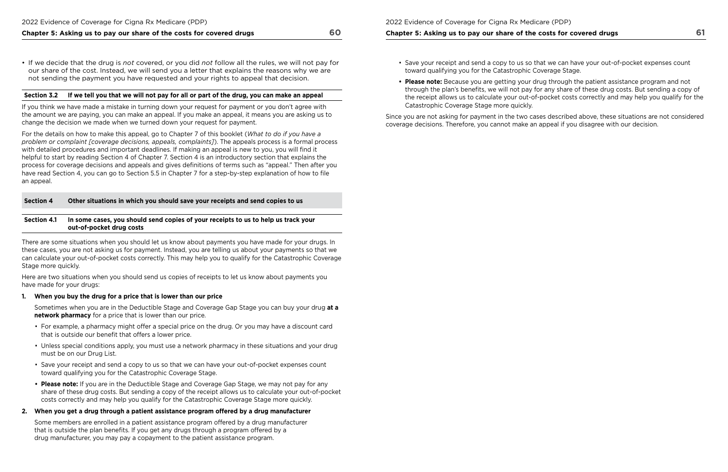- If we decide that the drug is *not* covered, or you did *not* follow all the rules, we will not pay for our share of the cost. Instead, we will send you a letter that explains the reasons why we are not sending the payment you have requested and your rights to appeal that decision.

### Section 3.2 If we tell you that we will not pay for all or part of the drug, you can make an appeal

If you think we have made a mistake in turning down your request for payment or you don't agree with the amount we are paying, you can make an appeal. If you make an appeal, it means you are asking us to change the decision we made when we turned down your request for payment.

For the details on how to make this appeal, go to Chapter 7 of this booklet (*What to do if you have a problem or complaint [coverage decisions, appeals, complaints]*). The appeals process is a formal process with detailed procedures and important deadlines. If making an appeal is new to you, you will find it helpful to start by reading Section 4 of Chapter 7. Section 4 is an introductory section that explains the process for coverage decisions and appeals and gives definitions of terms such as "appeal." Then after you have read Section 4, you can go to Section 5.5 in Chapter 7 for a step-by-step explanation of how to file an appeal.

## Section 4 Other situations in which you should save your receipts and send copies to us

### Section 4.1 In some cases, you should send copies of your receipts to us to help us track your out-of-pocket drug costs

There are some situations when you should let us know about payments you have made for your drugs. In these cases, you are not asking us for payment. Instead, you are telling us about your payments so that we can calculate your out-of-pocket costs correctly. This may help you to qualify for the Catastrophic Coverage Stage more quickly.

Here are two situations when you should send us copies of receipts to let us know about payments you have made for your drugs:

**1. When you buy the drug for a price that is lower than our price**

Sometimes when you are in the Deductible Stage and Coverage Gap Stage you can buy your drug **at a network pharmacy** for a price that is lower than our price.

- For example, a pharmacy might offer a special price on the drug. Or you may have a discount card that is outside our benefit that offers a lower price.
- Unless special conditions apply, you must use a network pharmacy in these situations and your drug must be on our Drug List.
- Save your receipt and send a copy to us so that we can have your out-of-pocket expenses count toward qualifying you for the Catastrophic Coverage Stage.
- **Please note:** If you are in the Deductible Stage and Coverage Gap Stage, we may not pay for any share of these drug costs. But sending a copy of the receipt allows us to calculate your out-of-pocket costs correctly and may help you qualify for the Catastrophic Coverage Stage more quickly.

**2. When you get a drug through a patient assistance program offered by a drug manufacturer**

Some members are enrolled in a patient assistance program offered by a drug manufacturer that is outside the plan benefits. If you get any drugs through a program offered by a drug manufacturer, you may pay a copayment to the patient assistance program.

- Save your receipt and send a copy to us so that we can have your out-of-pocket expenses count toward qualifying you for the Catastrophic Coverage Stage.
- **Please note:** Because you are getting your drug through the patient assistance program and not through the plan's benefits, we will not pay for any share of these drug costs. But sending a copy of the receipt allows us to calculate your out-of-pocket costs correctly and may help you qualify for the Catastrophic Coverage Stage more quickly.

Since you are not asking for payment in the two cases described above, these situations are not considered coverage decisions. Therefore, you cannot make an appeal if you disagree with our decision.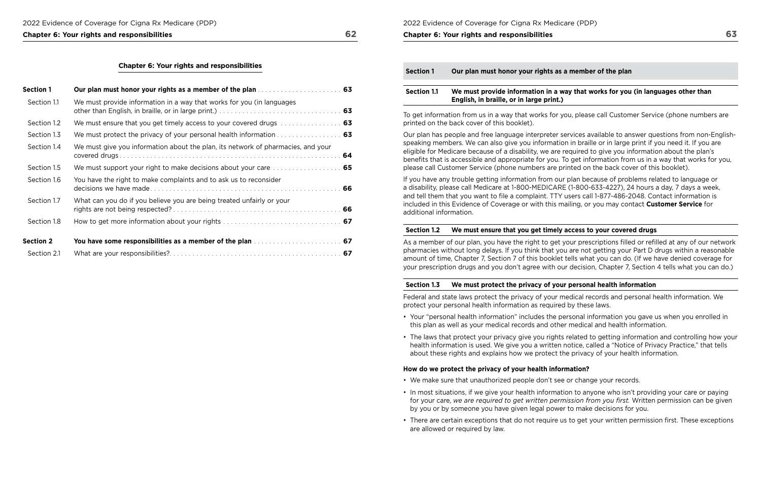## Chapter 6: Your rights and responsibilities

| | | |
|---|---|---|
| **Section 1** | **Our plan must honor your rights as a member of the plan** | **63** |
| Section 1.1 | We must provide information in a way that works for you (in languages other than English, in braille, or in large print.) | **63** |
| Section 1.2 | We must ensure that you get timely access to your covered drugs | **63** |
| Section 1.3 | We must protect the privacy of your personal health information | **63** |
| Section 1.4 | We must give you information about the plan, its network of pharmacies, and your covered drugs | **64** |
| Section 1.5 | We must support your right to make decisions about your care | **65** |
| Section 1.6 | You have the right to make complaints and to ask us to reconsider decisions we have made | **66** |
| Section 1.7 | What can you do if you believe you are being treated unfairly or your rights are not being respected? | **66** |
| Section 1.8 | How to get more information about your rights | **67** |
| **Section 2** | **You have some responsibilities as a member of the plan** | **67** |
| Section 2.1 | What are your responsibilities? | **67** |

## Section 1 Our plan must honor your rights as a member of the plan

### Section 1.1 We must provide information in a way that works for you (in languages other than English, in braille, or in large print.)

To get information from us in a way that works for you, please call Customer Service (phone numbers are printed on the back cover of this booklet).

Our plan has people and free language interpreter services available to answer questions from non-English-speaking members. We can also give you information in braille or in large print if you need it. If you are eligible for Medicare because of a disability, we are required to give you information about the plan's benefits that is accessible and appropriate for you. To get information from us in a way that works for you, please call Customer Service (phone numbers are printed on the back cover of this booklet).

If you have any trouble getting information from our plan because of problems related to language or a disability, please call Medicare at 1-800-MEDICARE (1-800-633-4227), 24 hours a day, 7 days a week, and tell them that you want to file a complaint. TTY users call 1-877-486-2048. Contact information is included in this Evidence of Coverage or with this mailing, or you may contact **Customer Service** for additional information.

### Section 1.2 We must ensure that you get timely access to your covered drugs

As a member of our plan, you have the right to get your prescriptions filled or refilled at any of our network pharmacies without long delays. If you think that you are not getting your Part D drugs within a reasonable amount of time, Chapter 7, Section 7 of this booklet tells what you can do. (If we have denied coverage for your prescription drugs and you don't agree with our decision, Chapter 7, Section 4 tells what you can do.)

### Section 1.3 We must protect the privacy of your personal health information

Federal and state laws protect the privacy of your medical records and personal health information. We protect your personal health information as required by these laws.

- Your "personal health information" includes the personal information you gave us when you enrolled in this plan as well as your medical records and other medical and health information.
- The laws that protect your privacy give you rights related to getting information and controlling how your health information is used. We give you a written notice, called a "Notice of Privacy Practice," that tells about these rights and explains how we protect the privacy of your health information.

**How do we protect the privacy of your health information?**

- We make sure that unauthorized people don't see or change your records.
- In most situations, if we give your health information to anyone who isn't providing your care or paying for your care, *we are required to get written permission from you first.* Written permission can be given by you or by someone you have given legal power to make decisions for you.
- There are certain exceptions that do not require us to get your written permission first. These exceptions are allowed or required by law.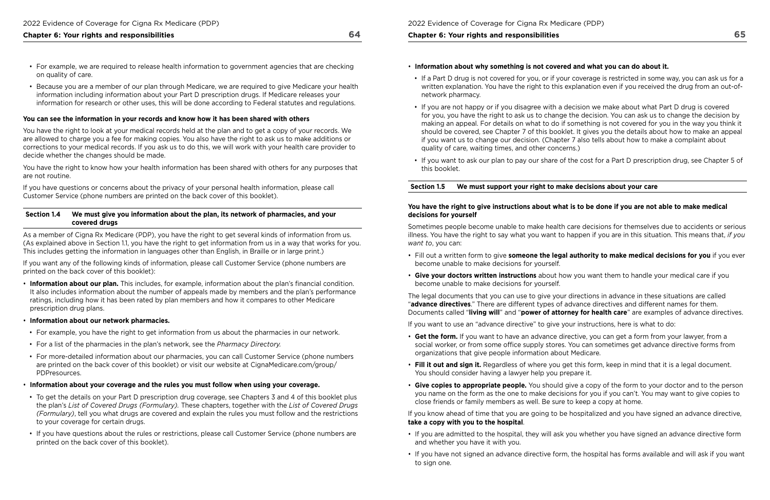- For example, we are required to release health information to government agencies that are checking on quality of care.
- Because you are a member of our plan through Medicare, we are required to give Medicare your health information including information about your Part D prescription drugs. If Medicare releases your information for research or other uses, this will be done according to Federal statutes and regulations.

**You can see the information in your records and know how it has been shared with others**

You have the right to look at your medical records held at the plan and to get a copy of your records. We are allowed to charge you a fee for making copies. You also have the right to ask us to make additions or corrections to your medical records. If you ask us to do this, we will work with your health care provider to decide whether the changes should be made.

You have the right to know how your health information has been shared with others for any purposes that are not routine.

If you have questions or concerns about the privacy of your personal health information, please call Customer Service (phone numbers are printed on the back cover of this booklet).

## Section 1.4 We must give you information about the plan, its network of pharmacies, and your covered drugs

As a member of Cigna Rx Medicare (PDP), you have the right to get several kinds of information from us. (As explained above in Section 1.1, you have the right to get information from us in a way that works for you. This includes getting the information in languages other than English, in Braille or in large print.)

If you want any of the following kinds of information, please call Customer Service (phone numbers are printed on the back cover of this booklet):

- **Information about our plan.** This includes, for example, information about the plan's financial condition. It also includes information about the number of appeals made by members and the plan's performance ratings, including how it has been rated by plan members and how it compares to other Medicare prescription drug plans.
- **Information about our network pharmacies.**
  - For example, you have the right to get information from us about the pharmacies in our network.
  - For a list of the pharmacies in the plan's network, see the *Pharmacy Directory.*
  - For more-detailed information about our pharmacies, you can call Customer Service (phone numbers are printed on the back cover of this booklet) or visit our website at CignaMedicare.com/group/PDPresources.
- **Information about your coverage and the rules you must follow when using your coverage.**
  - To get the details on your Part D prescription drug coverage, see Chapters 3 and 4 of this booklet plus the plan's *List of Covered Drugs (Formulary).* These chapters, together with the *List of Covered Drugs (Formulary)*, tell you what drugs are covered and explain the rules you must follow and the restrictions to your coverage for certain drugs.
  - If you have questions about the rules or restrictions, please call Customer Service (phone numbers are printed on the back cover of this booklet).
- **Information about why something is not covered and what you can do about it.**
  - If a Part D drug is not covered for you, or if your coverage is restricted in some way, you can ask us for a written explanation. You have the right to this explanation even if you received the drug from an out-of-network pharmacy.
  - If you are not happy or if you disagree with a decision we make about what Part D drug is covered for you, you have the right to ask us to change the decision. You can ask us to change the decision by making an appeal. For details on what to do if something is not covered for you in the way you think it should be covered, see Chapter 7 of this booklet. It gives you the details about how to make an appeal if you want us to change our decision. (Chapter 7 also tells about how to make a complaint about quality of care, waiting times, and other concerns.)
  - If you want to ask our plan to pay our share of the cost for a Part D prescription drug, see Chapter 5 of this booklet.

## Section 1.5 We must support your right to make decisions about your care

**You have the right to give instructions about what is to be done if you are not able to make medical decisions for yourself**

Sometimes people become unable to make health care decisions for themselves due to accidents or serious illness. You have the right to say what you want to happen if you are in this situation. This means that, *if you want to*, you can:

- Fill out a written form to give **someone the legal authority to make medical decisions for you** if you ever become unable to make decisions for yourself.
- **Give your doctors written instructions** about how you want them to handle your medical care if you become unable to make decisions for yourself.

The legal documents that you can use to give your directions in advance in these situations are called "**advance directives**." There are different types of advance directives and different names for them. Documents called "**living will**" and "**power of attorney for health care**" are examples of advance directives.

If you want to use an "advance directive" to give your instructions, here is what to do:

- **Get the form.** If you want to have an advance directive, you can get a form from your lawyer, from a social worker, or from some office supply stores. You can sometimes get advance directive forms from organizations that give people information about Medicare.
- **Fill it out and sign it.** Regardless of where you get this form, keep in mind that it is a legal document. You should consider having a lawyer help you prepare it.
- **Give copies to appropriate people.** You should give a copy of the form to your doctor and to the person you name on the form as the one to make decisions for you if you can't. You may want to give copies to close friends or family members as well. Be sure to keep a copy at home.

If you know ahead of time that you are going to be hospitalized and you have signed an advance directive, **take a copy with you to the hospital**.

- If you are admitted to the hospital, they will ask you whether you have signed an advance directive form and whether you have it with you.
- If you have not signed an advance directive form, the hospital has forms available and will ask if you want to sign one.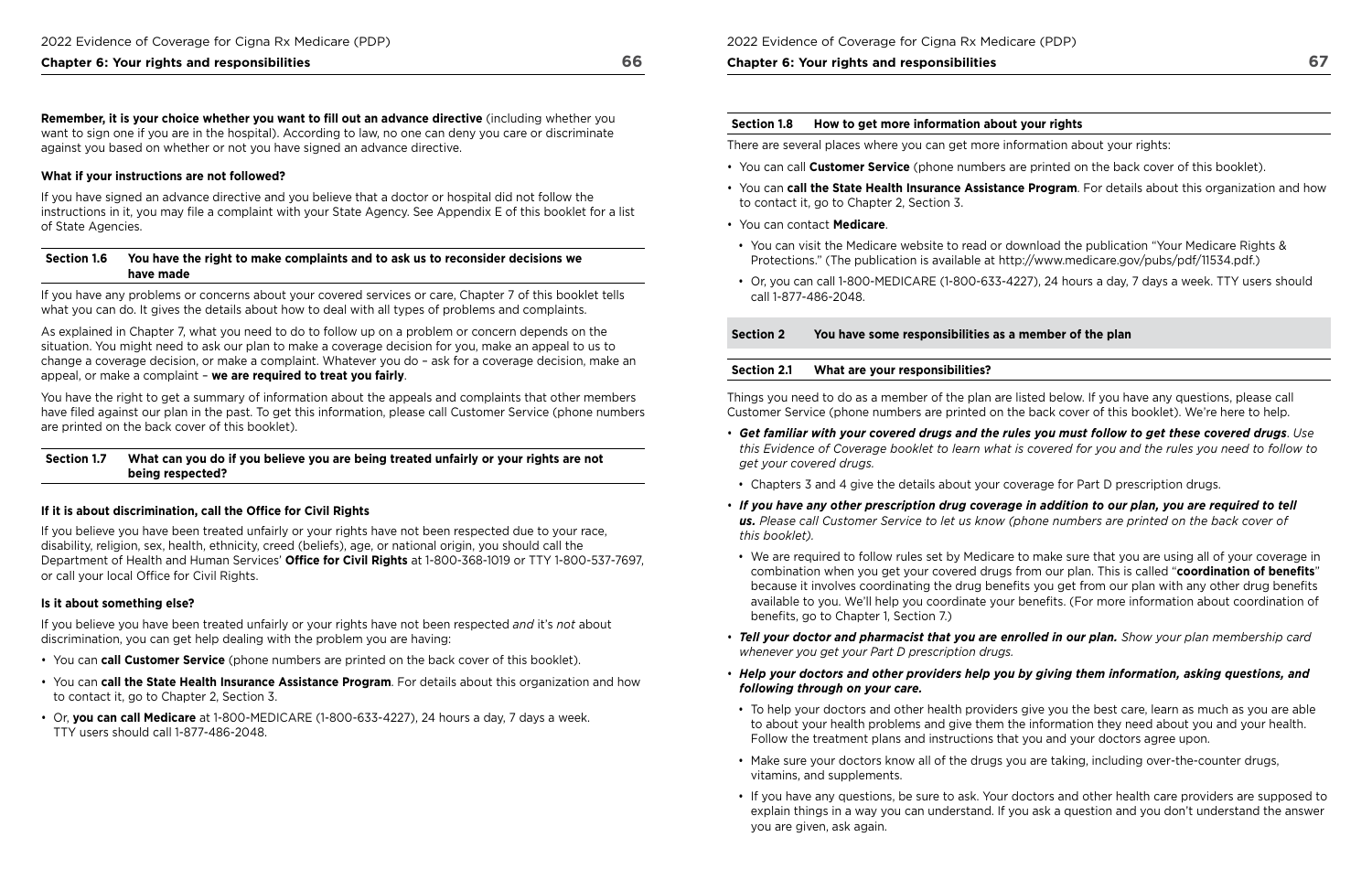**Remember, it is your choice whether you want to fill out an advance directive** (including whether you want to sign one if you are in the hospital). According to law, no one can deny you care or discriminate against you based on whether or not you have signed an advance directive.

**What if your instructions are not followed?**

If you have signed an advance directive and you believe that a doctor or hospital did not follow the instructions in it, you may file a complaint with your State Agency. See Appendix E of this booklet for a list of State Agencies.

### Section 1.6 You have the right to make complaints and to ask us to reconsider decisions we have made

If you have any problems or concerns about your covered services or care, Chapter 7 of this booklet tells what you can do. It gives the details about how to deal with all types of problems and complaints.

As explained in Chapter 7, what you need to do to follow up on a problem or concern depends on the situation. You might need to ask our plan to make a coverage decision for you, make an appeal to us to change a coverage decision, or make a complaint – whatever you do – ask for a coverage decision, make an appeal, or make a complaint – **we are required to treat you fairly**.

You have the right to get a summary of information about the appeals and complaints that other members have filed against our plan in the past. To get this information, please call Customer Service (phone numbers are printed on the back cover of this booklet).

### Section 1.7 What can you do if you believe you are being treated unfairly or your rights are not being respected?

**If it is about discrimination, call the Office for Civil Rights**

If you believe you have been treated unfairly or your rights have not been respected due to your race, disability, religion, sex, health, ethnicity, creed (beliefs), age, or national origin, you should call the Department of Health and Human Services' **Office for Civil Rights** at 1-800-368-1019 or TTY 1-800-537-7697, or call your local Office for Civil Rights.

**Is it about something else?**

If you believe you have been treated unfairly or your rights have not been respected *and* it's *not* about discrimination, you can get help dealing with the problem you are having:

- You can **call Customer Service** (phone numbers are printed on the back cover of this booklet).
- You can **call the State Health Insurance Assistance Program**. For details about this organization and how to contact it, go to Chapter 2, Section 3.
- Or, **you can call Medicare** at 1-800-MEDICARE (1-800-633-4227), 24 hours a day, 7 days a week. TTY users should call 1-877-486-2048.

### Section 1.8 How to get more information about your rights

There are several places where you can get more information about your rights:

- You can call **Customer Service** (phone numbers are printed on the back cover of this booklet).
- You can **call the State Health Insurance Assistance Program**. For details about this organization and how to contact it, go to Chapter 2, Section 3.
- You can contact **Medicare**.
  - You can visit the Medicare website to read or download the publication "Your Medicare Rights & Protections." (The publication is available at http://www.medicare.gov/pubs/pdf/11534.pdf.)
  - Or, you can call 1-800-MEDICARE (1-800-633-4227), 24 hours a day, 7 days a week. TTY users should call 1-877-486-2048.

## Section 2 You have some responsibilities as a member of the plan

### Section 2.1 What are your responsibilities?

Things you need to do as a member of the plan are listed below. If you have any questions, please call Customer Service (phone numbers are printed on the back cover of this booklet). We're here to help.

- ***Get familiar with your covered drugs and the rules you must follow to get these covered drugs***. *Use this Evidence of Coverage booklet to learn what is covered for you and the rules you need to follow to get your covered drugs.*
  - Chapters 3 and 4 give the details about your coverage for Part D prescription drugs.
- ***If you have any other prescription drug coverage in addition to our plan, you are required to tell us.*** *Please call Customer Service to let us know (phone numbers are printed on the back cover of this booklet).*
  - We are required to follow rules set by Medicare to make sure that you are using all of your coverage in combination when you get your covered drugs from our plan. This is called "**coordination of benefits**" because it involves coordinating the drug benefits you get from our plan with any other drug benefits available to you. We'll help you coordinate your benefits. (For more information about coordination of benefits, go to Chapter 1, Section 7.)
- ***Tell your doctor and pharmacist that you are enrolled in our plan.*** *Show your plan membership card whenever you get your Part D prescription drugs.*
- ***Help your doctors and other providers help you by giving them information, asking questions, and following through on your care.***
  - To help your doctors and other health providers give you the best care, learn as much as you are able to about your health problems and give them the information they need about you and your health. Follow the treatment plans and instructions that you and your doctors agree upon.
  - Make sure your doctors know all of the drugs you are taking, including over-the-counter drugs, vitamins, and supplements.
  - If you have any questions, be sure to ask. Your doctors and other health care providers are supposed to explain things in a way you can understand. If you ask a question and you don't understand the answer you are given, ask again.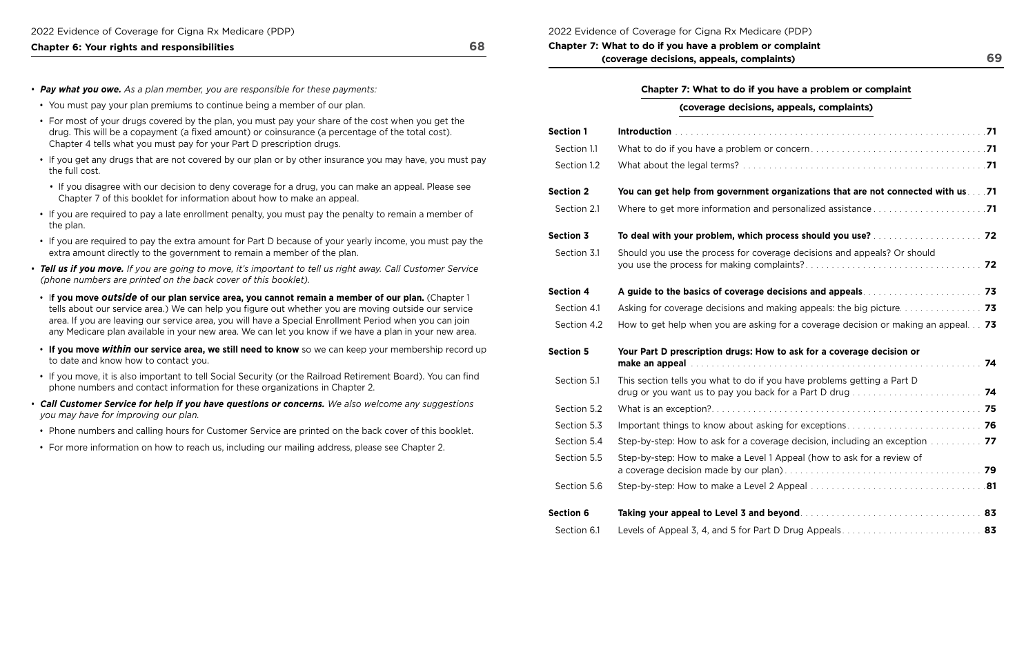- ***Pay what you owe.*** *As a plan member, you are responsible for these payments:*
  - You must pay your plan premiums to continue being a member of our plan.
  - For most of your drugs covered by the plan, you must pay your share of the cost when you get the drug. This will be a copayment (a fixed amount) or coinsurance (a percentage of the total cost). Chapter 4 tells what you must pay for your Part D prescription drugs.
  - If you get any drugs that are not covered by our plan or by other insurance you may have, you must pay the full cost.
    - If you disagree with our decision to deny coverage for a drug, you can make an appeal. Please see Chapter 7 of this booklet for information about how to make an appeal.
  - If you are required to pay a late enrollment penalty, you must pay the penalty to remain a member of the plan.
  - If you are required to pay the extra amount for Part D because of your yearly income, you must pay the extra amount directly to the government to remain a member of the plan.
- ***Tell us if you move.*** *If you are going to move, it's important to tell us right away. Call Customer Service (phone numbers are printed on the back cover of this booklet).*
  - **If you move *outside* of our plan service area, you cannot remain a member of our plan.** (Chapter 1 tells about our service area.) We can help you figure out whether you are moving outside our service area. If you are leaving our service area, you will have a Special Enrollment Period when you can join any Medicare plan available in your new area. We can let you know if we have a plan in your new area.
  - **If you move *within* our service area, we still need to know** so we can keep your membership record up to date and know how to contact you.
  - If you move, it is also important to tell Social Security (or the Railroad Retirement Board). You can find phone numbers and contact information for these organizations in Chapter 2.
- ***Call Customer Service for help if you have questions or concerns.*** *We also welcome any suggestions you may have for improving our plan.*
  - Phone numbers and calling hours for Customer Service are printed on the back cover of this booklet.
  - For more information on how to reach us, including our mailing address, please see Chapter 2.

# Chapter 7: What to do if you have a problem or complaint (coverage decisions, appeals, complaints)

| | | |
|---|---|---|
| **Section 1** | **Introduction** | **71** |
| Section 1.1 | What to do if you have a problem or concern | **71** |
| Section 1.2 | What about the legal terms? | **71** |
| **Section 2** | **You can get help from government organizations that are not connected with us** | **71** |
| Section 2.1 | Where to get more information and personalized assistance | **71** |
| **Section 3** | **To deal with your problem, which process should you use?** | **72** |
| Section 3.1 | Should you use the process for coverage decisions and appeals? Or should you use the process for making complaints? | **72** |
| **Section 4** | **A guide to the basics of coverage decisions and appeals** | **73** |
| Section 4.1 | Asking for coverage decisions and making appeals: the big picture | **73** |
| Section 4.2 | How to get help when you are asking for a coverage decision or making an appeal | **73** |
| **Section 5** | **Your Part D prescription drugs: How to ask for a coverage decision or make an appeal** | **74** |
| Section 5.1 | This section tells you what to do if you have problems getting a Part D drug or you want us to pay you back for a Part D drug | **74** |
| Section 5.2 | What is an exception? | **75** |
| Section 5.3 | Important things to know about asking for exceptions | **76** |
| Section 5.4 | Step-by-step: How to ask for a coverage decision, including an exception | **77** |
| Section 5.5 | Step-by-step: How to make a Level 1 Appeal (how to ask for a review of a coverage decision made by our plan) | **79** |
| Section 5.6 | Step-by-step: How to make a Level 2 Appeal | **81** |
| **Section 6** | **Taking your appeal to Level 3 and beyond** | **83** |
| Section 6.1 | Levels of Appeal 3, 4, and 5 for Part D Drug Appeals | **83** |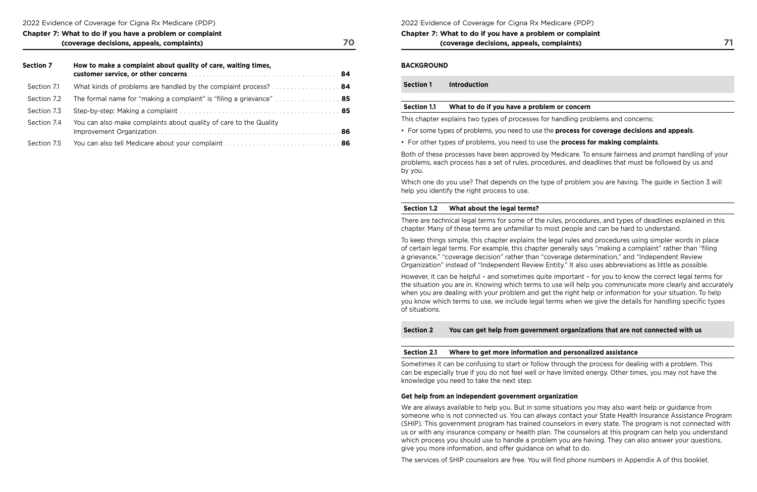| Section 7 | How to make a complaint about quality of care, waiting times, customer service, or other concerns | 84 |
|---|---|---|
| Section 7.1 | What kinds of problems are handled by the complaint process? | 84 |
| Section 7.2 | The formal name for "making a complaint" is "filing a grievance" | 85 |
| Section 7.3 | Step-by-step: Making a complaint | 85 |
| Section 7.4 | You can also make complaints about quality of care to the Quality Improvement Organization | 86 |
| Section 7.5 | You can also tell Medicare about your complaint | 86 |

## BACKGROUND

## Section 1 Introduction

### Section 1.1 What to do if you have a problem or concern

This chapter explains two types of processes for handling problems and concerns:

- For some types of problems, you need to use the **process for coverage decisions and appeals**.
- For other types of problems, you need to use the **process for making complaints**.

Both of these processes have been approved by Medicare. To ensure fairness and prompt handling of your problems, each process has a set of rules, procedures, and deadlines that must be followed by us and by you.

Which one do you use? That depends on the type of problem you are having. The guide in Section 3 will help you identify the right process to use.

### Section 1.2 What about the legal terms?

There are technical legal terms for some of the rules, procedures, and types of deadlines explained in this chapter. Many of these terms are unfamiliar to most people and can be hard to understand.

To keep things simple, this chapter explains the legal rules and procedures using simpler words in place of certain legal terms. For example, this chapter generally says "making a complaint" rather than "filing a grievance," "coverage decision" rather than "coverage determination," and "Independent Review Organization" instead of "Independent Review Entity." It also uses abbreviations as little as possible.

However, it can be helpful – and sometimes quite important – for you to know the correct legal terms for the situation you are in. Knowing which terms to use will help you communicate more clearly and accurately when you are dealing with your problem and get the right help or information for your situation. To help you know which terms to use, we include legal terms when we give the details for handling specific types of situations.

## Section 2 You can get help from government organizations that are not connected with us

### Section 2.1 Where to get more information and personalized assistance

Sometimes it can be confusing to start or follow through the process for dealing with a problem. This can be especially true if you do not feel well or have limited energy. Other times, you may not have the knowledge you need to take the next step.

**Get help from an independent government organization**

We are always available to help you. But in some situations you may also want help or guidance from someone who is not connected us. You can always contact your State Health Insurance Assistance Program (SHIP). This government program has trained counselors in every state. The program is not connected with us or with any insurance company or health plan. The counselors at this program can help you understand which process you should use to handle a problem you are having. They can also answer your questions, give you more information, and offer guidance on what to do.

The services of SHIP counselors are free. You will find phone numbers in Appendix A of this booklet.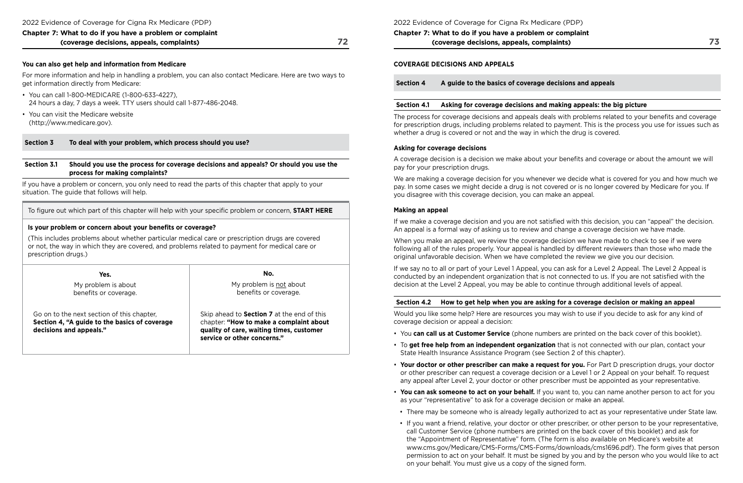**You can also get help and information from Medicare**

For more information and help in handling a problem, you can also contact Medicare. Here are two ways to get information directly from Medicare:

- You can call 1-800-MEDICARE (1-800-633-4227), 24 hours a day, 7 days a week. TTY users should call 1-877-486-2048.
- You can visit the Medicare website (http://www.medicare.gov).

## Section 3 To deal with your problem, which process should you use?

### Section 3.1 Should you use the process for coverage decisions and appeals? Or should you use the process for making complaints?

If you have a problem or concern, you only need to read the parts of this chapter that apply to your situation. The guide that follows will help.

| To figure out which part of this chapter will help with your specific problem or concern, **START HERE** | |
|---|---|
| **Is your problem or concern about your benefits or coverage?**<br>(This includes problems about whether particular medical care or prescription drugs are covered or not, the way in which they are covered, and problems related to payment for medical care or prescription drugs.) | |
| **Yes.**<br>My problem is about benefits or coverage. | **No.**<br>My problem is not about benefits or coverage. |
| Go on to the next section of this chapter, **Section 4, "A guide to the basics of coverage decisions and appeals."** | Skip ahead to **Section 7** at the end of this chapter: **"How to make a complaint about quality of care, waiting times, customer service or other concerns."** |

**COVERAGE DECISIONS AND APPEALS**

## Section 4 A guide to the basics of coverage decisions and appeals

### Section 4.1 Asking for coverage decisions and making appeals: the big picture

The process for coverage decisions and appeals deals with problems related to your benefits and coverage for prescription drugs, including problems related to payment. This is the process you use for issues such as whether a drug is covered or not and the way in which the drug is covered.

**Asking for coverage decisions**

A coverage decision is a decision we make about your benefits and coverage or about the amount we will pay for your prescription drugs.

We are making a coverage decision for you whenever we decide what is covered for you and how much we pay. In some cases we might decide a drug is not covered or is no longer covered by Medicare for you. If you disagree with this coverage decision, you can make an appeal.

**Making an appeal**

If we make a coverage decision and you are not satisfied with this decision, you can "appeal" the decision. An appeal is a formal way of asking us to review and change a coverage decision we have made.

When you make an appeal, we review the coverage decision we have made to check to see if we were following all of the rules properly. Your appeal is handled by different reviewers than those who made the original unfavorable decision. When we have completed the review we give you our decision.

If we say no to all or part of your Level 1 Appeal, you can ask for a Level 2 Appeal. The Level 2 Appeal is conducted by an independent organization that is not connected to us. If you are not satisfied with the decision at the Level 2 Appeal, you may be able to continue through additional levels of appeal.

### Section 4.2 How to get help when you are asking for a coverage decision or making an appeal

Would you like some help? Here are resources you may wish to use if you decide to ask for any kind of coverage decision or appeal a decision:

- You **can call us at Customer Service** (phone numbers are printed on the back cover of this booklet).
- To **get free help from an independent organization** that is not connected with our plan, contact your State Health Insurance Assistance Program (see Section 2 of this chapter).
- **Your doctor or other prescriber can make a request for you.** For Part D prescription drugs, your doctor or other prescriber can request a coverage decision or a Level 1 or 2 Appeal on your behalf. To request any appeal after Level 2, your doctor or other prescriber must be appointed as your representative.
- **You can ask someone to act on your behalf.** If you want to, you can name another person to act for you as your "representative" to ask for a coverage decision or make an appeal.
  - There may be someone who is already legally authorized to act as your representative under State law.
  - If you want a friend, relative, your doctor or other prescriber, or other person to be your representative, call Customer Service (phone numbers are printed on the back cover of this booklet) and ask for the "Appointment of Representative" form. (The form is also available on Medicare's website at www.cms.gov/Medicare/CMS-Forms/CMS-Forms/downloads/cms1696.pdf). The form gives that person permission to act on your behalf. It must be signed by you and by the person who you would like to act on your behalf. You must give us a copy of the signed form.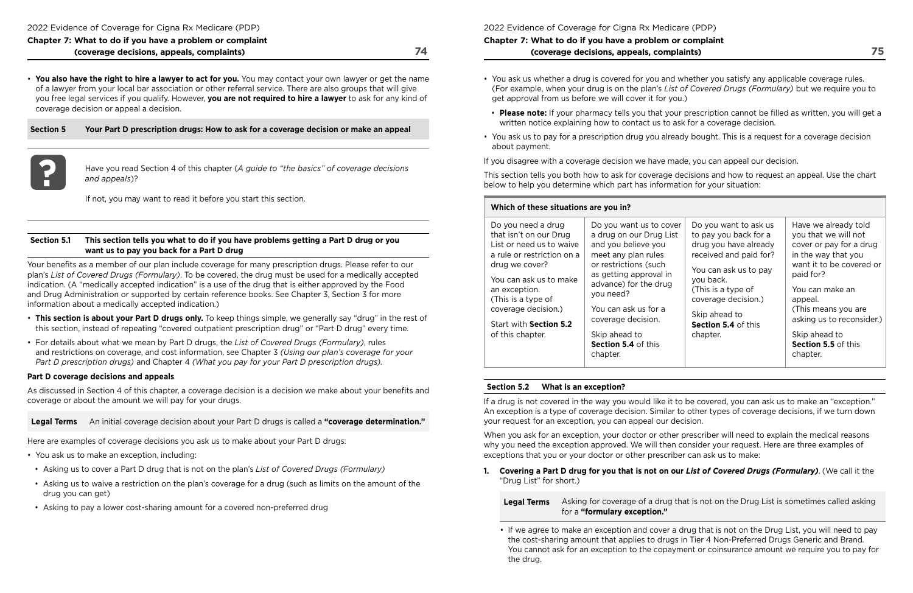- **You also have the right to hire a lawyer to act for you.** You may contact your own lawyer or get the name of a lawyer from your local bar association or other referral service. There are also groups that will give you free legal services if you qualify. However, **you are not required to hire a lawyer** to ask for any kind of coverage decision or appeal a decision.

## Section 5 Your Part D prescription drugs: How to ask for a coverage decision or make an appeal

Have you read Section 4 of this chapter (*A guide to "the basics" of coverage decisions and appeals*)?

If not, you may want to read it before you start this section.

### Section 5.1 This section tells you what to do if you have problems getting a Part D drug or you want us to pay you back for a Part D drug

Your benefits as a member of our plan include coverage for many prescription drugs. Please refer to our plan's *List of Covered Drugs (Formulary)*. To be covered, the drug must be used for a medically accepted indication. (A "medically accepted indication" is a use of the drug that is either approved by the Food and Drug Administration or supported by certain reference books. See Chapter 3, Section 3 for more information about a medically accepted indication.)

- **This section is about your Part D drugs only.** To keep things simple, we generally say "drug" in the rest of this section, instead of repeating "covered outpatient prescription drug" or "Part D drug" every time.
- For details about what we mean by Part D drugs, the *List of Covered Drugs (Formulary)*, rules and restrictions on coverage, and cost information, see Chapter 3 *(Using our plan's coverage for your Part D prescription drugs)* and Chapter 4 *(What you pay for your Part D prescription drugs)*.

**Part D coverage decisions and appeals**

As discussed in Section 4 of this chapter, a coverage decision is a decision we make about your benefits and coverage or about the amount we will pay for your drugs.

| Legal Terms | An initial coverage decision about your Part D drugs is called a **"coverage determination."** |
|---|---|

Here are examples of coverage decisions you ask us to make about your Part D drugs:

- You ask us to make an exception, including:
  - Asking us to cover a Part D drug that is not on the plan's *List of Covered Drugs (Formulary)*
  - Asking us to waive a restriction on the plan's coverage for a drug (such as limits on the amount of the drug you can get)
  - Asking to pay a lower cost-sharing amount for a covered non-preferred drug
- You ask us whether a drug is covered for you and whether you satisfy any applicable coverage rules. (For example, when your drug is on the plan's *List of Covered Drugs (Formulary)* but we require you to get approval from us before we will cover it for you.)
  - **Please note:** If your pharmacy tells you that your prescription cannot be filled as written, you will get a written notice explaining how to contact us to ask for a coverage decision.
- You ask us to pay for a prescription drug you already bought. This is a request for a coverage decision about payment.

If you disagree with a coverage decision we have made, you can appeal our decision.

This section tells you both how to ask for coverage decisions and how to request an appeal. Use the chart below to help you determine which part has information for your situation:

| Which of these situations are you in? | | | |
|---|---|---|---|
| Do you need a drug that isn't on our Drug List or need us to waive a rule or restriction on a drug we cover?<br><br>You can ask us to make an exception. (This is a type of coverage decision.)<br><br>Start with **Section 5.2** of this chapter. | Do you want us to cover a drug on our Drug List and you believe you meet any plan rules or restrictions (such as getting approval in advance) for the drug you need?<br><br>You can ask us for a coverage decision.<br><br>Skip ahead to **Section 5.4** of this chapter. | Do you want to ask us to pay you back for a drug you have already received and paid for?<br><br>You can ask us to pay you back. (This is a type of coverage decision.)<br><br>Skip ahead to **Section 5.4** of this chapter. | Have we already told you that we will not cover or pay for a drug in the way that you want it to be covered or paid for?<br><br>You can make an appeal. (This means you are asking us to reconsider.)<br><br>Skip ahead to **Section 5.5** of this chapter. |

### Section 5.2 What is an exception?

If a drug is not covered in the way you would like it to be covered, you can ask us to make an "exception." An exception is a type of coverage decision. Similar to other types of coverage decisions, if we turn down your request for an exception, you can appeal our decision.

When you ask for an exception, your doctor or other prescriber will need to explain the medical reasons why you need the exception approved. We will then consider your request. Here are three examples of exceptions that you or your doctor or other prescriber can ask us to make:

1. **Covering a Part D drug for you that is not on our *List of Covered Drugs (Formulary)*.** (We call it the "Drug List" for short.)

| Legal Terms | Asking for coverage of a drug that is not on the Drug List is sometimes called asking for a **"formulary exception."** |
|---|---|

- If we agree to make an exception and cover a drug that is not on the Drug List, you will need to pay the cost-sharing amount that applies to drugs in Tier 4 Non-Preferred Drugs Generic and Brand. You cannot ask for an exception to the copayment or coinsurance amount we require you to pay for the drug.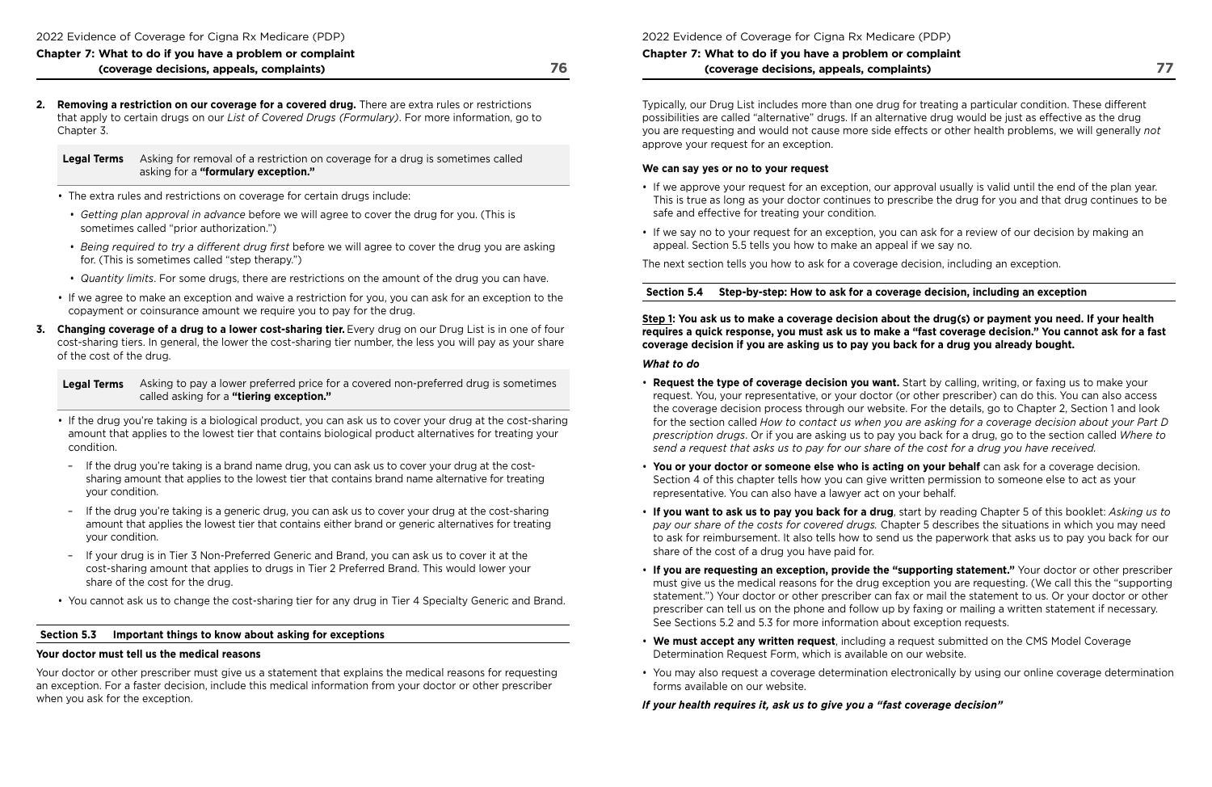2. **Removing a restriction on our coverage for a covered drug.** There are extra rules or restrictions that apply to certain drugs on our *List of Covered Drugs (Formulary)*. For more information, go to Chapter 3.

| Legal Terms | Asking for removal of a restriction on coverage for a drug is sometimes called asking for a **"formulary exception."** |
| --- | --- |

- The extra rules and restrictions on coverage for certain drugs include:
  - *Getting plan approval in advance* before we will agree to cover the drug for you. (This is sometimes called "prior authorization.")
  - *Being required to try a different drug first* before we will agree to cover the drug you are asking for. (This is sometimes called "step therapy.")
  - *Quantity limits*. For some drugs, there are restrictions on the amount of the drug you can have.
- If we agree to make an exception and waive a restriction for you, you can ask for an exception to the copayment or coinsurance amount we require you to pay for the drug.

3. **Changing coverage of a drug to a lower cost-sharing tier.** Every drug on our Drug List is in one of four cost-sharing tiers. In general, the lower the cost-sharing tier number, the less you will pay as your share of the cost of the drug.

| Legal Terms | Asking to pay a lower preferred price for a covered non-preferred drug is sometimes called asking for a **"tiering exception."** |
| --- | --- |

- If the drug you're taking is a biological product, you can ask us to cover your drug at the cost-sharing amount that applies to the lowest tier that contains biological product alternatives for treating your condition.
  - If the drug you're taking is a brand name drug, you can ask us to cover your drug at the cost-sharing amount that applies to the lowest tier that contains brand name alternative for treating your condition.
  - If the drug you're taking is a generic drug, you can ask us to cover your drug at the cost-sharing amount that applies the lowest tier that contains either brand or generic alternatives for treating your condition.
  - If your drug is in Tier 3 Non-Preferred Generic and Brand, you can ask us to cover it at the cost-sharing amount that applies to drugs in Tier 2 Preferred Brand. This would lower your share of the cost for the drug.
- You cannot ask us to change the cost-sharing tier for any drug in Tier 4 Specialty Generic and Brand.

## Section 5.3 Important things to know about asking for exceptions

**Your doctor must tell us the medical reasons**

Your doctor or other prescriber must give us a statement that explains the medical reasons for requesting an exception. For a faster decision, include this medical information from your doctor or other prescriber when you ask for the exception.

Typically, our Drug List includes more than one drug for treating a particular condition. These different possibilities are called "alternative" drugs. If an alternative drug would be just as effective as the drug you are requesting and would not cause more side effects or other health problems, we will generally *not* approve your request for an exception.

**We can say yes or no to your request**

- If we approve your request for an exception, our approval usually is valid until the end of the plan year. This is true as long as your doctor continues to prescribe the drug for you and that drug continues to be safe and effective for treating your condition.
- If we say no to your request for an exception, you can ask for a review of our decision by making an appeal. Section 5.5 tells you how to make an appeal if we say no.

The next section tells you how to ask for a coverage decision, including an exception.

## Section 5.4 Step-by-step: How to ask for a coverage decision, including an exception

**Step 1: You ask us to make a coverage decision about the drug(s) or payment you need. If your health requires a quick response, you must ask us to make a "fast coverage decision." You cannot ask for a fast coverage decision if you are asking us to pay you back for a drug you already bought.**

***What to do***

- **Request the type of coverage decision you want.** Start by calling, writing, or faxing us to make your request. You, your representative, or your doctor (or other prescriber) can do this. You can also access the coverage decision process through our website. For the details, go to Chapter 2, Section 1 and look for the section called *How to contact us when you are asking for a coverage decision about your Part D prescription drugs*. Or if you are asking us to pay you back for a drug, go to the section called *Where to send a request that asks us to pay for our share of the cost for a drug you have received.*
- **You or your doctor or someone else who is acting on your behalf** can ask for a coverage decision. Section 4 of this chapter tells how you can give written permission to someone else to act as your representative. You can also have a lawyer act on your behalf.
- **If you want to ask us to pay you back for a drug**, start by reading Chapter 5 of this booklet: *Asking us to pay our share of the costs for covered drugs.* Chapter 5 describes the situations in which you may need to ask for reimbursement. It also tells how to send us the paperwork that asks us to pay you back for our share of the cost of a drug you have paid for.
- **If you are requesting an exception, provide the "supporting statement."** Your doctor or other prescriber must give us the medical reasons for the drug exception you are requesting. (We call this the "supporting statement.") Your doctor or other prescriber can fax or mail the statement to us. Or your doctor or other prescriber can tell us on the phone and follow up by faxing or mailing a written statement if necessary. See Sections 5.2 and 5.3 for more information about exception requests.
- **We must accept any written request**, including a request submitted on the CMS Model Coverage Determination Request Form, which is available on our website.
- You may also request a coverage determination electronically by using our online coverage determination forms available on our website.

***If your health requires it, ask us to give you a "fast coverage decision"***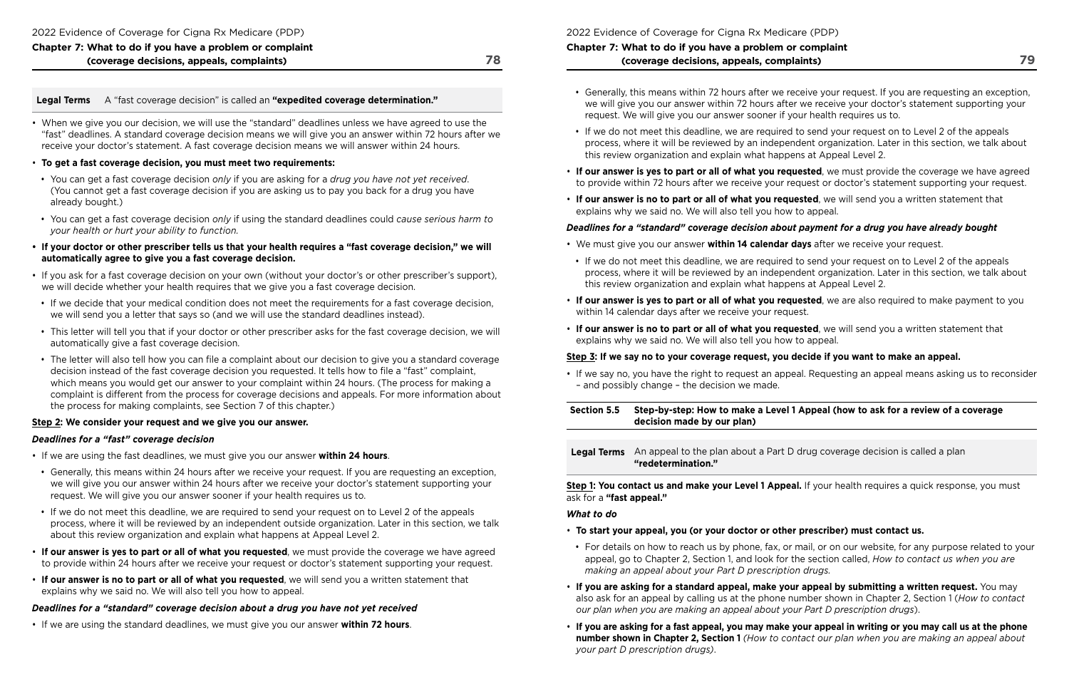| Legal Terms | A "fast coverage decision" is called an **"expedited coverage determination."** |
|---|---|

- When we give you our decision, we will use the "standard" deadlines unless we have agreed to use the "fast" deadlines. A standard coverage decision means we will give you an answer within 72 hours after we receive your doctor's statement. A fast coverage decision means we will answer within 24 hours.
- **To get a fast coverage decision, you must meet two requirements:**
  - You can get a fast coverage decision *only* if you are asking for a *drug you have not yet received*. (You cannot get a fast coverage decision if you are asking us to pay you back for a drug you have already bought.)
  - You can get a fast coverage decision *only* if using the standard deadlines could *cause serious harm to your health or hurt your ability to function.*
- **If your doctor or other prescriber tells us that your health requires a "fast coverage decision," we will automatically agree to give you a fast coverage decision.**
- If you ask for a fast coverage decision on your own (without your doctor's or other prescriber's support), we will decide whether your health requires that we give you a fast coverage decision.
  - If we decide that your medical condition does not meet the requirements for a fast coverage decision, we will send you a letter that says so (and we will use the standard deadlines instead).
  - This letter will tell you that if your doctor or other prescriber asks for the fast coverage decision, we will automatically give a fast coverage decision.
  - The letter will also tell how you can file a complaint about our decision to give you a standard coverage decision instead of the fast coverage decision you requested. It tells how to file a "fast" complaint, which means you would get our answer to your complaint within 24 hours. (The process for making a complaint is different from the process for coverage decisions and appeals. For more information about the process for making complaints, see Section 7 of this chapter.)

**Step 2: We consider your request and we give you our answer.**

***Deadlines for a "fast" coverage decision***

- If we are using the fast deadlines, we must give you our answer **within 24 hours**.
  - Generally, this means within 24 hours after we receive your request. If you are requesting an exception, we will give you our answer within 24 hours after we receive your doctor's statement supporting your request. We will give you our answer sooner if your health requires us to.
  - If we do not meet this deadline, we are required to send your request on to Level 2 of the appeals process, where it will be reviewed by an independent outside organization. Later in this section, we talk about this review organization and explain what happens at Appeal Level 2.
- **If our answer is yes to part or all of what you requested**, we must provide the coverage we have agreed to provide within 24 hours after we receive your request or doctor's statement supporting your request.
- **If our answer is no to part or all of what you requested**, we will send you a written statement that explains why we said no. We will also tell you how to appeal.

***Deadlines for a "standard" coverage decision about a drug you have not yet received***

- If we are using the standard deadlines, we must give you our answer **within 72 hours**.
  - Generally, this means within 72 hours after we receive your request. If you are requesting an exception, we will give you our answer within 72 hours after we receive your doctor's statement supporting your request. We will give you our answer sooner if your health requires us to.
  - If we do not meet this deadline, we are required to send your request on to Level 2 of the appeals process, where it will be reviewed by an independent organization. Later in this section, we talk about this review organization and explain what happens at Appeal Level 2.
- **If our answer is yes to part or all of what you requested**, we must provide the coverage we have agreed to provide within 72 hours after we receive your request or doctor's statement supporting your request.
- **If our answer is no to part or all of what you requested**, we will send you a written statement that explains why we said no. We will also tell you how to appeal.

***Deadlines for a "standard" coverage decision about payment for a drug you have already bought***

- We must give you our answer **within 14 calendar days** after we receive your request.
  - If we do not meet this deadline, we are required to send your request on to Level 2 of the appeals process, where it will be reviewed by an independent organization. Later in this section, we talk about this review organization and explain what happens at Appeal Level 2.
- **If our answer is yes to part or all of what you requested**, we are also required to make payment to you within 14 calendar days after we receive your request.
- **If our answer is no to part or all of what you requested**, we will send you a written statement that explains why we said no. We will also tell you how to appeal.

**Step 3: If we say no to your coverage request, you decide if you want to make an appeal.**

- If we say no, you have the right to request an appeal. Requesting an appeal means asking us to reconsider – and possibly change – the decision we made.

## Section 5.5 Step-by-step: How to make a Level 1 Appeal (how to ask for a review of a coverage decision made by our plan)

| Legal Terms | An appeal to the plan about a Part D drug coverage decision is called a plan **"redetermination."** |
|---|---|

**Step 1: You contact us and make your Level 1 Appeal.** If your health requires a quick response, you must ask for a **"fast appeal."**

***What to do***

- **To start your appeal, you (or your doctor or other prescriber) must contact us.**
  - For details on how to reach us by phone, fax, or mail, or on our website, for any purpose related to your appeal, go to Chapter 2, Section 1, and look for the section called, *How to contact us when you are making an appeal about your Part D prescription drugs.*
- **If you are asking for a standard appeal, make your appeal by submitting a written request.** You may also ask for an appeal by calling us at the phone number shown in Chapter 2, Section 1 (*How to contact our plan when you are making an appeal about your Part D prescription drugs*).
- **If you are asking for a fast appeal, you may make your appeal in writing or you may call us at the phone number shown in Chapter 2, Section 1** *(How to contact our plan when you are making an appeal about your part D prescription drugs)*.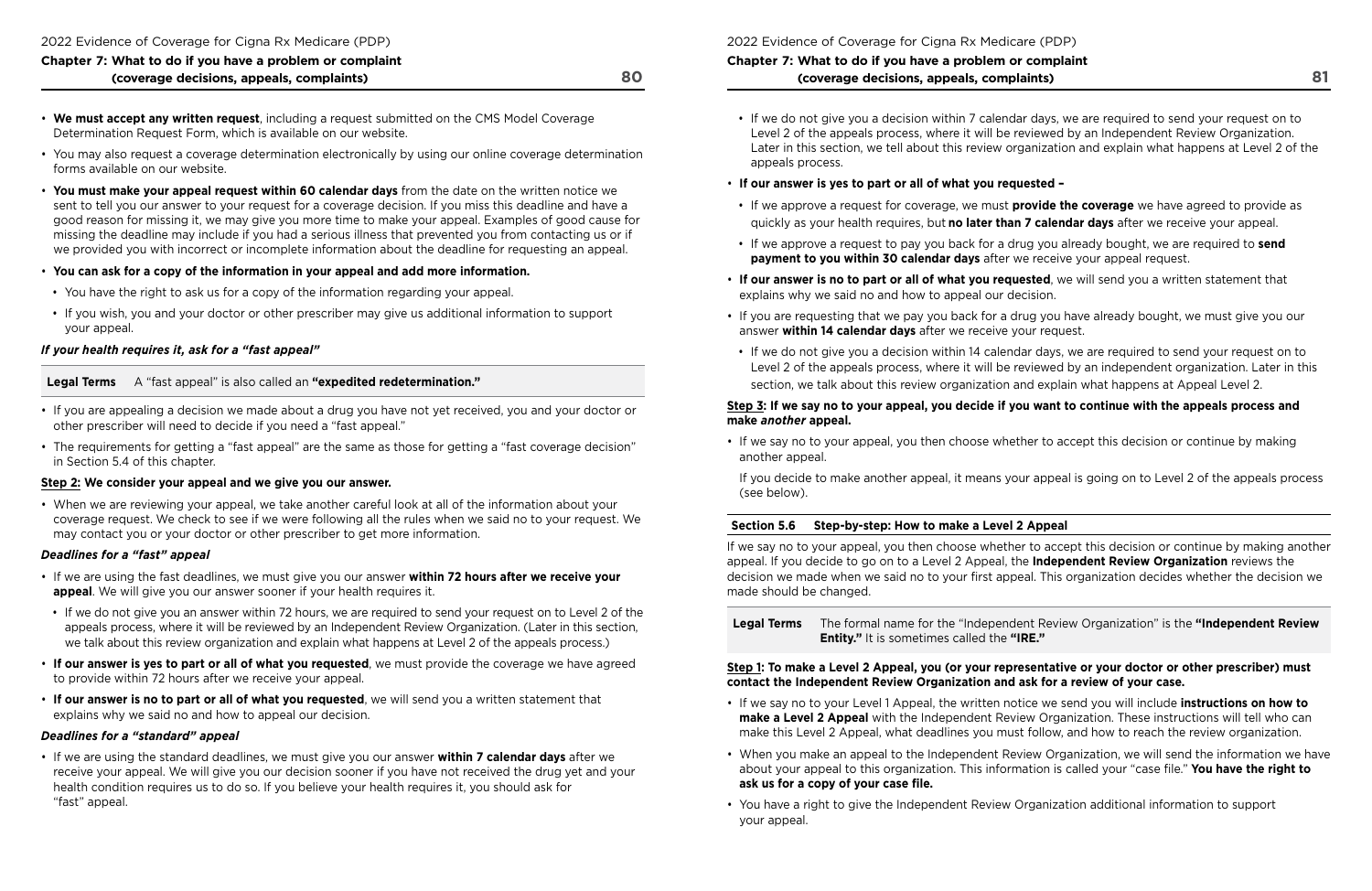- **We must accept any written request**, including a request submitted on the CMS Model Coverage Determination Request Form, which is available on our website.
- You may also request a coverage determination electronically by using our online coverage determination forms available on our website.
- **You must make your appeal request within 60 calendar days** from the date on the written notice we sent to tell you our answer to your request for a coverage decision. If you miss this deadline and have a good reason for missing it, we may give you more time to make your appeal. Examples of good cause for missing the deadline may include if you had a serious illness that prevented you from contacting us or if we provided you with incorrect or incomplete information about the deadline for requesting an appeal.
- **You can ask for a copy of the information in your appeal and add more information.**
  - You have the right to ask us for a copy of the information regarding your appeal.
  - If you wish, you and your doctor or other prescriber may give us additional information to support your appeal.

***If your health requires it, ask for a "fast appeal"***

| **Legal Terms** | A "fast appeal" is also called an **"expedited redetermination."** |
|---|---|

- If you are appealing a decision we made about a drug you have not yet received, you and your doctor or other prescriber will need to decide if you need a "fast appeal."
- The requirements for getting a "fast appeal" are the same as those for getting a "fast coverage decision" in Section 5.4 of this chapter.

**Step 2: We consider your appeal and we give you our answer.**

- When we are reviewing your appeal, we take another careful look at all of the information about your coverage request. We check to see if we were following all the rules when we said no to your request. We may contact you or your doctor or other prescriber to get more information.

***Deadlines for a "fast" appeal***

- If we are using the fast deadlines, we must give you our answer **within 72 hours after we receive your appeal**. We will give you our answer sooner if your health requires it.
  - If we do not give you an answer within 72 hours, we are required to send your request on to Level 2 of the appeals process, where it will be reviewed by an Independent Review Organization. (Later in this section, we talk about this review organization and explain what happens at Level 2 of the appeals process.)
- **If our answer is yes to part or all of what you requested**, we must provide the coverage we have agreed to provide within 72 hours after we receive your appeal.
- **If our answer is no to part or all of what you requested**, we will send you a written statement that explains why we said no and how to appeal our decision.

***Deadlines for a "standard" appeal***

- If we are using the standard deadlines, we must give you our answer **within 7 calendar days** after we receive your appeal. We will give you our decision sooner if you have not received the drug yet and your health condition requires us to do so. If you believe your health requires it, you should ask for "fast" appeal.
  - If we do not give you a decision within 7 calendar days, we are required to send your request on to Level 2 of the appeals process, where it will be reviewed by an Independent Review Organization. Later in this section, we tell about this review organization and explain what happens at Level 2 of the appeals process.
- **If our answer is yes to part or all of what you requested –**
  - If we approve a request for coverage, we must **provide the coverage** we have agreed to provide as quickly as your health requires, but **no later than 7 calendar days** after we receive your appeal.
  - If we approve a request to pay you back for a drug you already bought, we are required to **send payment to you within 30 calendar days** after we receive your appeal request.
- **If our answer is no to part or all of what you requested**, we will send you a written statement that explains why we said no and how to appeal our decision.
- If you are requesting that we pay you back for a drug you have already bought, we must give you our answer **within 14 calendar days** after we receive your request.
  - If we do not give you a decision within 14 calendar days, we are required to send your request on to Level 2 of the appeals process, where it will be reviewed by an independent organization. Later in this section, we talk about this review organization and explain what happens at Appeal Level 2.

**Step 3: If we say no to your appeal, you decide if you want to continue with the appeals process and make *another* appeal.**

- If we say no to your appeal, you then choose whether to accept this decision or continue by making another appeal.

  If you decide to make another appeal, it means your appeal is going on to Level 2 of the appeals process (see below).

## Section 5.6 Step-by-step: How to make a Level 2 Appeal

If we say no to your appeal, you then choose whether to accept this decision or continue by making another appeal. If you decide to go on to a Level 2 Appeal, the **Independent Review Organization** reviews the decision we made when we said no to your first appeal. This organization decides whether the decision we made should be changed.

| **Legal Terms** | The formal name for the "Independent Review Organization" is the **"Independent Review Entity."** It is sometimes called the **"IRE."** |
|---|---|

**Step 1: To make a Level 2 Appeal, you (or your representative or your doctor or other prescriber) must contact the Independent Review Organization and ask for a review of your case.**

- If we say no to your Level 1 Appeal, the written notice we send you will include **instructions on how to make a Level 2 Appeal** with the Independent Review Organization. These instructions will tell who can make this Level 2 Appeal, what deadlines you must follow, and how to reach the review organization.
- When you make an appeal to the Independent Review Organization, we will send the information we have about your appeal to this organization. This information is called your "case file." **You have the right to ask us for a copy of your case file.**
- You have a right to give the Independent Review Organization additional information to support your appeal.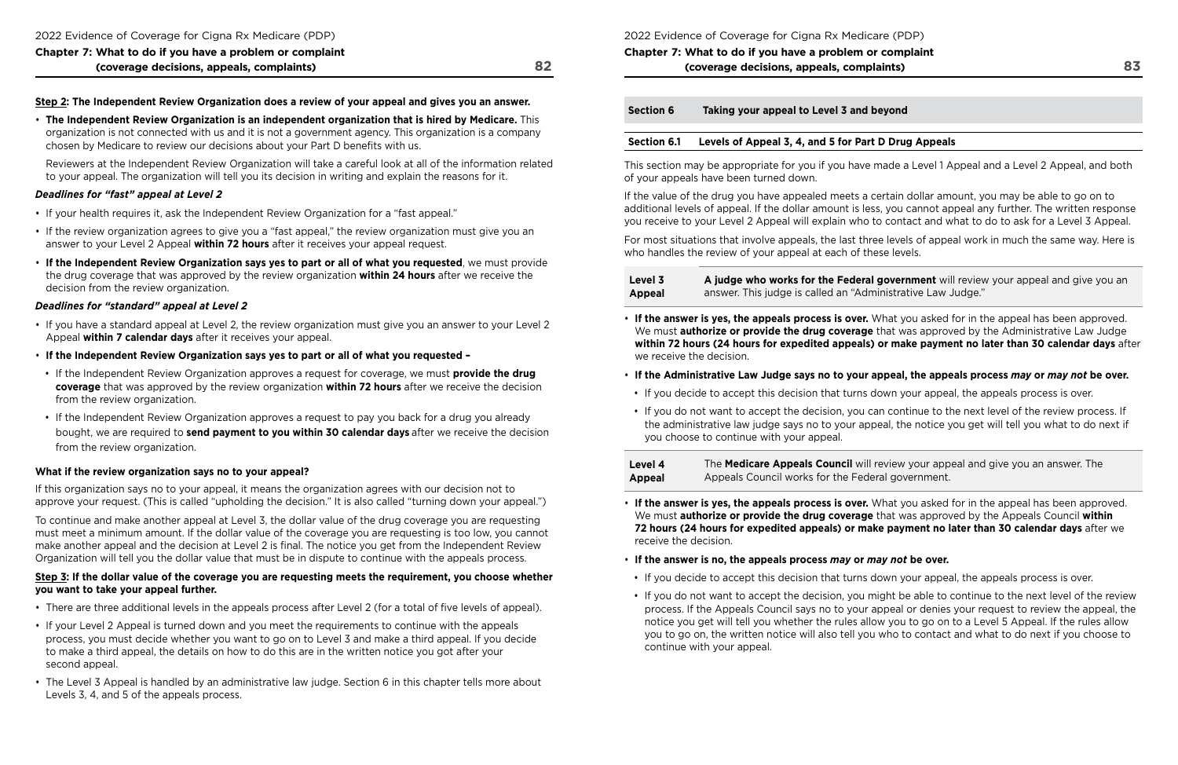**Step 2: The Independent Review Organization does a review of your appeal and gives you an answer.**

- **The Independent Review Organization is an independent organization that is hired by Medicare.** This organization is not connected with us and it is not a government agency. This organization is a company chosen by Medicare to review our decisions about your Part D benefits with us.

  Reviewers at the Independent Review Organization will take a careful look at all of the information related to your appeal. The organization will tell you its decision in writing and explain the reasons for it.

***Deadlines for "fast" appeal at Level 2***

- If your health requires it, ask the Independent Review Organization for a "fast appeal."
- If the review organization agrees to give you a "fast appeal," the review organization must give you an answer to your Level 2 Appeal **within 72 hours** after it receives your appeal request.
- **If the Independent Review Organization says yes to part or all of what you requested**, we must provide the drug coverage that was approved by the review organization **within 24 hours** after we receive the decision from the review organization.

***Deadlines for "standard" appeal at Level 2***

- If you have a standard appeal at Level 2, the review organization must give you an answer to your Level 2 Appeal **within 7 calendar days** after it receives your appeal.
- **If the Independent Review Organization says yes to part or all of what you requested –**
  - If the Independent Review Organization approves a request for coverage, we must **provide the drug coverage** that was approved by the review organization **within 72 hours** after we receive the decision from the review organization.
  - If the Independent Review Organization approves a request to pay you back for a drug you already bought, we are required to **send payment to you within 30 calendar days** after we receive the decision from the review organization.

**What if the review organization says no to your appeal?**

If this organization says no to your appeal, it means the organization agrees with our decision not to approve your request. (This is called "upholding the decision." It is also called "turning down your appeal.")

To continue and make another appeal at Level 3, the dollar value of the drug coverage you are requesting must meet a minimum amount. If the dollar value of the coverage you are requesting is too low, you cannot make another appeal and the decision at Level 2 is final. The notice you get from the Independent Review Organization will tell you the dollar value that must be in dispute to continue with the appeals process.

**Step 3: If the dollar value of the coverage you are requesting meets the requirement, you choose whether you want to take your appeal further.**

- There are three additional levels in the appeals process after Level 2 (for a total of five levels of appeal).
- If your Level 2 Appeal is turned down and you meet the requirements to continue with the appeals process, you must decide whether you want to go on to Level 3 and make a third appeal. If you decide to make a third appeal, the details on how to do this are in the written notice you got after your second appeal.
- The Level 3 Appeal is handled by an administrative law judge. Section 6 in this chapter tells more about Levels 3, 4, and 5 of the appeals process.

## Section 6 Taking your appeal to Level 3 and beyond

### Section 6.1 Levels of Appeal 3, 4, and 5 for Part D Drug Appeals

This section may be appropriate for you if you have made a Level 1 Appeal and a Level 2 Appeal, and both of your appeals have been turned down.

If the value of the drug you have appealed meets a certain dollar amount, you may be able to go on to additional levels of appeal. If the dollar amount is less, you cannot appeal any further. The written response you receive to your Level 2 Appeal will explain who to contact and what to do to ask for a Level 3 Appeal.

For most situations that involve appeals, the last three levels of appeal work in much the same way. Here is who handles the review of your appeal at each of these levels.

| Level 3 Appeal | **A judge who works for the Federal government** will review your appeal and give you an answer. This judge is called an "Administrative Law Judge." |
|---|---|

- **If the answer is yes, the appeals process is over.** What you asked for in the appeal has been approved. We must **authorize or provide the drug coverage** that was approved by the Administrative Law Judge **within 72 hours (24 hours for expedited appeals) or make payment no later than 30 calendar days** after we receive the decision.
- **If the Administrative Law Judge says no to your appeal, the appeals process *may* or *may not* be over.**
  - If you decide to accept this decision that turns down your appeal, the appeals process is over.
  - If you do not want to accept the decision, you can continue to the next level of the review process. If the administrative law judge says no to your appeal, the notice you get will tell you what to do next if you choose to continue with your appeal.

| Level 4 Appeal | The **Medicare Appeals Council** will review your appeal and give you an answer. The Appeals Council works for the Federal government. |
|---|---|

- **If the answer is yes, the appeals process is over.** What you asked for in the appeal has been approved. We must **authorize or provide the drug coverage** that was approved by the Appeals Council **within 72 hours (24 hours for expedited appeals) or make payment no later than 30 calendar days** after we receive the decision.
- **If the answer is no, the appeals process *may* or *may not* be over.**
  - If you decide to accept this decision that turns down your appeal, the appeals process is over.
  - If you do not want to accept the decision, you might be able to continue to the next level of the review process. If the Appeals Council says no to your appeal or denies your request to review the appeal, the notice you get will tell you whether the rules allow you to go on to a Level 5 Appeal. If the rules allow you to go on, the written notice will also tell you who to contact and what to do next if you choose to continue with your appeal.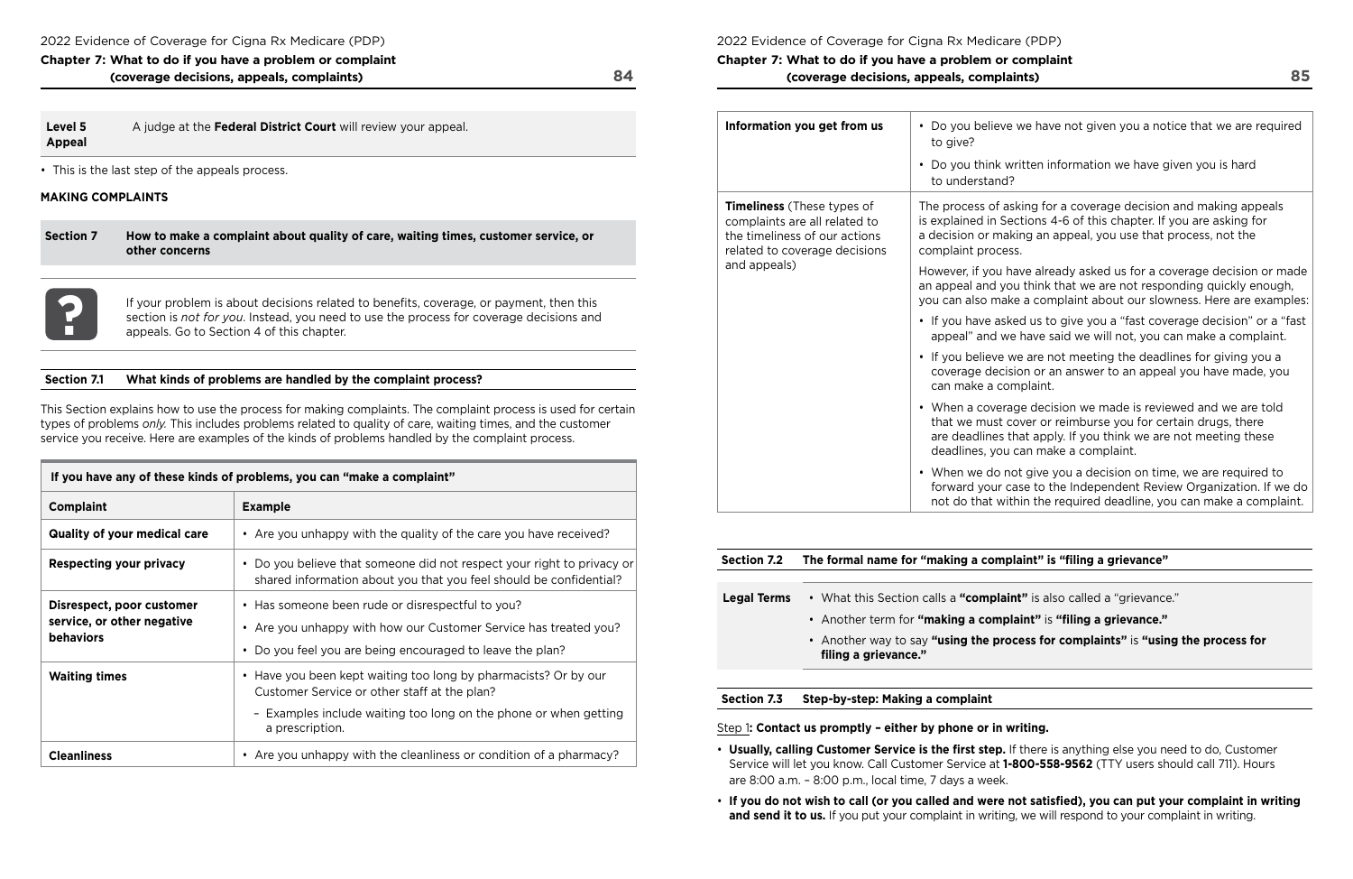| Level 5 Appeal | A judge at the **Federal District Court** will review your appeal. |
|---|---|

- This is the last step of the appeals process.

**MAKING COMPLAINTS**

## Section 7 How to make a complaint about quality of care, waiting times, customer service, or other concerns

If your problem is about decisions related to benefits, coverage, or payment, then this section is *not for you*. Instead, you need to use the process for coverage decisions and appeals. Go to Section 4 of this chapter.

### Section 7.1 What kinds of problems are handled by the complaint process?

This Section explains how to use the process for making complaints. The complaint process is used for certain types of problems *only*. This includes problems related to quality of care, waiting times, and the customer service you receive. Here are examples of the kinds of problems handled by the complaint process.

**If you have any of these kinds of problems, you can "make a complaint"**

| Complaint | Example |
|---|---|
| **Quality of your medical care** | • Are you unhappy with the quality of the care you have received? |
| **Respecting your privacy** | • Do you believe that someone did not respect your right to privacy or shared information about you that you feel should be confidential? |
| **Disrespect, poor customer service, or other negative behaviors** | • Has someone been rude or disrespectful to you?<br>• Are you unhappy with how our Customer Service has treated you?<br>• Do you feel you are being encouraged to leave the plan? |
| **Waiting times** | • Have you been kept waiting too long by pharmacists? Or by our Customer Service or other staff at the plan?<br>– Examples include waiting too long on the phone or when getting a prescription. |
| **Cleanliness** | • Are you unhappy with the cleanliness or condition of a pharmacy? |
| **Information you get from us** | • Do you believe we have not given you a notice that we are required to give?<br>• Do you think written information we have given you is hard to understand? |
| **Timeliness** (These types of complaints are all related to the timeliness of our actions related to coverage decisions and appeals) | The process of asking for a coverage decision and making appeals is explained in Sections 4-6 of this chapter. If you are asking for a decision or making an appeal, you use that process, not the complaint process.<br>However, if you have already asked us for a coverage decision or made an appeal and you think that we are not responding quickly enough, you can also make a complaint about our slowness. Here are examples:<br>• If you have asked us to give you a "fast coverage decision" or a "fast appeal" and we have said we will not, you can make a complaint.<br>• If you believe we are not meeting the deadlines for giving you a coverage decision or an answer to an appeal you have made, you can make a complaint.<br>• When a coverage decision we made is reviewed and we are told that we must cover or reimburse you for certain drugs, there are deadlines that apply. If you think we are not meeting these deadlines, you can make a complaint.<br>• When we do not give you a decision on time, we are required to forward your case to the Independent Review Organization. If we do not do that within the required deadline, you can make a complaint. |

### Section 7.2 The formal name for "making a complaint" is "filing a grievance"

| Legal Terms | • What this Section calls a **"complaint"** is also called a "grievance."<br>• Another term for **"making a complaint"** is **"filing a grievance."**<br>• Another way to say **"using the process for complaints"** is **"using the process for filing a grievance."** |
|---|---|

### Section 7.3 Step-by-step: Making a complaint

Step 1**: Contact us promptly – either by phone or in writing.**

- **Usually, calling Customer Service is the first step.** If there is anything else you need to do, Customer Service will let you know. Call Customer Service at **1-800-558-9562** (TTY users should call 711). Hours are 8:00 a.m. – 8:00 p.m., local time, 7 days a week.
- **If you do not wish to call (or you called and were not satisfied), you can put your complaint in writing and send it to us.** If you put your complaint in writing, we will respond to your complaint in writing.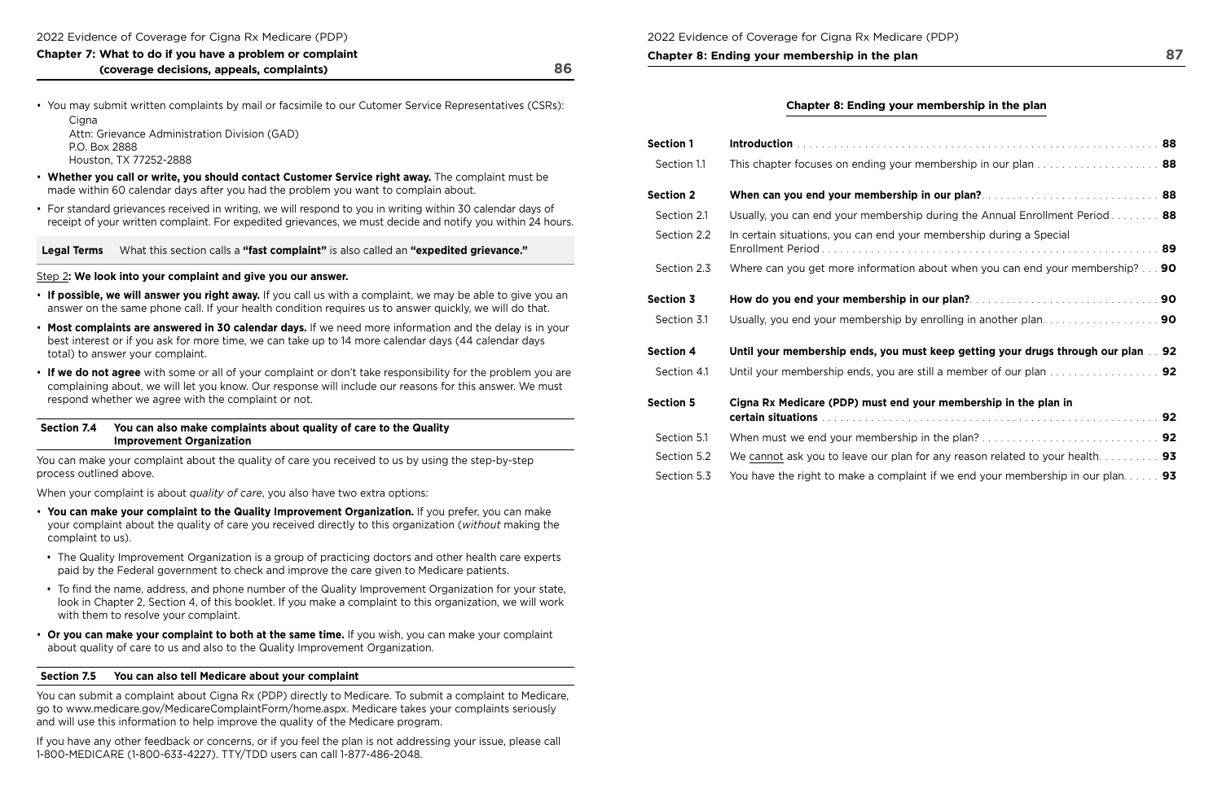- You may submit written complaints by mail or facsimile to our Cutomer Service Representatives (CSRs):

  Cigna
  Attn: Grievance Administration Division (GAD)
  P.O. Box 2888
  Houston, TX 77252-2888

- **Whether you call or write, you should contact Customer Service right away.** The complaint must be made within 60 calendar days after you had the problem you want to complain about.
- For standard grievances received in writing, we will respond to you in writing within 30 calendar days of receipt of your written complaint. For expedited grievances, we must decide and notify you within 24 hours.

| **Legal Terms** | What this section calls a **"fast complaint"** is also called an **"expedited grievance."** |
|---|---|

Step 2**: We look into your complaint and give you our answer.**

- **If possible, we will answer you right away.** If you call us with a complaint, we may be able to give you an answer on the same phone call. If your health condition requires us to answer quickly, we will do that.
- **Most complaints are answered in 30 calendar days.** If we need more information and the delay is in your best interest or if you ask for more time, we can take up to 14 more calendar days (44 calendar days total) to answer your complaint.
- **If we do not agree** with some or all of your complaint or don't take responsibility for the problem you are complaining about, we will let you know. Our response will include our reasons for this answer. We must respond whether we agree with the complaint or not.

### Section 7.4 You can also make complaints about quality of care to the Quality Improvement Organization

You can make your complaint about the quality of care you received to us by using the step-by-step process outlined above.

When your complaint is about *quality of care*, you also have two extra options:

- **You can make your complaint to the Quality Improvement Organization.** If you prefer, you can make your complaint about the quality of care you received directly to this organization (*without* making the complaint to us).
  - The Quality Improvement Organization is a group of practicing doctors and other health care experts paid by the Federal government to check and improve the care given to Medicare patients.
  - To find the name, address, and phone number of the Quality Improvement Organization for your state, look in Chapter 2, Section 4, of this booklet. If you make a complaint to this organization, we will work with them to resolve your complaint.
- **Or you can make your complaint to both at the same time.** If you wish, you can make your complaint about quality of care to us and also to the Quality Improvement Organization.

### Section 7.5 You can also tell Medicare about your complaint

You can submit a complaint about Cigna Rx (PDP) directly to Medicare. To submit a complaint to Medicare, go to www.medicare.gov/MedicareComplaintForm/home.aspx. Medicare takes your complaints seriously and will use this information to help improve the quality of the Medicare program.

If you have any other feedback or concerns, or if you feel the plan is not addressing your issue, please call 1-800-MEDICARE (1-800-633-4227). TTY/TDD users can call 1-877-486-2048.

# Chapter 8: Ending your membership in the plan

| | | |
|---|---|---|
| **Section 1** | **Introduction** | **88** |
| Section 1.1 | This chapter focuses on ending your membership in our plan | **88** |
| **Section 2** | **When can you end your membership in our plan?** | **88** |
| Section 2.1 | Usually, you can end your membership during the Annual Enrollment Period | **88** |
| Section 2.2 | In certain situations, you can end your membership during a Special Enrollment Period | **89** |
| Section 2.3 | Where can you get more information about when you can end your membership? | **90** |
| **Section 3** | **How do you end your membership in our plan?** | **90** |
| Section 3.1 | Usually, you end your membership by enrolling in another plan | **90** |
| **Section 4** | **Until your membership ends, you must keep getting your drugs through our plan** | **92** |
| Section 4.1 | Until your membership ends, you are still a member of our plan | **92** |
| **Section 5** | **Cigna Rx Medicare (PDP) must end your membership in the plan in certain situations** | **92** |
| Section 5.1 | When must we end your membership in the plan? | **92** |
| Section 5.2 | We cannot ask you to leave our plan for any reason related to your health | **93** |
| Section 5.3 | You have the right to make a complaint if we end your membership in our plan | **93** |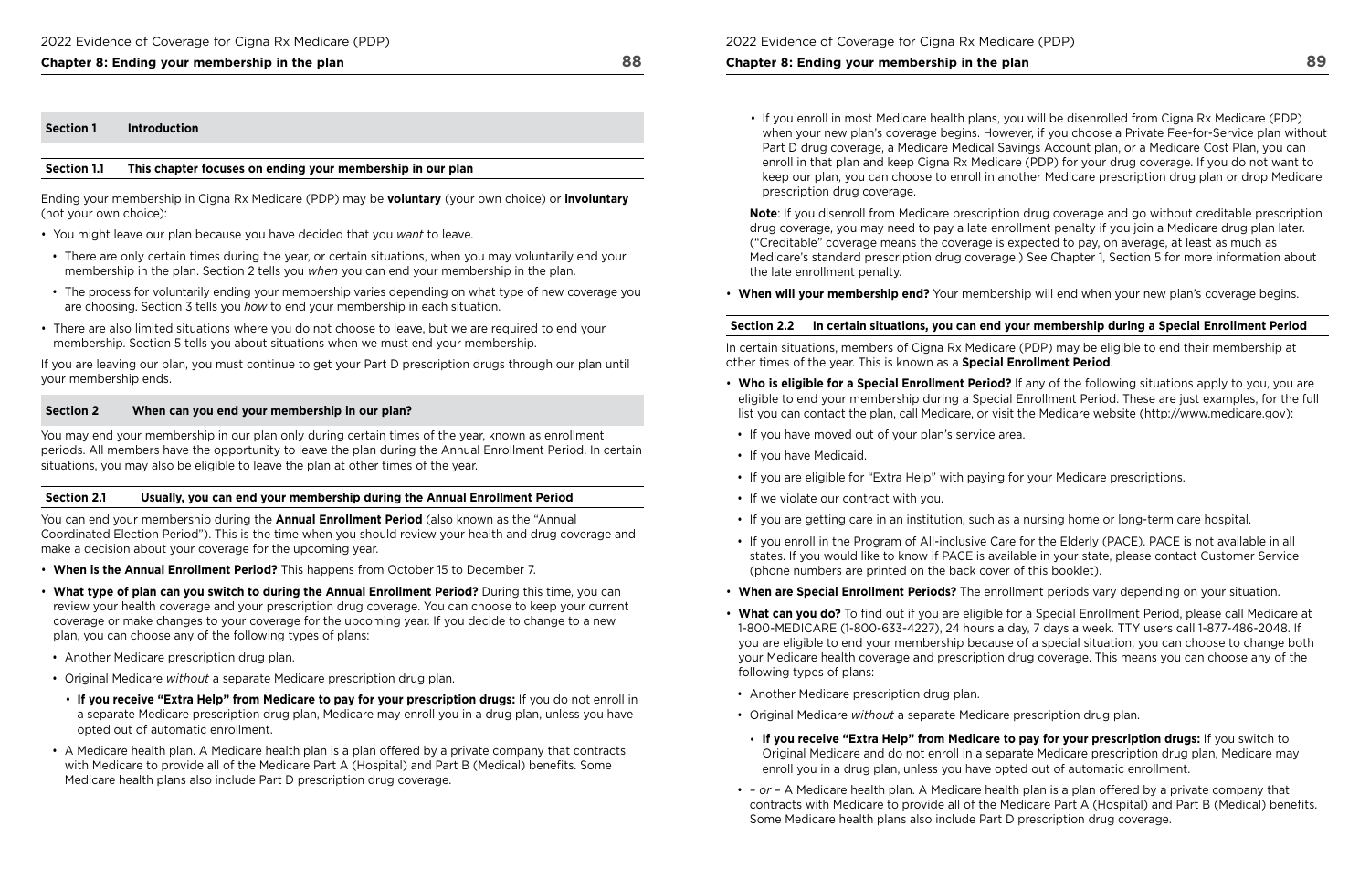## Section 1 Introduction

### Section 1.1 This chapter focuses on ending your membership in our plan

Ending your membership in Cigna Rx Medicare (PDP) may be **voluntary** (your own choice) or **involuntary** (not your own choice):

- You might leave our plan because you have decided that you *want* to leave.
  - There are only certain times during the year, or certain situations, when you may voluntarily end your membership in the plan. Section 2 tells you *when* you can end your membership in the plan.
  - The process for voluntarily ending your membership varies depending on what type of new coverage you are choosing. Section 3 tells you *how* to end your membership in each situation.
- There are also limited situations where you do not choose to leave, but we are required to end your membership. Section 5 tells you about situations when we must end your membership.

If you are leaving our plan, you must continue to get your Part D prescription drugs through our plan until your membership ends.

## Section 2 When can you end your membership in our plan?

You may end your membership in our plan only during certain times of the year, known as enrollment periods. All members have the opportunity to leave the plan during the Annual Enrollment Period. In certain situations, you may also be eligible to leave the plan at other times of the year.

### Section 2.1 Usually, you can end your membership during the Annual Enrollment Period

You can end your membership during the **Annual Enrollment Period** (also known as the "Annual Coordinated Election Period"). This is the time when you should review your health and drug coverage and make a decision about your coverage for the upcoming year.

- **When is the Annual Enrollment Period?** This happens from October 15 to December 7.
- **What type of plan can you switch to during the Annual Enrollment Period?** During this time, you can review your health coverage and your prescription drug coverage. You can choose to keep your current coverage or make changes to your coverage for the upcoming year. If you decide to change to a new plan, you can choose any of the following types of plans:
  - Another Medicare prescription drug plan.
  - Original Medicare *without* a separate Medicare prescription drug plan.
    - **If you receive "Extra Help" from Medicare to pay for your prescription drugs:** If you do not enroll in a separate Medicare prescription drug plan, Medicare may enroll you in a drug plan, unless you have opted out of automatic enrollment.
  - A Medicare health plan. A Medicare health plan is a plan offered by a private company that contracts with Medicare to provide all of the Medicare Part A (Hospital) and Part B (Medical) benefits. Some Medicare health plans also include Part D prescription drug coverage.
  - If you enroll in most Medicare health plans, you will be disenrolled from Cigna Rx Medicare (PDP) when your new plan's coverage begins. However, if you choose a Private Fee-for-Service plan without Part D drug coverage, a Medicare Medical Savings Account plan, or a Medicare Cost Plan, you can enroll in that plan and keep Cigna Rx Medicare (PDP) for your drug coverage. If you do not want to keep our plan, you can choose to enroll in another Medicare prescription drug plan or drop Medicare prescription drug coverage.

  **Note**: If you disenroll from Medicare prescription drug coverage and go without creditable prescription drug coverage, you may need to pay a late enrollment penalty if you join a Medicare drug plan later. ("Creditable" coverage means the coverage is expected to pay, on average, at least as much as Medicare's standard prescription drug coverage.) See Chapter 1, Section 5 for more information about the late enrollment penalty.

- **When will your membership end?** Your membership will end when your new plan's coverage begins.

### Section 2.2 In certain situations, you can end your membership during a Special Enrollment Period

In certain situations, members of Cigna Rx Medicare (PDP) may be eligible to end their membership at other times of the year. This is known as a **Special Enrollment Period**.

- **Who is eligible for a Special Enrollment Period?** If any of the following situations apply to you, you are eligible to end your membership during a Special Enrollment Period. These are just examples, for the full list you can contact the plan, call Medicare, or visit the Medicare website (http://www.medicare.gov):
  - If you have moved out of your plan's service area.
  - If you have Medicaid.
  - If you are eligible for "Extra Help" with paying for your Medicare prescriptions.
  - If we violate our contract with you.
  - If you are getting care in an institution, such as a nursing home or long-term care hospital.
  - If you enroll in the Program of All-inclusive Care for the Elderly (PACE). PACE is not available in all states. If you would like to know if PACE is available in your state, please contact Customer Service (phone numbers are printed on the back cover of this booklet).
- **When are Special Enrollment Periods?** The enrollment periods vary depending on your situation.
- **What can you do?** To find out if you are eligible for a Special Enrollment Period, please call Medicare at 1-800-MEDICARE (1-800-633-4227), 24 hours a day, 7 days a week. TTY users call 1-877-486-2048. If you are eligible to end your membership because of a special situation, you can choose to change both your Medicare health coverage and prescription drug coverage. This means you can choose any of the following types of plans:
  - Another Medicare prescription drug plan.
  - Original Medicare *without* a separate Medicare prescription drug plan.
    - **If you receive "Extra Help" from Medicare to pay for your prescription drugs:** If you switch to Original Medicare and do not enroll in a separate Medicare prescription drug plan, Medicare may enroll you in a drug plan, unless you have opted out of automatic enrollment.
  - – *or* – A Medicare health plan. A Medicare health plan is a plan offered by a private company that contracts with Medicare to provide all of the Medicare Part A (Hospital) and Part B (Medical) benefits. Some Medicare health plans also include Part D prescription drug coverage.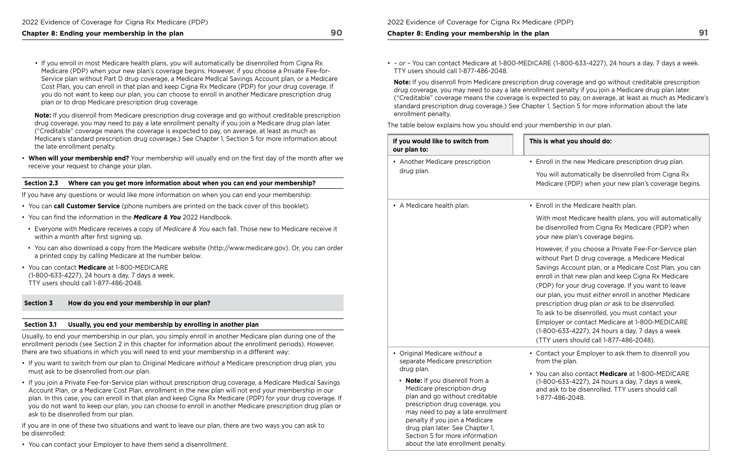- If you enroll in most Medicare health plans, you will automatically be disenrolled from Cigna Rx Medicare (PDP) when your new plan's coverage begins. However, if you choose a Private Fee-for-Service plan without Part D drug coverage, a Medicare Medical Savings Account plan, or a Medicare Cost Plan, you can enroll in that plan and keep Cigna Rx Medicare (PDP) for your drug coverage. If you do not want to keep our plan, you can choose to enroll in another Medicare prescription drug plan or to drop Medicare prescription drug coverage.

  **Note:** If you disenroll from Medicare prescription drug coverage and go without creditable prescription drug coverage, you may need to pay a late enrollment penalty if you join a Medicare drug plan later. ("Creditable" coverage means the coverage is expected to pay, on average, at least as much as Medicare's standard prescription drug coverage.) See Chapter 1, Section 5 for more information about the late enrollment penalty.

- **When will your membership end?** Your membership will usually end on the first day of the month after we receive your request to change your plan.

### Section 2.3 Where can you get more information about when you can end your membership?

If you have any questions or would like more information on when you can end your membership:

- You can **call Customer Service** (phone numbers are printed on the back cover of this booklet).
- You can find the information in the ***Medicare & You*** **2022 Handbook.**
  - Everyone with Medicare receives a copy of *Medicare & You* each fall. Those new to Medicare receive it within a month after first signing up.
  - You can also download a copy from the Medicare website (http://www.medicare.gov). Or, you can order a printed copy by calling Medicare at the number below.
- You can contact **Medicare** at 1-800-MEDICARE (1-800-633-4227), 24 hours a day, 7 days a week. TTY users should call 1-877-486-2048.

## Section 3 How do you end your membership in our plan?

### Section 3.1 Usually, you end your membership by enrolling in another plan

Usually, to end your membership in our plan, you simply enroll in another Medicare plan during one of the enrollment periods (see Section 2 in this chapter for information about the enrollment periods). However, there are two situations in which you will need to end your membership in a different way:

- If you want to switch from our plan to Original Medicare *without* a Medicare prescription drug plan, you must ask to be disenrolled from our plan.
- If you join a Private Fee-for-Service plan without prescription drug coverage, a Medicare Medical Savings Account Plan, or a Medicare Cost Plan, enrollment in the new plan will not end your membership in our plan. In this case, you can enroll in that plan and keep Cigna Rx Medicare (PDP) for your drug coverage. If you do not want to keep our plan, you can choose to enroll in another Medicare prescription drug plan or ask to be disenrolled from our plan.

If you are in one of these two situations and want to leave our plan, there are two ways you can ask to be disenrolled:

- You can contact your Employer to have them send a disenrollment.
- *– or –* You can contact Medicare at 1-800-MEDICARE (1-800-633-4227), 24 hours a day, 7 days a week. TTY users should call 1-877-486-2048.

  **Note:** If you disenroll from Medicare prescription drug coverage and go without creditable prescription drug coverage, you may need to pay a late enrollment penalty if you join a Medicare drug plan later. ("Creditable" coverage means the coverage is expected to pay, on average, at least as much as Medicare's standard prescription drug coverage.) See Chapter 1, Section 5 for more information about the late enrollment penalty.

The table below explains how you should end your membership in our plan.

| If you would like to switch from our plan to: | This is what you should do: |
|---|---|
| • Another Medicare prescription drug plan. | • Enroll in the new Medicare prescription drug plan.<br><br>You will automatically be disenrolled from Cigna Rx Medicare (PDP) when your new plan's coverage begins. |
| • A Medicare health plan. | • Enroll in the Medicare health plan.<br><br>With most Medicare health plans, you will automatically be disenrolled from Cigna Rx Medicare (PDP) when your new plan's coverage begins.<br><br>However, if you choose a Private Fee-For-Service plan without Part D drug coverage, a Medicare Medical Savings Account plan, or a Medicare Cost Plan, you can enroll in that new plan and keep Cigna Rx Medicare (PDP) for your drug coverage. If you want to leave our plan, you must *either* enroll in another Medicare prescription drug plan *or* ask to be disenrolled. To ask to be disenrolled, you must contact your Employer or contact Medicare at 1-800-MEDICARE (1-800-633-4227), 24 hours a day, 7 days a week (TTY users should call 1-877-486-2048). |
| • Original Medicare *without* a separate Medicare prescription drug plan.<br><br>• **Note:** If you disenroll from a Medicare prescription drug plan and go without creditable prescription drug coverage, you may need to pay a late enrollment penalty if you join a Medicare drug plan later. See Chapter 1, Section 5 for more information about the late enrollment penalty. | • Contact your Employer to ask them to disenroll you from the plan.<br><br>• You can also contact **Medicare** at 1-800-MEDICARE (1-800-633-4227), 24 hours a day, 7 days a week, and ask to be disenrolled. TTY users should call 1-877-486-2048. |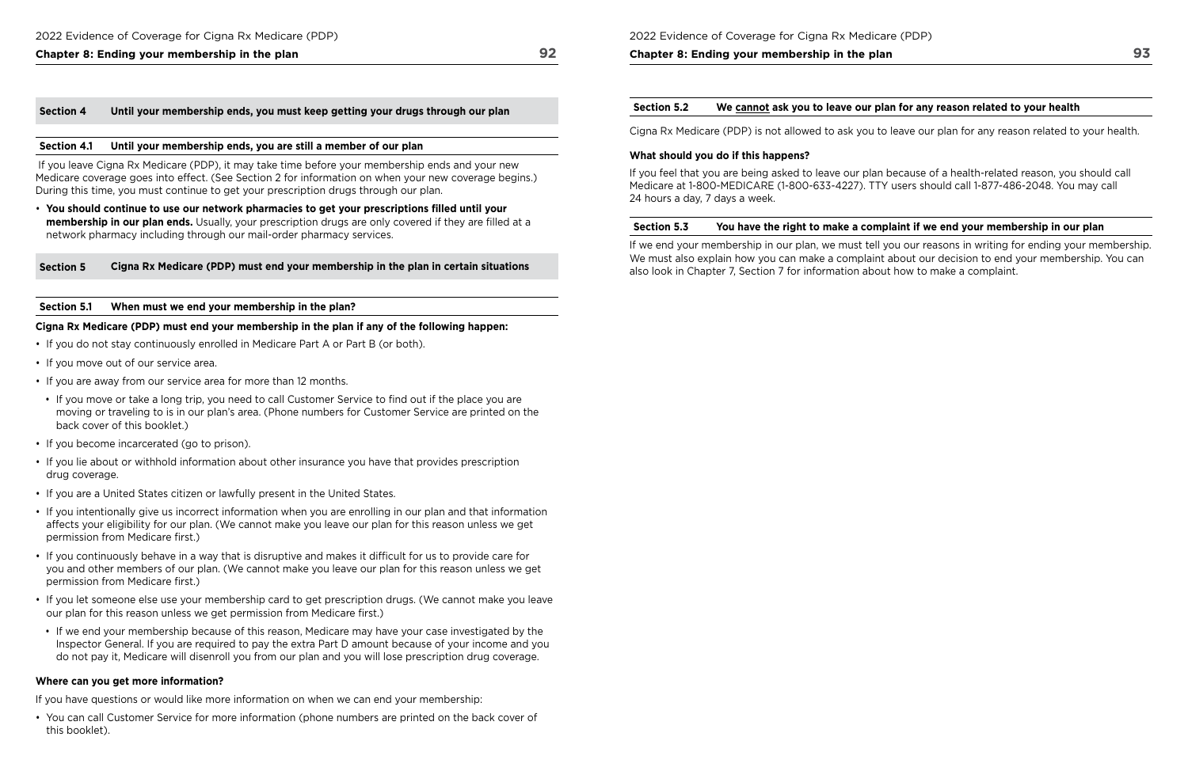## Section 4 Until your membership ends, you must keep getting your drugs through our plan

### Section 4.1 Until your membership ends, you are still a member of our plan

If you leave Cigna Rx Medicare (PDP), it may take time before your membership ends and your new Medicare coverage goes into effect. (See Section 2 for information on when your new coverage begins.) During this time, you must continue to get your prescription drugs through our plan.

- **You should continue to use our network pharmacies to get your prescriptions filled until your membership in our plan ends.** Usually, your prescription drugs are only covered if they are filled at a network pharmacy including through our mail-order pharmacy services.

## Section 5 Cigna Rx Medicare (PDP) must end your membership in the plan in certain situations

### Section 5.1 When must we end your membership in the plan?

**Cigna Rx Medicare (PDP) must end your membership in the plan if any of the following happen:**

- If you do not stay continuously enrolled in Medicare Part A or Part B (or both).
- If you move out of our service area.
- If you are away from our service area for more than 12 months.
  - If you move or take a long trip, you need to call Customer Service to find out if the place you are moving or traveling to is in our plan's area. (Phone numbers for Customer Service are printed on the back cover of this booklet.)
- If you become incarcerated (go to prison).
- If you lie about or withhold information about other insurance you have that provides prescription drug coverage.
- If you are a United States citizen or lawfully present in the United States.
- If you intentionally give us incorrect information when you are enrolling in our plan and that information affects your eligibility for our plan. (We cannot make you leave our plan for this reason unless we get permission from Medicare first.)
- If you continuously behave in a way that is disruptive and makes it difficult for us to provide care for you and other members of our plan. (We cannot make you leave our plan for this reason unless we get permission from Medicare first.)
- If you let someone else use your membership card to get prescription drugs. (We cannot make you leave our plan for this reason unless we get permission from Medicare first.)
  - If we end your membership because of this reason, Medicare may have your case investigated by the Inspector General. If you are required to pay the extra Part D amount because of your income and you do not pay it, Medicare will disenroll you from our plan and you will lose prescription drug coverage.

**Where can you get more information?**

If you have questions or would like more information on when we can end your membership:

- You can call Customer Service for more information (phone numbers are printed on the back cover of this booklet).

### Section 5.2 We cannot ask you to leave our plan for any reason related to your health

Cigna Rx Medicare (PDP) is not allowed to ask you to leave our plan for any reason related to your health.

**What should you do if this happens?**

If you feel that you are being asked to leave our plan because of a health-related reason, you should call Medicare at 1-800-MEDICARE (1-800-633-4227). TTY users should call 1-877-486-2048. You may call 24 hours a day, 7 days a week.

### Section 5.3 You have the right to make a complaint if we end your membership in our plan

If we end your membership in our plan, we must tell you our reasons in writing for ending your membership. We must also explain how you can make a complaint about our decision to end your membership. You can also look in Chapter 7, Section 7 for information about how to make a complaint.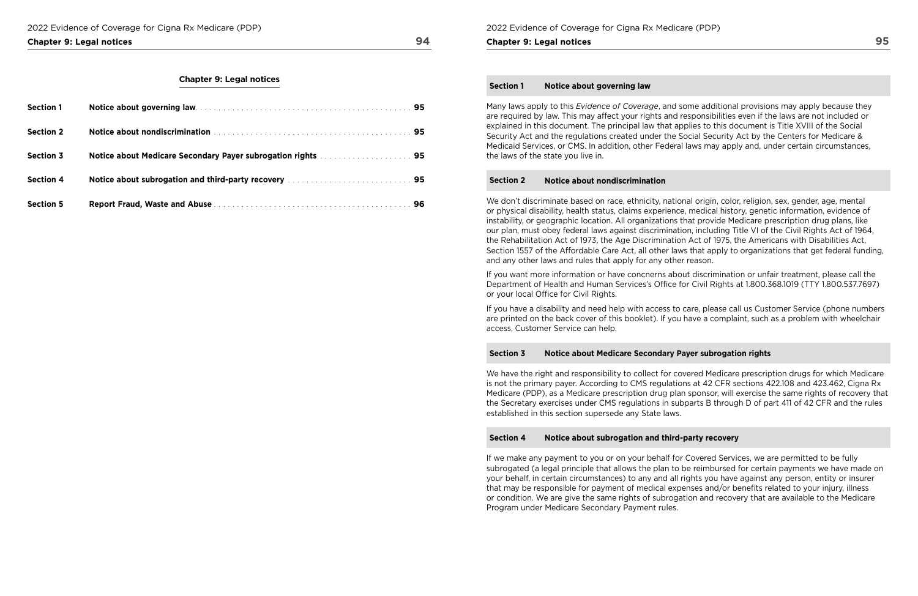## Chapter 9: Legal notices

| | | |
|---|---|---|
| **Section 1** | **Notice about governing law** | **95** |
| **Section 2** | **Notice about nondiscrimination** | **95** |
| **Section 3** | **Notice about Medicare Secondary Payer subrogation rights** | **95** |
| **Section 4** | **Notice about subrogation and third-party recovery** | **95** |
| **Section 5** | **Report Fraud, Waste and Abuse** | **96** |

### Section 1 Notice about governing law

Many laws apply to this *Evidence of Coverage*, and some additional provisions may apply because they are required by law. This may affect your rights and responsibilities even if the laws are not included or explained in this document. The principal law that applies to this document is Title XVIII of the Social Security Act and the regulations created under the Social Security Act by the Centers for Medicare & Medicaid Services, or CMS. In addition, other Federal laws may apply and, under certain circumstances, the laws of the state you live in.

### Section 2 Notice about nondiscrimination

We don't discriminate based on race, ethnicity, national origin, color, religion, sex, gender, age, mental or physical disability, health status, claims experience, medical history, genetic information, evidence of instability, or geographic location. All organizations that provide Medicare prescription drug plans, like our plan, must obey federal laws against discrimination, including Title VI of the Civil Rights Act of 1964, the Rehabilitation Act of 1973, the Age Discrimination Act of 1975, the Americans with Disabilities Act, Section 1557 of the Affordable Care Act, all other laws that apply to organizations that get federal funding, and any other laws and rules that apply for any other reason.

If you want more information or have concnerns about discrimination or unfair treatment, please call the Department of Health and Human Services's Office for Civil Rights at 1.800.368.1019 (TTY 1.800.537.7697) or your local Office for Civil Rights.

If you have a disability and need help with access to care, please call us Customer Service (phone numbers are printed on the back cover of this booklet). If you have a complaint, such as a problem with wheelchair access, Customer Service can help.

### Section 3 Notice about Medicare Secondary Payer subrogation rights

We have the right and responsibility to collect for covered Medicare prescription drugs for which Medicare is not the primary payer. According to CMS regulations at 42 CFR sections 422.108 and 423.462, Cigna Rx Medicare (PDP), as a Medicare prescription drug plan sponsor, will exercise the same rights of recovery that the Secretary exercises under CMS regulations in subparts B through D of part 411 of 42 CFR and the rules established in this section supersede any State laws.

### Section 4 Notice about subrogation and third-party recovery

If we make any payment to you or on your behalf for Covered Services, we are permitted to be fully subrogated (a legal principle that allows the plan to be reimbursed for certain payments we have made on your behalf, in certain circumstances) to any and all rights you have against any person, entity or insurer that may be responsible for payment of medical expenses and/or benefits related to your injury, illness or condition. We are give the same rights of subrogation and recovery that are available to the Medicare Program under Medicare Secondary Payment rules.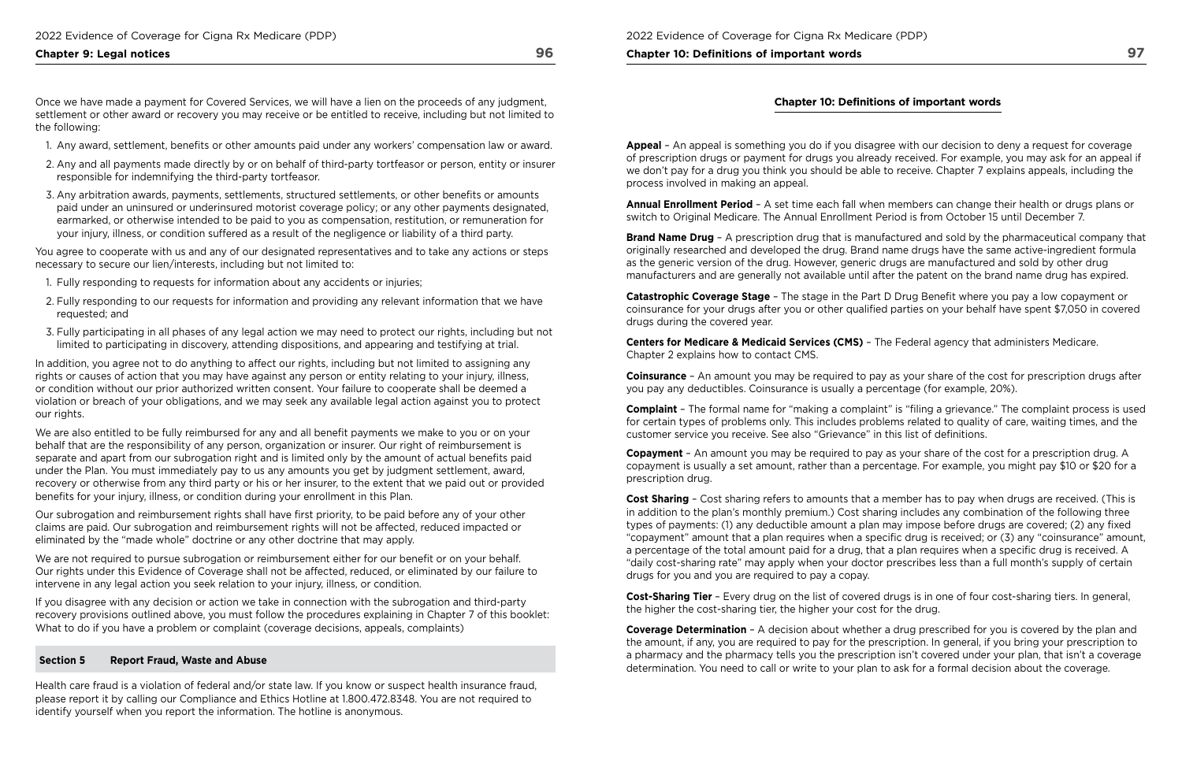Once we have made a payment for Covered Services, we will have a lien on the proceeds of any judgment, settlement or other award or recovery you may receive or be entitled to receive, including but not limited to the following:

1. Any award, settlement, benefits or other amounts paid under any workers' compensation law or award.
2. Any and all payments made directly by or on behalf of third-party tortfeasor or person, entity or insurer responsible for indemnifying the third-party tortfeasor.
3. Any arbitration awards, payments, settlements, structured settlements, or other benefits or amounts paid under an uninsured or underinsured motorist coverage policy; or any other payments designated, earmarked, or otherwise intended to be paid to you as compensation, restitution, or remuneration for your injury, illness, or condition suffered as a result of the negligence or liability of a third party.

You agree to cooperate with us and any of our designated representatives and to take any actions or steps necessary to secure our lien/interests, including but not limited to:

1. Fully responding to requests for information about any accidents or injuries;
2. Fully responding to our requests for information and providing any relevant information that we have requested; and
3. Fully participating in all phases of any legal action we may need to protect our rights, including but not limited to participating in discovery, attending dispositions, and appearing and testifying at trial.

In addition, you agree not to do anything to affect our rights, including but not limited to assigning any rights or causes of action that you may have against any person or entity relating to your injury, illness, or condition without our prior authorized written consent. Your failure to cooperate shall be deemed a violation or breach of your obligations, and we may seek any available legal action against you to protect our rights.

We are also entitled to be fully reimbursed for any and all benefit payments we make to you or on your behalf that are the responsibility of any person, organization or insurer. Our right of reimbursement is separate and apart from our subrogation right and is limited only by the amount of actual benefits paid under the Plan. You must immediately pay to us any amounts you get by judgment settlement, award, recovery or otherwise from any third party or his or her insurer, to the extent that we paid out or provided benefits for your injury, illness, or condition during your enrollment in this Plan.

Our subrogation and reimbursement rights shall have first priority, to be paid before any of your other claims are paid. Our subrogation and reimbursement rights will not be affected, reduced impacted or eliminated by the "made whole" doctrine or any other doctrine that may apply.

We are not required to pursue subrogation or reimbursement either for our benefit or on your behalf. Our rights under this Evidence of Coverage shall not be affected, reduced, or eliminated by our failure to intervene in any legal action you seek relation to your injury, illness, or condition.

If you disagree with any decision or action we take in connection with the subrogation and third-party recovery provisions outlined above, you must follow the procedures explaining in Chapter 7 of this booklet: What to do if you have a problem or complaint (coverage decisions, appeals, complaints)

## Section 5 Report Fraud, Waste and Abuse

Health care fraud is a violation of federal and/or state law. If you know or suspect health insurance fraud, please report it by calling our Compliance and Ethics Hotline at 1.800.472.8348. You are not required to identify yourself when you report the information. The hotline is anonymous.

# Chapter 10: Definitions of important words

**Appeal** – An appeal is something you do if you disagree with our decision to deny a request for coverage of prescription drugs or payment for drugs you already received. For example, you may ask for an appeal if we don't pay for a drug you think you should be able to receive. Chapter 7 explains appeals, including the process involved in making an appeal.

**Annual Enrollment Period** – A set time each fall when members can change their health or drugs plans or switch to Original Medicare. The Annual Enrollment Period is from October 15 until December 7.

**Brand Name Drug** – A prescription drug that is manufactured and sold by the pharmaceutical company that originally researched and developed the drug. Brand name drugs have the same active-ingredient formula as the generic version of the drug. However, generic drugs are manufactured and sold by other drug manufacturers and are generally not available until after the patent on the brand name drug has expired.

**Catastrophic Coverage Stage** – The stage in the Part D Drug Benefit where you pay a low copayment or coinsurance for your drugs after you or other qualified parties on your behalf have spent $7,050 in covered drugs during the covered year.

**Centers for Medicare & Medicaid Services (CMS)** – The Federal agency that administers Medicare. Chapter 2 explains how to contact CMS.

**Coinsurance** – An amount you may be required to pay as your share of the cost for prescription drugs after you pay any deductibles. Coinsurance is usually a percentage (for example, 20%).

**Complaint** – The formal name for "making a complaint" is "filing a grievance." The complaint process is used for certain types of problems only. This includes problems related to quality of care, waiting times, and the customer service you receive. See also "Grievance" in this list of definitions.

**Copayment** – An amount you may be required to pay as your share of the cost for a prescription drug. A copayment is usually a set amount, rather than a percentage. For example, you might pay $10 or $20 for a prescription drug.

**Cost Sharing** – Cost sharing refers to amounts that a member has to pay when drugs are received. (This is in addition to the plan's monthly premium.) Cost sharing includes any combination of the following three types of payments: (1) any deductible amount a plan may impose before drugs are covered; (2) any fixed "copayment" amount that a plan requires when a specific drug is received; or (3) any "coinsurance" amount, a percentage of the total amount paid for a drug, that a plan requires when a specific drug is received. A "daily cost-sharing rate" may apply when your doctor prescribes less than a full month's supply of certain drugs for you and you are required to pay a copay.

**Cost-Sharing Tier** – Every drug on the list of covered drugs is in one of four cost-sharing tiers. In general, the higher the cost-sharing tier, the higher your cost for the drug.

**Coverage Determination** – A decision about whether a drug prescribed for you is covered by the plan and the amount, if any, you are required to pay for the prescription. In general, if you bring your prescription to a pharmacy and the pharmacy tells you the prescription isn't covered under your plan, that isn't a coverage determination. You need to call or write to your plan to ask for a formal decision about the coverage.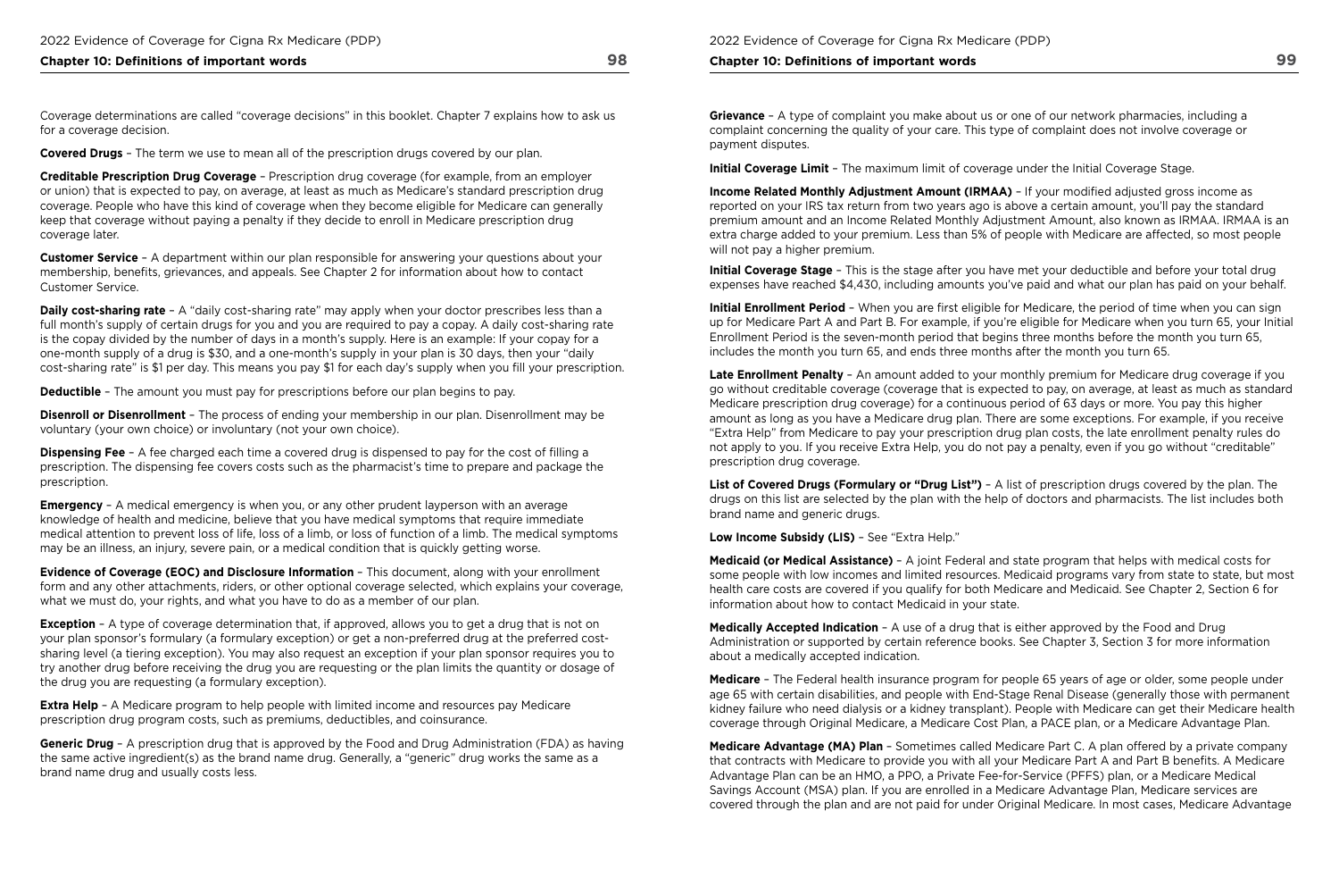Coverage determinations are called "coverage decisions" in this booklet. Chapter 7 explains how to ask us for a coverage decision.

**Covered Drugs** – The term we use to mean all of the prescription drugs covered by our plan.

**Creditable Prescription Drug Coverage** – Prescription drug coverage (for example, from an employer or union) that is expected to pay, on average, at least as much as Medicare's standard prescription drug coverage. People who have this kind of coverage when they become eligible for Medicare can generally keep that coverage without paying a penalty if they decide to enroll in Medicare prescription drug coverage later.

**Customer Service** – A department within our plan responsible for answering your questions about your membership, benefits, grievances, and appeals. See Chapter 2 for information about how to contact Customer Service.

**Daily cost-sharing rate** – A "daily cost-sharing rate" may apply when your doctor prescribes less than a full month's supply of certain drugs for you and you are required to pay a copay. A daily cost-sharing rate is the copay divided by the number of days in a month's supply. Here is an example: If your copay for a one-month supply of a drug is $30, and a one-month's supply in your plan is 30 days, then your "daily cost-sharing rate" is $1 per day. This means you pay $1 for each day's supply when you fill your prescription.

**Deductible** – The amount you must pay for prescriptions before our plan begins to pay.

**Disenroll or Disenrollment** – The process of ending your membership in our plan. Disenrollment may be voluntary (your own choice) or involuntary (not your own choice).

**Dispensing Fee** – A fee charged each time a covered drug is dispensed to pay for the cost of filling a prescription. The dispensing fee covers costs such as the pharmacist's time to prepare and package the prescription.

**Emergency** – A medical emergency is when you, or any other prudent layperson with an average knowledge of health and medicine, believe that you have medical symptoms that require immediate medical attention to prevent loss of life, loss of a limb, or loss of function of a limb. The medical symptoms may be an illness, an injury, severe pain, or a medical condition that is quickly getting worse.

**Evidence of Coverage (EOC) and Disclosure Information** – This document, along with your enrollment form and any other attachments, riders, or other optional coverage selected, which explains your coverage, what we must do, your rights, and what you have to do as a member of our plan.

**Exception** – A type of coverage determination that, if approved, allows you to get a drug that is not on your plan sponsor's formulary (a formulary exception) or get a non-preferred drug at the preferred cost-sharing level (a tiering exception). You may also request an exception if your plan sponsor requires you to try another drug before receiving the drug you are requesting or the plan limits the quantity or dosage of the drug you are requesting (a formulary exception).

**Extra Help** – A Medicare program to help people with limited income and resources pay Medicare prescription drug program costs, such as premiums, deductibles, and coinsurance.

**Generic Drug** – A prescription drug that is approved by the Food and Drug Administration (FDA) as having the same active ingredient(s) as the brand name drug. Generally, a "generic" drug works the same as a brand name drug and usually costs less.

**Grievance** – A type of complaint you make about us or one of our network pharmacies, including a complaint concerning the quality of your care. This type of complaint does not involve coverage or payment disputes.

**Initial Coverage Limit** – The maximum limit of coverage under the Initial Coverage Stage.

**Income Related Monthly Adjustment Amount (IRMAA)** – If your modified adjusted gross income as reported on your IRS tax return from two years ago is above a certain amount, you'll pay the standard premium amount and an Income Related Monthly Adjustment Amount, also known as IRMAA. IRMAA is an extra charge added to your premium. Less than 5% of people with Medicare are affected, so most people will not pay a higher premium.

**Initial Coverage Stage** – This is the stage after you have met your deductible and before your total drug expenses have reached $4,430, including amounts you've paid and what our plan has paid on your behalf.

**Initial Enrollment Period** – When you are first eligible for Medicare, the period of time when you can sign up for Medicare Part A and Part B. For example, if you're eligible for Medicare when you turn 65, your Initial Enrollment Period is the seven-month period that begins three months before the month you turn 65, includes the month you turn 65, and ends three months after the month you turn 65.

**Late Enrollment Penalty** – An amount added to your monthly premium for Medicare drug coverage if you go without creditable coverage (coverage that is expected to pay, on average, at least as much as standard Medicare prescription drug coverage) for a continuous period of 63 days or more. You pay this higher amount as long as you have a Medicare drug plan. There are some exceptions. For example, if you receive "Extra Help" from Medicare to pay your prescription drug plan costs, the late enrollment penalty rules do not apply to you. If you receive Extra Help, you do not pay a penalty, even if you go without "creditable" prescription drug coverage.

**List of Covered Drugs (Formulary or "Drug List")** – A list of prescription drugs covered by the plan. The drugs on this list are selected by the plan with the help of doctors and pharmacists. The list includes both brand name and generic drugs.

**Low Income Subsidy (LIS)** – See "Extra Help."

**Medicaid (or Medical Assistance)** – A joint Federal and state program that helps with medical costs for some people with low incomes and limited resources. Medicaid programs vary from state to state, but most health care costs are covered if you qualify for both Medicare and Medicaid. See Chapter 2, Section 6 for information about how to contact Medicaid in your state.

**Medically Accepted Indication** – A use of a drug that is either approved by the Food and Drug Administration or supported by certain reference books. See Chapter 3, Section 3 for more information about a medically accepted indication.

**Medicare** – The Federal health insurance program for people 65 years of age or older, some people under age 65 with certain disabilities, and people with End-Stage Renal Disease (generally those with permanent kidney failure who need dialysis or a kidney transplant). People with Medicare can get their Medicare health coverage through Original Medicare, a Medicare Cost Plan, a PACE plan, or a Medicare Advantage Plan.

**Medicare Advantage (MA) Plan** – Sometimes called Medicare Part C. A plan offered by a private company that contracts with Medicare to provide you with all your Medicare Part A and Part B benefits. A Medicare Advantage Plan can be an HMO, a PPO, a Private Fee-for-Service (PFFS) plan, or a Medicare Medical Savings Account (MSA) plan. If you are enrolled in a Medicare Advantage Plan, Medicare services are covered through the plan and are not paid for under Original Medicare. In most cases, Medicare Advantage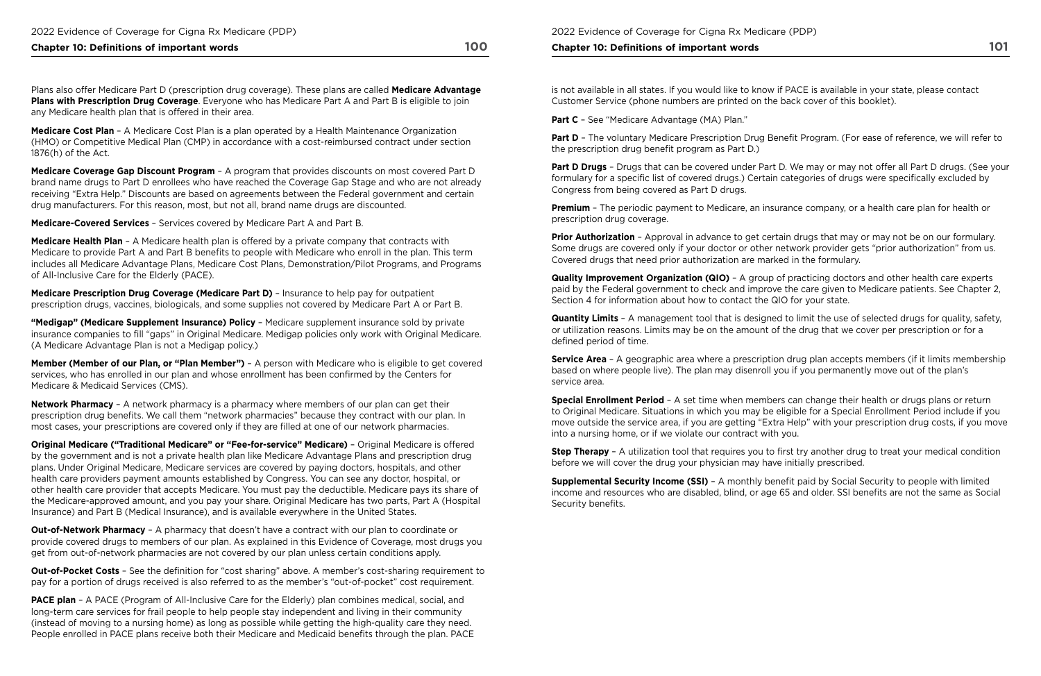Plans also offer Medicare Part D (prescription drug coverage). These plans are called **Medicare Advantage Plans with Prescription Drug Coverage**. Everyone who has Medicare Part A and Part B is eligible to join any Medicare health plan that is offered in their area.

**Medicare Cost Plan** – A Medicare Cost Plan is a plan operated by a Health Maintenance Organization (HMO) or Competitive Medical Plan (CMP) in accordance with a cost-reimbursed contract under section 1876(h) of the Act.

**Medicare Coverage Gap Discount Program** – A program that provides discounts on most covered Part D brand name drugs to Part D enrollees who have reached the Coverage Gap Stage and who are not already receiving "Extra Help." Discounts are based on agreements between the Federal government and certain drug manufacturers. For this reason, most, but not all, brand name drugs are discounted.

**Medicare-Covered Services** – Services covered by Medicare Part A and Part B.

**Medicare Health Plan** – A Medicare health plan is offered by a private company that contracts with Medicare to provide Part A and Part B benefits to people with Medicare who enroll in the plan. This term includes all Medicare Advantage Plans, Medicare Cost Plans, Demonstration/Pilot Programs, and Programs of All-Inclusive Care for the Elderly (PACE).

**Medicare Prescription Drug Coverage (Medicare Part D)** – Insurance to help pay for outpatient prescription drugs, vaccines, biologicals, and some supplies not covered by Medicare Part A or Part B.

**"Medigap" (Medicare Supplement Insurance) Policy** – Medicare supplement insurance sold by private insurance companies to fill "gaps" in Original Medicare. Medigap policies only work with Original Medicare. (A Medicare Advantage Plan is not a Medigap policy.)

**Member (Member of our Plan, or "Plan Member")** – A person with Medicare who is eligible to get covered services, who has enrolled in our plan and whose enrollment has been confirmed by the Centers for Medicare & Medicaid Services (CMS).

**Network Pharmacy** – A network pharmacy is a pharmacy where members of our plan can get their prescription drug benefits. We call them "network pharmacies" because they contract with our plan. In most cases, your prescriptions are covered only if they are filled at one of our network pharmacies.

**Original Medicare ("Traditional Medicare" or "Fee-for-service" Medicare)** – Original Medicare is offered by the government and is not a private health plan like Medicare Advantage Plans and prescription drug plans. Under Original Medicare, Medicare services are covered by paying doctors, hospitals, and other health care providers payment amounts established by Congress. You can see any doctor, hospital, or other health care provider that accepts Medicare. You must pay the deductible. Medicare pays its share of the Medicare-approved amount, and you pay your share. Original Medicare has two parts, Part A (Hospital Insurance) and Part B (Medical Insurance), and is available everywhere in the United States.

**Out-of-Network Pharmacy** – A pharmacy that doesn't have a contract with our plan to coordinate or provide covered drugs to members of our plan. As explained in this Evidence of Coverage, most drugs you get from out-of-network pharmacies are not covered by our plan unless certain conditions apply.

**Out-of-Pocket Costs** – See the definition for "cost sharing" above. A member's cost-sharing requirement to pay for a portion of drugs received is also referred to as the member's "out-of-pocket" cost requirement.

**PACE plan** – A PACE (Program of All-Inclusive Care for the Elderly) plan combines medical, social, and long-term care services for frail people to help people stay independent and living in their community (instead of moving to a nursing home) as long as possible while getting the high-quality care they need. People enrolled in PACE plans receive both their Medicare and Medicaid benefits through the plan. PACE is not available in all states. If you would like to know if PACE is available in your state, please contact Customer Service (phone numbers are printed on the back cover of this booklet).

**Part C** – See "Medicare Advantage (MA) Plan."

**Part D** – The voluntary Medicare Prescription Drug Benefit Program. (For ease of reference, we will refer to the prescription drug benefit program as Part D.)

**Part D Drugs** – Drugs that can be covered under Part D. We may or may not offer all Part D drugs. (See your formulary for a specific list of covered drugs.) Certain categories of drugs were specifically excluded by Congress from being covered as Part D drugs.

**Premium** – The periodic payment to Medicare, an insurance company, or a health care plan for health or prescription drug coverage.

**Prior Authorization** – Approval in advance to get certain drugs that may or may not be on our formulary. Some drugs are covered only if your doctor or other network provider gets "prior authorization" from us. Covered drugs that need prior authorization are marked in the formulary.

**Quality Improvement Organization (QIO)** – A group of practicing doctors and other health care experts paid by the Federal government to check and improve the care given to Medicare patients. See Chapter 2, Section 4 for information about how to contact the QIO for your state.

**Quantity Limits** – A management tool that is designed to limit the use of selected drugs for quality, safety, or utilization reasons. Limits may be on the amount of the drug that we cover per prescription or for a defined period of time.

**Service Area** – A geographic area where a prescription drug plan accepts members (if it limits membership based on where people live). The plan may disenroll you if you permanently move out of the plan's service area.

**Special Enrollment Period** – A set time when members can change their health or drugs plans or return to Original Medicare. Situations in which you may be eligible for a Special Enrollment Period include if you move outside the service area, if you are getting "Extra Help" with your prescription drug costs, if you move into a nursing home, or if we violate our contract with you.

**Step Therapy** – A utilization tool that requires you to first try another drug to treat your medical condition before we will cover the drug your physician may have initially prescribed.

**Supplemental Security Income (SSI)** – A monthly benefit paid by Social Security to people with limited income and resources who are disabled, blind, or age 65 and older. SSI benefits are not the same as Social Security benefits.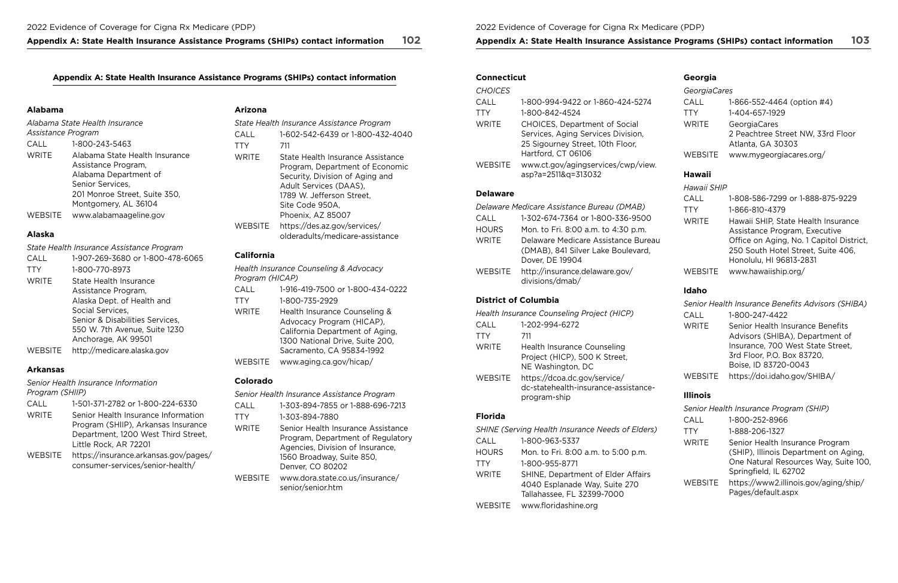## Appendix A: State Health Insurance Assistance Programs (SHIPs) contact information

### Alabama

*Alabama State Health Insurance Assistance Program*

| | |
|---|---|
| CALL | 1-800-243-5463 |
| WRITE | Alabama State Health Insurance Assistance Program, Alabama Department of Senior Services, 201 Monroe Street, Suite 350, Montgomery, AL 36104 |
| WEBSITE | www.alabamaageline.gov |

### Alaska

*State Health Insurance Assistance Program*

| | |
|---|---|
| CALL | 1-907-269-3680 or 1-800-478-6065 |
| TTY | 1-800-770-8973 |
| WRITE | State Health Insurance Assistance Program, Alaska Dept. of Health and Social Services, Senior & Disabilities Services, 550 W. 7th Avenue, Suite 1230 Anchorage, AK 99501 |
| WEBSITE | http://medicare.alaska.gov |

### Arkansas

*Senior Health Insurance Information Program (SHIIP)*

| | |
|---|---|
| CALL | 1-501-371-2782 or 1-800-224-6330 |
| WRITE | Senior Health Insurance Information Program (SHIIP), Arkansas Insurance Department, 1200 West Third Street, Little Rock, AR 72201 |
| WEBSITE | https://insurance.arkansas.gov/pages/consumer-services/senior-health/ |

### Arizona

*State Health Insurance Assistance Program*

| | |
|---|---|
| CALL | 1-602-542-6439 or 1-800-432-4040 |
| TTY | 711 |
| WRITE | State Health Insurance Assistance Program, Department of Economic Security, Division of Aging and Adult Services (DAAS), 1789 W. Jefferson Street, Site Code 950A, Phoenix, AZ 85007 |
| WEBSITE | https://des.az.gov/services/olderadults/medicare-assistance |

### California

*Health Insurance Counseling & Advocacy Program (HICAP)*

| | |
|---|---|
| CALL | 1-916-419-7500 or 1-800-434-0222 |
| TTY | 1-800-735-2929 |
| WRITE | Health Insurance Counseling & Advocacy Program (HICAP), California Department of Aging, 1300 National Drive, Suite 200, Sacramento, CA 95834-1992 |
| WEBSITE | www.aging.ca.gov/hicap/ |

### Colorado

*Senior Health Insurance Assistance Program*

| | |
|---|---|
| CALL | 1-303-894-7855 or 1-888-696-7213 |
| TTY | 1-303-894-7880 |
| WRITE | Senior Health Insurance Assistance Program, Department of Regulatory Agencies, Division of Insurance, 1560 Broadway, Suite 850, Denver, CO 80202 |
| WEBSITE | www.dora.state.co.us/insurance/senior/senior.htm |

### Connecticut

*CHOICES*

| | |
|---|---|
| CALL | 1-800-994-9422 or 1-860-424-5274 |
| TTY | 1-800-842-4524 |
| WRITE | CHOICES, Department of Social Services, Aging Services Division, 25 Sigourney Street, 10th Floor, Hartford, CT 06106 |
| WEBSITE | www.ct.gov/agingservices/cwp/view.asp?a=2511&q=313032 |

### Delaware

*Delaware Medicare Assistance Bureau (DMAB)*

| | |
|---|---|
| CALL | 1-302-674-7364 or 1-800-336-9500 |
| HOURS | Mon. to Fri. 8:00 a.m. to 4:30 p.m. |
| WRITE | Delaware Medicare Assistance Bureau (DMAB), 841 Silver Lake Boulevard, Dover, DE 19904 |
| WEBSITE | http://insurance.delaware.gov/divisions/dmab/ |

### District of Columbia

*Health Insurance Counseling Project (HICP)*

| | |
|---|---|
| CALL | 1-202-994-6272 |
| TTY | 711 |
| WRITE | Health Insurance Counseling Project (HICP), 500 K Street, NE Washington, DC |
| WEBSITE | https://dcoa.dc.gov/service/dc-statehealth-insurance-assistance-program-ship |

### Florida

*SHINE (Serving Health Insurance Needs of Elders)*

| | |
|---|---|
| CALL | 1-800-963-5337 |
| HOURS | Mon. to Fri. 8:00 a.m. to 5:00 p.m. |
| TTY | 1-800-955-8771 |
| WRITE | SHINE, Department of Elder Affairs 4040 Esplanade Way, Suite 270 Tallahassee, FL 32399-7000 |
| WEBSITE | www.floridashine.org |

### Georgia

*GeorgiaCares*

| | |
|---|---|
| CALL | 1-866-552-4464 (option #4) |
| TTY | 1-404-657-1929 |
| WRITE | GeorgiaCares 2 Peachtree Street NW, 33rd Floor Atlanta, GA 30303 |
| WEBSITE | www.mygeorgiacares.org/ |

### Hawaii

*Hawaii SHIP*

| | |
|---|---|
| CALL | 1-808-586-7299 or 1-888-875-9229 |
| TTY | 1-866-810-4379 |
| WRITE | Hawaii SHIP, State Health Insurance Assistance Program, Executive Office on Aging, No. 1 Capitol District, 250 South Hotel Street, Suite 406, Honolulu, HI 96813-2831 |
| WEBSITE | www.hawaiiship.org/ |

### Idaho

*Senior Health Insurance Benefits Advisors (SHIBA)*

| | |
|---|---|
| CALL | 1-800-247-4422 |
| WRITE | Senior Health Insurance Benefits Advisors (SHIBA), Department of Insurance, 700 West State Street, 3rd Floor, P.O. Box 83720, Boise, ID 83720-0043 |
| WEBSITE | https://doi.idaho.gov/SHIBA/ |

### Illinois

*Senior Health Insurance Program (SHIP)*

| | |
|---|---|
| CALL | 1-800-252-8966 |
| TTY | 1-888-206-1327 |
| WRITE | Senior Health Insurance Program (SHIP), Illinois Department on Aging, One Natural Resources Way, Suite 100, Springfield, IL 62702 |
| WEBSITE | https://www2.illinois.gov/aging/ship/Pages/default.aspx |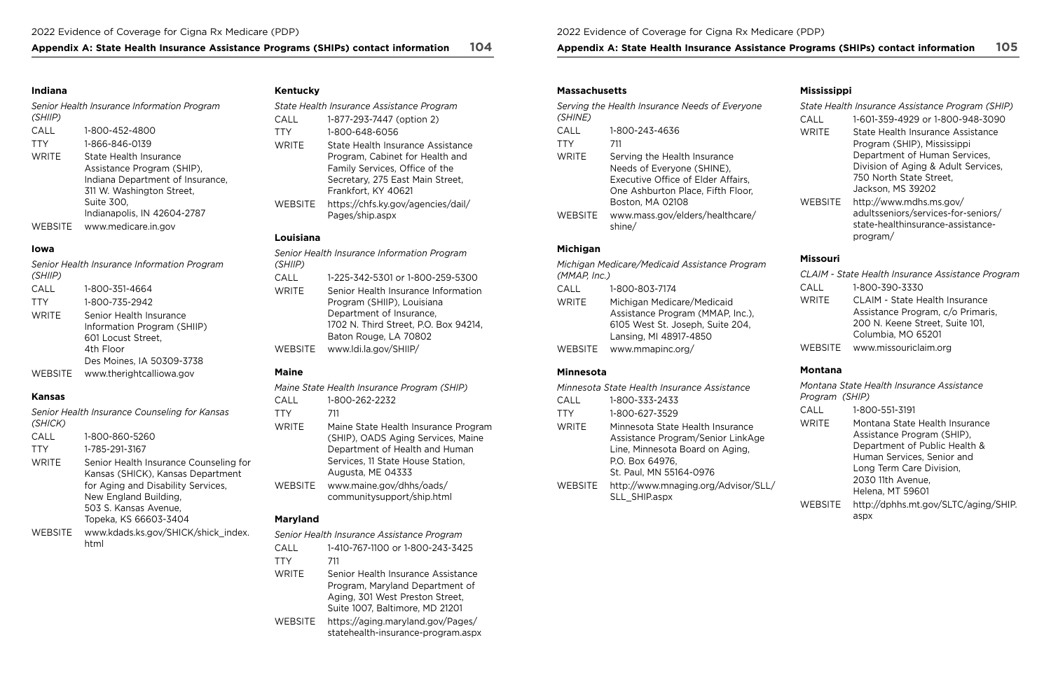### Indiana

*Senior Health Insurance Information Program (SHIIP)*

| | |
|---|---|
| CALL | 1-800-452-4800 |
| TTY | 1-866-846-0139 |
| WRITE | State Health Insurance Assistance Program (SHIP), Indiana Department of Insurance, 311 W. Washington Street, Suite 300, Indianapolis, IN 42604-2787 |
| WEBSITE | www.medicare.in.gov |

### Iowa

*Senior Health Insurance Information Program (SHIIP)*

| | |
|---|---|
| CALL | 1-800-351-4664 |
| TTY | 1-800-735-2942 |
| WRITE | Senior Health Insurance Information Program (SHIIP) 601 Locust Street, 4th Floor Des Moines, IA 50309-3738 |
| WEBSITE | www.therightcalliowa.gov |

### Kansas

*Senior Health Insurance Counseling for Kansas (SHICK)*

| | |
|---|---|
| CALL | 1-800-860-5260 |
| TTY | 1-785-291-3167 |
| WRITE | Senior Health Insurance Counseling for Kansas (SHICK), Kansas Department for Aging and Disability Services, New England Building, 503 S. Kansas Avenue, Topeka, KS 66603-3404 |
| WEBSITE | www.kdads.ks.gov/SHICK/shick_index.html |

### Kentucky

*State Health Insurance Assistance Program*

| | |
|---|---|
| CALL | 1-877-293-7447 (option 2) |
| TTY | 1-800-648-6056 |
| WRITE | State Health Insurance Assistance Program, Cabinet for Health and Family Services, Office of the Secretary, 275 East Main Street, Frankfort, KY 40621 |
| WEBSITE | https://chfs.ky.gov/agencies/dail/Pages/ship.aspx |

### Louisiana

*Senior Health Insurance Information Program (SHIIP)*

| | |
|---|---|
| CALL | 1-225-342-5301 or 1-800-259-5300 |
| WRITE | Senior Health Insurance Information Program (SHIIP), Louisiana Department of Insurance, 1702 N. Third Street, P.O. Box 94214, Baton Rouge, LA 70802 |
| WEBSITE | www.ldi.la.gov/SHIIP/ |

### Maine

*Maine State Health Insurance Program (SHIP)*

| | |
|---|---|
| CALL | 1-800-262-2232 |
| TTY | 711 |
| WRITE | Maine State Health Insurance Program (SHIP), OADS Aging Services, Maine Department of Health and Human Services, 11 State House Station, Augusta, ME 04333 |
| WEBSITE | www.maine.gov/dhhs/oads/communitysupport/ship.html |

### Maryland

*Senior Health Insurance Assistance Program*

| | |
|---|---|
| CALL | 1-410-767-1100 or 1-800-243-3425 |
| TTY | 711 |
| WRITE | Senior Health Insurance Assistance Program, Maryland Department of Aging, 301 West Preston Street, Suite 1007, Baltimore, MD 21201 |
| WEBSITE | https://aging.maryland.gov/Pages/statehealth-insurance-program.aspx |

### Massachusetts

*Serving the Health Insurance Needs of Everyone (SHINE)*

| | |
|---|---|
| CALL | 1-800-243-4636 |
| TTY | 711 |
| WRITE | Serving the Health Insurance Needs of Everyone (SHINE), Executive Office of Elder Affairs, One Ashburton Place, Fifth Floor, Boston, MA 02108 |
| WEBSITE | www.mass.gov/elders/healthcare/shine/ |

### Michigan

*Michigan Medicare/Medicaid Assistance Program (MMAP, Inc.)*

| | |
|---|---|
| CALL | 1-800-803-7174 |
| WRITE | Michigan Medicare/Medicaid Assistance Program (MMAP, Inc.), 6105 West St. Joseph, Suite 204, Lansing, MI 48917-4850 |
| WEBSITE | www.mmapinc.org/ |

### Minnesota

*Minnesota State Health Insurance Assistance*

| | |
|---|---|
| CALL | 1-800-333-2433 |
| TTY | 1-800-627-3529 |
| WRITE | Minnesota State Health Insurance Assistance Program/Senior LinkAge Line, Minnesota Board on Aging, P.O. Box 64976, St. Paul, MN 55164-0976 |
| WEBSITE | http://www.mnaging.org/Advisor/SLL/SLL_SHIP.aspx |

### Mississippi

*State Health Insurance Assistance Program (SHIP)*

| | |
|---|---|
| CALL | 1-601-359-4929 or 1-800-948-3090 |
| WRITE | State Health Insurance Assistance Program (SHIP), Mississippi Department of Human Services, Division of Aging & Adult Services, 750 North State Street, Jackson, MS 39202 |
| WEBSITE | http://www.mdhs.ms.gov/adultsseniors/services-for-seniors/state-healthinsurance-assistance-program/ |

### Missouri

*CLAIM - State Health Insurance Assistance Program*

| | |
|---|---|
| CALL | 1-800-390-3330 |
| WRITE | CLAIM - State Health Insurance Assistance Program, c/o Primaris, 200 N. Keene Street, Suite 101, Columbia, MO 65201 |
| WEBSITE | www.missouriclaim.org |

### Montana

*Montana State Health Insurance Assistance Program (SHIP)*

| | |
|---|---|
| CALL | 1-800-551-3191 |
| WRITE | Montana State Health Insurance Assistance Program (SHIP), Department of Public Health & Human Services, Senior and Long Term Care Division, 2030 11th Avenue, Helena, MT 59601 |
| WEBSITE | http://dphhs.mt.gov/SLTC/aging/SHIP.aspx |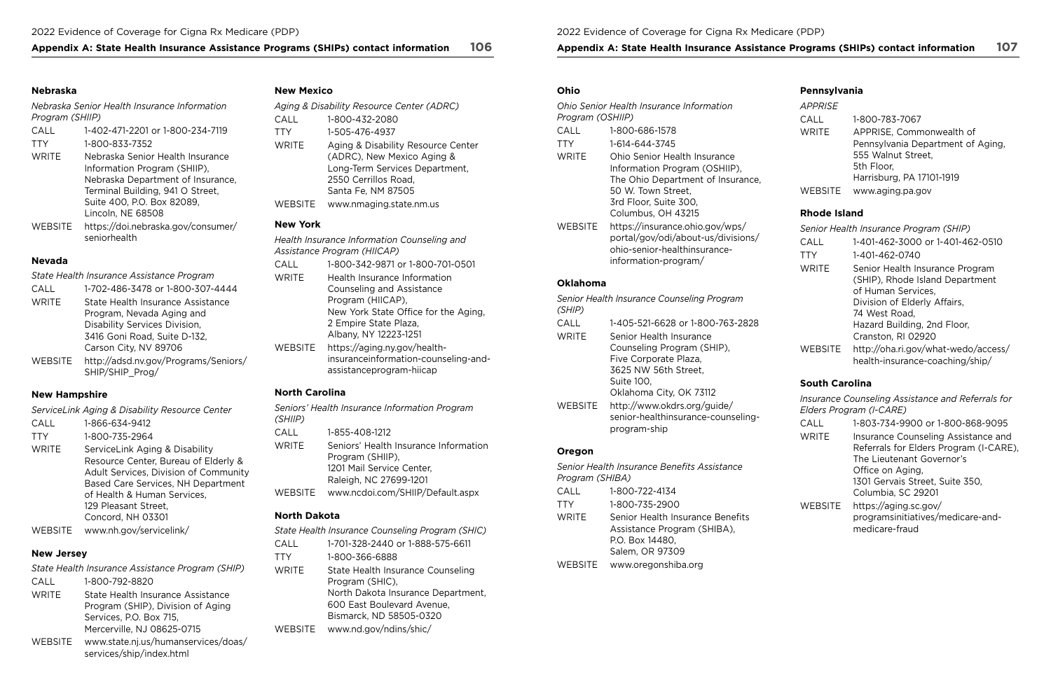### Nebraska

*Nebraska Senior Health Insurance Information Program (SHIIP)*

| | |
|---|---|
| CALL | 1-402-471-2201 or 1-800-234-7119 |
| TTY | 1-800-833-7352 |
| WRITE | Nebraska Senior Health Insurance Information Program (SHIIP), Nebraska Department of Insurance, Terminal Building, 941 O Street, Suite 400, P.O. Box 82089, Lincoln, NE 68508 |
| WEBSITE | https://doi.nebraska.gov/consumer/seniorhealth |

### Nevada

*State Health Insurance Assistance Program*

| | |
|---|---|
| CALL | 1-702-486-3478 or 1-800-307-4444 |
| WRITE | State Health Insurance Assistance Program, Nevada Aging and Disability Services Division, 3416 Goni Road, Suite D-132, Carson City, NV 89706 |
| WEBSITE | http://adsd.nv.gov/Programs/Seniors/SHIP/SHIP_Prog/ |

### New Hampshire

*ServiceLink Aging & Disability Resource Center*

| | |
|---|---|
| CALL | 1-866-634-9412 |
| TTY | 1-800-735-2964 |
| WRITE | ServiceLink Aging & Disability Resource Center, Bureau of Elderly & Adult Services, Division of Community Based Care Services, NH Department of Health & Human Services, 129 Pleasant Street, Concord, NH 03301 |
| WEBSITE | www.nh.gov/servicelink/ |

### New Jersey

*State Health Insurance Assistance Program (SHIP)*

| | |
|---|---|
| CALL | 1-800-792-8820 |
| WRITE | State Health Insurance Assistance Program (SHIP), Division of Aging Services, P.O. Box 715, Mercerville, NJ 08625-0715 |
| WEBSITE | www.state.nj.us/humanservices/doas/services/ship/index.html |

### New Mexico

*Aging & Disability Resource Center (ADRC)*

| | |
|---|---|
| CALL | 1-800-432-2080 |
| TTY | 1-505-476-4937 |
| WRITE | Aging & Disability Resource Center (ADRC), New Mexico Aging & Long-Term Services Department, 2550 Cerrillos Road, Santa Fe, NM 87505 |
| WEBSITE | www.nmaging.state.nm.us |

### New York

*Health Insurance Information Counseling and Assistance Program (HIICAP)*

| | |
|---|---|
| CALL | 1-800-342-9871 or 1-800-701-0501 |
| WRITE | Health Insurance Information Counseling and Assistance Program (HIICAP), New York State Office for the Aging, 2 Empire State Plaza, Albany, NY 12223-1251 |
| WEBSITE | https://aging.ny.gov/health-insuranceinformation-counseling-and-assistanceprogram-hiicap |

### North Carolina

*Seniors' Health Insurance Information Program (SHIIP)*

| | |
|---|---|
| CALL | 1-855-408-1212 |
| WRITE | Seniors' Health Insurance Information Program (SHIIP), 1201 Mail Service Center, Raleigh, NC 27699-1201 |
| WEBSITE | www.ncdoi.com/SHIIP/Default.aspx |

### North Dakota

*State Health Insurance Counseling Program (SHIC)*

| | |
|---|---|
| CALL | 1-701-328-2440 or 1-888-575-6611 |
| TTY | 1-800-366-6888 |
| WRITE | State Health Insurance Counseling Program (SHIC), North Dakota Insurance Department, 600 East Boulevard Avenue, Bismarck, ND 58505-0320 |
| WEBSITE | www.nd.gov/ndins/shic/ |

### Ohio

*Ohio Senior Health Insurance Information Program (OSHIIP)*

| | |
|---|---|
| CALL | 1-800-686-1578 |
| TTY | 1-614-644-3745 |
| WRITE | Ohio Senior Health Insurance Information Program (OSHIIP), The Ohio Department of Insurance, 50 W. Town Street, 3rd Floor, Suite 300, Columbus, OH 43215 |
| WEBSITE | https://insurance.ohio.gov/wps/portal/gov/odi/about-us/divisions/ohio-senior-healthinsurance-information-program/ |

### Oklahoma

*Senior Health Insurance Counseling Program (SHIP)*

| | |
|---|---|
| CALL | 1-405-521-6628 or 1-800-763-2828 |
| WRITE | Senior Health Insurance Counseling Program (SHIP), Five Corporate Plaza, 3625 NW 56th Street, Suite 100, Oklahoma City, OK 73112 |
| WEBSITE | http://www.okdrs.org/guide/senior-healthinsurance-counseling-program-ship |

### Oregon

*Senior Health Insurance Benefits Assistance Program (SHIBA)*

| | |
|---|---|
| CALL | 1-800-722-4134 |
| TTY | 1-800-735-2900 |
| WRITE | Senior Health Insurance Benefits Assistance Program (SHIBA), P.O. Box 14480, Salem, OR 97309 |
| WEBSITE | www.oregonshiba.org |

### Pennsylvania

*APPRISE*

| | |
|---|---|
| CALL | 1-800-783-7067 |
| WRITE | APPRISE, Commonwealth of Pennsylvania Department of Aging, 555 Walnut Street, 5th Floor, Harrisburg, PA 17101-1919 |
| WEBSITE | www.aging.pa.gov |

### Rhode Island

*Senior Health Insurance Program (SHIP)*

| | |
|---|---|
| CALL | 1-401-462-3000 or 1-401-462-0510 |
| TTY | 1-401-462-0740 |
| WRITE | Senior Health Insurance Program (SHIP), Rhode Island Department of Human Services, Division of Elderly Affairs, 74 West Road, Hazard Building, 2nd Floor, Cranston, RI 02920 |
| WEBSITE | http://oha.ri.gov/what-wedo/access/health-insurance-coaching/ship/ |

### South Carolina

*Insurance Counseling Assistance and Referrals for Elders Program (I-CARE)*

| | |
|---|---|
| CALL | 1-803-734-9900 or 1-800-868-9095 |
| WRITE | Insurance Counseling Assistance and Referrals for Elders Program (I-CARE), The Lieutenant Governor's Office on Aging, 1301 Gervais Street, Suite 350, Columbia, SC 29201 |
| WEBSITE | https://aging.sc.gov/programsinitiatives/medicare-and-medicare-fraud |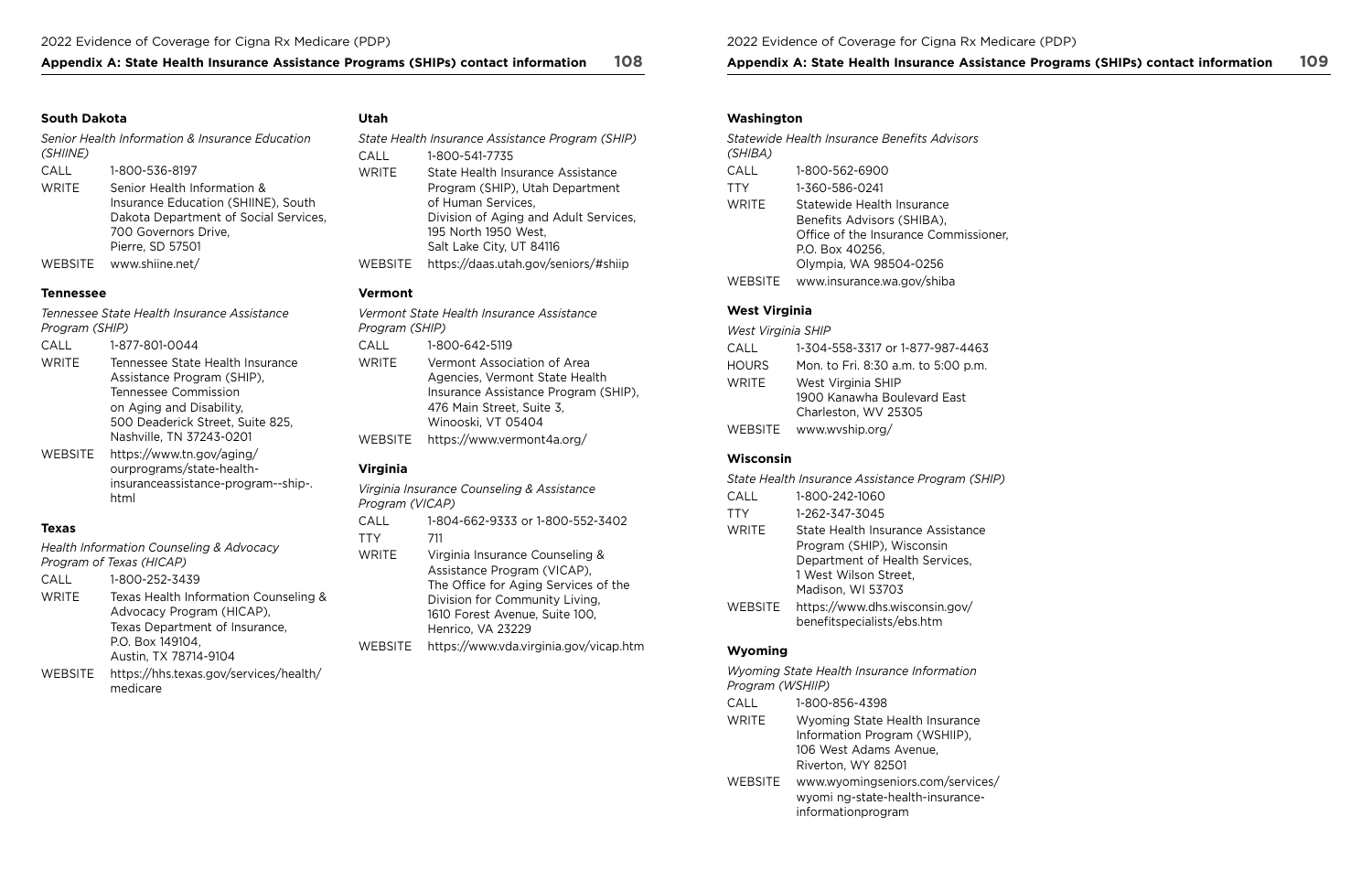## South Dakota

*Senior Health Information & Insurance Education (SHIINE)*

CALL 1-800-536-8197

WRITE Senior Health Information & Insurance Education (SHIINE), South Dakota Department of Social Services, 700 Governors Drive, Pierre, SD 57501

WEBSITE www.shiine.net/

## Tennessee

*Tennessee State Health Insurance Assistance Program (SHIP)*

CALL 1-877-801-0044

WRITE Tennessee State Health Insurance Assistance Program (SHIP), Tennessee Commission on Aging and Disability, 500 Deaderick Street, Suite 825, Nashville, TN 37243-0201

WEBSITE https://www.tn.gov/aging/ourprograms/state-health-insuranceassistance-program--ship-.html

## Texas

*Health Information Counseling & Advocacy Program of Texas (HICAP)*

CALL 1-800-252-3439

WRITE Texas Health Information Counseling & Advocacy Program (HICAP), Texas Department of Insurance, P.O. Box 149104, Austin, TX 78714-9104

WEBSITE https://hhs.texas.gov/services/health/medicare

## Utah

*State Health Insurance Assistance Program (SHIP)*

CALL 1-800-541-7735

WRITE State Health Insurance Assistance Program (SHIP), Utah Department of Human Services, Division of Aging and Adult Services, 195 North 1950 West, Salt Lake City, UT 84116

WEBSITE https://daas.utah.gov/seniors/#shiip

## Vermont

*Vermont State Health Insurance Assistance Program (SHIP)*

CALL 1-800-642-5119

WRITE Vermont Association of Area Agencies, Vermont State Health Insurance Assistance Program (SHIP), 476 Main Street, Suite 3, Winooski, VT 05404

WEBSITE https://www.vermont4a.org/

## Virginia

*Virginia Insurance Counseling & Assistance Program (VICAP)*

CALL 1-804-662-9333 or 1-800-552-3402

TTY 711

WRITE Virginia Insurance Counseling & Assistance Program (VICAP), The Office for Aging Services of the Division for Community Living, 1610 Forest Avenue, Suite 100, Henrico, VA 23229

WEBSITE https://www.vda.virginia.gov/vicap.htm

## Washington

*Statewide Health Insurance Benefits Advisors (SHIBA)*

CALL 1-800-562-6900

TTY 1-360-586-0241

WRITE Statewide Health Insurance Benefits Advisors (SHIBA), Office of the Insurance Commissioner, P.O. Box 40256, Olympia, WA 98504-0256

WEBSITE www.insurance.wa.gov/shiba

## West Virginia

*West Virginia SHIP*

CALL 1-304-558-3317 or 1-877-987-4463

HOURS Mon. to Fri. 8:30 a.m. to 5:00 p.m.

WRITE West Virginia SHIP 1900 Kanawha Boulevard East Charleston, WV 25305

WEBSITE www.wvship.org/

## Wisconsin

*State Health Insurance Assistance Program (SHIP)*

CALL 1-800-242-1060

TTY 1-262-347-3045

WRITE State Health Insurance Assistance Program (SHIP), Wisconsin Department of Health Services, 1 West Wilson Street, Madison, WI 53703

WEBSITE https://www.dhs.wisconsin.gov/benefitspecialists/ebs.htm

## Wyoming

*Wyoming State Health Insurance Information Program (WSHIIP)*

CALL 1-800-856-4398

WRITE Wyoming State Health Insurance Information Program (WSHIIP), 106 West Adams Avenue, Riverton, WY 82501

WEBSITE www.wyomingseniors.com/services/wyomi ng-state-health-insurance-informationprogram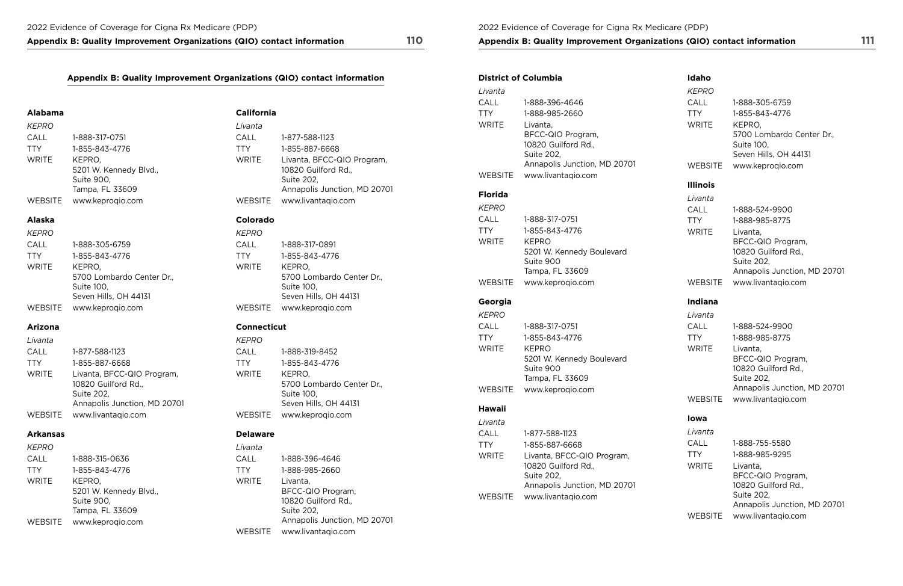## Appendix B: Quality Improvement Organizations (QIO) contact information

### Alabama

*KEPRO*

| | |
|---|---|
| CALL | 1-888-317-0751 |
| TTY | 1-855-843-4776 |
| WRITE | KEPRO, 5201 W. Kennedy Blvd., Suite 900, Tampa, FL 33609 |
| WEBSITE | www.keproqio.com |

### Alaska

*KEPRO*

| | |
|---|---|
| CALL | 1-888-305-6759 |
| TTY | 1-855-843-4776 |
| WRITE | KEPRO, 5700 Lombardo Center Dr., Suite 100, Seven Hills, OH 44131 |
| WEBSITE | www.keproqio.com |

### Arizona

*Livanta*

| | |
|---|---|
| CALL | 1-877-588-1123 |
| TTY | 1-855-887-6668 |
| WRITE | Livanta, BFCC-QIO Program, 10820 Guilford Rd., Suite 202, Annapolis Junction, MD 20701 |
| WEBSITE | www.livantaqio.com |

### Arkansas

*KEPRO*

| | |
|---|---|
| CALL | 1-888-315-0636 |
| TTY | 1-855-843-4776 |
| WRITE | KEPRO, 5201 W. Kennedy Blvd., Suite 900, Tampa, FL 33609 |
| WEBSITE | www.keproqio.com |

### California

*Livanta*

| | |
|---|---|
| CALL | 1-877-588-1123 |
| TTY | 1-855-887-6668 |
| WRITE | Livanta, BFCC-QIO Program, 10820 Guilford Rd., Suite 202, Annapolis Junction, MD 20701 |
| WEBSITE | www.livantaqio.com |

### Colorado

*KEPRO*

| | |
|---|---|
| CALL | 1-888-317-0891 |
| TTY | 1-855-843-4776 |
| WRITE | KEPRO, 5700 Lombardo Center Dr., Suite 100, Seven Hills, OH 44131 |
| WEBSITE | www.keproqio.com |

### Connecticut

*KEPRO*

| | |
|---|---|
| CALL | 1-888-319-8452 |
| TTY | 1-855-843-4776 |
| WRITE | KEPRO, 5700 Lombardo Center Dr., Suite 100, Seven Hills, OH 44131 |
| WEBSITE | www.keproqio.com |

### Delaware

*Livanta*

| | |
|---|---|
| CALL | 1-888-396-4646 |
| TTY | 1-888-985-2660 |
| WRITE | Livanta, BFCC-QIO Program, 10820 Guilford Rd., Suite 202, Annapolis Junction, MD 20701 |
| WEBSITE | www.livantaqio.com |

### District of Columbia

*Livanta*

| | |
|---|---|
| CALL | 1-888-396-4646 |
| TTY | 1-888-985-2660 |
| WRITE | Livanta, BFCC-QIO Program, 10820 Guilford Rd., Suite 202, Annapolis Junction, MD 20701 |
| WEBSITE | www.livantaqio.com |

### Florida

*KEPRO*

| | |
|---|---|
| CALL | 1-888-317-0751 |
| TTY | 1-855-843-4776 |
| WRITE | KEPRO 5201 W. Kennedy Boulevard Suite 900 Tampa, FL 33609 |
| WEBSITE | www.keproqio.com |

### Georgia

*KEPRO*

| | |
|---|---|
| CALL | 1-888-317-0751 |
| TTY | 1-855-843-4776 |
| WRITE | KEPRO 5201 W. Kennedy Boulevard Suite 900 Tampa, FL 33609 |
| WEBSITE | www.keproqio.com |

### Hawaii

*Livanta*

| | |
|---|---|
| CALL | 1-877-588-1123 |
| TTY | 1-855-887-6668 |
| WRITE | Livanta, BFCC-QIO Program, 10820 Guilford Rd., Suite 202, Annapolis Junction, MD 20701 |
| WEBSITE | www.livantaqio.com |

### Idaho

*KEPRO*

| | |
|---|---|
| CALL | 1-888-305-6759 |
| TTY | 1-855-843-4776 |
| WRITE | KEPRO, 5700 Lombardo Center Dr., Suite 100, Seven Hills, OH 44131 |
| WEBSITE | www.keproqio.com |

### Illinois

*Livanta*

| | |
|---|---|
| CALL | 1-888-524-9900 |
| TTY | 1-888-985-8775 |
| WRITE | Livanta, BFCC-QIO Program, 10820 Guilford Rd., Suite 202, Annapolis Junction, MD 20701 |
| WEBSITE | www.livantaqio.com |

### Indiana

*Livanta*

| | |
|---|---|
| CALL | 1-888-524-9900 |
| TTY | 1-888-985-8775 |
| WRITE | Livanta, BFCC-QIO Program, 10820 Guilford Rd., Suite 202, Annapolis Junction, MD 20701 |
| WEBSITE | www.livantaqio.com |

### Iowa

*Livanta*

| | |
|---|---|
| CALL | 1-888-755-5580 |
| TTY | 1-888-985-9295 |
| WRITE | Livanta, BFCC-QIO Program, 10820 Guilford Rd., Suite 202, Annapolis Junction, MD 20701 |
| WEBSITE | www.livantaqio.com |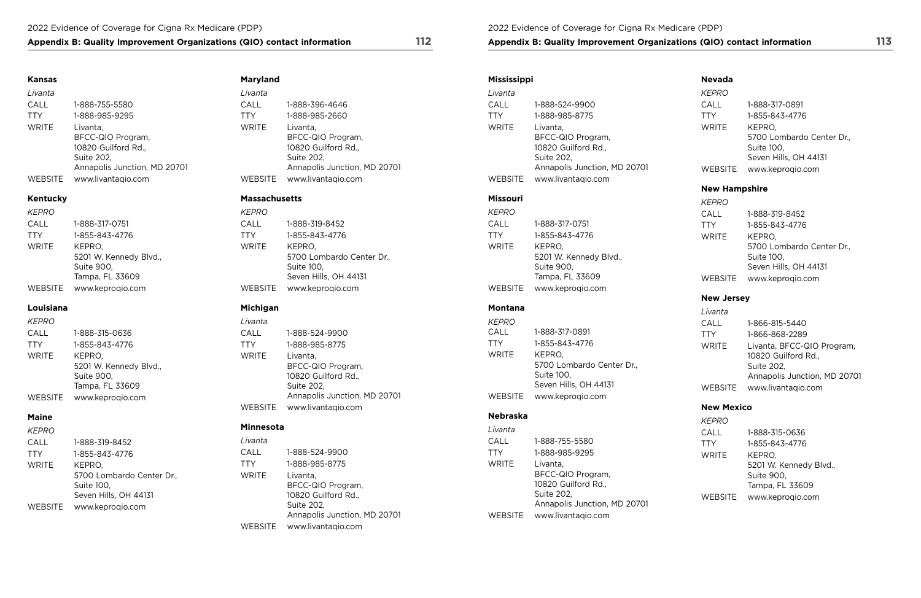## Appendix B: Quality Improvement Organizations (QIO) contact information

### Kansas

*Livanta*

| | |
|---|---|
| CALL | 1-888-755-5580 |
| TTY | 1-888-985-9295 |
| WRITE | Livanta, BFCC-QIO Program, 10820 Guilford Rd., Suite 202, Annapolis Junction, MD 20701 |
| WEBSITE | www.livantaqio.com |

### Kentucky

*KEPRO*

| | |
|---|---|
| CALL | 1-888-317-0751 |
| TTY | 1-855-843-4776 |
| WRITE | KEPRO, 5201 W. Kennedy Blvd., Suite 900, Tampa, FL 33609 |
| WEBSITE | www.keprogio.com |

### Louisiana

*KEPRO*

| | |
|---|---|
| CALL | 1-888-315-0636 |
| TTY | 1-855-843-4776 |
| WRITE | KEPRO, 5201 W. Kennedy Blvd., Suite 900, Tampa, FL 33609 |
| WEBSITE | www.keprogio.com |

### Maine

*KEPRO*

| | |
|---|---|
| CALL | 1-888-319-8452 |
| TTY | 1-855-843-4776 |
| WRITE | KEPRO, 5700 Lombardo Center Dr., Suite 100, Seven Hills, OH 44131 |
| WEBSITE | www.keprogio.com |

### Maryland

*Livanta*

| | |
|---|---|
| CALL | 1-888-396-4646 |
| TTY | 1-888-985-2660 |
| WRITE | Livanta, BFCC-QIO Program, 10820 Guilford Rd., Suite 202, Annapolis Junction, MD 20701 |
| WEBSITE | www.livantaqio.com |

### Massachusetts

*KEPRO*

| | |
|---|---|
| CALL | 1-888-319-8452 |
| TTY | 1-855-843-4776 |
| WRITE | KEPRO, 5700 Lombardo Center Dr., Suite 100, Seven Hills, OH 44131 |
| WEBSITE | www.keprogio.com |

### Michigan

*Livanta*

| | |
|---|---|
| CALL | 1-888-524-9900 |
| TTY | 1-888-985-8775 |
| WRITE | Livanta, BFCC-QIO Program, 10820 Guilford Rd., Suite 202, Annapolis Junction, MD 20701 |
| WEBSITE | www.livantaqio.com |

### Minnesota

*Livanta*

| | |
|---|---|
| CALL | 1-888-524-9900 |
| TTY | 1-888-985-8775 |
| WRITE | Livanta, BFCC-QIO Program, 10820 Guilford Rd., Suite 202, Annapolis Junction, MD 20701 |
| WEBSITE | www.livantaqio.com |

### Mississippi

*Livanta*

| | |
|---|---|
| CALL | 1-888-524-9900 |
| TTY | 1-888-985-8775 |
| WRITE | Livanta, BFCC-QIO Program, 10820 Guilford Rd., Suite 202, Annapolis Junction, MD 20701 |
| WEBSITE | www.livantaqio.com |

### Missouri

*KEPRO*

| | |
|---|---|
| CALL | 1-888-317-0751 |
| TTY | 1-855-843-4776 |
| WRITE | KEPRO, 5201 W. Kennedy Blvd., Suite 900, Tampa, FL 33609 |
| WEBSITE | www.keprogio.com |

### Montana

*KEPRO*

| | |
|---|---|
| CALL | 1-888-317-0891 |
| TTY | 1-855-843-4776 |
| WRITE | KEPRO, 5700 Lombardo Center Dr., Suite 100, Seven Hills, OH 44131 |
| WEBSITE | www.keprogio.com |

### Nebraska

*Livanta*

| | |
|---|---|
| CALL | 1-888-755-5580 |
| TTY | 1-888-985-9295 |
| WRITE | Livanta, BFCC-QIO Program, 10820 Guilford Rd., Suite 202, Annapolis Junction, MD 20701 |
| WEBSITE | www.livantaqio.com |

### Nevada

*KEPRO*

| | |
|---|---|
| CALL | 1-888-317-0891 |
| TTY | 1-855-843-4776 |
| WRITE | KEPRO, 5700 Lombardo Center Dr., Suite 100, Seven Hills, OH 44131 |
| WEBSITE | www.keprogio.com |

### New Hampshire

*KEPRO*

| | |
|---|---|
| CALL | 1-888-319-8452 |
| TTY | 1-855-843-4776 |
| WRITE | KEPRO, 5700 Lombardo Center Dr., Suite 100, Seven Hills, OH 44131 |
| WEBSITE | www.keprogio.com |

### New Jersey

*Livanta*

| | |
|---|---|
| CALL | 1-866-815-5440 |
| TTY | 1-866-868-2289 |
| WRITE | Livanta, BFCC-QIO Program, 10820 Guilford Rd., Suite 202, Annapolis Junction, MD 20701 |
| WEBSITE | www.livantaqio.com |

### New Mexico

*KEPRO*

| | |
|---|---|
| CALL | 1-888-315-0636 |
| TTY | 1-855-843-4776 |
| WRITE | KEPRO, 5201 W. Kennedy Blvd., Suite 900, Tampa, FL 33609 |
| WEBSITE | www.keprogio.com |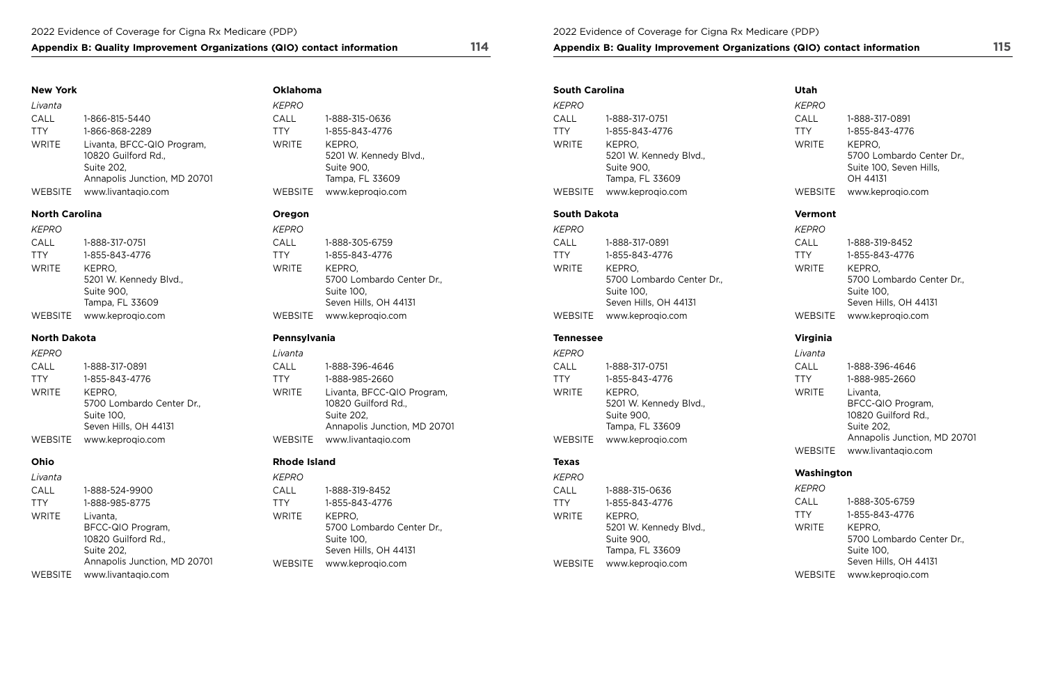### New York

*Livanta*

| | |
|---|---|
| CALL | 1-866-815-5440 |
| TTY | 1-866-868-2289 |
| WRITE | Livanta, BFCC-QIO Program, 10820 Guilford Rd., Suite 202, Annapolis Junction, MD 20701 |
| WEBSITE | www.livantaqio.com |

### North Carolina

*KEPRO*

| | |
|---|---|
| CALL | 1-888-317-0751 |
| TTY | 1-855-843-4776 |
| WRITE | KEPRO, 5201 W. Kennedy Blvd., Suite 900, Tampa, FL 33609 |
| WEBSITE | www.keproqio.com |

### North Dakota

*KEPRO*

| | |
|---|---|
| CALL | 1-888-317-0891 |
| TTY | 1-855-843-4776 |
| WRITE | KEPRO, 5700 Lombardo Center Dr., Suite 100, Seven Hills, OH 44131 |
| WEBSITE | www.keproqio.com |

### Ohio

*Livanta*

| | |
|---|---|
| CALL | 1-888-524-9900 |
| TTY | 1-888-985-8775 |
| WRITE | Livanta, BFCC-QIO Program, 10820 Guilford Rd., Suite 202, Annapolis Junction, MD 20701 |
| WEBSITE | www.livantaqio.com |

### Oklahoma

*KEPRO*

| | |
|---|---|
| CALL | 1-888-315-0636 |
| TTY | 1-855-843-4776 |
| WRITE | KEPRO, 5201 W. Kennedy Blvd., Suite 900, Tampa, FL 33609 |
| WEBSITE | www.keproqio.com |

### Oregon

*KEPRO*

| | |
|---|---|
| CALL | 1-888-305-6759 |
| TTY | 1-855-843-4776 |
| WRITE | KEPRO, 5700 Lombardo Center Dr., Suite 100, Seven Hills, OH 44131 |
| WEBSITE | www.keproqio.com |

### Pennsylvania

*Livanta*

| | |
|---|---|
| CALL | 1-888-396-4646 |
| TTY | 1-888-985-2660 |
| WRITE | Livanta, BFCC-QIO Program, 10820 Guilford Rd., Suite 202, Annapolis Junction, MD 20701 |
| WEBSITE | www.livantaqio.com |

### Rhode Island

*KEPRO*

| | |
|---|---|
| CALL | 1-888-319-8452 |
| TTY | 1-855-843-4776 |
| WRITE | KEPRO, 5700 Lombardo Center Dr., Suite 100, Seven Hills, OH 44131 |
| WEBSITE | www.keproqio.com |

### South Carolina

*KEPRO*

| | |
|---|---|
| CALL | 1-888-317-0751 |
| TTY | 1-855-843-4776 |
| WRITE | KEPRO, 5201 W. Kennedy Blvd., Suite 900, Tampa, FL 33609 |
| WEBSITE | www.keproqio.com |

### South Dakota

*KEPRO*

| | |
|---|---|
| CALL | 1-888-317-0891 |
| TTY | 1-855-843-4776 |
| WRITE | KEPRO, 5700 Lombardo Center Dr., Suite 100, Seven Hills, OH 44131 |
| WEBSITE | www.keproqio.com |

### Tennessee

*KEPRO*

| | |
|---|---|
| CALL | 1-888-317-0751 |
| TTY | 1-855-843-4776 |
| WRITE | KEPRO, 5201 W. Kennedy Blvd., Suite 900, Tampa, FL 33609 |
| WEBSITE | www.keproqio.com |

### Texas

*KEPRO*

| | |
|---|---|
| CALL | 1-888-315-0636 |
| TTY | 1-855-843-4776 |
| WRITE | KEPRO, 5201 W. Kennedy Blvd., Suite 900, Tampa, FL 33609 |
| WEBSITE | www.keproqio.com |

### Utah

*KEPRO*

| | |
|---|---|
| CALL | 1-888-317-0891 |
| TTY | 1-855-843-4776 |
| WRITE | KEPRO, 5700 Lombardo Center Dr., Suite 100, Seven Hills, OH 44131 |
| WEBSITE | www.keproqio.com |

### Vermont

*KEPRO*

| | |
|---|---|
| CALL | 1-888-319-8452 |
| TTY | 1-855-843-4776 |
| WRITE | KEPRO, 5700 Lombardo Center Dr., Suite 100, Seven Hills, OH 44131 |
| WEBSITE | www.keproqio.com |

### Virginia

*Livanta*

| | |
|---|---|
| CALL | 1-888-396-4646 |
| TTY | 1-888-985-2660 |
| WRITE | Livanta, BFCC-QIO Program, 10820 Guilford Rd., Suite 202, Annapolis Junction, MD 20701 |
| WEBSITE | www.livantaqio.com |

### Washington

*KEPRO*

| | |
|---|---|
| CALL | 1-888-305-6759 |
| TTY | 1-855-843-4776 |
| WRITE | KEPRO, 5700 Lombardo Center Dr., Suite 100, Seven Hills, OH 44131 |
| WEBSITE | www.keproqio.com |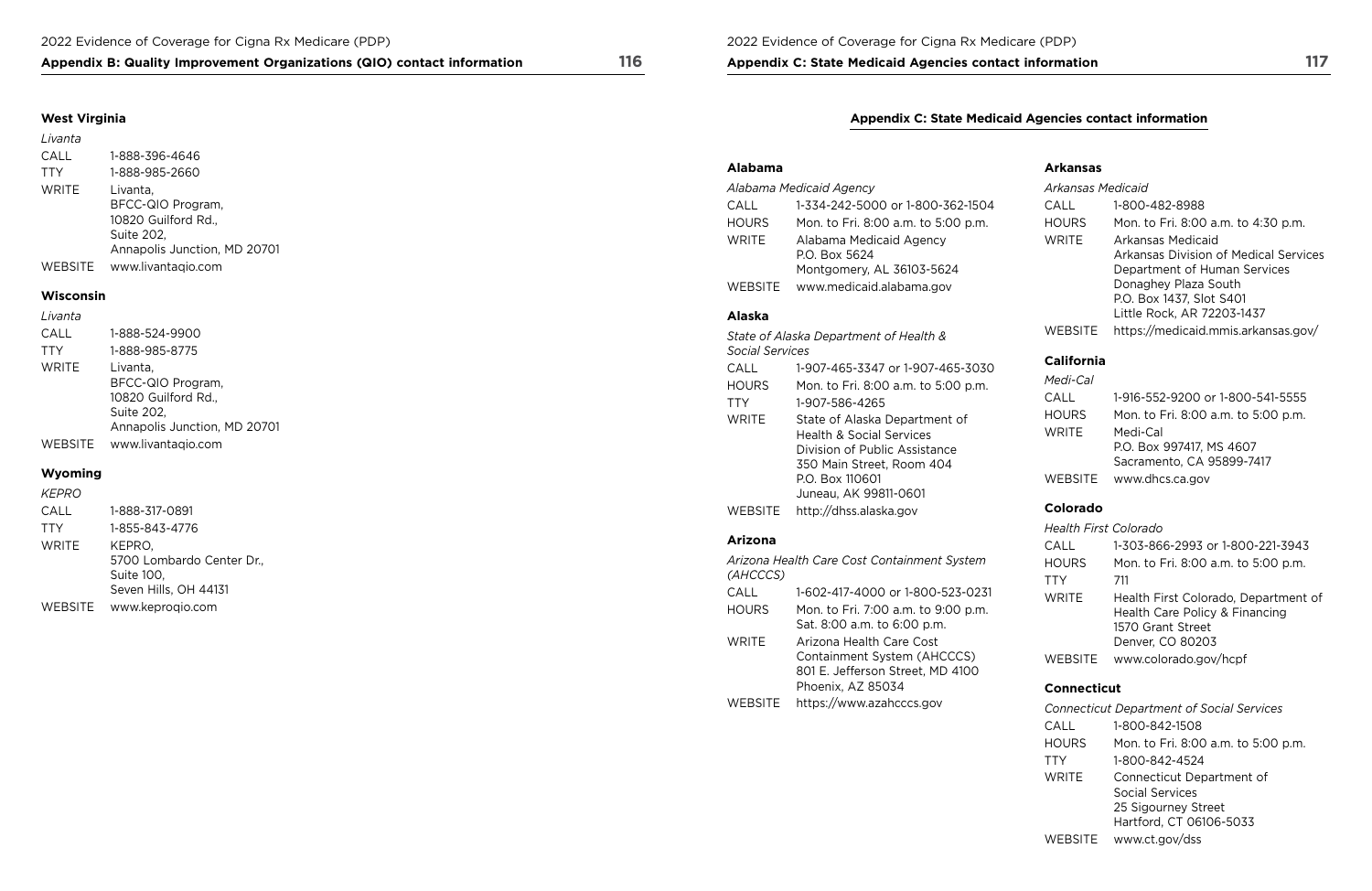### West Virginia

*Livanta*

| | |
|---|---|
| CALL | 1-888-396-4646 |
| TTY | 1-888-985-2660 |
| WRITE | Livanta, BFCC-QIO Program, 10820 Guilford Rd., Suite 202, Annapolis Junction, MD 20701 |
| WEBSITE | www.livantaqio.com |

### Wisconsin

*Livanta*

| | |
|---|---|
| CALL | 1-888-524-9900 |
| TTY | 1-888-985-8775 |
| WRITE | Livanta, BFCC-QIO Program, 10820 Guilford Rd., Suite 202, Annapolis Junction, MD 20701 |
| WEBSITE | www.livantaqio.com |

### Wyoming

*KEPRO*

| | |
|---|---|
| CALL | 1-888-317-0891 |
| TTY | 1-855-843-4776 |
| WRITE | KEPRO, 5700 Lombardo Center Dr., Suite 100, Seven Hills, OH 44131 |
| WEBSITE | www.keproqio.com |

## Appendix C: State Medicaid Agencies contact information

### Alabama

*Alabama Medicaid Agency*

| | |
|---|---|
| CALL | 1-334-242-5000 or 1-800-362-1504 |
| HOURS | Mon. to Fri. 8:00 a.m. to 5:00 p.m. |
| WRITE | Alabama Medicaid Agency P.O. Box 5624 Montgomery, AL 36103-5624 |
| WEBSITE | www.medicaid.alabama.gov |

### Alaska

*State of Alaska Department of Health & Social Services*

| | |
|---|---|
| CALL | 1-907-465-3347 or 1-907-465-3030 |
| HOURS | Mon. to Fri. 8:00 a.m. to 5:00 p.m. |
| TTY | 1-907-586-4265 |
| WRITE | State of Alaska Department of Health & Social Services Division of Public Assistance 350 Main Street, Room 404 P.O. Box 110601 Juneau, AK 99811-0601 |
| WEBSITE | http://dhss.alaska.gov |

### Arizona

*Arizona Health Care Cost Containment System (AHCCCS)*

| | |
|---|---|
| CALL | 1-602-417-4000 or 1-800-523-0231 |
| HOURS | Mon. to Fri. 7:00 a.m. to 9:00 p.m. Sat. 8:00 a.m. to 6:00 p.m. |
| WRITE | Arizona Health Care Cost Containment System (AHCCCS) 801 E. Jefferson Street, MD 4100 Phoenix, AZ 85034 |
| WEBSITE | https://www.azahcccs.gov |

### Arkansas

*Arkansas Medicaid*

| | |
|---|---|
| CALL | 1-800-482-8988 |
| HOURS | Mon. to Fri. 8:00 a.m. to 4:30 p.m. |
| WRITE | Arkansas Medicaid Arkansas Division of Medical Services Department of Human Services Donaghey Plaza South P.O. Box 1437, Slot S401 Little Rock, AR 72203-1437 |
| WEBSITE | https://medicaid.mmis.arkansas.gov/ |

### California

*Medi-Cal*

| | |
|---|---|
| CALL | 1-916-552-9200 or 1-800-541-5555 |
| HOURS | Mon. to Fri. 8:00 a.m. to 5:00 p.m. |
| WRITE | Medi-Cal P.O. Box 997417, MS 4607 Sacramento, CA 95899-7417 |
| WEBSITE | www.dhcs.ca.gov |

### Colorado

*Health First Colorado*

| | |
|---|---|
| CALL | 1-303-866-2993 or 1-800-221-3943 |
| HOURS | Mon. to Fri. 8:00 a.m. to 5:00 p.m. |
| TTY | 711 |
| WRITE | Health First Colorado, Department of Health Care Policy & Financing 1570 Grant Street Denver, CO 80203 |
| WEBSITE | www.colorado.gov/hcpf |

### Connecticut

*Connecticut Department of Social Services*

| | |
|---|---|
| CALL | 1-800-842-1508 |
| HOURS | Mon. to Fri. 8:00 a.m. to 5:00 p.m. |
| TTY | 1-800-842-4524 |
| WRITE | Connecticut Department of Social Services 25 Sigourney Street Hartford, CT 06106-5033 |
| WEBSITE | www.ct.gov/dss |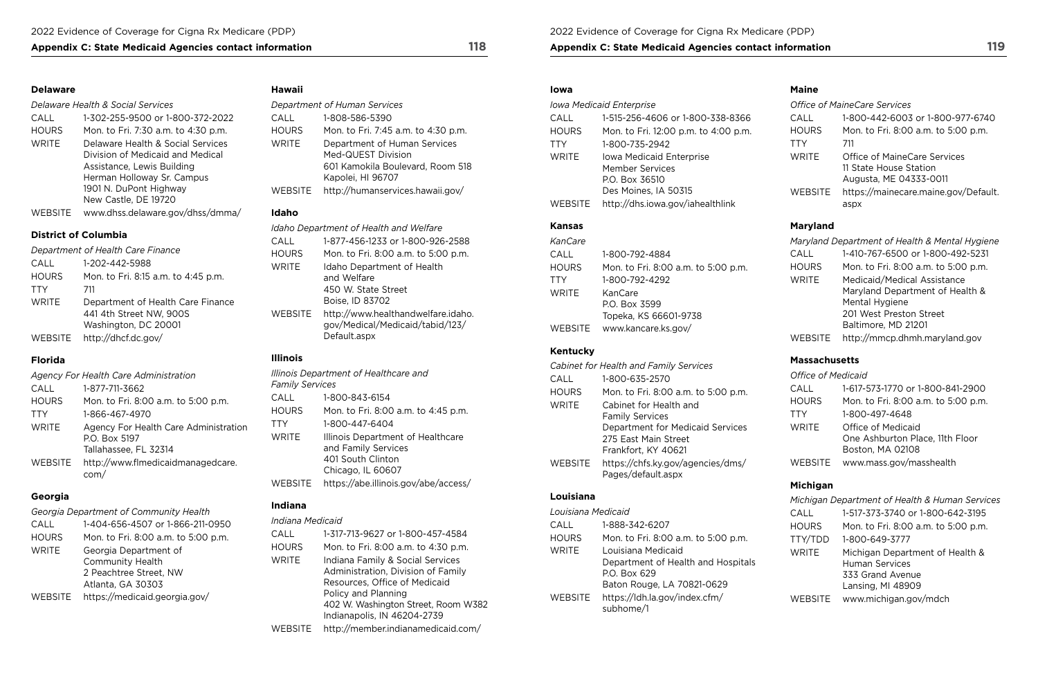### Delaware

*Delaware Health & Social Services*

| | |
|---|---|
| CALL | 1-302-255-9500 or 1-800-372-2022 |
| HOURS | Mon. to Fri. 7:30 a.m. to 4:30 p.m. |
| WRITE | Delaware Health & Social Services<br>Division of Medicaid and Medical Assistance, Lewis Building<br>Herman Holloway Sr. Campus<br>1901 N. DuPont Highway<br>New Castle, DE 19720 |
| WEBSITE | www.dhss.delaware.gov/dhss/dmma/ |

### District of Columbia

*Department of Health Care Finance*

| | |
|---|---|
| CALL | 1-202-442-5988 |
| HOURS | Mon. to Fri. 8:15 a.m. to 4:45 p.m. |
| TTY | 711 |
| WRITE | Department of Health Care Finance<br>441 4th Street NW, 900S<br>Washington, DC 20001 |
| WEBSITE | http://dhcf.dc.gov/ |

### Florida

*Agency For Health Care Administration*

| | |
|---|---|
| CALL | 1-877-711-3662 |
| HOURS | Mon. to Fri. 8:00 a.m. to 5:00 p.m. |
| TTY | 1-866-467-4970 |
| WRITE | Agency For Health Care Administration<br>P.O. Box 5197<br>Tallahassee, FL 32314 |
| WEBSITE | http://www.flmedicaidmanagedcare.com/ |

### Georgia

*Georgia Department of Community Health*

| | |
|---|---|
| CALL | 1-404-656-4507 or 1-866-211-0950 |
| HOURS | Mon. to Fri. 8:00 a.m. to 5:00 p.m. |
| WRITE | Georgia Department of Community Health<br>2 Peachtree Street, NW<br>Atlanta, GA 30303 |
| WEBSITE | https://medicaid.georgia.gov/ |

### Hawaii

*Department of Human Services*

| | |
|---|---|
| CALL | 1-808-586-5390 |
| HOURS | Mon. to Fri. 7:45 a.m. to 4:30 p.m. |
| WRITE | Department of Human Services<br>Med-QUEST Division<br>601 Kamokila Boulevard, Room 518<br>Kapolei, HI 96707 |
| WEBSITE | http://humanservices.hawaii.gov/ |

### Idaho

*Idaho Department of Health and Welfare*

| | |
|---|---|
| CALL | 1-877-456-1233 or 1-800-926-2588 |
| HOURS | Mon. to Fri. 8:00 a.m. to 5:00 p.m. |
| WRITE | Idaho Department of Health and Welfare<br>450 W. State Street<br>Boise, ID 83702 |
| WEBSITE | http://www.healthandwelfare.idaho.gov/Medical/Medicaid/tabid/123/Default.aspx |

### Illinois

*Illinois Department of Healthcare and Family Services*

| | |
|---|---|
| CALL | 1-800-843-6154 |
| HOURS | Mon. to Fri. 8:00 a.m. to 4:45 p.m. |
| TTY | 1-800-447-6404 |
| WRITE | Illinois Department of Healthcare and Family Services<br>401 South Clinton<br>Chicago, IL 60607 |
| WEBSITE | https://abe.illinois.gov/abe/access/ |

### Indiana

*Indiana Medicaid*

| | |
|---|---|
| CALL | 1-317-713-9627 or 1-800-457-4584 |
| HOURS | Mon. to Fri. 8:00 a.m. to 4:30 p.m. |
| WRITE | Indiana Family & Social Services Administration, Division of Family Resources, Office of Medicaid Policy and Planning<br>402 W. Washington Street, Room W382<br>Indianapolis, IN 46204-2739 |
| WEBSITE | http://member.indianamedicaid.com/ |

### Iowa

*Iowa Medicaid Enterprise*

| | |
|---|---|
| CALL | 1-515-256-4606 or 1-800-338-8366 |
| HOURS | Mon. to Fri. 12:00 p.m. to 4:00 p.m. |
| TTY | 1-800-735-2942 |
| WRITE | Iowa Medicaid Enterprise<br>Member Services<br>P.O. Box 36510<br>Des Moines, IA 50315 |
| WEBSITE | http://dhs.iowa.gov/iahealthlink |

### Kansas

*KanCare*

| | |
|---|---|
| CALL | 1-800-792-4884 |
| HOURS | Mon. to Fri. 8:00 a.m. to 5:00 p.m. |
| TTY | 1-800-792-4292 |
| WRITE | KanCare<br>P.O. Box 3599<br>Topeka, KS 66601-9738 |
| WEBSITE | www.kancare.ks.gov/ |

### Kentucky

*Cabinet for Health and Family Services*

| | |
|---|---|
| CALL | 1-800-635-2570 |
| HOURS | Mon. to Fri. 8:00 a.m. to 5:00 p.m. |
| WRITE | Cabinet for Health and Family Services<br>Department for Medicaid Services<br>275 East Main Street<br>Frankfort, KY 40621 |
| WEBSITE | https://chfs.ky.gov/agencies/dms/Pages/default.aspx |

### Louisiana

*Louisiana Medicaid*

| | |
|---|---|
| CALL | 1-888-342-6207 |
| HOURS | Mon. to Fri. 8:00 a.m. to 5:00 p.m. |
| WRITE | Louisiana Medicaid<br>Department of Health and Hospitals<br>P.O. Box 629<br>Baton Rouge, LA 70821-0629 |
| WEBSITE | https://ldh.la.gov/index.cfm/subhome/1 |

### Maine

*Office of MaineCare Services*

| | |
|---|---|
| CALL | 1-800-442-6003 or 1-800-977-6740 |
| HOURS | Mon. to Fri. 8:00 a.m. to 5:00 p.m. |
| TTY | 711 |
| WRITE | Office of MaineCare Services<br>11 State House Station<br>Augusta, ME 04333-0011 |
| WEBSITE | https://mainecare.maine.gov/Default.aspx |

### Maryland

*Maryland Department of Health & Mental Hygiene*

| | |
|---|---|
| CALL | 1-410-767-6500 or 1-800-492-5231 |
| HOURS | Mon. to Fri. 8:00 a.m. to 5:00 p.m. |
| WRITE | Medicaid/Medical Assistance<br>Maryland Department of Health & Mental Hygiene<br>201 West Preston Street<br>Baltimore, MD 21201 |
| WEBSITE | http://mmcp.dhmh.maryland.gov |

### Massachusetts

*Office of Medicaid*

| | |
|---|---|
| CALL | 1-617-573-1770 or 1-800-841-2900 |
| HOURS | Mon. to Fri. 8:00 a.m. to 5:00 p.m. |
| TTY | 1-800-497-4648 |
| WRITE | Office of Medicaid<br>One Ashburton Place, 11th Floor<br>Boston, MA 02108 |
| WEBSITE | www.mass.gov/masshealth |

### Michigan

*Michigan Department of Health & Human Services*

| | |
|---|---|
| CALL | 1-517-373-3740 or 1-800-642-3195 |
| HOURS | Mon. to Fri. 8:00 a.m. to 5:00 p.m. |
| TTY/TDD | 1-800-649-3777 |
| WRITE | Michigan Department of Health & Human Services<br>333 Grand Avenue<br>Lansing, MI 48909 |
| WEBSITE | www.michigan.gov/mdch |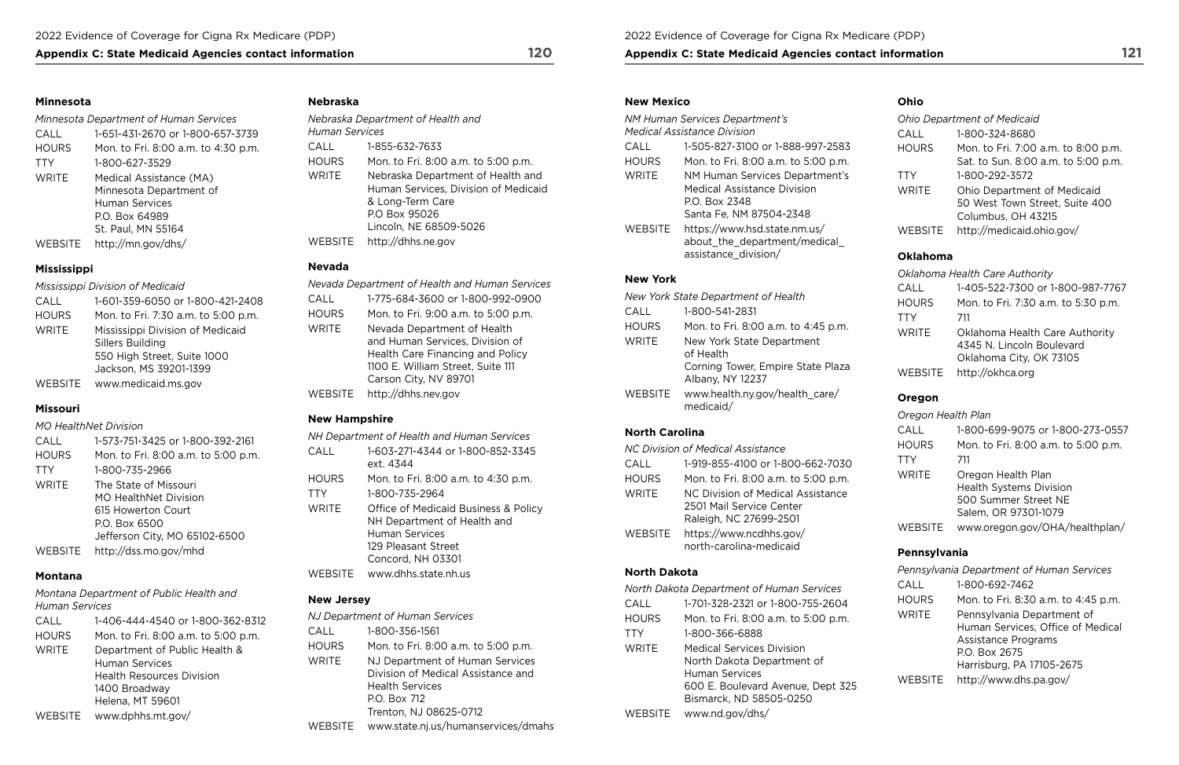## Appendix C: State Medicaid Agencies contact information

### Minnesota

*Minnesota Department of Human Services*

| | |
|---|---|
| CALL | 1-651-431-2670 or 1-800-657-3739 |
| HOURS | Mon. to Fri. 8:00 a.m. to 4:30 p.m. |
| TTY | 1-800-627-3529 |
| WRITE | Medical Assistance (MA)<br>Minnesota Department of Human Services<br>P.O. Box 64989<br>St. Paul, MN 55164 |
| WEBSITE | http://mn.gov/dhs/ |

### Mississippi

*Mississippi Division of Medicaid*

| | |
|---|---|
| CALL | 1-601-359-6050 or 1-800-421-2408 |
| HOURS | Mon. to Fri. 7:30 a.m. to 5:00 p.m. |
| WRITE | Mississippi Division of Medicaid<br>Sillers Building<br>550 High Street, Suite 1000<br>Jackson, MS 39201-1399 |
| WEBSITE | www.medicaid.ms.gov |

### Missouri

*MO HealthNet Division*

| | |
|---|---|
| CALL | 1-573-751-3425 or 1-800-392-2161 |
| HOURS | Mon. to Fri. 8:00 a.m. to 5:00 p.m. |
| TTY | 1-800-735-2966 |
| WRITE | The State of Missouri<br>MO HealthNet Division<br>615 Howerton Court<br>P.O. Box 6500<br>Jefferson City, MO 65102-6500 |
| WEBSITE | http://dss.mo.gov/mhd |

### Montana

*Montana Department of Public Health and Human Services*

| | |
|---|---|
| CALL | 1-406-444-4540 or 1-800-362-8312 |
| HOURS | Mon. to Fri. 8:00 a.m. to 5:00 p.m. |
| WRITE | Department of Public Health & Human Services<br>Health Resources Division<br>1400 Broadway<br>Helena, MT 59601 |
| WEBSITE | www.dphhs.mt.gov/ |

### Nebraska

*Nebraska Department of Health and Human Services*

| | |
|---|---|
| CALL | 1-855-632-7633 |
| HOURS | Mon. to Fri. 8:00 a.m. to 5:00 p.m. |
| WRITE | Nebraska Department of Health and Human Services, Division of Medicaid & Long-Term Care<br>P.O Box 95026<br>Lincoln, NE 68509-5026 |
| WEBSITE | http://dhhs.ne.gov |

### Nevada

*Nevada Department of Health and Human Services*

| | |
|---|---|
| CALL | 1-775-684-3600 or 1-800-992-0900 |
| HOURS | Mon. to Fri. 9:00 a.m. to 5:00 p.m. |
| WRITE | Nevada Department of Health and Human Services, Division of Health Care Financing and Policy<br>1100 E. William Street, Suite 111<br>Carson City, NV 89701 |
| WEBSITE | http://dhhs.nev.gov |

### New Hampshire

*NH Department of Health and Human Services*

| | |
|---|---|
| CALL | 1-603-271-4344 or 1-800-852-3345 ext. 4344 |
| HOURS | Mon. to Fri. 8:00 a.m. to 4:30 p.m. |
| TTY | 1-800-735-2964 |
| WRITE | Office of Medicaid Business & Policy<br>NH Department of Health and Human Services<br>129 Pleasant Street<br>Concord, NH 03301 |
| WEBSITE | www.dhhs.state.nh.us |

### New Jersey

*NJ Department of Human Services*

| | |
|---|---|
| CALL | 1-800-356-1561 |
| HOURS | Mon. to Fri. 8:00 a.m. to 5:00 p.m. |
| WRITE | NJ Department of Human Services<br>Division of Medical Assistance and Health Services<br>P.O. Box 712<br>Trenton, NJ 08625-0712 |
| WEBSITE | www.state.nj.us/humanservices/dmahs |

### New Mexico

*NM Human Services Department's Medical Assistance Division*

| | |
|---|---|
| CALL | 1-505-827-3100 or 1-888-997-2583 |
| HOURS | Mon. to Fri. 8:00 a.m. to 5:00 p.m. |
| WRITE | NM Human Services Department's<br>Medical Assistance Division<br>P.O. Box 2348<br>Santa Fe, NM 87504-2348 |
| WEBSITE | https://www.hsd.state.nm.us/about_the_department/medical_assistance_division/ |

### New York

*New York State Department of Health*

| | |
|---|---|
| CALL | 1-800-541-2831 |
| HOURS | Mon. to Fri. 8:00 a.m. to 4:45 p.m. |
| WRITE | New York State Department of Health<br>Corning Tower, Empire State Plaza<br>Albany, NY 12237 |
| WEBSITE | www.health.ny.gov/health_care/medicaid/ |

### North Carolina

*NC Division of Medical Assistance*

| | |
|---|---|
| CALL | 1-919-855-4100 or 1-800-662-7030 |
| HOURS | Mon. to Fri. 8:00 a.m. to 5:00 p.m. |
| WRITE | NC Division of Medical Assistance<br>2501 Mail Service Center<br>Raleigh, NC 27699-2501 |
| WEBSITE | https://www.ncdhhs.gov/north-carolina-medicaid |

### North Dakota

*North Dakota Department of Human Services*

| | |
|---|---|
| CALL | 1-701-328-2321 or 1-800-755-2604 |
| HOURS | Mon. to Fri. 8:00 a.m. to 5:00 p.m. |
| TTY | 1-800-366-6888 |
| WRITE | Medical Services Division<br>North Dakota Department of Human Services<br>600 E. Boulevard Avenue, Dept 325<br>Bismarck, ND 58505-0250 |
| WEBSITE | www.nd.gov/dhs/ |

### Ohio

*Ohio Department of Medicaid*

| | |
|---|---|
| CALL | 1-800-324-8680 |
| HOURS | Mon. to Fri. 7:00 a.m. to 8:00 p.m.<br>Sat. to Sun. 8:00 a.m. to 5:00 p.m. |
| TTY | 1-800-292-3572 |
| WRITE | Ohio Department of Medicaid<br>50 West Town Street, Suite 400<br>Columbus, OH 43215 |
| WEBSITE | http://medicaid.ohio.gov/ |

### Oklahoma

*Oklahoma Health Care Authority*

| | |
|---|---|
| CALL | 1-405-522-7300 or 1-800-987-7767 |
| HOURS | Mon. to Fri. 7:30 a.m. to 5:30 p.m. |
| TTY | 711 |
| WRITE | Oklahoma Health Care Authority<br>4345 N. Lincoln Boulevard<br>Oklahoma City, OK 73105 |
| WEBSITE | http://okhca.org |

### Oregon

*Oregon Health Plan*

| | |
|---|---|
| CALL | 1-800-699-9075 or 1-800-273-0557 |
| HOURS | Mon. to Fri. 8:00 a.m. to 5:00 p.m. |
| TTY | 711 |
| WRITE | Oregon Health Plan<br>Health Systems Division<br>500 Summer Street NE<br>Salem, OR 97301-1079 |
| WEBSITE | www.oregon.gov/OHA/healthplan/ |

### Pennsylvania

*Pennsylvania Department of Human Services*

| | |
|---|---|
| CALL | 1-800-692-7462 |
| HOURS | Mon. to Fri. 8:30 a.m. to 4:45 p.m. |
| WRITE | Pennsylvania Department of Human Services, Office of Medical Assistance Programs<br>P.O. Box 2675<br>Harrisburg, PA 17105-2675 |
| WEBSITE | http://www.dhs.pa.gov/ |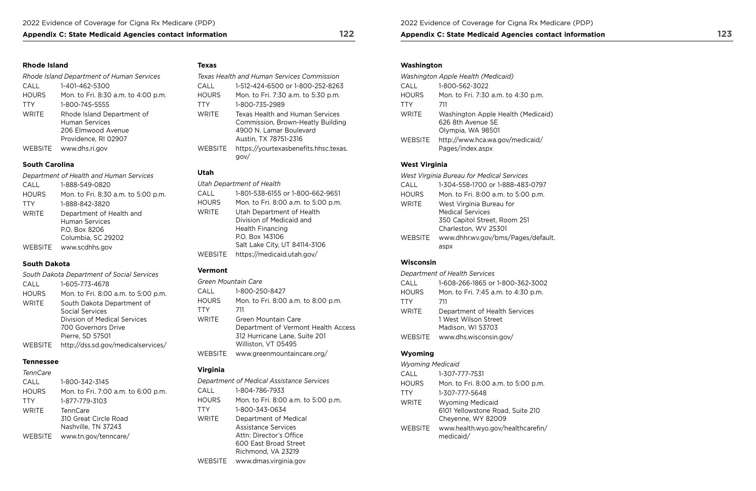### Rhode Island

*Rhode Island Department of Human Services*

| | |
|---|---|
| CALL | 1-401-462-5300 |
| HOURS | Mon. to Fri. 8:30 a.m. to 4:00 p.m. |
| TTY | 1-800-745-5555 |
| WRITE | Rhode Island Department of Human Services<br>206 Elmwood Avenue<br>Providence, RI 02907 |
| WEBSITE | www.dhs.ri.gov |

### South Carolina

*Department of Health and Human Services*

| | |
|---|---|
| CALL | 1-888-549-0820 |
| HOURS | Mon. to Fri. 8:30 a.m. to 5:00 p.m. |
| TTY | 1-888-842-3820 |
| WRITE | Department of Health and Human Services<br>P.O. Box 8206<br>Columbia, SC 29202 |
| WEBSITE | www.scdhhs.gov |

### South Dakota

*South Dakota Department of Social Services*

| | |
|---|---|
| CALL | 1-605-773-4678 |
| HOURS | Mon. to Fri. 8:00 a.m. to 5:00 p.m. |
| WRITE | South Dakota Department of Social Services<br>Division of Medical Services<br>700 Governors Drive<br>Pierre, SD 57501 |
| WEBSITE | http://dss.sd.gov/medicalservices/ |

### Tennessee

*TennCare*

| | |
|---|---|
| CALL | 1-800-342-3145 |
| HOURS | Mon. to Fri. 7:00 a.m. to 6:00 p.m. |
| TTY | 1-877-779-3103 |
| WRITE | TennCare<br>310 Great Circle Road<br>Nashville, TN 37243 |
| WEBSITE | www.tn.gov/tenncare/ |

### Texas

*Texas Health and Human Services Commission*

| | |
|---|---|
| CALL | 1-512-424-6500 or 1-800-252-8263 |
| HOURS | Mon. to Fri. 7:30 a.m. to 5:30 p.m. |
| TTY | 1-800-735-2989 |
| WRITE | Texas Health and Human Services Commission, Brown-Heatly Building<br>4900 N. Lamar Boulevard<br>Austin, TX 78751-2316 |
| WEBSITE | https://yourtexasbenefits.hhsc.texas.gov/ |

### Utah

*Utah Department of Health*

| | |
|---|---|
| CALL | 1-801-538-6155 or 1-800-662-9651 |
| HOURS | Mon. to Fri. 8:00 a.m. to 5:00 p.m. |
| WRITE | Utah Department of Health<br>Division of Medicaid and Health Financing<br>P.O. Box 143106<br>Salt Lake City, UT 84114-3106 |
| WEBSITE | https://medicaid.utah.gov/ |

### Vermont

*Green Mountain Care*

| | |
|---|---|
| CALL | 1-800-250-8427 |
| HOURS | Mon. to Fri. 8:00 a.m. to 8:00 p.m. |
| TTY | 711 |
| WRITE | Green Mountain Care<br>Department of Vermont Health Access<br>312 Hurricane Lane, Suite 201<br>Williston, VT 05495 |
| WEBSITE | www.greenmountaincare.org/ |

### Virginia

*Department of Medical Assistance Services*

| | |
|---|---|
| CALL | 1-804-786-7933 |
| HOURS | Mon. to Fri. 8:00 a.m. to 5:00 p.m. |
| TTY | 1-800-343-0634 |
| WRITE | Department of Medical Assistance Services<br>Attn: Director's Office<br>600 East Broad Street<br>Richmond, VA 23219 |
| WEBSITE | www.dmas.virginia.gov |

### Washington

*Washington Apple Health (Medicaid)*

| | |
|---|---|
| CALL | 1-800-562-3022 |
| HOURS | Mon. to Fri. 7:30 a.m. to 4:30 p.m. |
| TTY | 711 |
| WRITE | Washington Apple Health (Medicaid)<br>626 8th Avenue SE<br>Olympia, WA 98501 |
| WEBSITE | http://www.hca.wa.gov/medicaid/Pages/index.aspx |

### West Virginia

*West Virginia Bureau for Medical Services*

| | |
|---|---|
| CALL | 1-304-558-1700 or 1-888-483-0797 |
| HOURS | Mon. to Fri. 8:00 a.m. to 5:00 p.m. |
| WRITE | West Virginia Bureau for Medical Services<br>350 Capitol Street, Room 251<br>Charleston, WV 25301 |
| WEBSITE | www.dhhr.wv.gov/bms/Pages/default.aspx |

### Wisconsin

*Department of Health Services*

| | |
|---|---|
| CALL | 1-608-266-1865 or 1-800-362-3002 |
| HOURS | Mon. to Fri. 7:45 a.m. to 4:30 p.m. |
| TTY | 711 |
| WRITE | Department of Health Services<br>1 West Wilson Street<br>Madison, WI 53703 |
| WEBSITE | www.dhs.wisconsin.gov/ |

### Wyoming

*Wyoming Medicaid*

| | |
|---|---|
| CALL | 1-307-777-7531 |
| HOURS | Mon. to Fri. 8:00 a.m. to 5:00 p.m. |
| TTY | 1-307-777-5648 |
| WRITE | Wyoming Medicaid<br>6101 Yellowstone Road, Suite 210<br>Cheyenne, WY 82009 |
| WEBSITE | www.health.wyo.gov/healthcarefin/medicaid/ |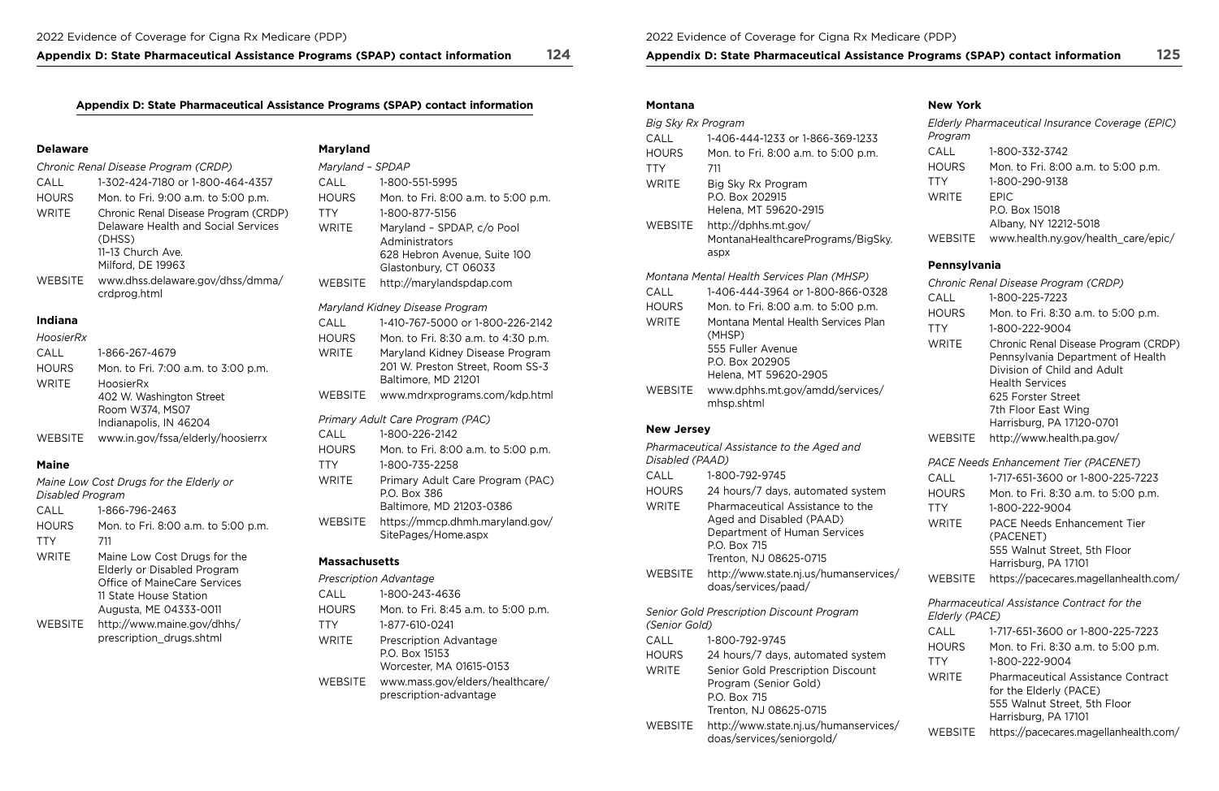## Appendix D: State Pharmaceutical Assistance Programs (SPAP) contact information

### Delaware

*Chronic Renal Disease Program (CRDP)*

| | |
|---|---|
| CALL | 1-302-424-7180 or 1-800-464-4357 |
| HOURS | Mon. to Fri. 9:00 a.m. to 5:00 p.m. |
| WRITE | Chronic Renal Disease Program (CRDP) Delaware Health and Social Services (DHSS) 11–13 Church Ave. Milford, DE 19963 |
| WEBSITE | www.dhss.delaware.gov/dhss/dmma/crdprog.html |

### Indiana

*HoosierRx*

| | |
|---|---|
| CALL | 1-866-267-4679 |
| HOURS | Mon. to Fri. 7:00 a.m. to 3:00 p.m. |
| WRITE | HoosierRx 402 W. Washington Street Room W374, MS07 Indianapolis, IN 46204 |
| WEBSITE | www.in.gov/fssa/elderly/hoosierrx |

### Maine

*Maine Low Cost Drugs for the Elderly or Disabled Program*

| | |
|---|---|
| CALL | 1-866-796-2463 |
| HOURS | Mon. to Fri. 8:00 a.m. to 5:00 p.m. |
| TTY | 711 |
| WRITE | Maine Low Cost Drugs for the Elderly or Disabled Program Office of MaineCare Services 11 State House Station Augusta, ME 04333-0011 |
| WEBSITE | http://www.maine.gov/dhhs/prescription_drugs.shtml |

### Maryland

*Maryland – SPDAP*

| | |
|---|---|
| CALL | 1-800-551-5995 |
| HOURS | Mon. to Fri. 8:00 a.m. to 5:00 p.m. |
| TTY | 1-800-877-5156 |
| WRITE | Maryland – SPDAP, c/o Pool Administrators 628 Hebron Avenue, Suite 100 Glastonbury, CT 06033 |
| WEBSITE | http://marylandspdap.com |

*Maryland Kidney Disease Program*

| | |
|---|---|
| CALL | 1-410-767-5000 or 1-800-226-2142 |
| HOURS | Mon. to Fri. 8:30 a.m. to 4:30 p.m. |
| WRITE | Maryland Kidney Disease Program 201 W. Preston Street, Room SS-3 Baltimore, MD 21201 |
| WEBSITE | www.mdrxprograms.com/kdp.html |

*Primary Adult Care Program (PAC)*

| | |
|---|---|
| CALL | 1-800-226-2142 |
| HOURS | Mon. to Fri. 8:00 a.m. to 5:00 p.m. |
| TTY | 1-800-735-2258 |
| WRITE | Primary Adult Care Program (PAC) P.O. Box 386 Baltimore, MD 21203-0386 |
| WEBSITE | https://mmcp.dhmh.maryland.gov/SitePages/Home.aspx |

### Massachusetts

*Prescription Advantage*

| | |
|---|---|
| CALL | 1-800-243-4636 |
| HOURS | Mon. to Fri. 8:45 a.m. to 5:00 p.m. |
| TTY | 1-877-610-0241 |
| WRITE | Prescription Advantage P.O. Box 15153 Worcester, MA 01615-0153 |
| WEBSITE | www.mass.gov/elders/healthcare/prescription-advantage |

### Montana

*Big Sky Rx Program*

| | |
|---|---|
| CALL | 1-406-444-1233 or 1-866-369-1233 |
| HOURS | Mon. to Fri. 8:00 a.m. to 5:00 p.m. |
| TTY | 711 |
| WRITE | Big Sky Rx Program P.O. Box 202915 Helena, MT 59620-2915 |
| WEBSITE | http://dphhs.mt.gov/MontanaHealthcarePrograms/BigSky.aspx |

*Montana Mental Health Services Plan (MHSP)*

| | |
|---|---|
| CALL | 1-406-444-3964 or 1-800-866-0328 |
| HOURS | Mon. to Fri. 8:00 a.m. to 5:00 p.m. |
| WRITE | Montana Mental Health Services Plan (MHSP) 555 Fuller Avenue P.O. Box 202905 Helena, MT 59620-2905 |
| WEBSITE | www.dphhs.mt.gov/amdd/services/mhsp.shtml |

### New Jersey

*Pharmaceutical Assistance to the Aged and Disabled (PAAD)*

| | |
|---|---|
| CALL | 1-800-792-9745 |
| HOURS | 24 hours/7 days, automated system |
| WRITE | Pharmaceutical Assistance to the Aged and Disabled (PAAD) Department of Human Services P.O. Box 715 Trenton, NJ 08625-0715 |
| WEBSITE | http://www.state.nj.us/humanservices/doas/services/paad/ |

*Senior Gold Prescription Discount Program (Senior Gold)*

| | |
|---|---|
| CALL | 1-800-792-9745 |
| HOURS | 24 hours/7 days, automated system |
| WRITE | Senior Gold Prescription Discount Program (Senior Gold) P.O. Box 715 Trenton, NJ 08625-0715 |
| WEBSITE | http://www.state.nj.us/humanservices/doas/services/seniorgold/ |

### New York

*Elderly Pharmaceutical Insurance Coverage (EPIC) Program*

| | |
|---|---|
| CALL | 1-800-332-3742 |
| HOURS | Mon. to Fri. 8:00 a.m. to 5:00 p.m. |
| TTY | 1-800-290-9138 |
| WRITE | EPIC P.O. Box 15018 Albany, NY 12212-5018 |
| WEBSITE | www.health.ny.gov/health_care/epic/ |

### Pennsylvania

*Chronic Renal Disease Program (CRDP)*

| | |
|---|---|
| CALL | 1-800-225-7223 |
| HOURS | Mon. to Fri. 8:30 a.m. to 5:00 p.m. |
| TTY | 1-800-222-9004 |
| WRITE | Chronic Renal Disease Program (CRDP) Pennsylvania Department of Health Division of Child and Adult Health Services 625 Forster Street 7th Floor East Wing Harrisburg, PA 17120-0701 |
| WEBSITE | http://www.health.pa.gov/ |

*PACE Needs Enhancement Tier (PACENET)*

| | |
|---|---|
| CALL | 1-717-651-3600 or 1-800-225-7223 |
| HOURS | Mon. to Fri. 8:30 a.m. to 5:00 p.m. |
| TTY | 1-800-222-9004 |
| WRITE | PACE Needs Enhancement Tier (PACENET) 555 Walnut Street, 5th Floor Harrisburg, PA 17101 |
| WEBSITE | https://pacecares.magellanhealth.com/ |

*Pharmaceutical Assistance Contract for the Elderly (PACE)*

| | |
|---|---|
| CALL | 1-717-651-3600 or 1-800-225-7223 |
| HOURS | Mon. to Fri. 8:30 a.m. to 5:00 p.m. |
| TTY | 1-800-222-9004 |
| WRITE | Pharmaceutical Assistance Contract for the Elderly (PACE) 555 Walnut Street, 5th Floor Harrisburg, PA 17101 |
| WEBSITE | https://pacecares.magellanhealth.com/ |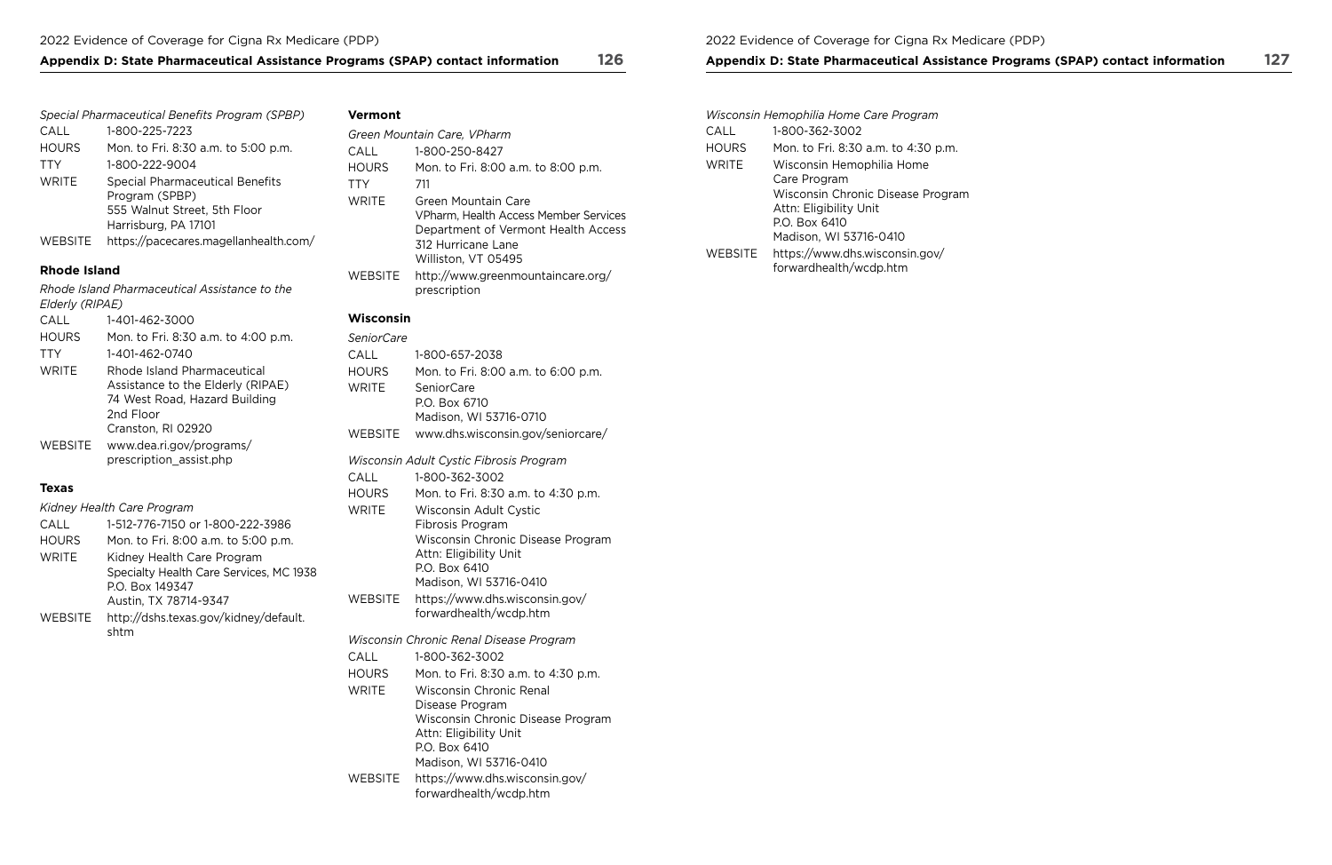*Special Pharmaceutical Benefits Program (SPBP)*

| | |
|---|---|
| CALL | 1-800-225-7223 |
| HOURS | Mon. to Fri. 8:30 a.m. to 5:00 p.m. |
| TTY | 1-800-222-9004 |
| WRITE | Special Pharmaceutical Benefits Program (SPBP)<br>555 Walnut Street, 5th Floor<br>Harrisburg, PA 17101 |
| WEBSITE | https://pacecares.magellanhealth.com/ |

**Rhode Island**

*Rhode Island Pharmaceutical Assistance to the Elderly (RIPAE)*

| | |
|---|---|
| CALL | 1-401-462-3000 |
| HOURS | Mon. to Fri. 8:30 a.m. to 4:00 p.m. |
| TTY | 1-401-462-0740 |
| WRITE | Rhode Island Pharmaceutical Assistance to the Elderly (RIPAE)<br>74 West Road, Hazard Building<br>2nd Floor<br>Cranston, RI 02920 |
| WEBSITE | www.dea.ri.gov/programs/prescription_assist.php |

**Texas**

*Kidney Health Care Program*

| | |
|---|---|
| CALL | 1-512-776-7150 or 1-800-222-3986 |
| HOURS | Mon. to Fri. 8:00 a.m. to 5:00 p.m. |
| WRITE | Kidney Health Care Program<br>Specialty Health Care Services, MC 1938<br>P.O. Box 149347<br>Austin, TX 78714-9347 |
| WEBSITE | http://dshs.texas.gov/kidney/default.shtm |

**Vermont**

*Green Mountain Care, VPharm*

| | |
|---|---|
| CALL | 1-800-250-8427 |
| HOURS | Mon. to Fri. 8:00 a.m. to 8:00 p.m. |
| TTY | 711 |
| WRITE | Green Mountain Care<br>VPharm, Health Access Member Services<br>Department of Vermont Health Access<br>312 Hurricane Lane<br>Williston, VT 05495 |
| WEBSITE | http://www.greenmountaincare.org/prescription |

**Wisconsin**

*SeniorCare*

| | |
|---|---|
| CALL | 1-800-657-2038 |
| HOURS | Mon. to Fri. 8:00 a.m. to 6:00 p.m. |
| WRITE | SeniorCare<br>P.O. Box 6710<br>Madison, WI 53716-0710 |
| WEBSITE | www.dhs.wisconsin.gov/seniorcare/ |

*Wisconsin Adult Cystic Fibrosis Program*

| | |
|---|---|
| CALL | 1-800-362-3002 |
| HOURS | Mon. to Fri. 8:30 a.m. to 4:30 p.m. |
| WRITE | Wisconsin Adult Cystic Fibrosis Program<br>Wisconsin Chronic Disease Program<br>Attn: Eligibility Unit<br>P.O. Box 6410<br>Madison, WI 53716-0410 |
| WEBSITE | https://www.dhs.wisconsin.gov/forwardhealth/wcdp.htm |

*Wisconsin Chronic Renal Disease Program*

| | |
|---|---|
| CALL | 1-800-362-3002 |
| HOURS | Mon. to Fri. 8:30 a.m. to 4:30 p.m. |
| WRITE | Wisconsin Chronic Renal Disease Program<br>Wisconsin Chronic Disease Program<br>Attn: Eligibility Unit<br>P.O. Box 6410<br>Madison, WI 53716-0410 |
| WEBSITE | https://www.dhs.wisconsin.gov/forwardhealth/wcdp.htm |

*Wisconsin Hemophilia Home Care Program*

| | |
|---|---|
| CALL | 1-800-362-3002 |
| HOURS | Mon. to Fri. 8:30 a.m. to 4:30 p.m. |
| WRITE | Wisconsin Hemophilia Home Care Program<br>Wisconsin Chronic Disease Program<br>Attn: Eligibility Unit<br>P.O. Box 6410<br>Madison, WI 53716-0410 |
| WEBSITE | https://www.dhs.wisconsin.gov/forwardhealth/wcdp.htm |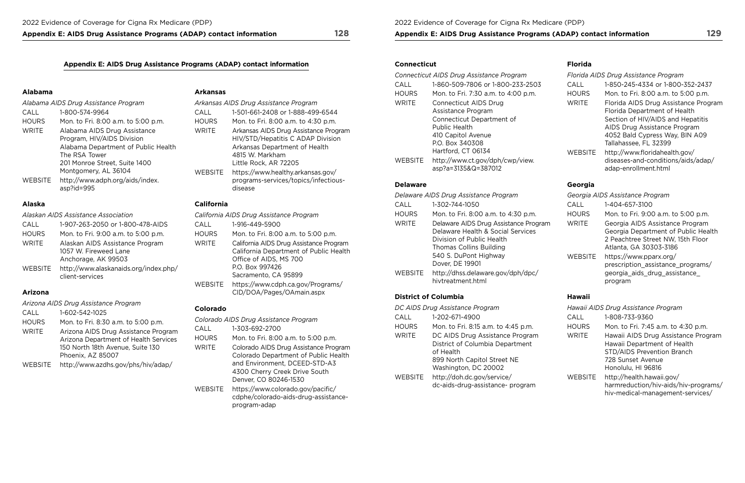## Appendix E: AIDS Drug Assistance Programs (ADAP) contact information

### Alabama

*Alabama AIDS Drug Assistance Program*

| | |
|---|---|
| CALL | 1-800-574-9964 |
| HOURS | Mon. to Fri. 8:00 a.m. to 5:00 p.m. |
| WRITE | Alabama AIDS Drug Assistance Program, HIV/AIDS Division<br>Alabama Department of Public Health<br>The RSA Tower<br>201 Monroe Street, Suite 1400<br>Montgomery, AL 36104 |
| WEBSITE | http://www.adph.org/aids/index.asp?id=995 |

### Alaska

*Alaskan AIDS Assistance Association*

| | |
|---|---|
| CALL | 1-907-263-2050 or 1-800-478-AIDS |
| HOURS | Mon. to Fri. 9:00 a.m. to 5:00 p.m. |
| WRITE | Alaskan AIDS Assistance Program<br>1057 W. Fireweed Lane<br>Anchorage, AK 99503 |
| WEBSITE | http://www.alaskanaids.org/index.php/client-services |

### Arizona

*Arizona AIDS Drug Assistance Program*

| | |
|---|---|
| CALL | 1-602-542-1025 |
| HOURS | Mon. to Fri. 8:30 a.m. to 5:00 p.m. |
| WRITE | Arizona AIDS Drug Assistance Program<br>Arizona Department of Health Services<br>150 North 18th Avenue, Suite 130<br>Phoenix, AZ 85007 |
| WEBSITE | http://www.azdhs.gov/phs/hiv/adap/ |

### Arkansas

*Arkansas AIDS Drug Assistance Program*

| | |
|---|---|
| CALL | 1-501-661-2408 or 1-888-499-6544 |
| HOURS | Mon. to Fri. 8:00 a.m. to 4:30 p.m. |
| WRITE | Arkansas AIDS Drug Assistance Program<br>HIV/STD/Hepatitis C ADAP Division<br>Arkansas Department of Health<br>4815 W. Markham<br>Little Rock, AR 72205 |
| WEBSITE | https://www.healthy.arkansas.gov/programs-services/topics/infectious-disease |

### California

*California AIDS Drug Assistance Program*

| | |
|---|---|
| CALL | 1-916-449-5900 |
| HOURS | Mon. to Fri. 8:00 a.m. to 5:00 p.m. |
| WRITE | California AIDS Drug Assistance Program<br>California Department of Public Health<br>Office of AIDS, MS 700<br>P.O. Box 997426<br>Sacramento, CA 95899 |
| WEBSITE | https://www.cdph.ca.gov/Programs/CID/DOA/Pages/OAmain.aspx |

### Colorado

*Colorado AIDS Drug Assistance Program*

| | |
|---|---|
| CALL | 1-303-692-2700 |
| HOURS | Mon. to Fri. 8:00 a.m. to 5:00 p.m. |
| WRITE | Colorado AIDS Drug Assistance Program<br>Colorado Department of Public Health and Environment, DCEED-STD-A3<br>4300 Cherry Creek Drive South<br>Denver, CO 80246-1530 |
| WEBSITE | https://www.colorado.gov/pacific/cdphe/colorado-aids-drug-assistance-program-adap |

### Connecticut

*Connecticut AIDS Drug Assistance Program*

| | |
|---|---|
| CALL | 1-860-509-7806 or 1-800-233-2503 |
| HOURS | Mon. to Fri. 7:30 a.m. to 4:00 p.m. |
| WRITE | Connecticut AIDS Drug Assistance Program<br>Connecticut Department of Public Health<br>410 Capitol Avenue<br>P.O. Box 340308<br>Hartford, CT 06134 |
| WEBSITE | http://www.ct.gov/dph/cwp/view.asp?a=3135&Q=387012 |

### Delaware

*Delaware AIDS Drug Assistance Program*

| | |
|---|---|
| CALL | 1-302-744-1050 |
| HOURS | Mon. to Fri. 8:00 a.m. to 4:30 p.m. |
| WRITE | Delaware AIDS Drug Assistance Program<br>Delaware Health & Social Services<br>Division of Public Health<br>Thomas Collins Building<br>540 S. DuPont Highway<br>Dover, DE 19901 |
| WEBSITE | http://dhss.delaware.gov/dph/dpc/hivtreatment.html |

### District of Columbia

*DC AIDS Drug Assistance Program*

| | |
|---|---|
| CALL | 1-202-671-4900 |
| HOURS | Mon. to Fri. 8:15 a.m. to 4:45 p.m. |
| WRITE | DC AIDS Drug Assistance Program<br>District of Columbia Department of Health<br>899 North Capitol Street NE<br>Washington, DC 20002 |
| WEBSITE | http://doh.dc.gov/service/dc-aids-drug-assistance- program |

### Florida

*Florida AIDS Drug Assistance Program*

| | |
|---|---|
| CALL | 1-850-245-4334 or 1-800-352-2437 |
| HOURS | Mon. to Fri. 8:00 a.m. to 5:00 p.m. |
| WRITE | Florida AIDS Drug Assistance Program<br>Florida Department of Health<br>Section of HIV/AIDS and Hepatitis<br>AIDS Drug Assistance Program<br>4052 Bald Cypress Way, BIN A09<br>Tallahassee, FL 32399 |
| WEBSITE | http://www.floridahealth.gov/diseases-and-conditions/aids/adap/adap-enrollment.html |

### Georgia

*Georgia AIDS Assistance Program*

| | |
|---|---|
| CALL | 1-404-657-3100 |
| HOURS | Mon. to Fri. 9:00 a.m. to 5:00 p.m. |
| WRITE | Georgia AIDS Assistance Program<br>Georgia Department of Public Health<br>2 Peachtree Street NW, 15th Floor<br>Atlanta, GA 30303-3186 |
| WEBSITE | https://www.pparx.org/prescription_assistance_programs/georgia_aids_drug_assistance_program |

### Hawaii

*Hawaii AIDS Drug Assistance Program*

| | |
|---|---|
| CALL | 1-808-733-9360 |
| HOURS | Mon. to Fri. 7:45 a.m. to 4:30 p.m. |
| WRITE | Hawaii AIDS Drug Assistance Program<br>Hawaii Department of Health<br>STD/AIDS Prevention Branch<br>728 Sunset Avenue<br>Honolulu, HI 96816 |
| WEBSITE | http://health.hawaii.gov/harmreduction/hiv-aids/hiv-programs/hiv-medical-management-services/ |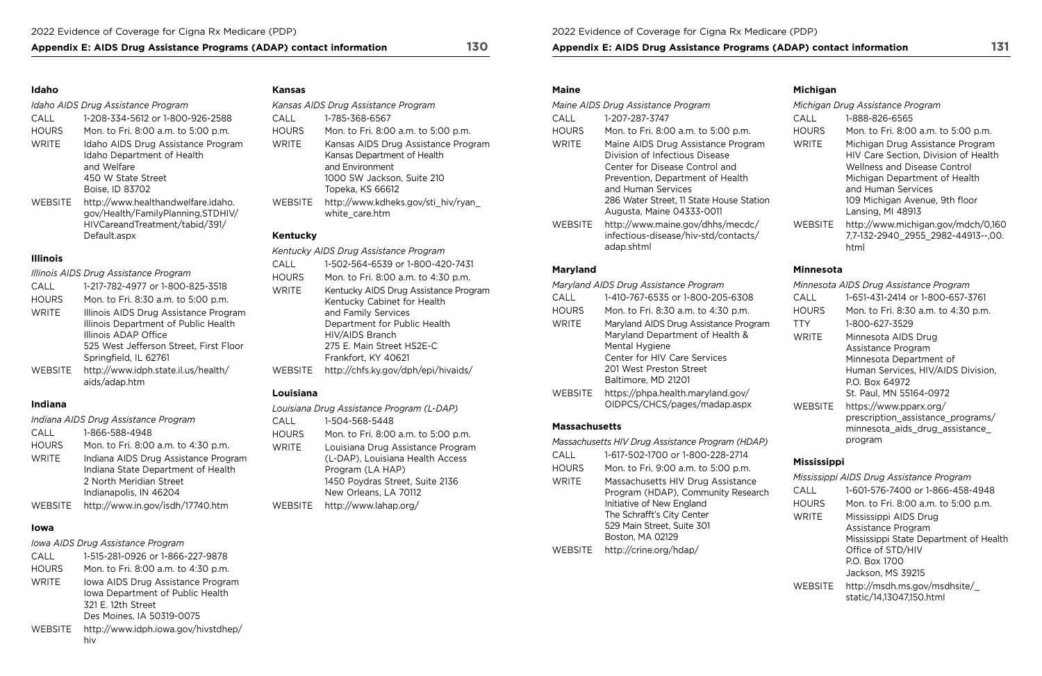## Appendix E: AIDS Drug Assistance Programs (ADAP) contact information

### Idaho

*Idaho AIDS Drug Assistance Program*

| | |
|---|---|
| CALL | 1-208-334-5612 or 1-800-926-2588 |
| HOURS | Mon. to Fri. 8:00 a.m. to 5:00 p.m. |
| WRITE | Idaho AIDS Drug Assistance Program<br>Idaho Department of Health and Welfare<br>450 W State Street<br>Boise, ID 83702 |
| WEBSITE | http://www.healthandwelfare.idaho.gov/Health/FamilyPlanning,STDHIV/HIVCareandTreatment/tabid/391/Default.aspx |

### Illinois

*Illinois AIDS Drug Assistance Program*

| | |
|---|---|
| CALL | 1-217-782-4977 or 1-800-825-3518 |
| HOURS | Mon. to Fri. 8:30 a.m. to 5:00 p.m. |
| WRITE | Illinois AIDS Drug Assistance Program<br>Illinois Department of Public Health<br>Illinois ADAP Office<br>525 West Jefferson Street, First Floor<br>Springfield, IL 62761 |
| WEBSITE | http://www.idph.state.il.us/health/aids/adap.htm |

### Indiana

*Indiana AIDS Drug Assistance Program*

| | |
|---|---|
| CALL | 1-866-588-4948 |
| HOURS | Mon. to Fri. 8:00 a.m. to 4:30 p.m. |
| WRITE | Indiana AIDS Drug Assistance Program<br>Indiana State Department of Health<br>2 North Meridian Street<br>Indianapolis, IN 46204 |
| WEBSITE | http://www.in.gov/isdh/17740.htm |

### Iowa

*Iowa AIDS Drug Assistance Program*

| | |
|---|---|
| CALL | 1-515-281-0926 or 1-866-227-9878 |
| HOURS | Mon. to Fri. 8:00 a.m. to 4:30 p.m. |
| WRITE | Iowa AIDS Drug Assistance Program<br>Iowa Department of Public Health<br>321 E. 12th Street<br>Des Moines, IA 50319-0075 |
| WEBSITE | http://www.idph.iowa.gov/hivstdhep/hiv |

### Kansas

*Kansas AIDS Drug Assistance Program*

| | |
|---|---|
| CALL | 1-785-368-6567 |
| HOURS | Mon. to Fri. 8:00 a.m. to 5:00 p.m. |
| WRITE | Kansas AIDS Drug Assistance Program<br>Kansas Department of Health and Environment<br>1000 SW Jackson, Suite 210<br>Topeka, KS 66612 |
| WEBSITE | http://www.kdheks.gov/sti_hiv/ryan_white_care.htm |

### Kentucky

*Kentucky AIDS Drug Assistance Program*

| | |
|---|---|
| CALL | 1-502-564-6539 or 1-800-420-7431 |
| HOURS | Mon. to Fri. 8:00 a.m. to 4:30 p.m. |
| WRITE | Kentucky AIDS Drug Assistance Program<br>Kentucky Cabinet for Health and Family Services<br>Department for Public Health<br>HIV/AIDS Branch<br>275 E. Main Street HS2E-C<br>Frankfort, KY 40621 |
| WEBSITE | http://chfs.ky.gov/dph/epi/hivaids/ |

### Louisiana

*Louisiana Drug Assistance Program (L-DAP)*

| | |
|---|---|
| CALL | 1-504-568-5448 |
| HOURS | Mon. to Fri. 8:00 a.m. to 5:00 p.m. |
| WRITE | Louisiana Drug Assistance Program (L-DAP), Louisiana Health Access Program (LA HAP)<br>1450 Poydras Street, Suite 2136<br>New Orleans, LA 70112 |
| WEBSITE | http://www.lahap.org/ |

### Maine

*Maine AIDS Drug Assistance Program*

| | |
|---|---|
| CALL | 1-207-287-3747 |
| HOURS | Mon. to Fri. 8:00 a.m. to 5:00 p.m. |
| WRITE | Maine AIDS Drug Assistance Program<br>Division of Infectious Disease<br>Center for Disease Control and Prevention, Department of Health and Human Services<br>286 Water Street, 11 State House Station<br>Augusta, Maine 04333-0011 |
| WEBSITE | http://www.maine.gov/dhhs/mecdc/infectious-disease/hiv-std/contacts/adap.shtml |

### Maryland

*Maryland AIDS Drug Assistance Program*

| | |
|---|---|
| CALL | 1-410-767-6535 or 1-800-205-6308 |
| HOURS | Mon. to Fri. 8:30 a.m. to 4:30 p.m. |
| WRITE | Maryland AIDS Drug Assistance Program<br>Maryland Department of Health & Mental Hygiene<br>Center for HIV Care Services<br>201 West Preston Street<br>Baltimore, MD 21201 |
| WEBSITE | https://phpa.health.maryland.gov/OIDPCS/CHCS/pages/madap.aspx |

### Massachusetts

*Massachusetts HIV Drug Assistance Program (HDAP)*

| | |
|---|---|
| CALL | 1-617-502-1700 or 1-800-228-2714 |
| HOURS | Mon. to Fri. 9:00 a.m. to 5:00 p.m. |
| WRITE | Massachusetts HIV Drug Assistance Program (HDAP), Community Research Initiative of New England<br>The Schrafft's City Center<br>529 Main Street, Suite 301<br>Boston, MA 02129 |
| WEBSITE | http://crine.org/hdap/ |

### Michigan

*Michigan Drug Assistance Program*

| | |
|---|---|
| CALL | 1-888-826-6565 |
| HOURS | Mon. to Fri. 8:00 a.m. to 5:00 p.m. |
| WRITE | Michigan Drug Assistance Program<br>HIV Care Section, Division of Health Wellness and Disease Control<br>Michigan Department of Health and Human Services<br>109 Michigan Avenue, 9th floor<br>Lansing, MI 48913 |
| WEBSITE | http://www.michigan.gov/mdch/0,1607,7-132-2940_2955_2982-44913--,00.html |

### Minnesota

*Minnesota AIDS Drug Assistance Program*

| | |
|---|---|
| CALL | 1-651-431-2414 or 1-800-657-3761 |
| HOURS | Mon. to Fri. 8:30 a.m. to 4:30 p.m. |
| TTY | 1-800-627-3529 |
| WRITE | Minnesota AIDS Drug Assistance Program<br>Minnesota Department of Human Services, HIV/AIDS Division,<br>P.O. Box 64972<br>St. Paul, MN 55164-0972 |
| WEBSITE | https://www.pparx.org/prescription_assistance_programs/minnesota_aids_drug_assistance_program |

### Mississippi

*Mississippi AIDS Drug Assistance Program*

| | |
|---|---|
| CALL | 1-601-576-7400 or 1-866-458-4948 |
| HOURS | Mon. to Fri. 8:00 a.m. to 5:00 p.m. |
| WRITE | Mississippi AIDS Drug Assistance Program<br>Mississippi State Department of Health<br>Office of STD/HIV<br>P.O. Box 1700<br>Jackson, MS 39215 |
| WEBSITE | http://msdh.ms.gov/msdhsite/_static/14,13047,150.html |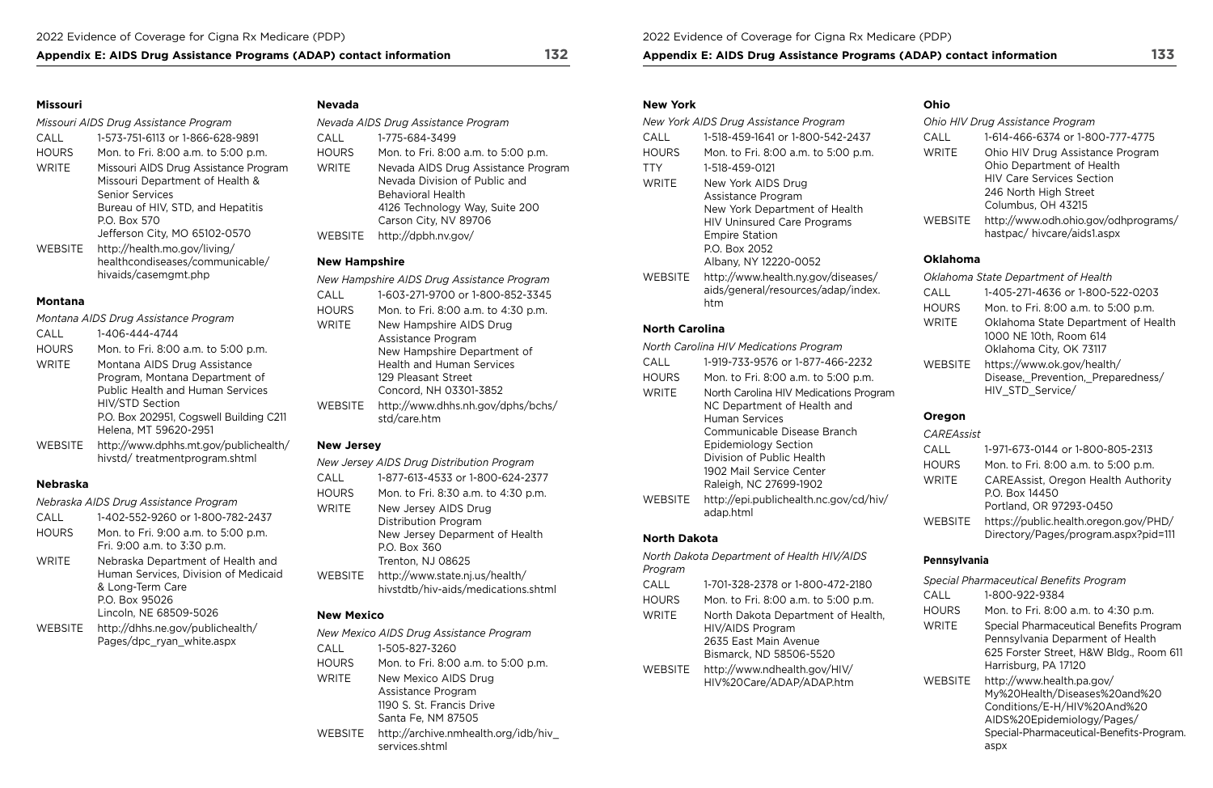### Missouri

*Missouri AIDS Drug Assistance Program*

| | |
|---|---|
| CALL | 1-573-751-6113 or 1-866-628-9891 |
| HOURS | Mon. to Fri. 8:00 a.m. to 5:00 p.m. |
| WRITE | Missouri AIDS Drug Assistance Program<br>Missouri Department of Health & Senior Services<br>Bureau of HIV, STD, and Hepatitis<br>P.O. Box 570<br>Jefferson City, MO 65102-0570 |
| WEBSITE | http://health.mo.gov/living/healthcondiseases/communicable/hivaids/casemgmt.php |

### Montana

*Montana AIDS Drug Assistance Program*

| | |
|---|---|
| CALL | 1-406-444-4744 |
| HOURS | Mon. to Fri. 8:00 a.m. to 5:00 p.m. |
| WRITE | Montana AIDS Drug Assistance Program, Montana Department of Public Health and Human Services<br>HIV/STD Section<br>P.O. Box 202951, Cogswell Building C211<br>Helena, MT 59620-2951 |
| WEBSITE | http://www.dphhs.mt.gov/publichealth/hivstd/ treatmentprogram.shtml |

### Nebraska

*Nebraska AIDS Drug Assistance Program*

| | |
|---|---|
| CALL | 1-402-552-9260 or 1-800-782-2437 |
| HOURS | Mon. to Fri. 9:00 a.m. to 5:00 p.m.<br>Fri. 9:00 a.m. to 3:30 p.m. |
| WRITE | Nebraska Department of Health and Human Services, Division of Medicaid & Long-Term Care<br>P.O. Box 95026<br>Lincoln, NE 68509-5026 |
| WEBSITE | http://dhhs.ne.gov/publichealth/Pages/dpc_ryan_white.aspx |

### Nevada

*Nevada AIDS Drug Assistance Program*

| | |
|---|---|
| CALL | 1-775-684-3499 |
| HOURS | Mon. to Fri. 8:00 a.m. to 5:00 p.m. |
| WRITE | Nevada AIDS Drug Assistance Program<br>Nevada Division of Public and Behavioral Health<br>4126 Technology Way, Suite 200<br>Carson City, NV 89706 |
| WEBSITE | http://dpbh.nv.gov/ |

### New Hampshire

*New Hampshire AIDS Drug Assistance Program*

| | |
|---|---|
| CALL | 1-603-271-9700 or 1-800-852-3345 |
| HOURS | Mon. to Fri. 8:00 a.m. to 4:30 p.m. |
| WRITE | New Hampshire AIDS Drug Assistance Program<br>New Hampshire Department of Health and Human Services<br>129 Pleasant Street<br>Concord, NH 03301-3852 |
| WEBSITE | http://www.dhhs.nh.gov/dphs/bchs/std/care.htm |

### New Jersey

*New Jersey AIDS Drug Distribution Program*

| | |
|---|---|
| CALL | 1-877-613-4533 or 1-800-624-2377 |
| HOURS | Mon. to Fri. 8:30 a.m. to 4:30 p.m. |
| WRITE | New Jersey AIDS Drug Distribution Program<br>New Jersey Deparment of Health<br>P.O. Box 360<br>Trenton, NJ 08625 |
| WEBSITE | http://www.state.nj.us/health/hivstdtb/hiv-aids/medications.shtml |

### New Mexico

*New Mexico AIDS Drug Assistance Program*

| | |
|---|---|
| CALL | 1-505-827-3260 |
| HOURS | Mon. to Fri. 8:00 a.m. to 5:00 p.m. |
| WRITE | New Mexico AIDS Drug Assistance Program<br>1190 S. St. Francis Drive<br>Santa Fe, NM 87505 |
| WEBSITE | http://archive.nmhealth.org/idb/hiv_services.shtml |

### New York

*New York AIDS Drug Assistance Program*

| | |
|---|---|
| CALL | 1-518-459-1641 or 1-800-542-2437 |
| HOURS | Mon. to Fri. 8:00 a.m. to 5:00 p.m. |
| TTY | 1-518-459-0121 |
| WRITE | New York AIDS Drug Assistance Program<br>New York Department of Health<br>HIV Uninsured Care Programs<br>Empire Station<br>P.O. Box 2052<br>Albany, NY 12220-0052 |
| WEBSITE | http://www.health.ny.gov/diseases/aids/general/resources/adap/index.htm |

### North Carolina

*North Carolina HIV Medications Program*

| | |
|---|---|
| CALL | 1-919-733-9576 or 1-877-466-2232 |
| HOURS | Mon. to Fri. 8:00 a.m. to 5:00 p.m. |
| WRITE | North Carolina HIV Medications Program<br>NC Department of Health and Human Services<br>Communicable Disease Branch<br>Epidemiology Section<br>Division of Public Health<br>1902 Mail Service Center<br>Raleigh, NC 27699-1902 |
| WEBSITE | http://epi.publichealth.nc.gov/cd/hiv/adap.html |

### North Dakota

*North Dakota Department of Health HIV/AIDS Program*

| | |
|---|---|
| CALL | 1-701-328-2378 or 1-800-472-2180 |
| HOURS | Mon. to Fri. 8:00 a.m. to 5:00 p.m. |
| WRITE | North Dakota Department of Health, HIV/AIDS Program<br>2635 East Main Avenue<br>Bismarck, ND 58506-5520 |
| WEBSITE | http://www.ndhealth.gov/HIV/HIV%20Care/ADAP/ADAP.htm |

### Ohio

*Ohio HIV Drug Assistance Program*

| | |
|---|---|
| CALL | 1-614-466-6374 or 1-800-777-4775 |
| WRITE | Ohio HIV Drug Assistance Program<br>Ohio Department of Health<br>HIV Care Services Section<br>246 North High Street<br>Columbus, OH 43215 |
| WEBSITE | http://www.odh.ohio.gov/odhprograms/hastpac/ hivcare/aids1.aspx |

### Oklahoma

*Oklahoma State Department of Health*

| | |
|---|---|
| CALL | 1-405-271-4636 or 1-800-522-0203 |
| HOURS | Mon. to Fri. 8:00 a.m. to 5:00 p.m. |
| WRITE | Oklahoma State Department of Health<br>1000 NE 10th, Room 614<br>Oklahoma City, OK 73117 |
| WEBSITE | https://www.ok.gov/health/Disease,_Prevention,_Preparedness/HIV_STD_Service/ |

### Oregon

*CAREAssist*

| | |
|---|---|
| CALL | 1-971-673-0144 or 1-800-805-2313 |
| HOURS | Mon. to Fri. 8:00 a.m. to 5:00 p.m. |
| WRITE | CAREAssist, Oregon Health Authority<br>P.O. Box 14450<br>Portland, OR 97293-0450 |
| WEBSITE | https://public.health.oregon.gov/PHD/Directory/Pages/program.aspx?pid=111 |

### Pennsylvania

*Special Pharmaceutical Benefits Program*

| | |
|---|---|
| CALL | 1-800-922-9384 |
| HOURS | Mon. to Fri. 8:00 a.m. to 4:30 p.m. |
| WRITE | Special Pharmaceutical Benefits Program<br>Pennsylvania Deparment of Health<br>625 Forster Street, H&W Bldg., Room 611<br>Harrisburg, PA 17120 |
| WEBSITE | http://www.health.pa.gov/My%20Health/Diseases%20and%20Conditions/E-H/HIV%20And%20AIDS%20Epidemiology/Pages/Special-Pharmaceutical-Benefits-Program.aspx |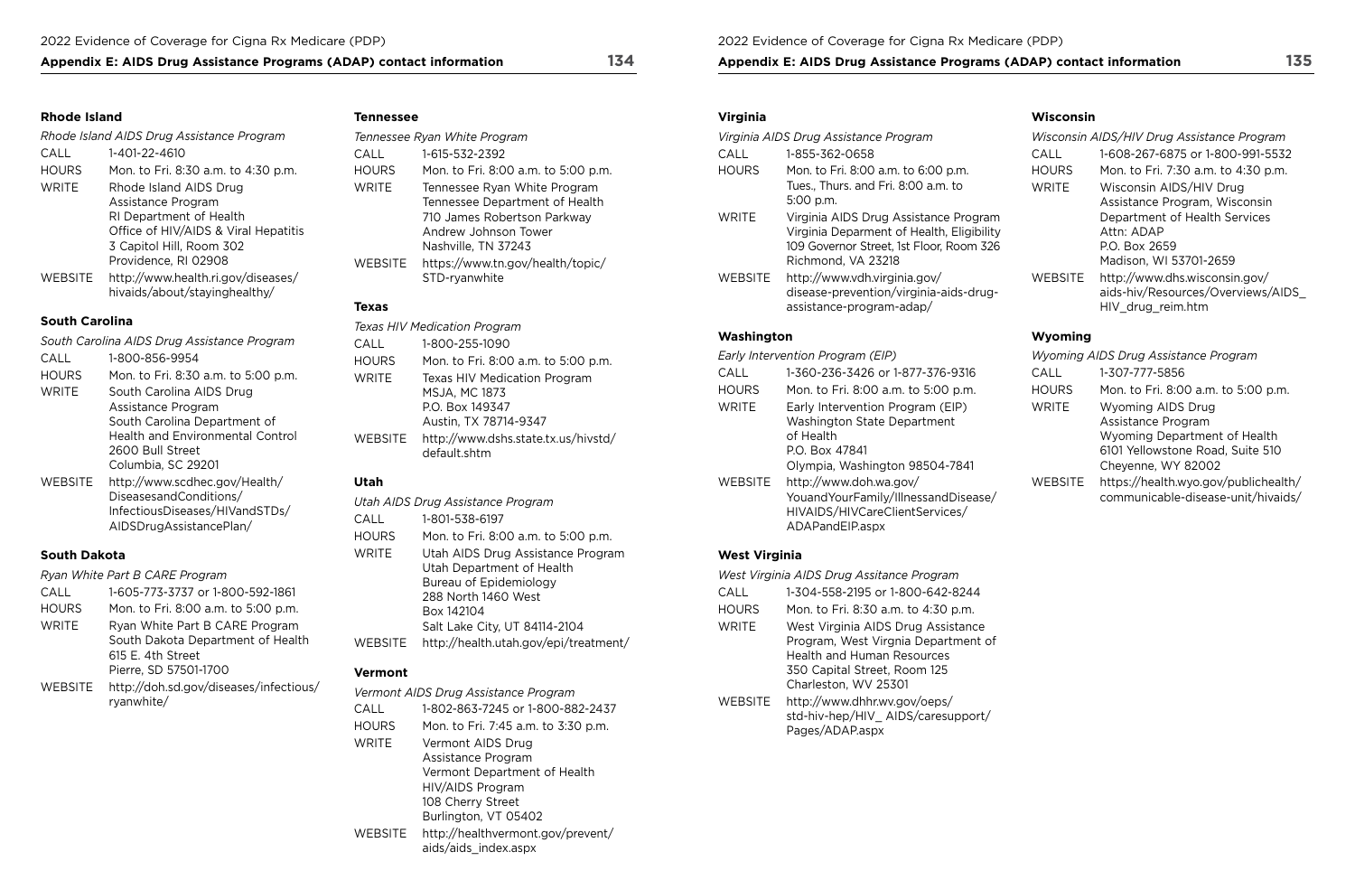### Rhode Island

*Rhode Island AIDS Drug Assistance Program*

| | |
|---|---|
| CALL | 1-401-22-4610 |
| HOURS | Mon. to Fri. 8:30 a.m. to 4:30 p.m. |
| WRITE | Rhode Island AIDS Drug Assistance Program<br>RI Department of Health<br>Office of HIV/AIDS & Viral Hepatitis<br>3 Capitol Hill, Room 302<br>Providence, RI 02908 |
| WEBSITE | http://www.health.ri.gov/diseases/hivaids/about/stayinghealthy/ |

### South Carolina

*South Carolina AIDS Drug Assistance Program*

| | |
|---|---|
| CALL | 1-800-856-9954 |
| HOURS | Mon. to Fri. 8:30 a.m. to 5:00 p.m. |
| WRITE | South Carolina AIDS Drug Assistance Program<br>South Carolina Department of Health and Environmental Control<br>2600 Bull Street<br>Columbia, SC 29201 |
| WEBSITE | http://www.scdhec.gov/Health/DiseasesandConditions/InfectiousDiseases/HIVandSTDs/AIDSDrugAssistancePlan/ |

### South Dakota

*Ryan White Part B CARE Program*

| | |
|---|---|
| CALL | 1-605-773-3737 or 1-800-592-1861 |
| HOURS | Mon. to Fri. 8:00 a.m. to 5:00 p.m. |
| WRITE | Ryan White Part B CARE Program<br>South Dakota Department of Health<br>615 E. 4th Street<br>Pierre, SD 57501-1700 |
| WEBSITE | http://doh.sd.gov/diseases/infectious/ryanwhite/ |

### Tennessee

*Tennessee Ryan White Program*

| | |
|---|---|
| CALL | 1-615-532-2392 |
| HOURS | Mon. to Fri. 8:00 a.m. to 5:00 p.m. |
| WRITE | Tennessee Ryan White Program<br>Tennessee Department of Health<br>710 James Robertson Parkway<br>Andrew Johnson Tower<br>Nashville, TN 37243 |
| WEBSITE | https://www.tn.gov/health/topic/STD-ryanwhite |

### Texas

*Texas HIV Medication Program*

| | |
|---|---|
| CALL | 1-800-255-1090 |
| HOURS | Mon. to Fri. 8:00 a.m. to 5:00 p.m. |
| WRITE | Texas HIV Medication Program<br>MSJA, MC 1873<br>P.O. Box 149347<br>Austin, TX 78714-9347 |
| WEBSITE | http://www.dshs.state.tx.us/hivstd/default.shtm |

### Utah

*Utah AIDS Drug Assistance Program*

| | |
|---|---|
| CALL | 1-801-538-6197 |
| HOURS | Mon. to Fri. 8:00 a.m. to 5:00 p.m. |
| WRITE | Utah AIDS Drug Assistance Program<br>Utah Department of Health<br>Bureau of Epidemiology<br>288 North 1460 West<br>Box 142104<br>Salt Lake City, UT 84114-2104 |
| WEBSITE | http://health.utah.gov/epi/treatment/ |

### Vermont

*Vermont AIDS Drug Assistance Program*

| | |
|---|---|
| CALL | 1-802-863-7245 or 1-800-882-2437 |
| HOURS | Mon. to Fri. 7:45 a.m. to 3:30 p.m. |
| WRITE | Vermont AIDS Drug Assistance Program<br>Vermont Department of Health<br>HIV/AIDS Program<br>108 Cherry Street<br>Burlington, VT 05402 |
| WEBSITE | http://healthvermont.gov/prevent/aids/aids_index.aspx |

### Virginia

*Virginia AIDS Drug Assistance Program*

| | |
|---|---|
| CALL | 1-855-362-0658 |
| HOURS | Mon. to Fri. 8:00 a.m. to 6:00 p.m.<br>Tues., Thurs. and Fri. 8:00 a.m. to 5:00 p.m. |
| WRITE | Virginia AIDS Drug Assistance Program<br>Virginia Deparment of Health, Eligibility<br>109 Governor Street, 1st Floor, Room 326<br>Richmond, VA 23218 |
| WEBSITE | http://www.vdh.virginia.gov/disease-prevention/virginia-aids-drug-assistance-program-adap/ |

### Washington

*Early Intervention Program (EIP)*

| | |
|---|---|
| CALL | 1-360-236-3426 or 1-877-376-9316 |
| HOURS | Mon. to Fri. 8:00 a.m. to 5:00 p.m. |
| WRITE | Early Intervention Program (EIP)<br>Washington State Department of Health<br>P.O. Box 47841<br>Olympia, Washington 98504-7841 |
| WEBSITE | http://www.doh.wa.gov/YouandYourFamily/IllnessandDisease/HIVAIDS/HIVCareClientServices/ADAPandEIP.aspx |

### West Virginia

*West Virginia AIDS Drug Assitance Program*

| | |
|---|---|
| CALL | 1-304-558-2195 or 1-800-642-8244 |
| HOURS | Mon. to Fri. 8:30 a.m. to 4:30 p.m. |
| WRITE | West Virginia AIDS Drug Assistance Program, West Virgnia Department of Health and Human Resources<br>350 Capital Street, Room 125<br>Charleston, WV 25301 |
| WEBSITE | http://www.dhhr.wv.gov/oeps/std-hiv-hep/HIV_ AIDS/caresupport/Pages/ADAP.aspx |

### Wisconsin

*Wisconsin AIDS/HIV Drug Assistance Program*

| | |
|---|---|
| CALL | 1-608-267-6875 or 1-800-991-5532 |
| HOURS | Mon. to Fri. 7:30 a.m. to 4:30 p.m. |
| WRITE | Wisconsin AIDS/HIV Drug Assistance Program, Wisconsin Department of Health Services<br>Attn: ADAP<br>P.O. Box 2659<br>Madison, WI 53701-2659 |
| WEBSITE | http://www.dhs.wisconsin.gov/aids-hiv/Resources/Overviews/AIDS_HIV_drug_reim.htm |

### Wyoming

*Wyoming AIDS Drug Assistance Program*

| | |
|---|---|
| CALL | 1-307-777-5856 |
| HOURS | Mon. to Fri. 8:00 a.m. to 5:00 p.m. |
| WRITE | Wyoming AIDS Drug Assistance Program<br>Wyoming Department of Health<br>6101 Yellowstone Road, Suite 510<br>Cheyenne, WY 82002 |
| WEBSITE | https://health.wyo.gov/publichealth/communicable-disease-unit/hivaids/ |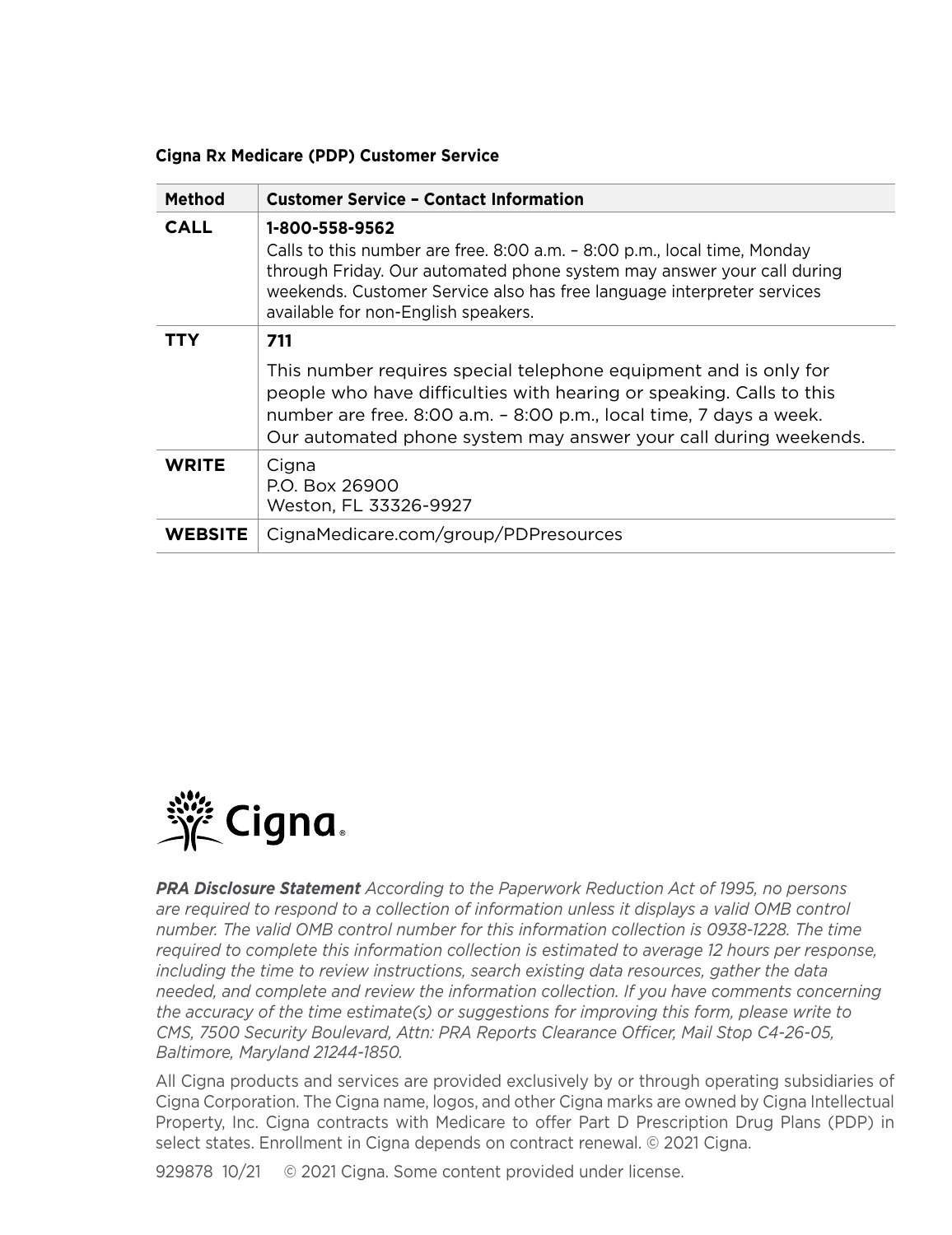**Cigna Rx Medicare (PDP) Customer Service**

| Method | Customer Service – Contact Information |
|---|---|
| **CALL** | **1-800-558-9562**<br>Calls to this number are free. 8:00 a.m. – 8:00 p.m., local time, Monday through Friday. Our automated phone system may answer your call during weekends. Customer Service also has free language interpreter services available for non-English speakers. |
| **TTY** | **711**<br>This number requires special telephone equipment and is only for people who have difficulties with hearing or speaking. Calls to this number are free. 8:00 a.m. – 8:00 p.m., local time, 7 days a week. Our automated phone system may answer your call during weekends. |
| **WRITE** | Cigna<br>P.O. Box 26900<br>Weston, FL 33326-9927 |
| **WEBSITE** | CignaMedicare.com/group/PDPresources |

Cigna.

***PRA Disclosure Statement*** *According to the Paperwork Reduction Act of 1995, no persons are required to respond to a collection of information unless it displays a valid OMB control number. The valid OMB control number for this information collection is 0938-1228. The time required to complete this information collection is estimated to average 12 hours per response, including the time to review instructions, search existing data resources, gather the data needed, and complete and review the information collection. If you have comments concerning the accuracy of the time estimate(s) or suggestions for improving this form, please write to CMS, 7500 Security Boulevard, Attn: PRA Reports Clearance Officer, Mail Stop C4-26-05, Baltimore, Maryland 21244-1850.*

All Cigna products and services are provided exclusively by or through operating subsidiaries of Cigna Corporation. The Cigna name, logos, and other Cigna marks are owned by Cigna Intellectual Property, Inc. Cigna contracts with Medicare to offer Part D Prescription Drug Plans (PDP) in select states. Enrollment in Cigna depends on contract renewal. © 2021 Cigna.

929878 10/21 © 2021 Cigna. Some content provided under license.